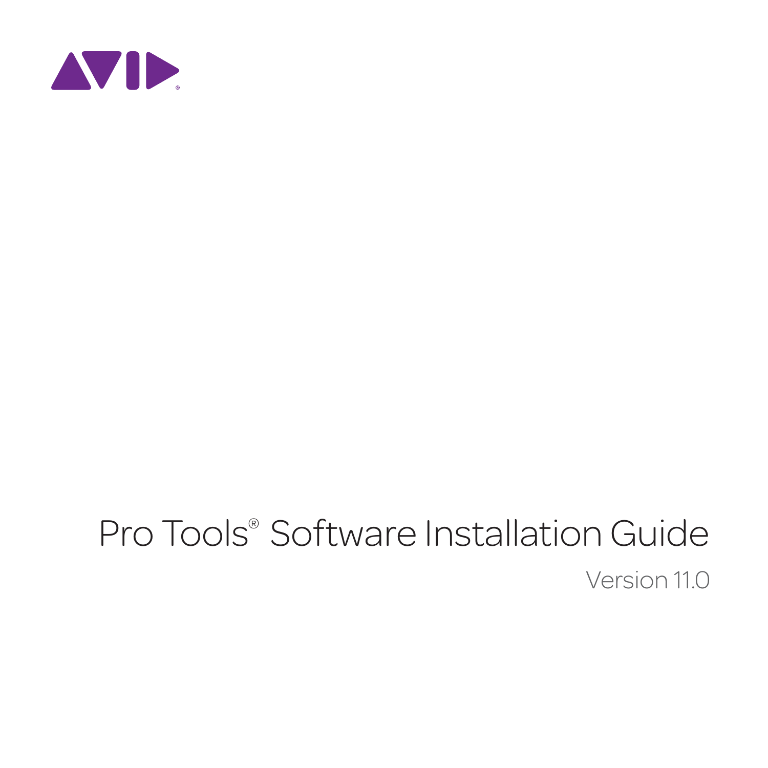# Pro Tools® Software Installation Guide

Version 11.0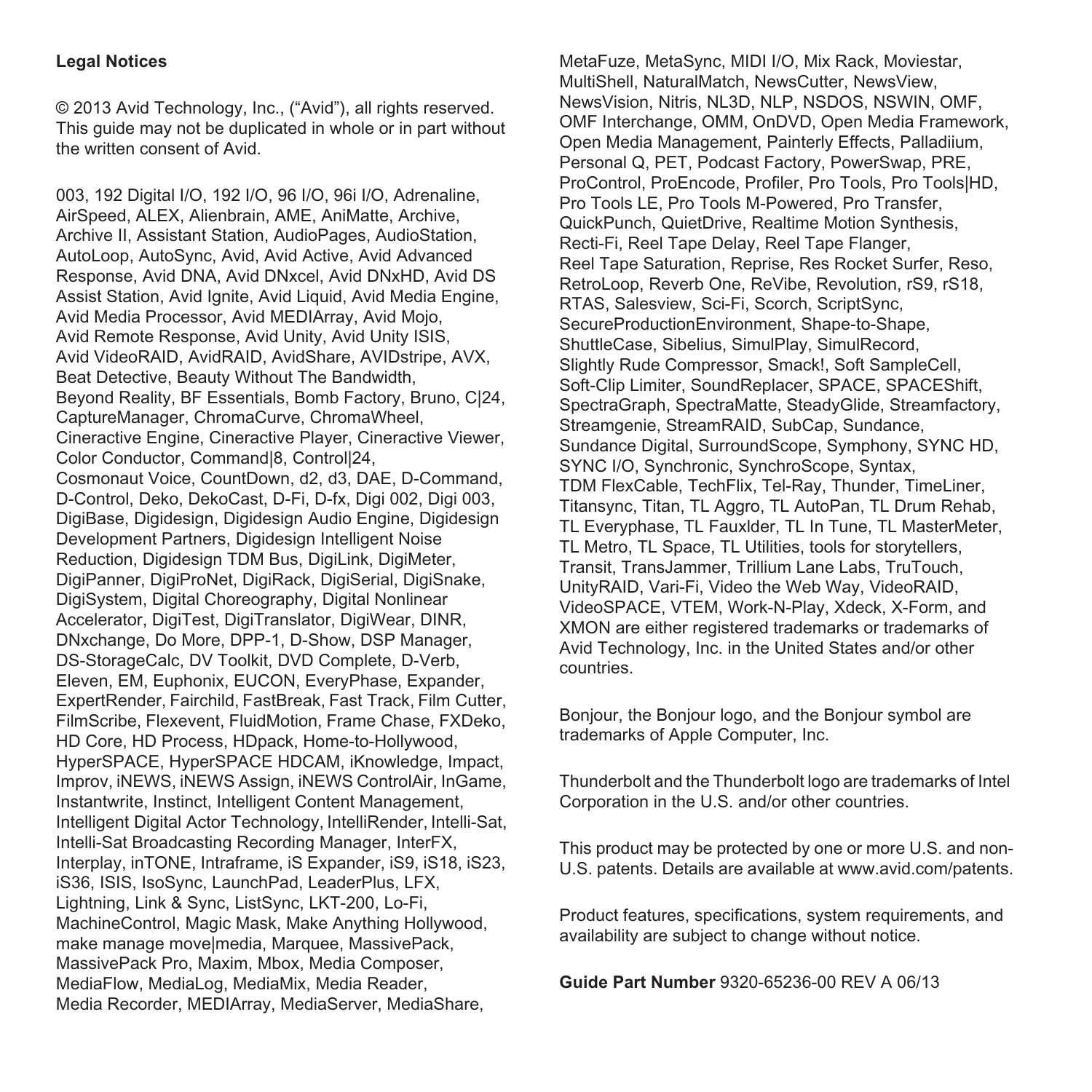**Legal Notices**

© 2013 Avid Technology, Inc., (“Avid”), all rights reserved. This guide may not be duplicated in whole or in part without the written consent of Avid.

003, 192 Digital I/O, 192 I/O, 96 I/O, 96i I/O, Adrenaline, AirSpeed, ALEX, Alienbrain, AME, AniMatte, Archive, Archive II, Assistant Station, AudioPages, AudioStation, AutoLoop, AutoSync, Avid, Avid Active, Avid Advanced Response, Avid DNA, Avid DNxcel, Avid DNxHD, Avid DS Assist Station, Avid Ignite, Avid Liquid, Avid Media Engine, Avid Media Processor, Avid MEDIArray, Avid Mojo, Avid Remote Response, Avid Unity, Avid Unity ISIS, Avid VideoRAID, AvidRAID, AvidShare, AVIDstripe, AVX, Beat Detective, Beauty Without The Bandwidth, Beyond Reality, BF Essentials, Bomb Factory, Bruno, C|24, CaptureManager, ChromaCurve, ChromaWheel, Cineractive Engine, Cineractive Player, Cineractive Viewer, Color Conductor, Command|8, Control|24, Cosmonaut Voice, CountDown, d2, d3, DAE, D-Command, D-Control, Deko, DekoCast, D-Fi, D-fx, Digi 002, Digi 003, DigiBase, Digidesign, Digidesign Audio Engine, Digidesign Development Partners, Digidesign Intelligent Noise Reduction, Digidesign TDM Bus, DigiLink, DigiMeter, DigiPanner, DigiProNet, DigiRack, DigiSerial, DigiSnake, DigiSystem, Digital Choreography, Digital Nonlinear Accelerator, DigiTest, DigiTranslator, DigiWear, DINR, DNxchange, Do More, DPP-1, D-Show, DSP Manager, DS-StorageCalc, DV Toolkit, DVD Complete, D-Verb, Eleven, EM, Euphonix, EUCON, EveryPhase, Expander, ExpertRender, Fairchild, FastBreak, Fast Track, Film Cutter, FilmScribe, Flexevent, FluidMotion, Frame Chase, FXDeko, HD Core, HD Process, HDpack, Home-to-Hollywood, HyperSPACE, HyperSPACE HDCAM, iKnowledge, Impact, Improv, iNEWS, iNEWS Assign, iNEWS ControlAir, InGame, Instantwrite, Instinct, Intelligent Content Management, Intelligent Digital Actor Technology, IntelliRender, Intelli-Sat, Intelli-Sat Broadcasting Recording Manager, InterFX, Interplay, inTONE, Intraframe, iS Expander, iS9, iS18, iS23, iS36, ISIS, IsoSync, LaunchPad, LeaderPlus, LFX, Lightning, Link & Sync, ListSync, LKT-200, Lo-Fi, MachineControl, Magic Mask, Make Anything Hollywood, make manage move|media, Marquee, MassivePack, MassivePack Pro, Maxim, Mbox, Media Composer, MediaFlow, MediaLog, MediaMix, Media Reader, Media Recorder, MEDIArray, MediaServer, MediaShare, MetaFuze, MetaSync, MIDI I/O, Mix Rack, Moviestar, MultiShell, NaturalMatch, NewsCutter, NewsView, NewsVision, Nitris, NL3D, NLP, NSDOS, NSWIN, OMF, OMF Interchange, OMM, OnDVD, Open Media Framework, Open Media Management, Painterly Effects, Palladiium, Personal Q, PET, Podcast Factory, PowerSwap, PRE, ProControl, ProEncode, Profiler, Pro Tools, Pro Tools|HD, Pro Tools LE, Pro Tools M-Powered, Pro Transfer, QuickPunch, QuietDrive, Realtime Motion Synthesis, Recti-Fi, Reel Tape Delay, Reel Tape Flanger, Reel Tape Saturation, Reprise, Res Rocket Surfer, Reso, RetroLoop, Reverb One, ReVibe, Revolution, rS9, rS18, RTAS, Salesview, Sci-Fi, Scorch, ScriptSync, SecureProductionEnvironment, Shape-to-Shape, ShuttleCase, Sibelius, SimulPlay, SimulRecord, Slightly Rude Compressor, Smack!, Soft SampleCell, Soft-Clip Limiter, SoundReplacer, SPACE, SPACEShift, SpectraGraph, SpectraMatte, SteadyGlide, Streamfactory, Streamgenie, StreamRAID, SubCap, Sundance, Sundance Digital, SurroundScope, Symphony, SYNC HD, SYNC I/O, Synchronic, SynchroScope, Syntax, TDM FlexCable, TechFlix, Tel-Ray, Thunder, TimeLiner, Titansync, Titan, TL Aggro, TL AutoPan, TL Drum Rehab, TL Everyphase, TL Fauxlder, TL In Tune, TL MasterMeter, TL Metro, TL Space, TL Utilities, tools for storytellers, Transit, TransJammer, Trillium Lane Labs, TruTouch, UnityRAID, Vari-Fi, Video the Web Way, VideoRAID, VideoSPACE, VTEM, Work-N-Play, Xdeck, X-Form, and XMON are either registered trademarks or trademarks of Avid Technology, Inc. in the United States and/or other countries.

Bonjour, the Bonjour logo, and the Bonjour symbol are trademarks of Apple Computer, Inc.

Thunderbolt and the Thunderbolt logo are trademarks of Intel Corporation in the U.S. and/or other countries.

This product may be protected by one or more U.S. and non-U.S. patents. Details are available at www.avid.com/patents.

Product features, specifications, system requirements, and availability are subject to change without notice.

**Guide Part Number** 9320-65236-00 REV A 06/13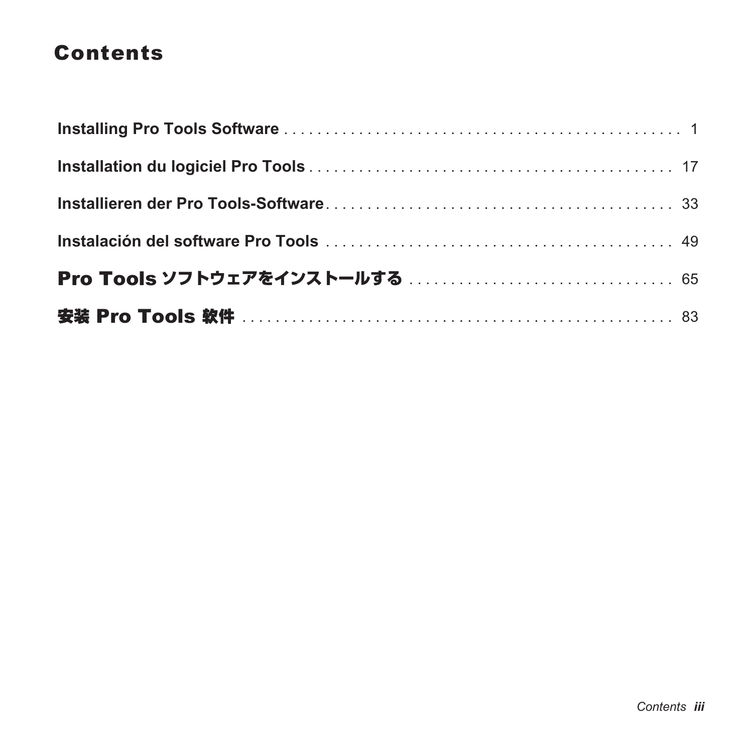# Contents

**Installing Pro Tools Software** . . . . . . . . . . . . . . . . . . . . . . . . . . . . . . . . . . . . . . . . . . . 1

**Installation du logiciel Pro Tools** . . . . . . . . . . . . . . . . . . . . . . . . . . . . . . . . . . . . . . . . . 17

**Installieren der Pro Tools-Software** . . . . . . . . . . . . . . . . . . . . . . . . . . . . . . . . . . . . . . . 33

**Instalación del software Pro Tools** . . . . . . . . . . . . . . . . . . . . . . . . . . . . . . . . . . . . . . . . 49

**Pro Tools ソフトウェアをインストールする** . . . . . . . . . . . . . . . . . . . . . . . . . . . . . . . . 65

**安装 Pro Tools 软件** . . . . . . . . . . . . . . . . . . . . . . . . . . . . . . . . . . . . . . . . . . . . . . . . . 83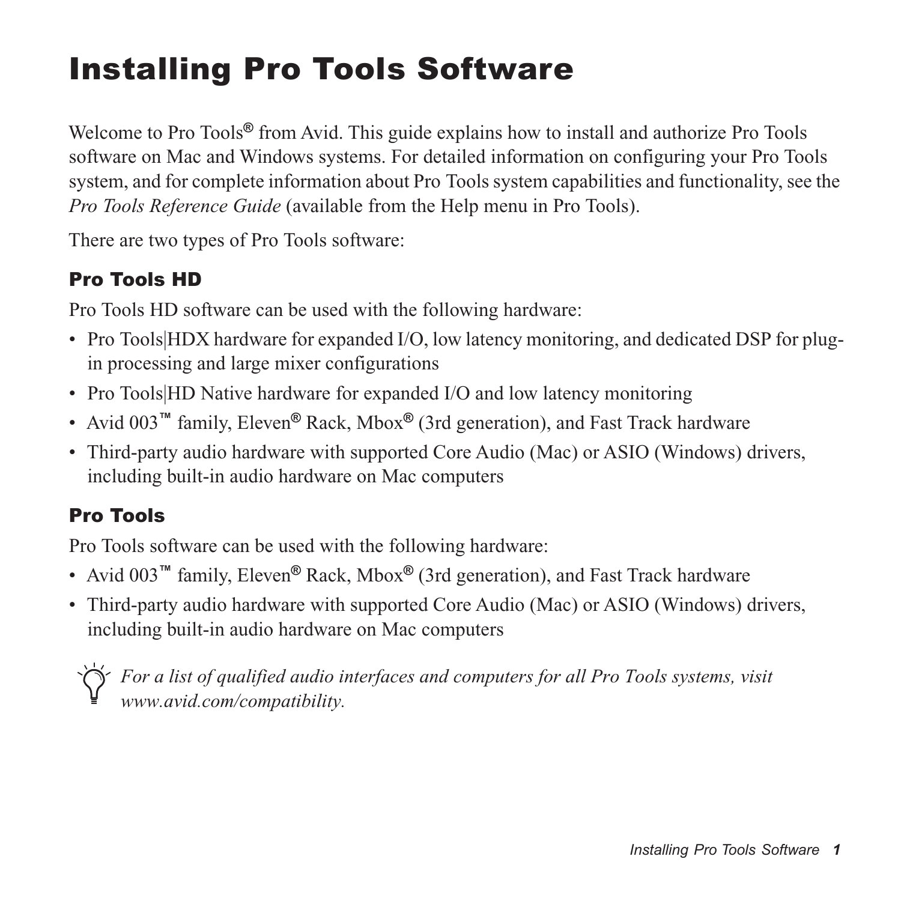# Installing Pro Tools Software

Welcome to Pro Tools® from Avid. This guide explains how to install and authorize Pro Tools software on Mac and Windows systems. For detailed information on configuring your Pro Tools system, and for complete information about Pro Tools system capabilities and functionality, see the *Pro Tools Reference Guide* (available from the Help menu in Pro Tools).

There are two types of Pro Tools software:

### Pro Tools HD

Pro Tools HD software can be used with the following hardware:

- Pro Tools|HDX hardware for expanded I/O, low latency monitoring, and dedicated DSP for plug-in processing and large mixer configurations
- Pro Tools|HD Native hardware for expanded I/O and low latency monitoring
- Avid 003™ family, Eleven® Rack, Mbox® (3rd generation), and Fast Track hardware
- Third-party audio hardware with supported Core Audio (Mac) or ASIO (Windows) drivers, including built-in audio hardware on Mac computers

### Pro Tools

Pro Tools software can be used with the following hardware:

- Avid 003™ family, Eleven® Rack, Mbox® (3rd generation), and Fast Track hardware
- Third-party audio hardware with supported Core Audio (Mac) or ASIO (Windows) drivers, including built-in audio hardware on Mac computers

*For a list of qualified audio interfaces and computers for all Pro Tools systems, visit www.avid.com/compatibility.*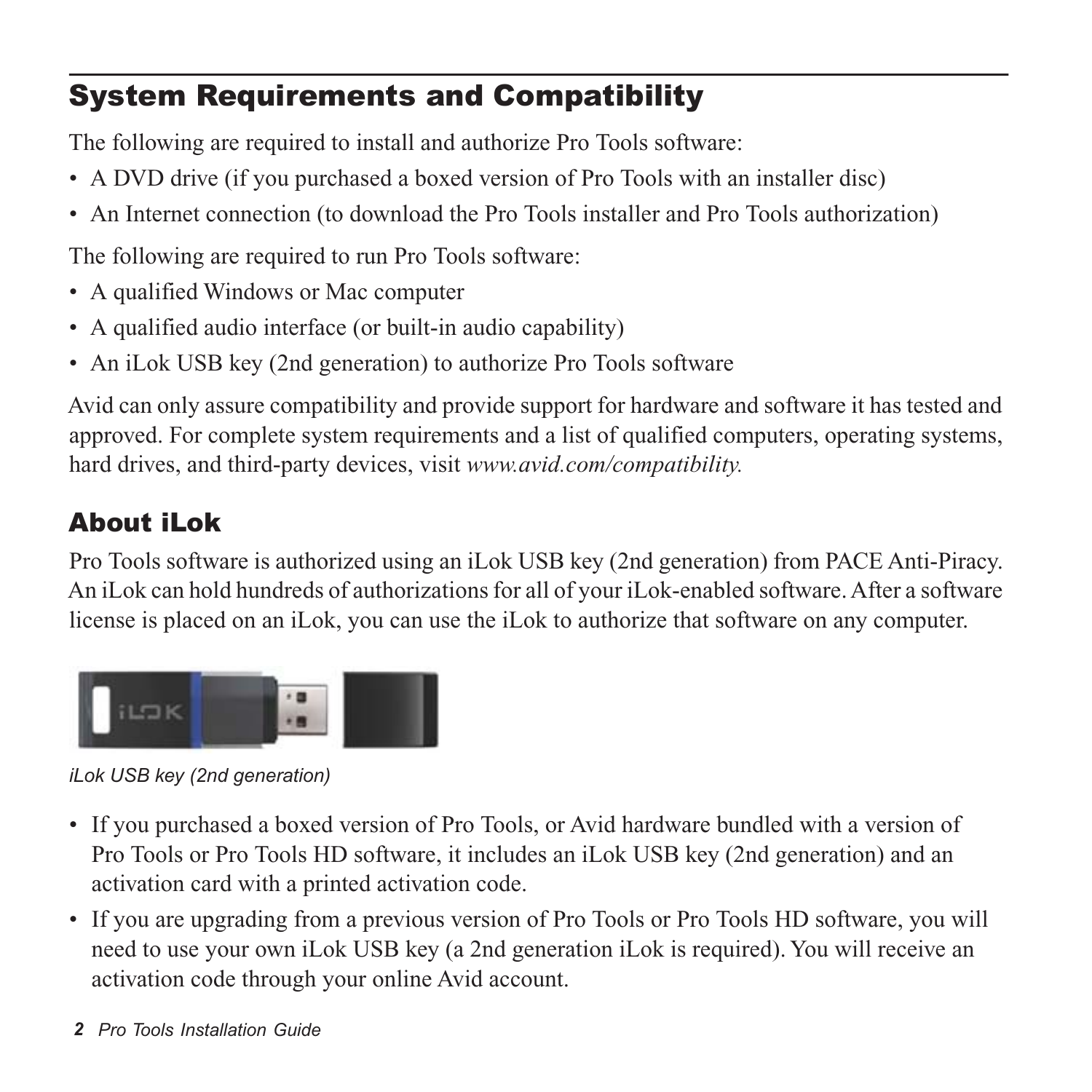## System Requirements and Compatibility

The following are required to install and authorize Pro Tools software:

- A DVD drive (if you purchased a boxed version of Pro Tools with an installer disc)
- An Internet connection (to download the Pro Tools installer and Pro Tools authorization)

The following are required to run Pro Tools software:

- A qualified Windows or Mac computer
- A qualified audio interface (or built-in audio capability)
- An iLok USB key (2nd generation) to authorize Pro Tools software

Avid can only assure compatibility and provide support for hardware and software it has tested and approved. For complete system requirements and a list of qualified computers, operating systems, hard drives, and third-party devices, visit *www.avid.com/compatibility.*

### About iLok

Pro Tools software is authorized using an iLok USB key (2nd generation) from PACE Anti-Piracy. An iLok can hold hundreds of authorizations for all of your iLok-enabled software. After a software license is placed on an iLok, you can use the iLok to authorize that software on any computer.

*iLok USB key (2nd generation)*

- If you purchased a boxed version of Pro Tools, or Avid hardware bundled with a version of Pro Tools or Pro Tools HD software, it includes an iLok USB key (2nd generation) and an activation card with a printed activation code.
- If you are upgrading from a previous version of Pro Tools or Pro Tools HD software, you will need to use your own iLok USB key (a 2nd generation iLok is required). You will receive an activation code through your online Avid account.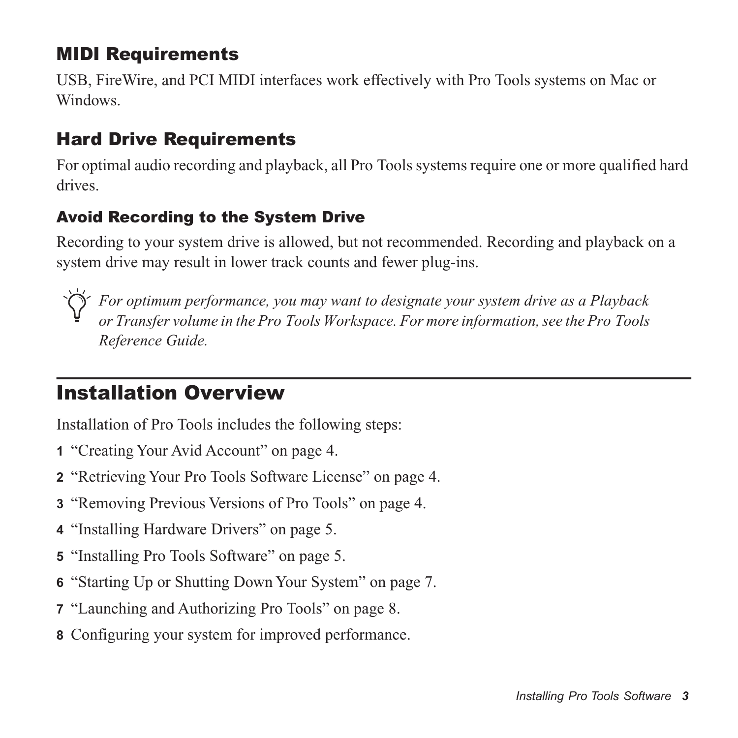### MIDI Requirements

USB, FireWire, and PCI MIDI interfaces work effectively with Pro Tools systems on Mac or Windows.

### Hard Drive Requirements

For optimal audio recording and playback, all Pro Tools systems require one or more qualified hard drives.

#### Avoid Recording to the System Drive

Recording to your system drive is allowed, but not recommended. Recording and playback on a system drive may result in lower track counts and fewer plug-ins.

*For optimum performance, you may want to designate your system drive as a Playback or Transfer volume in the Pro Tools Workspace. For more information, see the Pro Tools Reference Guide.*

## Installation Overview

Installation of Pro Tools includes the following steps:

1. "Creating Your Avid Account" on page 4.
2. "Retrieving Your Pro Tools Software License" on page 4.
3. "Removing Previous Versions of Pro Tools" on page 4.
4. "Installing Hardware Drivers" on page 5.
5. "Installing Pro Tools Software" on page 5.
6. "Starting Up or Shutting Down Your System" on page 7.
7. "Launching and Authorizing Pro Tools" on page 8.
8. Configuring your system for improved performance.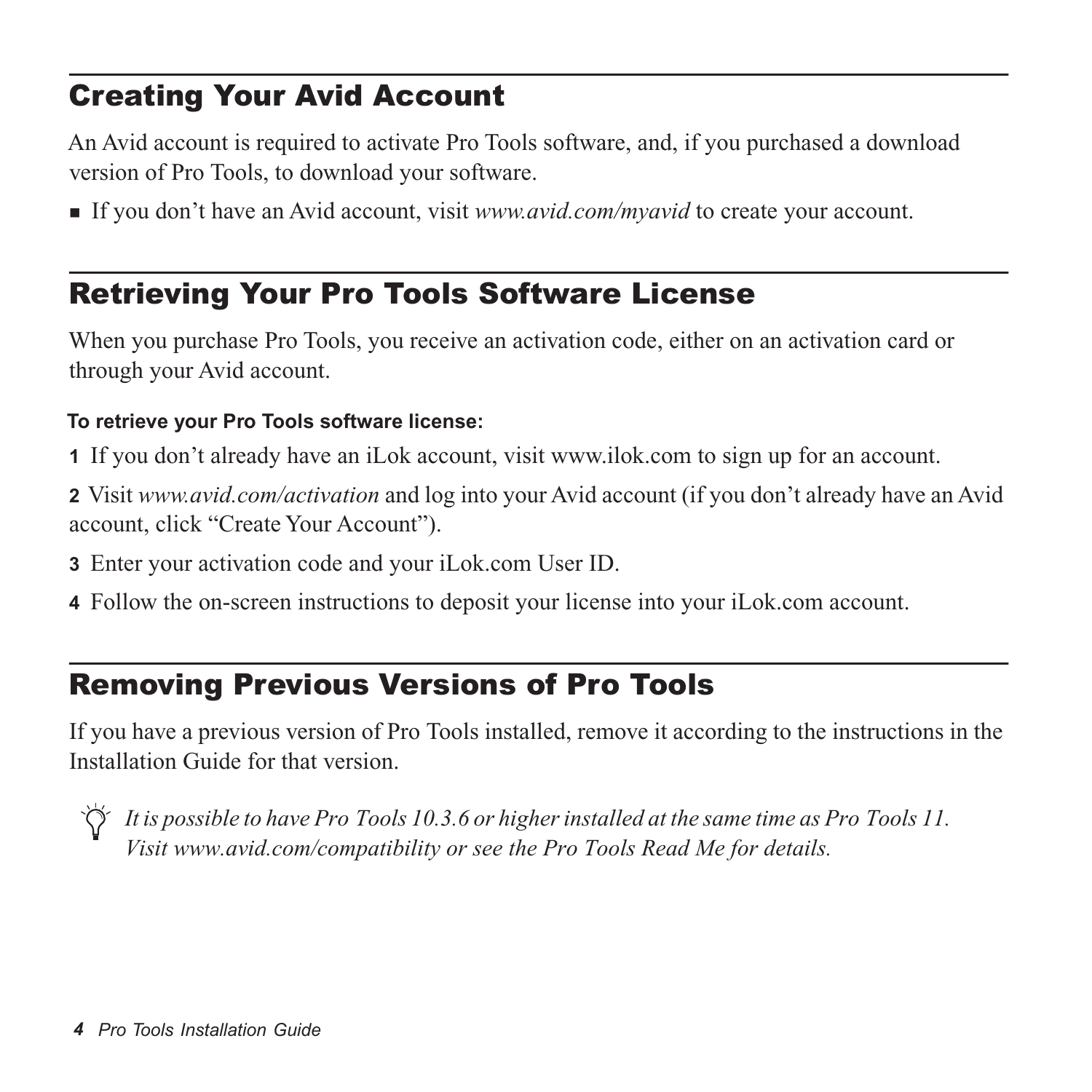## Creating Your Avid Account

An Avid account is required to activate Pro Tools software, and, if you purchased a download version of Pro Tools, to download your software.

- If you don't have an Avid account, visit *www.avid.com/myavid* to create your account.

## Retrieving Your Pro Tools Software License

When you purchase Pro Tools, you receive an activation code, either on an activation card or through your Avid account.

**To retrieve your Pro Tools software license:**

1 If you don't already have an iLok account, visit www.ilok.com to sign up for an account.

2 Visit *www.avid.com/activation* and log into your Avid account (if you don't already have an Avid account, click "Create Your Account").

3 Enter your activation code and your iLok.com User ID.

4 Follow the on-screen instructions to deposit your license into your iLok.com account.

## Removing Previous Versions of Pro Tools

If you have a previous version of Pro Tools installed, remove it according to the instructions in the Installation Guide for that version.

*It is possible to have Pro Tools 10.3.6 or higher installed at the same time as Pro Tools 11. Visit www.avid.com/compatibility or see the Pro Tools Read Me for details.*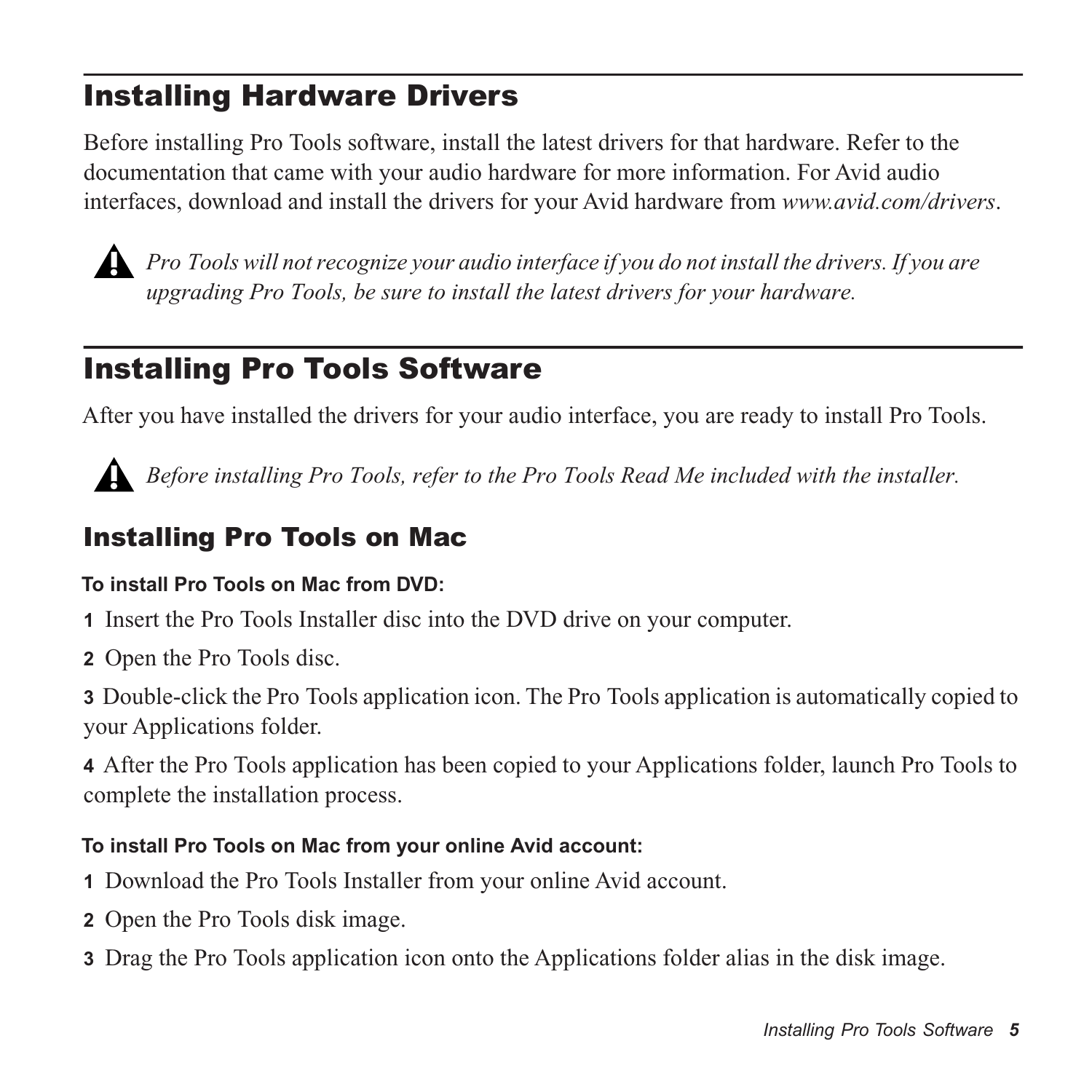## Installing Hardware Drivers

Before installing Pro Tools software, install the latest drivers for that hardware. Refer to the documentation that came with your audio hardware for more information. For Avid audio interfaces, download and install the drivers for your Avid hardware from *www.avid.com/drivers*.

*Pro Tools will not recognize your audio interface if you do not install the drivers. If you are upgrading Pro Tools, be sure to install the latest drivers for your hardware.*

## Installing Pro Tools Software

After you have installed the drivers for your audio interface, you are ready to install Pro Tools.

*Before installing Pro Tools, refer to the Pro Tools Read Me included with the installer.*

### Installing Pro Tools on Mac

**To install Pro Tools on Mac from DVD:**

1 Insert the Pro Tools Installer disc into the DVD drive on your computer.

2 Open the Pro Tools disc.

3 Double-click the Pro Tools application icon. The Pro Tools application is automatically copied to your Applications folder.

4 After the Pro Tools application has been copied to your Applications folder, launch Pro Tools to complete the installation process.

**To install Pro Tools on Mac from your online Avid account:**

1 Download the Pro Tools Installer from your online Avid account.

2 Open the Pro Tools disk image.

3 Drag the Pro Tools application icon onto the Applications folder alias in the disk image.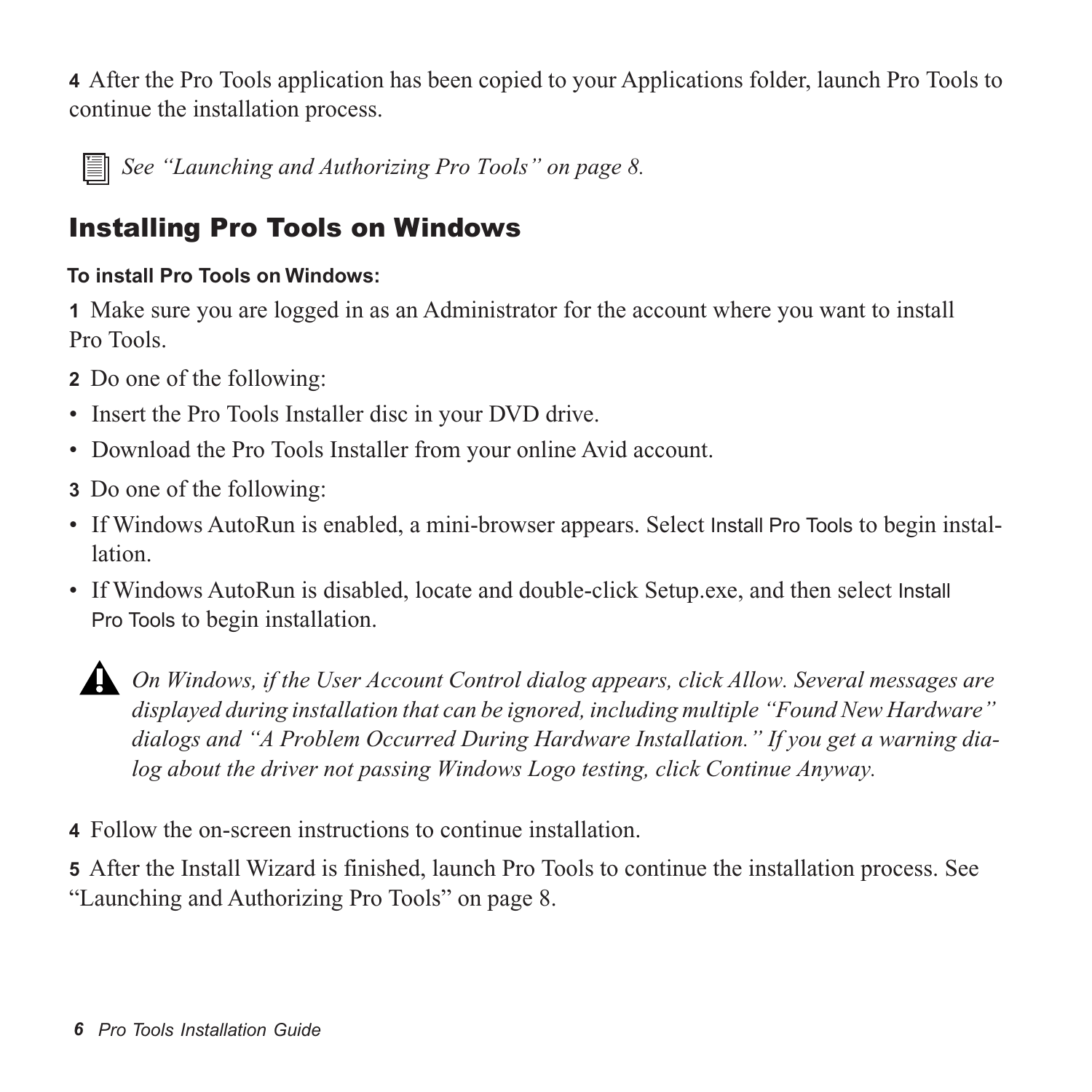**4** After the Pro Tools application has been copied to your Applications folder, launch Pro Tools to continue the installation process.

*See "Launching and Authorizing Pro Tools" on page 8.*

## Installing Pro Tools on Windows

**To install Pro Tools on Windows:**

**1** Make sure you are logged in as an Administrator for the account where you want to install Pro Tools.

**2** Do one of the following:

- Insert the Pro Tools Installer disc in your DVD drive.
- Download the Pro Tools Installer from your online Avid account.

**3** Do one of the following:

- If Windows AutoRun is enabled, a mini-browser appears. Select Install Pro Tools to begin installation.
- If Windows AutoRun is disabled, locate and double-click Setup.exe, and then select Install Pro Tools to begin installation.

*On Windows, if the User Account Control dialog appears, click Allow. Several messages are displayed during installation that can be ignored, including multiple "Found New Hardware" dialogs and "A Problem Occurred During Hardware Installation." If you get a warning dialog about the driver not passing Windows Logo testing, click Continue Anyway.*

**4** Follow the on-screen instructions to continue installation.

**5** After the Install Wizard is finished, launch Pro Tools to continue the installation process. See "Launching and Authorizing Pro Tools" on page 8.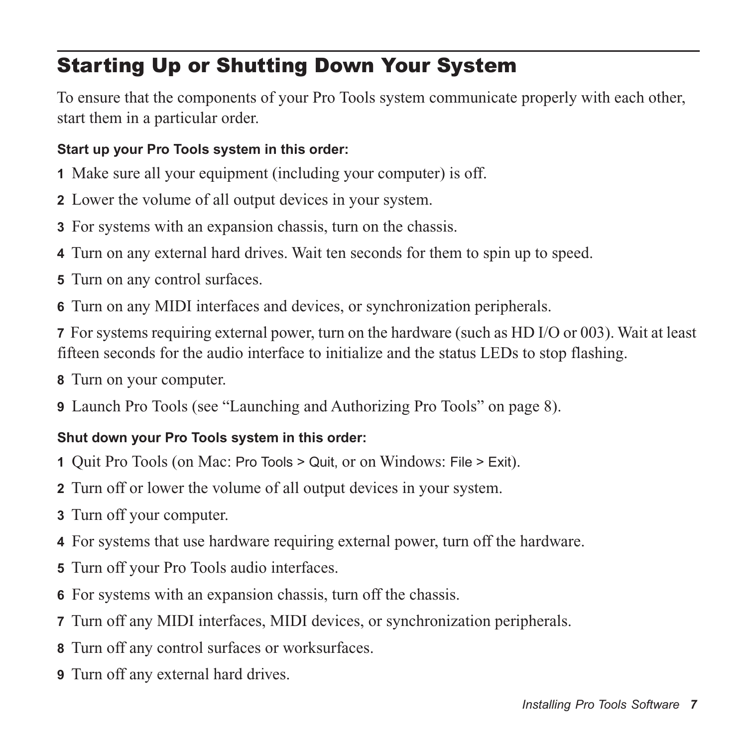## Starting Up or Shutting Down Your System

To ensure that the components of your Pro Tools system communicate properly with each other, start them in a particular order.

**Start up your Pro Tools system in this order:**

1. Make sure all your equipment (including your computer) is off.
2. Lower the volume of all output devices in your system.
3. For systems with an expansion chassis, turn on the chassis.
4. Turn on any external hard drives. Wait ten seconds for them to spin up to speed.
5. Turn on any control surfaces.
6. Turn on any MIDI interfaces and devices, or synchronization peripherals.
7. For systems requiring external power, turn on the hardware (such as HD I/O or 003). Wait at least fifteen seconds for the audio interface to initialize and the status LEDs to stop flashing.
8. Turn on your computer.
9. Launch Pro Tools (see "Launching and Authorizing Pro Tools" on page 8).

**Shut down your Pro Tools system in this order:**

1. Quit Pro Tools (on Mac: Pro Tools > Quit, or on Windows: File > Exit).
2. Turn off or lower the volume of all output devices in your system.
3. Turn off your computer.
4. For systems that use hardware requiring external power, turn off the hardware.
5. Turn off your Pro Tools audio interfaces.
6. For systems with an expansion chassis, turn off the chassis.
7. Turn off any MIDI interfaces, MIDI devices, or synchronization peripherals.
8. Turn off any control surfaces or worksurfaces.
9. Turn off any external hard drives.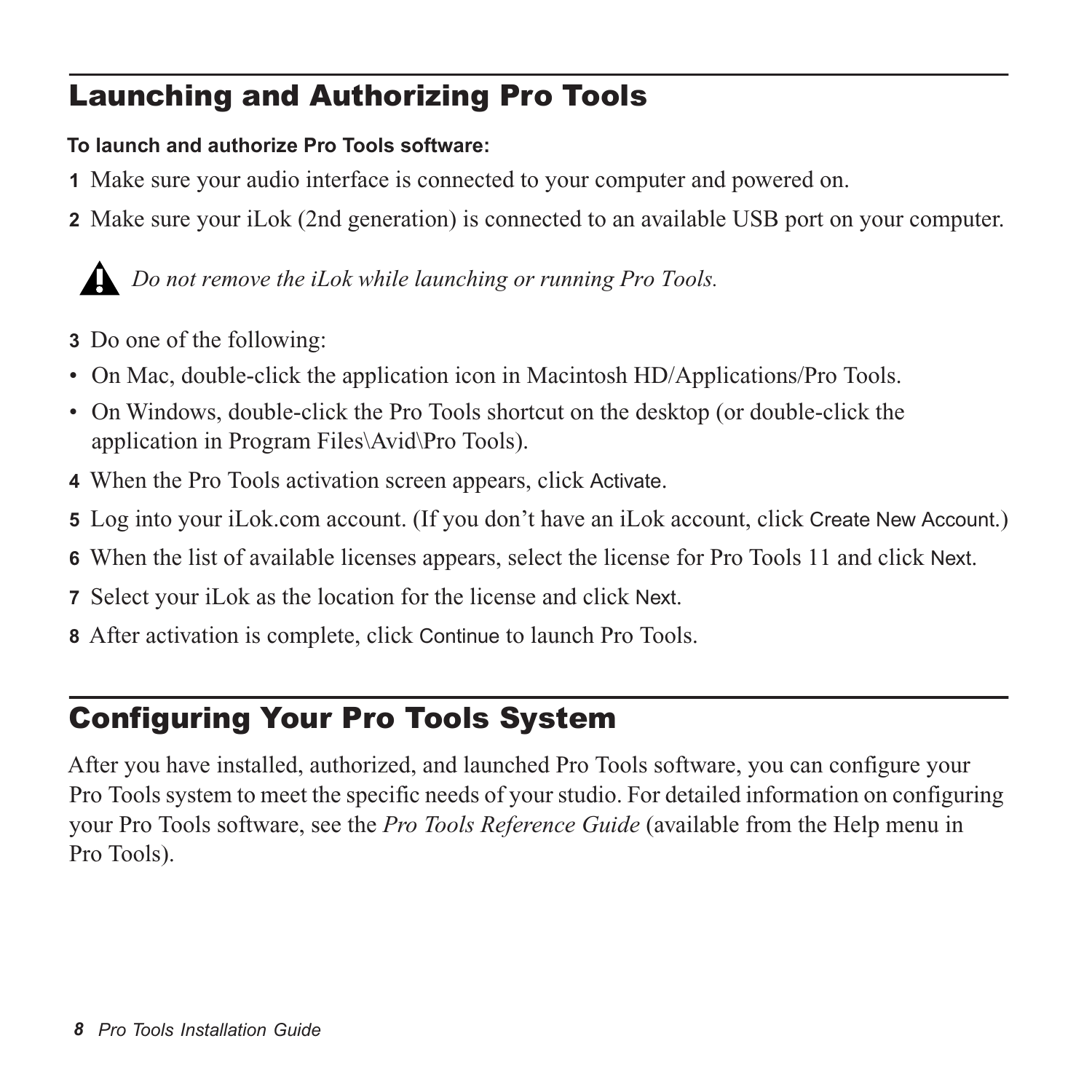## Launching and Authorizing Pro Tools

**To launch and authorize Pro Tools software:**

1. Make sure your audio interface is connected to your computer and powered on.
2. Make sure your iLok (2nd generation) is connected to an available USB port on your computer.

> ⚠ *Do not remove the iLok while launching or running Pro Tools.*

3. Do one of the following:

- On Mac, double-click the application icon in Macintosh HD/Applications/Pro Tools.
- On Windows, double-click the Pro Tools shortcut on the desktop (or double-click the application in Program Files\Avid\Pro Tools).

4. When the Pro Tools activation screen appears, click Activate.
5. Log into your iLok.com account. (If you don't have an iLok account, click Create New Account.)
6. When the list of available licenses appears, select the license for Pro Tools 11 and click Next.
7. Select your iLok as the location for the license and click Next.
8. After activation is complete, click Continue to launch Pro Tools.

## Configuring Your Pro Tools System

After you have installed, authorized, and launched Pro Tools software, you can configure your Pro Tools system to meet the specific needs of your studio. For detailed information on configuring your Pro Tools software, see the *Pro Tools Reference Guide* (available from the Help menu in Pro Tools).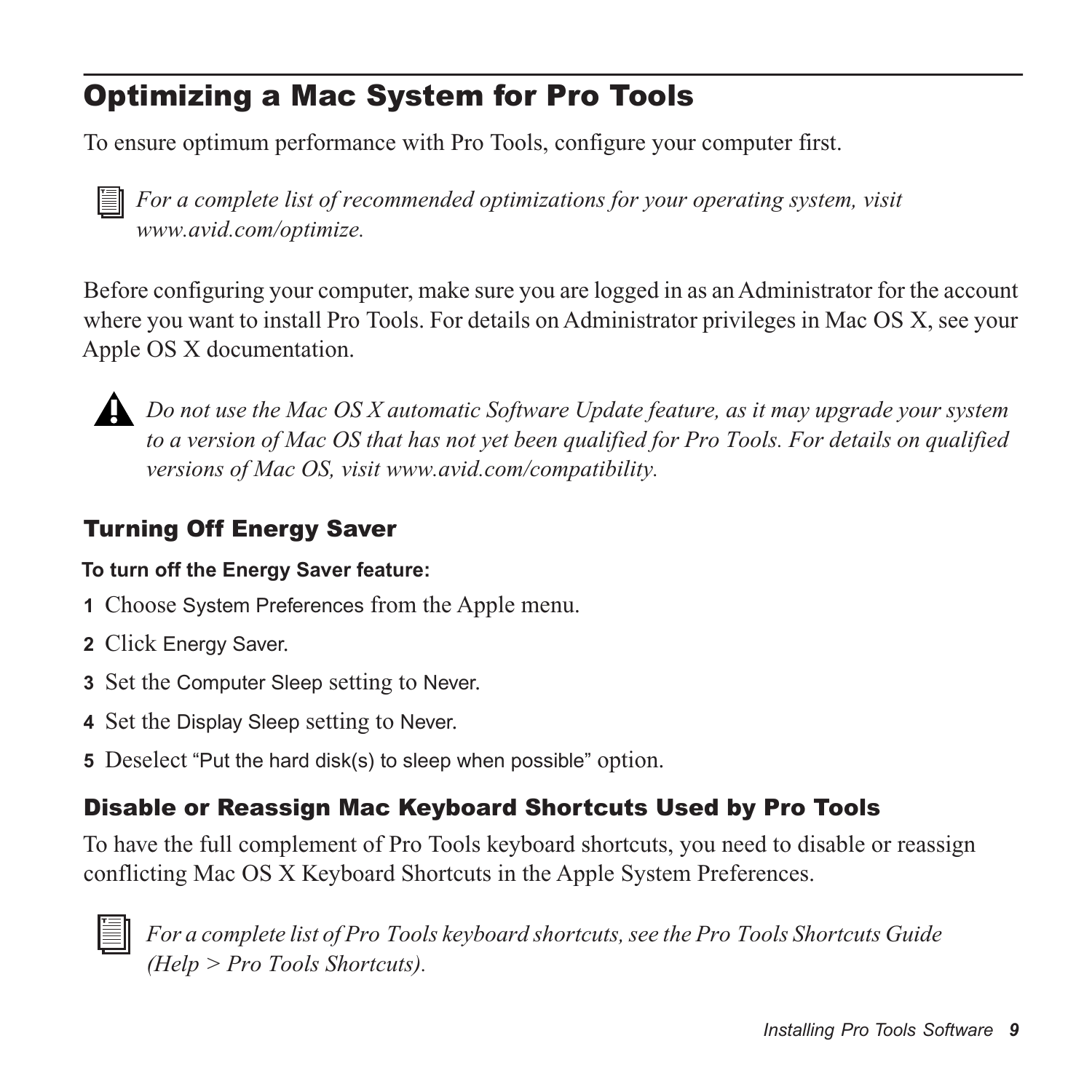# Optimizing a Mac System for Pro Tools

To ensure optimum performance with Pro Tools, configure your computer first.

*For a complete list of recommended optimizations for your operating system, visit www.avid.com/optimize.*

Before configuring your computer, make sure you are logged in as an Administrator for the account where you want to install Pro Tools. For details on Administrator privileges in Mac OS X, see your Apple OS X documentation.

*Do not use the Mac OS X automatic Software Update feature, as it may upgrade your system to a version of Mac OS that has not yet been qualified for Pro Tools. For details on qualified versions of Mac OS, visit www.avid.com/compatibility.*

## Turning Off Energy Saver

**To turn off the Energy Saver feature:**

1. Choose System Preferences from the Apple menu.
2. Click Energy Saver.
3. Set the Computer Sleep setting to Never.
4. Set the Display Sleep setting to Never.
5. Deselect "Put the hard disk(s) to sleep when possible" option.

## Disable or Reassign Mac Keyboard Shortcuts Used by Pro Tools

To have the full complement of Pro Tools keyboard shortcuts, you need to disable or reassign conflicting Mac OS X Keyboard Shortcuts in the Apple System Preferences.

*For a complete list of Pro Tools keyboard shortcuts, see the Pro Tools Shortcuts Guide (Help > Pro Tools Shortcuts).*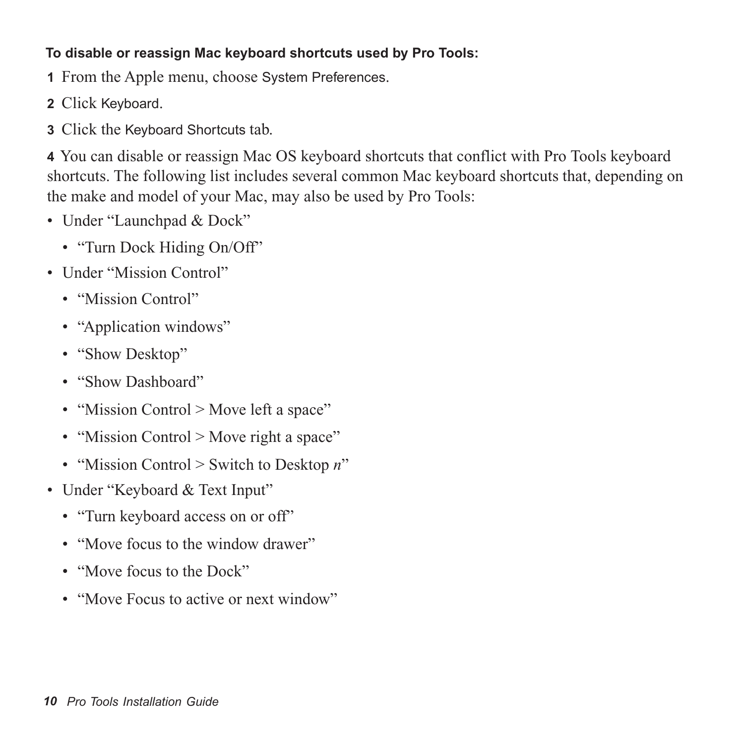**To disable or reassign Mac keyboard shortcuts used by Pro Tools:**

1. From the Apple menu, choose System Preferences.
2. Click Keyboard.
3. Click the Keyboard Shortcuts tab.
4. You can disable or reassign Mac OS keyboard shortcuts that conflict with Pro Tools keyboard shortcuts. The following list includes several common Mac keyboard shortcuts that, depending on the make and model of your Mac, may also be used by Pro Tools:

- Under “Launchpad & Dock”
  - “Turn Dock Hiding On/Off”
- Under “Mission Control”
  - “Mission Control”
  - “Application windows”
  - “Show Desktop”
  - “Show Dashboard”
  - “Mission Control > Move left a space”
  - “Mission Control > Move right a space”
  - “Mission Control > Switch to Desktop *n*”
- Under “Keyboard & Text Input”
  - “Turn keyboard access on or off”
  - “Move focus to the window drawer”
  - “Move focus to the Dock”
  - “Move Focus to active or next window”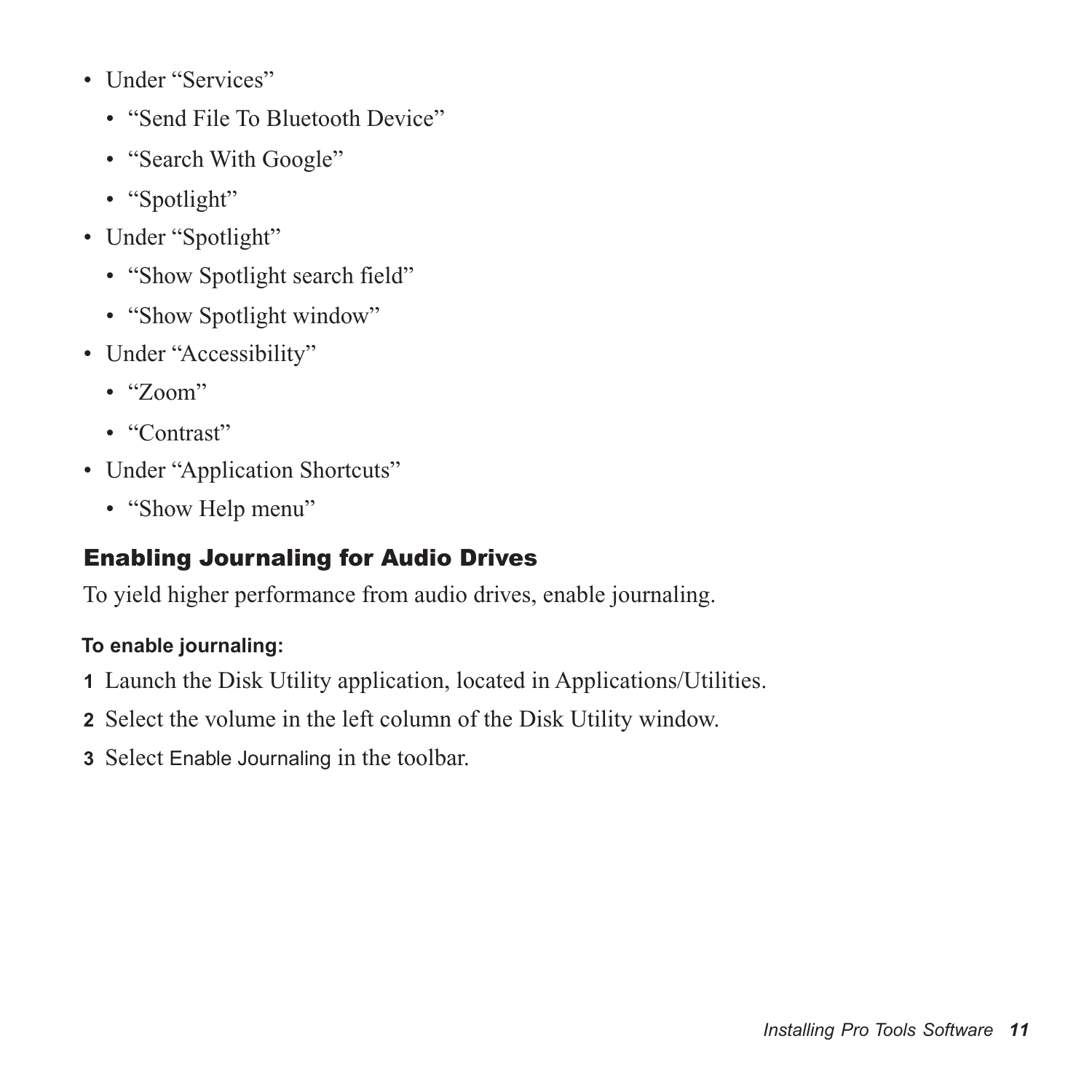- Under “Services”
  - “Send File To Bluetooth Device”
  - “Search With Google”
  - “Spotlight”
- Under “Spotlight”
  - “Show Spotlight search field”
  - “Show Spotlight window”
- Under “Accessibility”
  - “Zoom”
  - “Contrast”
- Under “Application Shortcuts”
  - “Show Help menu”

## Enabling Journaling for Audio Drives

To yield higher performance from audio drives, enable journaling.

**To enable journaling:**

1. Launch the Disk Utility application, located in Applications/Utilities.
2. Select the volume in the left column of the Disk Utility window.
3. Select Enable Journaling in the toolbar.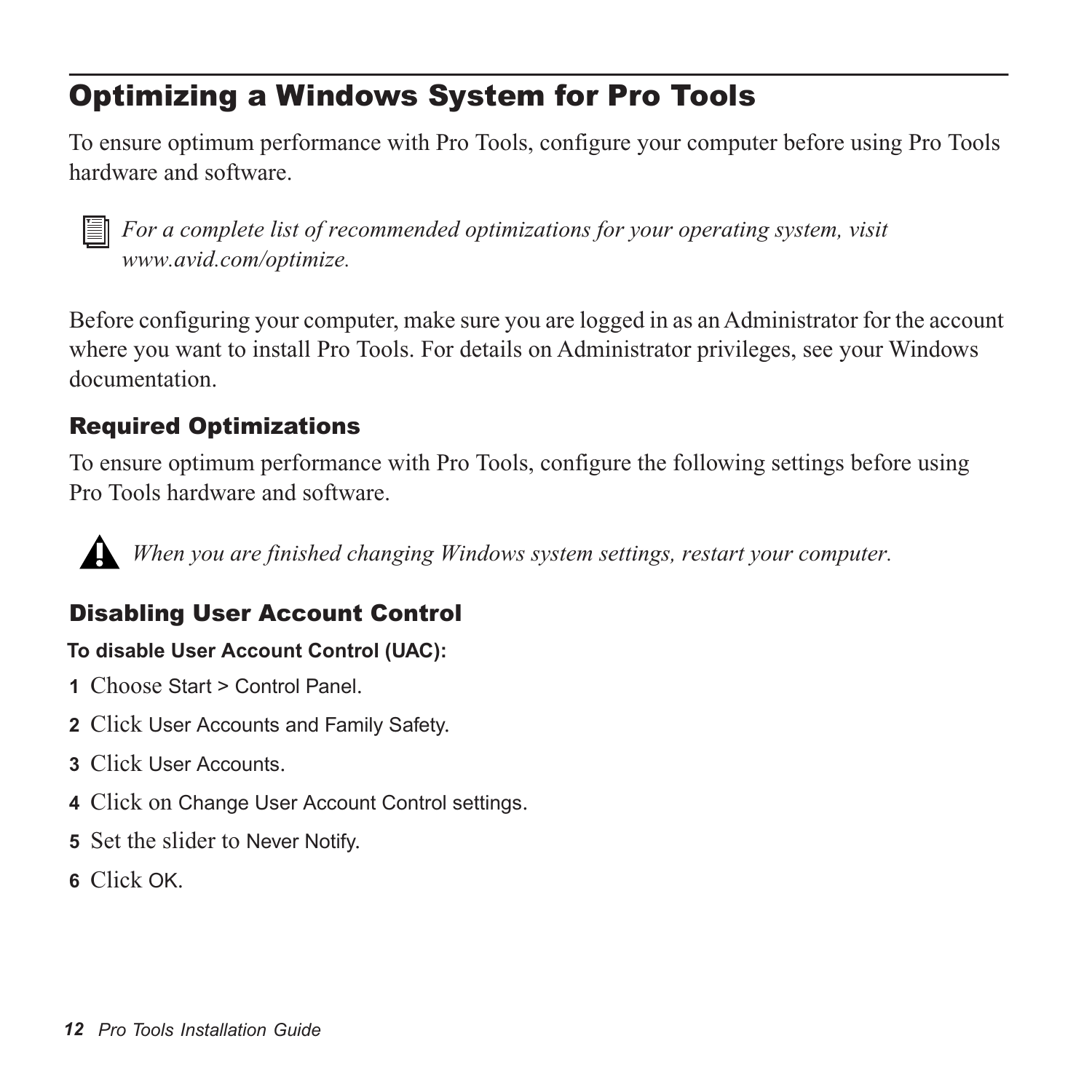## Optimizing a Windows System for Pro Tools

To ensure optimum performance with Pro Tools, configure your computer before using Pro Tools hardware and software.

*For a complete list of recommended optimizations for your operating system, visit www.avid.com/optimize.*

Before configuring your computer, make sure you are logged in as an Administrator for the account where you want to install Pro Tools. For details on Administrator privileges, see your Windows documentation.

### Required Optimizations

To ensure optimum performance with Pro Tools, configure the following settings before using Pro Tools hardware and software.

*When you are finished changing Windows system settings, restart your computer.*

### Disabling User Account Control

**To disable User Account Control (UAC):**

1. Choose Start > Control Panel.
2. Click User Accounts and Family Safety.
3. Click User Accounts.
4. Click on Change User Account Control settings.
5. Set the slider to Never Notify.
6. Click OK.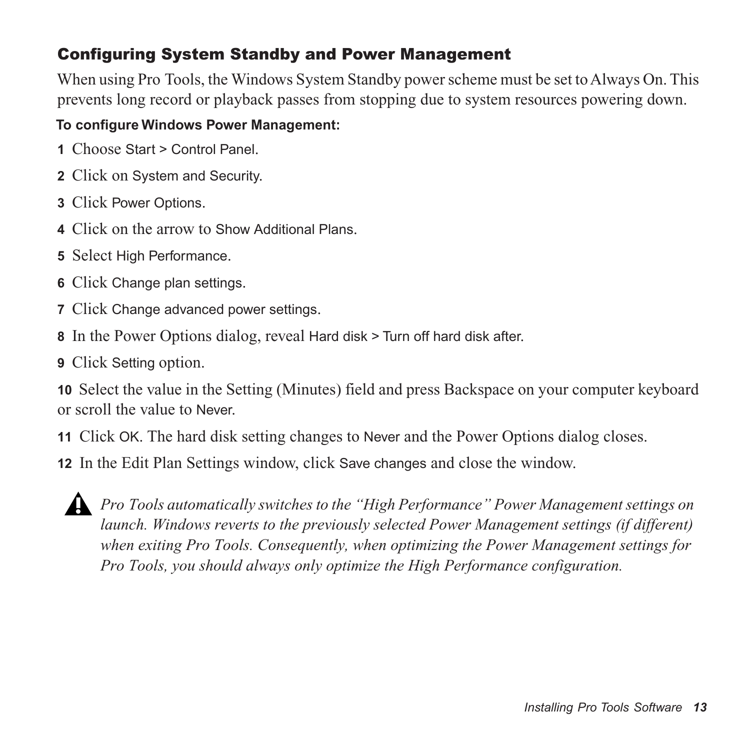## Configuring System Standby and Power Management

When using Pro Tools, the Windows System Standby power scheme must be set to Always On. This prevents long record or playback passes from stopping due to system resources powering down.

**To configure Windows Power Management:**

1. Choose Start > Control Panel.
2. Click on System and Security.
3. Click Power Options.
4. Click on the arrow to Show Additional Plans.
5. Select High Performance.
6. Click Change plan settings.
7. Click Change advanced power settings.
8. In the Power Options dialog, reveal Hard disk > Turn off hard disk after.
9. Click Setting option.
10. Select the value in the Setting (Minutes) field and press Backspace on your computer keyboard or scroll the value to Never.
11. Click OK. The hard disk setting changes to Never and the Power Options dialog closes.
12. In the Edit Plan Settings window, click Save changes and close the window.

*Pro Tools automatically switches to the "High Performance" Power Management settings on launch. Windows reverts to the previously selected Power Management settings (if different) when exiting Pro Tools. Consequently, when optimizing the Power Management settings for Pro Tools, you should always only optimize the High Performance configuration.*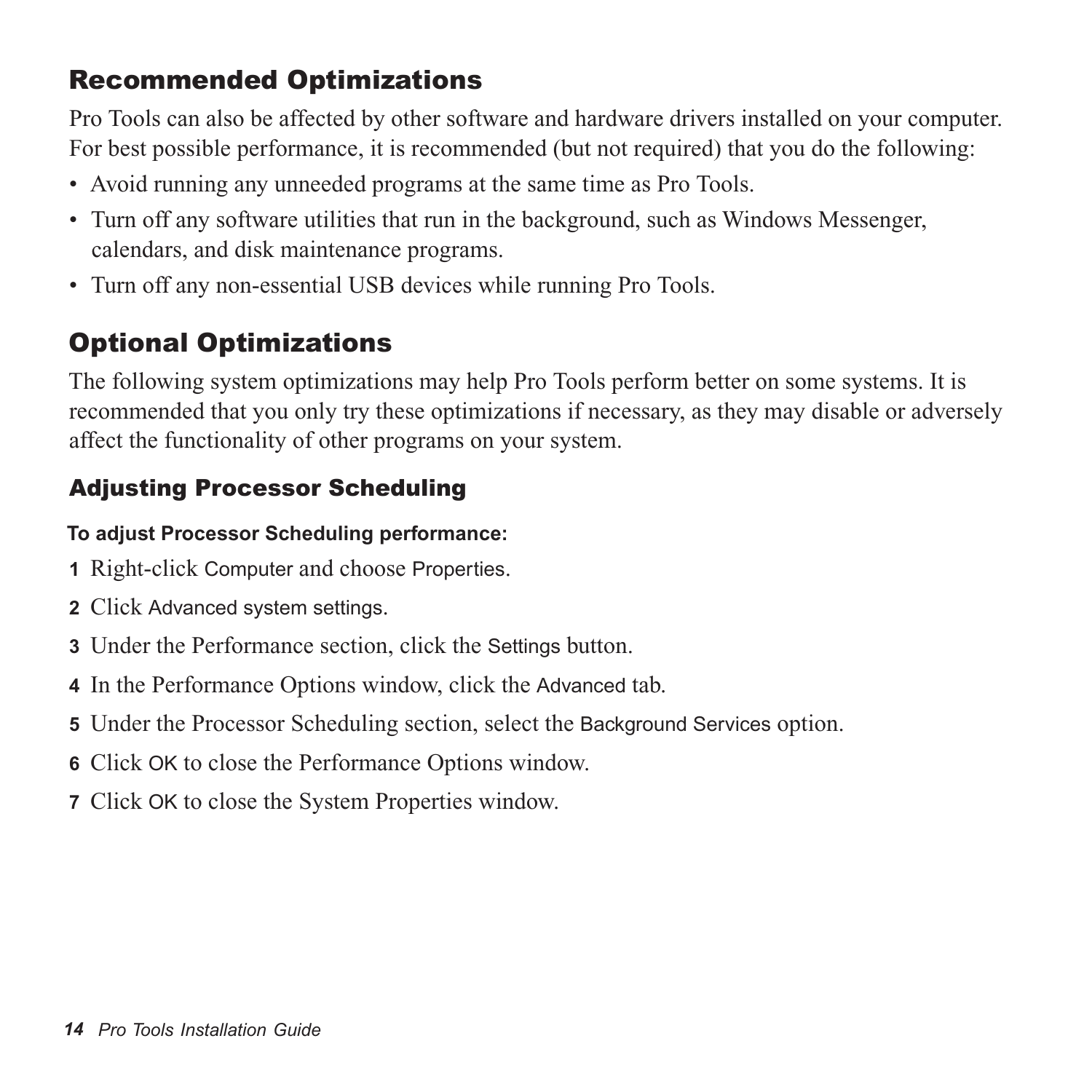## Recommended Optimizations

Pro Tools can also be affected by other software and hardware drivers installed on your computer. For best possible performance, it is recommended (but not required) that you do the following:

- Avoid running any unneeded programs at the same time as Pro Tools.
- Turn off any software utilities that run in the background, such as Windows Messenger, calendars, and disk maintenance programs.
- Turn off any non-essential USB devices while running Pro Tools.

## Optional Optimizations

The following system optimizations may help Pro Tools perform better on some systems. It is recommended that you only try these optimizations if necessary, as they may disable or adversely affect the functionality of other programs on your system.

### Adjusting Processor Scheduling

**To adjust Processor Scheduling performance:**

1. Right-click Computer and choose Properties.
2. Click Advanced system settings.
3. Under the Performance section, click the Settings button.
4. In the Performance Options window, click the Advanced tab.
5. Under the Processor Scheduling section, select the Background Services option.
6. Click OK to close the Performance Options window.
7. Click OK to close the System Properties window.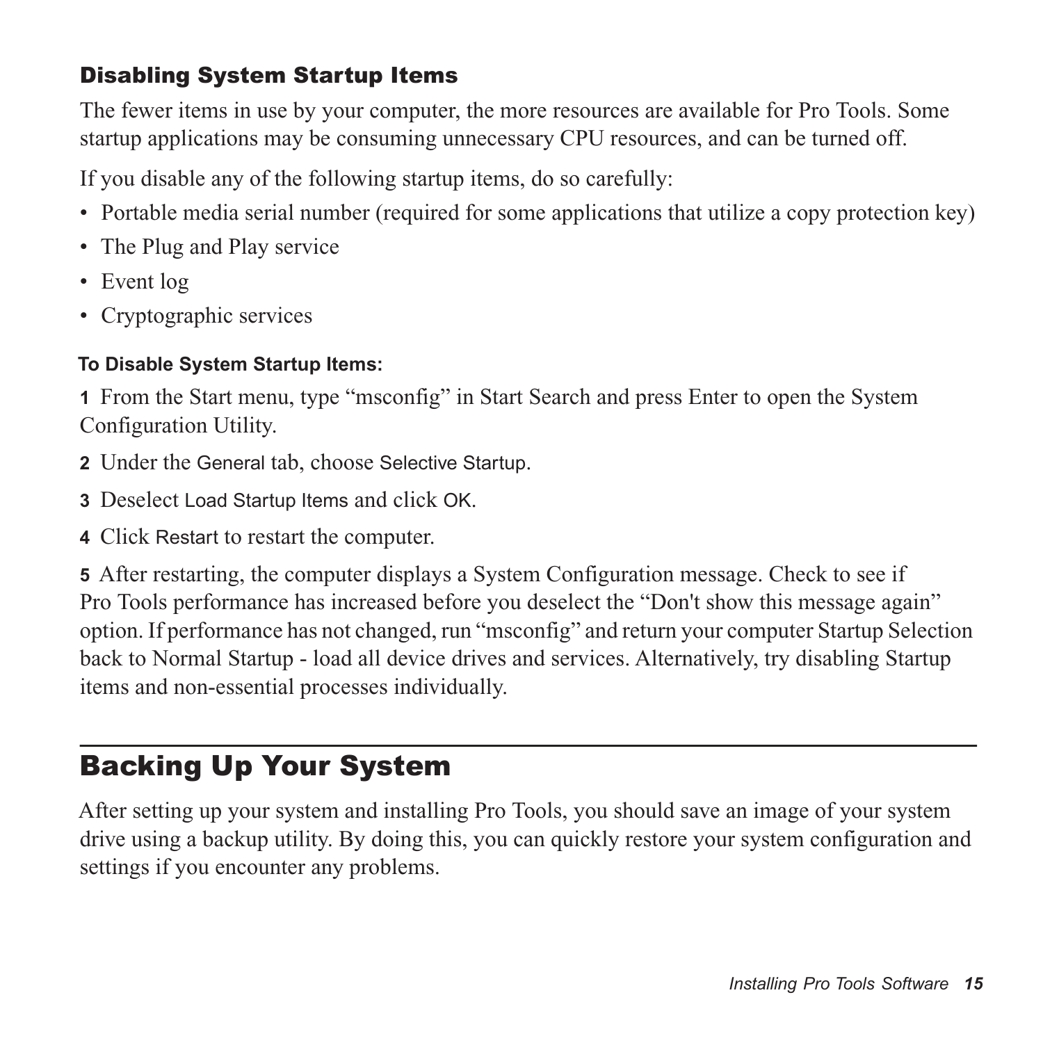### Disabling System Startup Items

The fewer items in use by your computer, the more resources are available for Pro Tools. Some startup applications may be consuming unnecessary CPU resources, and can be turned off.

If you disable any of the following startup items, do so carefully:

- Portable media serial number (required for some applications that utilize a copy protection key)
- The Plug and Play service
- Event log
- Cryptographic services

**To Disable System Startup Items:**

**1** From the Start menu, type “msconfig” in Start Search and press Enter to open the System Configuration Utility.

**2** Under the General tab, choose Selective Startup.

**3** Deselect Load Startup Items and click OK.

**4** Click Restart to restart the computer.

**5** After restarting, the computer displays a System Configuration message. Check to see if Pro Tools performance has increased before you deselect the “Don't show this message again” option. If performance has not changed, run “msconfig” and return your computer Startup Selection back to Normal Startup - load all device drives and services. Alternatively, try disabling Startup items and non-essential processes individually.

## Backing Up Your System

After setting up your system and installing Pro Tools, you should save an image of your system drive using a backup utility. By doing this, you can quickly restore your system configuration and settings if you encounter any problems.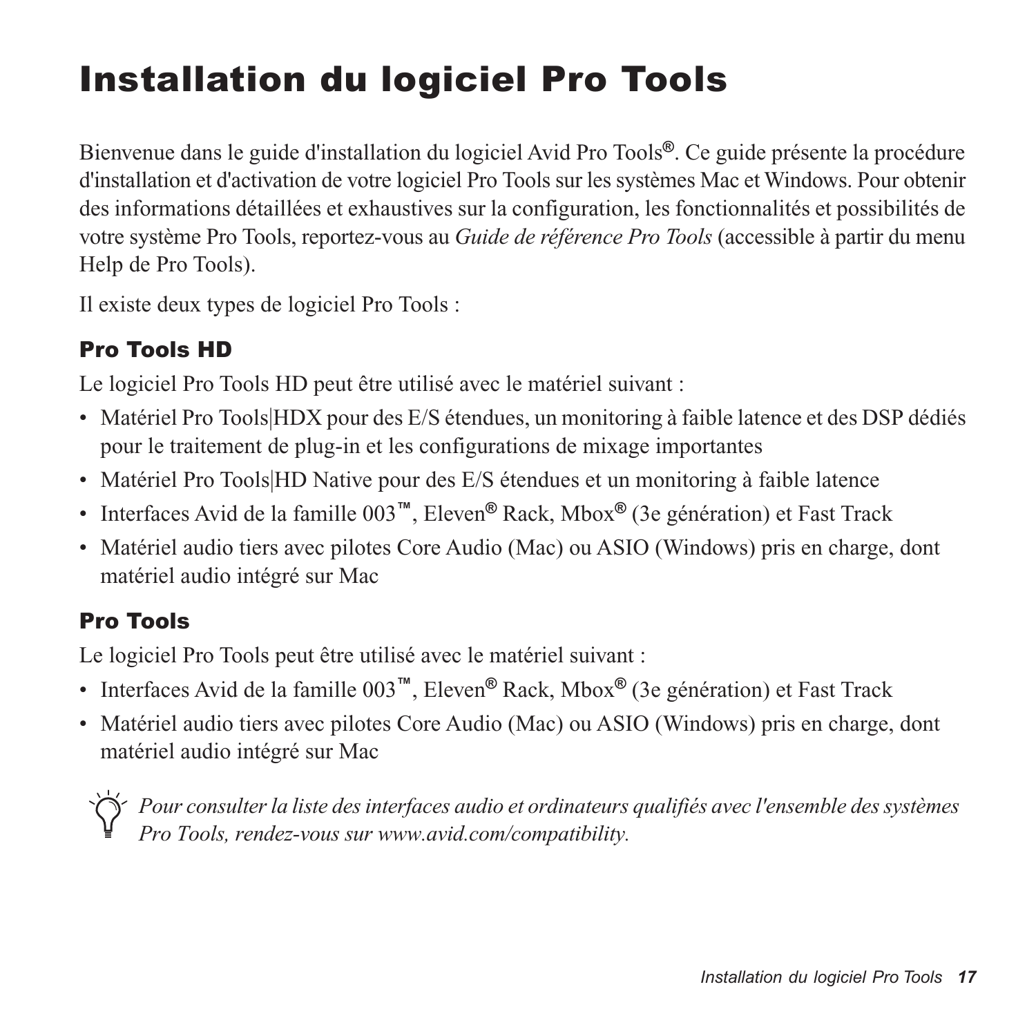# Installation du logiciel Pro Tools

Bienvenue dans le guide d'installation du logiciel Avid Pro Tools®. Ce guide présente la procédure d'installation et d'activation de votre logiciel Pro Tools sur les systèmes Mac et Windows. Pour obtenir des informations détaillées et exhaustives sur la configuration, les fonctionnalités et possibilités de votre système Pro Tools, reportez-vous au *Guide de référence Pro Tools* (accessible à partir du menu Help de Pro Tools).

Il existe deux types de logiciel Pro Tools :

## Pro Tools HD

Le logiciel Pro Tools HD peut être utilisé avec le matériel suivant :

- Matériel Pro Tools|HDX pour des E/S étendues, un monitoring à faible latence et des DSP dédiés pour le traitement de plug-in et les configurations de mixage importantes
- Matériel Pro Tools|HD Native pour des E/S étendues et un monitoring à faible latence
- Interfaces Avid de la famille 003™, Eleven® Rack, Mbox® (3e génération) et Fast Track
- Matériel audio tiers avec pilotes Core Audio (Mac) ou ASIO (Windows) pris en charge, dont matériel audio intégré sur Mac

## Pro Tools

Le logiciel Pro Tools peut être utilisé avec le matériel suivant :

- Interfaces Avid de la famille 003™, Eleven® Rack, Mbox® (3e génération) et Fast Track
- Matériel audio tiers avec pilotes Core Audio (Mac) ou ASIO (Windows) pris en charge, dont matériel audio intégré sur Mac

*Pour consulter la liste des interfaces audio et ordinateurs qualifiés avec l'ensemble des systèmes Pro Tools, rendez-vous sur www.avid.com/compatibility.*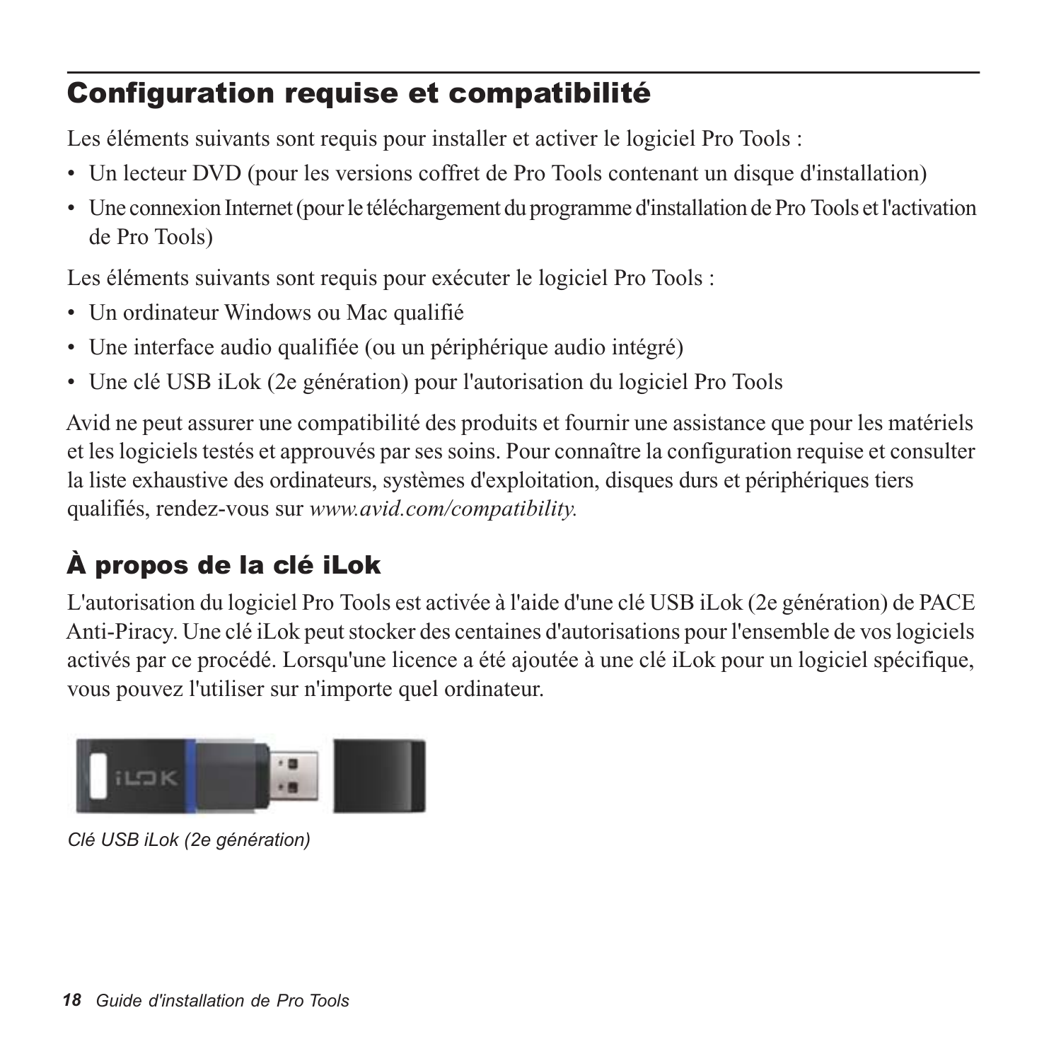## Configuration requise et compatibilité

Les éléments suivants sont requis pour installer et activer le logiciel Pro Tools :

- Un lecteur DVD (pour les versions coffret de Pro Tools contenant un disque d'installation)
- Une connexion Internet (pour le téléchargement du programme d'installation de Pro Tools et l'activation de Pro Tools)

Les éléments suivants sont requis pour exécuter le logiciel Pro Tools :

- Un ordinateur Windows ou Mac qualifié
- Une interface audio qualifiée (ou un périphérique audio intégré)
- Une clé USB iLok (2e génération) pour l'autorisation du logiciel Pro Tools

Avid ne peut assurer une compatibilité des produits et fournir une assistance que pour les matériels et les logiciels testés et approuvés par ses soins. Pour connaître la configuration requise et consulter la liste exhaustive des ordinateurs, systèmes d'exploitation, disques durs et périphériques tiers qualifiés, rendez-vous sur *www.avid.com/compatibility.*

### À propos de la clé iLok

L'autorisation du logiciel Pro Tools est activée à l'aide d'une clé USB iLok (2e génération) de PACE Anti-Piracy. Une clé iLok peut stocker des centaines d'autorisations pour l'ensemble de vos logiciels activés par ce procédé. Lorsqu'une licence a été ajoutée à une clé iLok pour un logiciel spécifique, vous pouvez l'utiliser sur n'importe quel ordinateur.

*Clé USB iLok (2e génération)*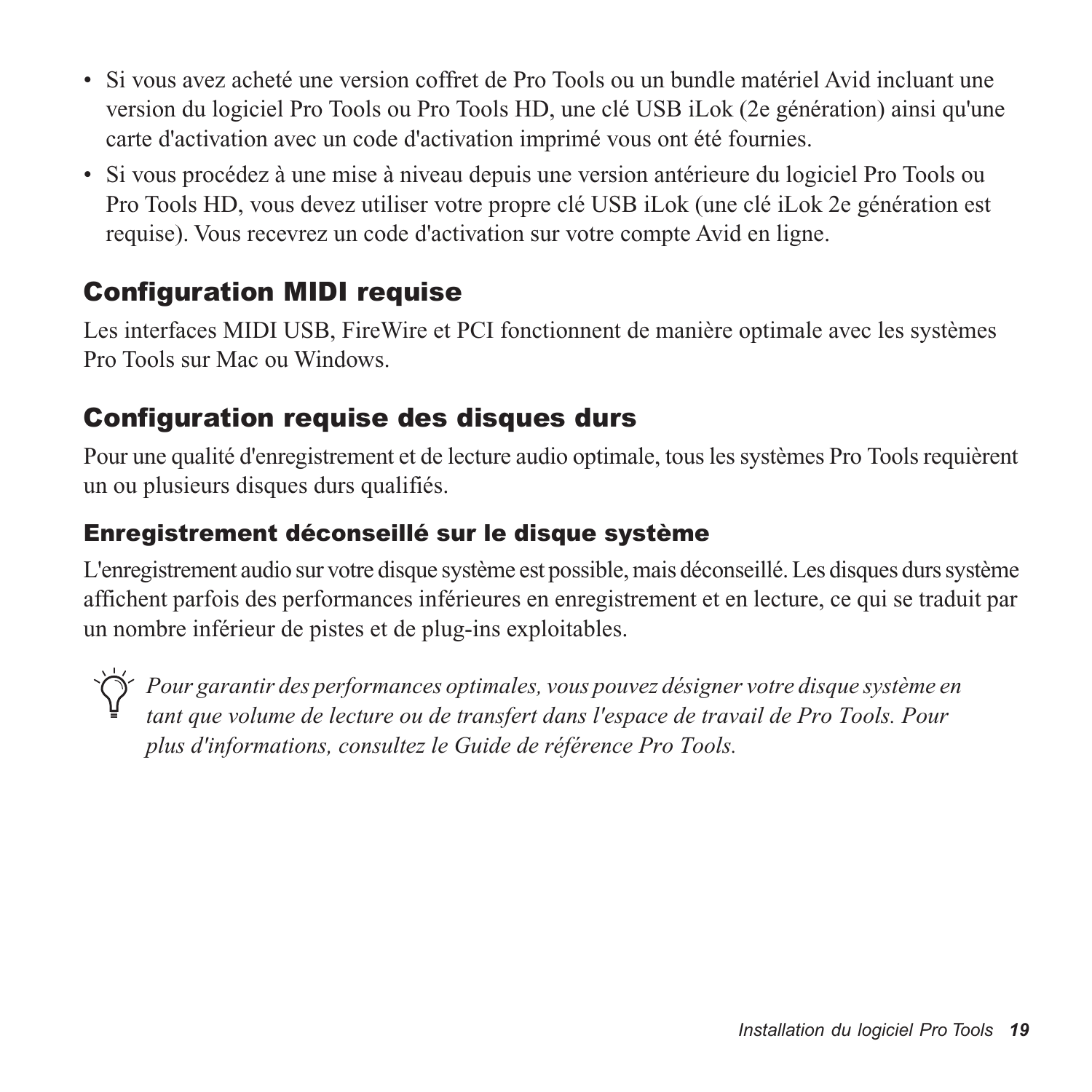- Si vous avez acheté une version coffret de Pro Tools ou un bundle matériel Avid incluant une version du logiciel Pro Tools ou Pro Tools HD, une clé USB iLok (2e génération) ainsi qu'une carte d'activation avec un code d'activation imprimé vous ont été fournies.
- Si vous procédez à une mise à niveau depuis une version antérieure du logiciel Pro Tools ou Pro Tools HD, vous devez utiliser votre propre clé USB iLok (une clé iLok 2e génération est requise). Vous recevrez un code d'activation sur votre compte Avid en ligne.

## Configuration MIDI requise

Les interfaces MIDI USB, FireWire et PCI fonctionnent de manière optimale avec les systèmes Pro Tools sur Mac ou Windows.

## Configuration requise des disques durs

Pour une qualité d'enregistrement et de lecture audio optimale, tous les systèmes Pro Tools requièrent un ou plusieurs disques durs qualifiés.

### Enregistrement déconseillé sur le disque système

L'enregistrement audio sur votre disque système est possible, mais déconseillé. Les disques durs système affichent parfois des performances inférieures en enregistrement et en lecture, ce qui se traduit par un nombre inférieur de pistes et de plug-ins exploitables.

*Pour garantir des performances optimales, vous pouvez désigner votre disque système en tant que volume de lecture ou de transfert dans l'espace de travail de Pro Tools. Pour plus d'informations, consultez le Guide de référence Pro Tools.*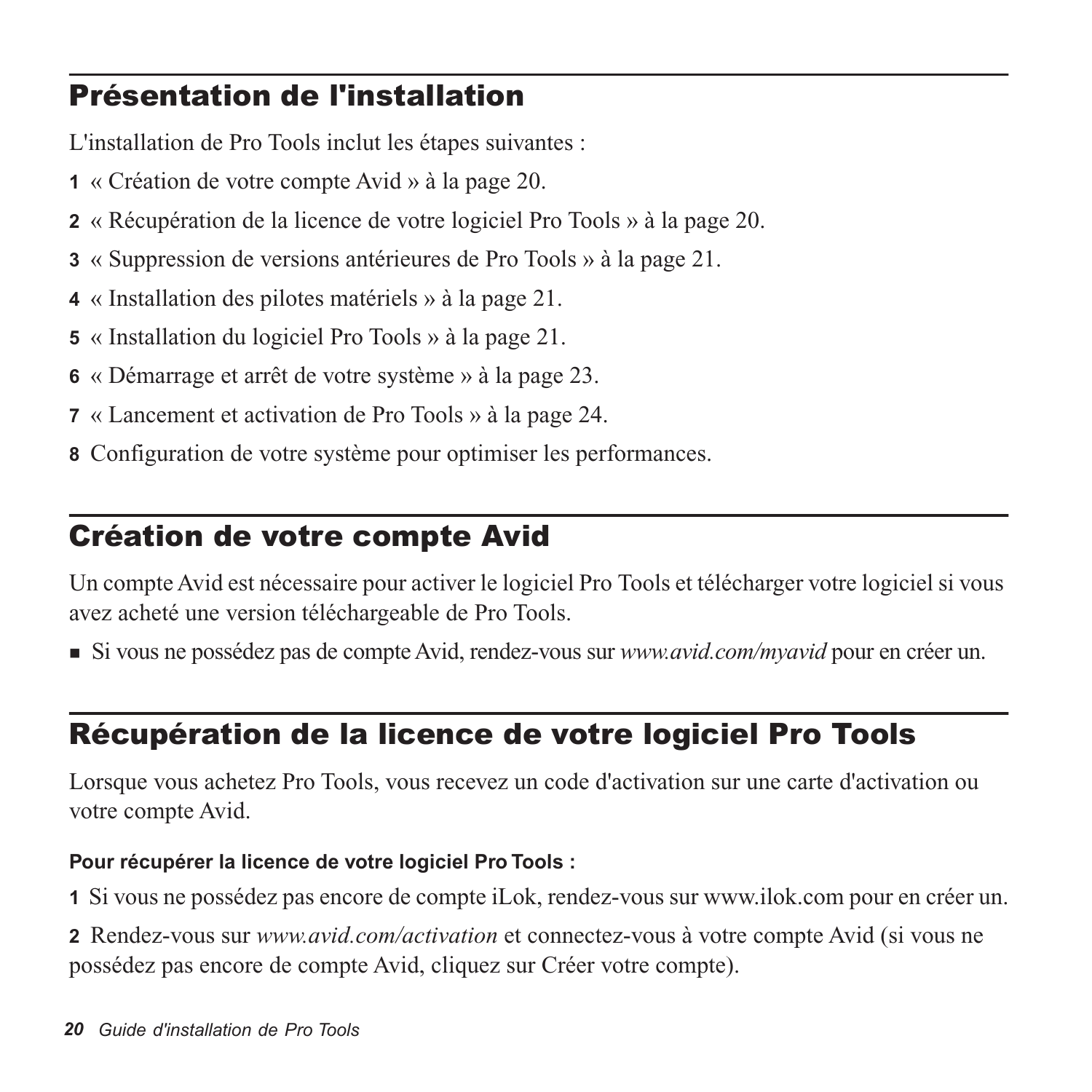## Présentation de l'installation

L'installation de Pro Tools inclut les étapes suivantes :

1. « Création de votre compte Avid » à la page 20.
2. « Récupération de la licence de votre logiciel Pro Tools » à la page 20.
3. « Suppression de versions antérieures de Pro Tools » à la page 21.
4. « Installation des pilotes matériels » à la page 21.
5. « Installation du logiciel Pro Tools » à la page 21.
6. « Démarrage et arrêt de votre système » à la page 23.
7. « Lancement et activation de Pro Tools » à la page 24.
8. Configuration de votre système pour optimiser les performances.

## Création de votre compte Avid

Un compte Avid est nécessaire pour activer le logiciel Pro Tools et télécharger votre logiciel si vous avez acheté une version téléchargeable de Pro Tools.

- Si vous ne possédez pas de compte Avid, rendez-vous sur *www.avid.com/myavid* pour en créer un.

## Récupération de la licence de votre logiciel Pro Tools

Lorsque vous achetez Pro Tools, vous recevez un code d'activation sur une carte d'activation ou votre compte Avid.

**Pour récupérer la licence de votre logiciel Pro Tools :**

1. Si vous ne possédez pas encore de compte iLok, rendez-vous sur www.ilok.com pour en créer un.
2. Rendez-vous sur *www.avid.com/activation* et connectez-vous à votre compte Avid (si vous ne possédez pas encore de compte Avid, cliquez sur Créer votre compte).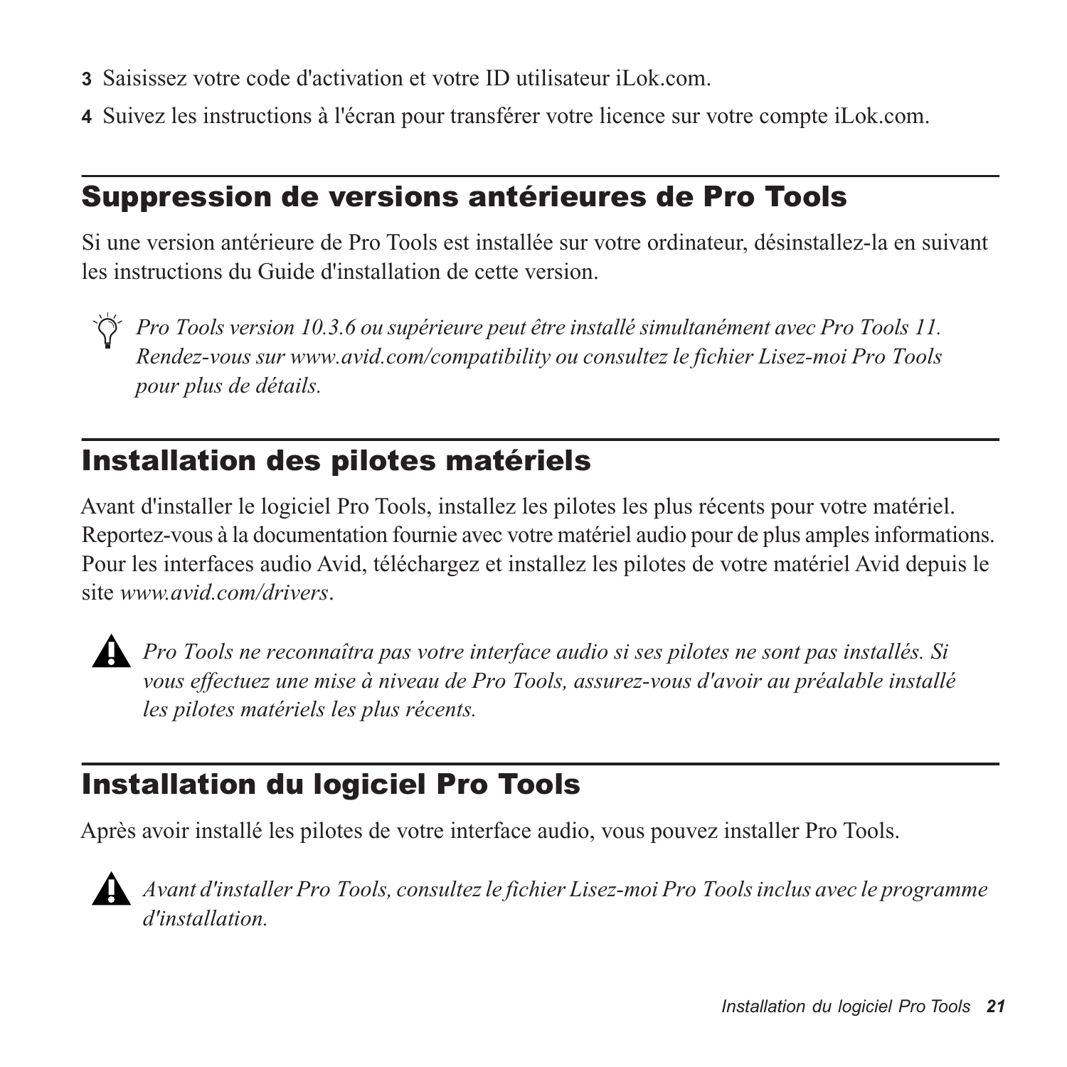3 Saisissez votre code d'activation et votre ID utilisateur iLok.com.

4 Suivez les instructions à l'écran pour transférer votre licence sur votre compte iLok.com.

## Suppression de versions antérieures de Pro Tools

Si une version antérieure de Pro Tools est installée sur votre ordinateur, désinstallez-la en suivant les instructions du Guide d'installation de cette version.

*Pro Tools version 10.3.6 ou supérieure peut être installé simultanément avec Pro Tools 11. Rendez-vous sur www.avid.com/compatibility ou consultez le fichier Lisez-moi Pro Tools pour plus de détails.*

## Installation des pilotes matériels

Avant d'installer le logiciel Pro Tools, installez les pilotes les plus récents pour votre matériel. Reportez-vous à la documentation fournie avec votre matériel audio pour de plus amples informations. Pour les interfaces audio Avid, téléchargez et installez les pilotes de votre matériel Avid depuis le site *www.avid.com/drivers*.

*Pro Tools ne reconnaîtra pas votre interface audio si ses pilotes ne sont pas installés. Si vous effectuez une mise à niveau de Pro Tools, assurez-vous d'avoir au préalable installé les pilotes matériels les plus récents.*

## Installation du logiciel Pro Tools

Après avoir installé les pilotes de votre interface audio, vous pouvez installer Pro Tools.

*Avant d'installer Pro Tools, consultez le fichier Lisez-moi Pro Tools inclus avec le programme d'installation.*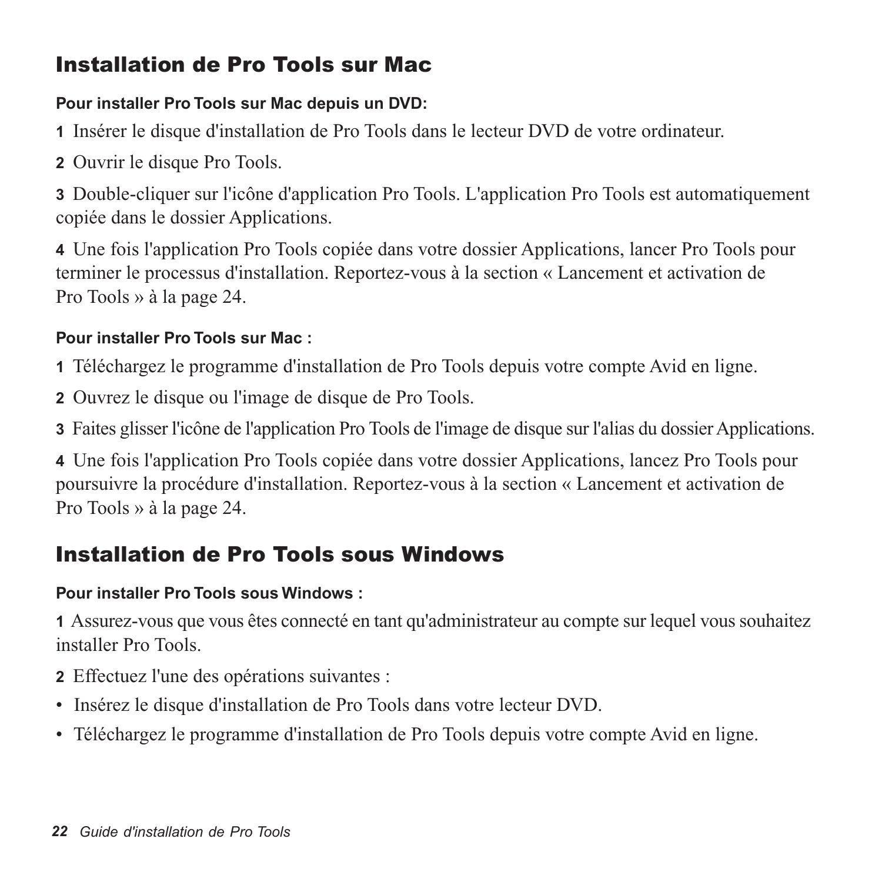## Installation de Pro Tools sur Mac

**Pour installer Pro Tools sur Mac depuis un DVD:**

**1** Insérer le disque d'installation de Pro Tools dans le lecteur DVD de votre ordinateur.

**2** Ouvrir le disque Pro Tools.

**3** Double-cliquer sur l'icône d'application Pro Tools. L'application Pro Tools est automatiquement copiée dans le dossier Applications.

**4** Une fois l'application Pro Tools copiée dans votre dossier Applications, lancer Pro Tools pour terminer le processus d'installation. Reportez-vous à la section « Lancement et activation de Pro Tools » à la page 24.

**Pour installer Pro Tools sur Mac :**

**1** Téléchargez le programme d'installation de Pro Tools depuis votre compte Avid en ligne.

**2** Ouvrez le disque ou l'image de disque de Pro Tools.

**3** Faites glisser l'icône de l'application Pro Tools de l'image de disque sur l'alias du dossier Applications.

**4** Une fois l'application Pro Tools copiée dans votre dossier Applications, lancez Pro Tools pour poursuivre la procédure d'installation. Reportez-vous à la section « Lancement et activation de Pro Tools » à la page 24.

## Installation de Pro Tools sous Windows

**Pour installer Pro Tools sous Windows :**

**1** Assurez-vous que vous êtes connecté en tant qu'administrateur au compte sur lequel vous souhaitez installer Pro Tools.

**2** Effectuez l'une des opérations suivantes :

- Insérez le disque d'installation de Pro Tools dans votre lecteur DVD.
- Téléchargez le programme d'installation de Pro Tools depuis votre compte Avid en ligne.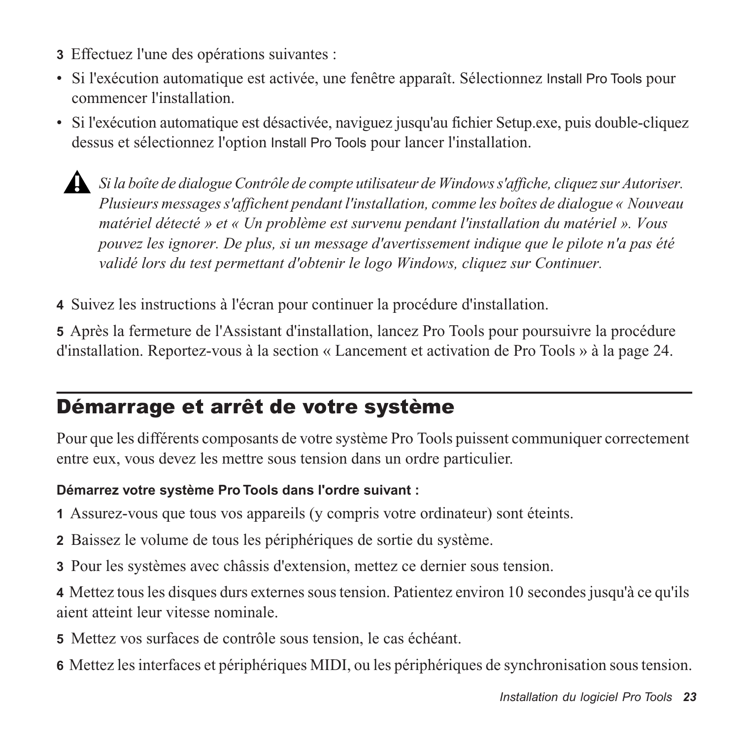**3** Effectuez l'une des opérations suivantes :

- Si l'exécution automatique est activée, une fenêtre apparaît. Sélectionnez Install Pro Tools pour commencer l'installation.
- Si l'exécution automatique est désactivée, naviguez jusqu'au fichier Setup.exe, puis double-cliquez dessus et sélectionnez l'option Install Pro Tools pour lancer l'installation.

> *Si la boîte de dialogue Contrôle de compte utilisateur de Windows s'affiche, cliquez sur Autoriser. Plusieurs messages s'affichent pendant l'installation, comme les boîtes de dialogue « Nouveau matériel détecté » et « Un problème est survenu pendant l'installation du matériel ». Vous pouvez les ignorer. De plus, si un message d'avertissement indique que le pilote n'a pas été validé lors du test permettant d'obtenir le logo Windows, cliquez sur Continuer.*

**4** Suivez les instructions à l'écran pour continuer la procédure d'installation.

**5** Après la fermeture de l'Assistant d'installation, lancez Pro Tools pour poursuivre la procédure d'installation. Reportez-vous à la section « Lancement et activation de Pro Tools » à la page 24.

## Démarrage et arrêt de votre système

Pour que les différents composants de votre système Pro Tools puissent communiquer correctement entre eux, vous devez les mettre sous tension dans un ordre particulier.

**Démarrez votre système Pro Tools dans l'ordre suivant :**

**1** Assurez-vous que tous vos appareils (y compris votre ordinateur) sont éteints.

**2** Baissez le volume de tous les périphériques de sortie du système.

**3** Pour les systèmes avec châssis d'extension, mettez ce dernier sous tension.

**4** Mettez tous les disques durs externes sous tension. Patientez environ 10 secondes jusqu'à ce qu'ils aient atteint leur vitesse nominale.

**5** Mettez vos surfaces de contrôle sous tension, le cas échéant.

**6** Mettez les interfaces et périphériques MIDI, ou les périphériques de synchronisation sous tension.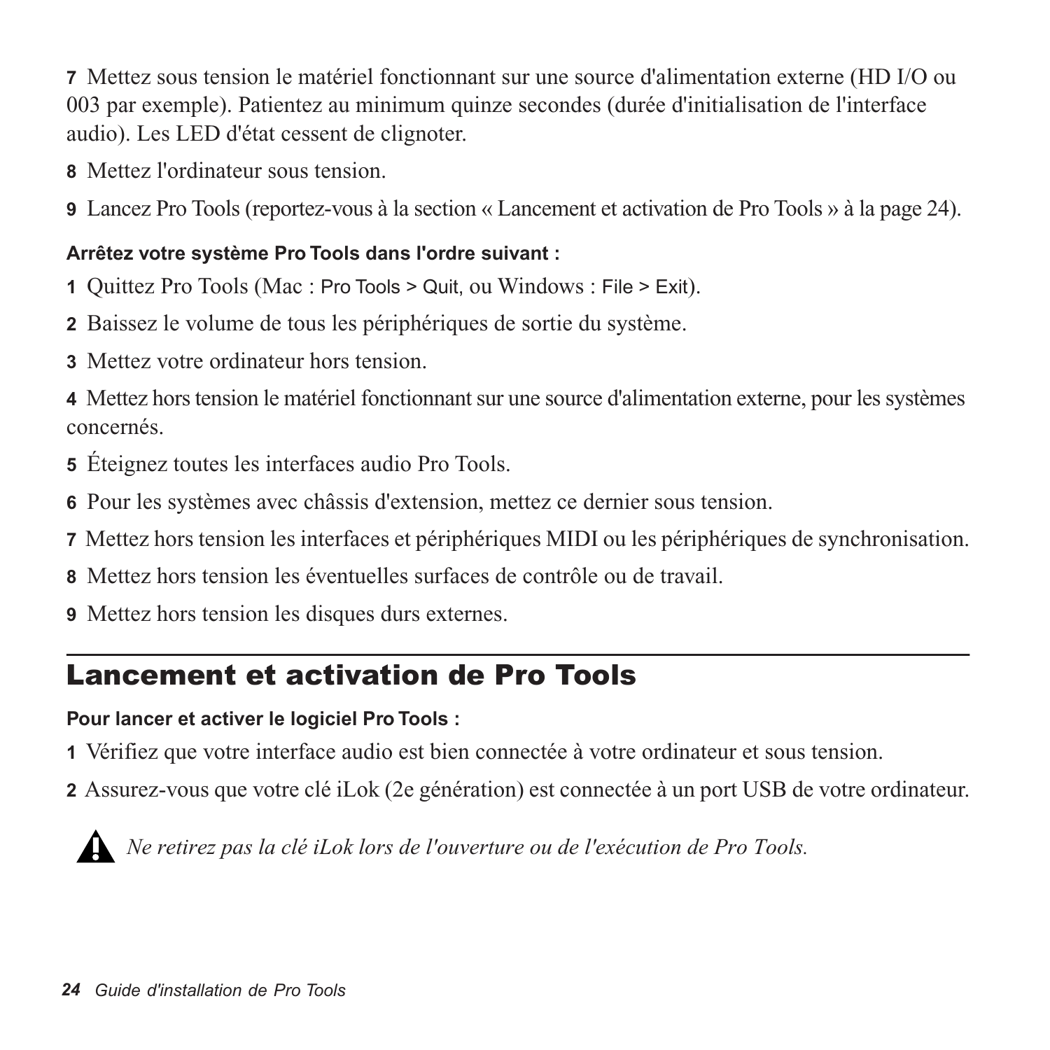7 Mettez sous tension le matériel fonctionnant sur une source d'alimentation externe (HD I/O ou 003 par exemple). Patientez au minimum quinze secondes (durée d'initialisation de l'interface audio). Les LED d'état cessent de clignoter.

8 Mettez l'ordinateur sous tension.

9 Lancez Pro Tools (reportez-vous à la section « Lancement et activation de Pro Tools » à la page 24).

**Arrêtez votre système Pro Tools dans l'ordre suivant :**

1 Quittez Pro Tools (Mac : Pro Tools > Quit, ou Windows : File > Exit).

2 Baissez le volume de tous les périphériques de sortie du système.

3 Mettez votre ordinateur hors tension.

4 Mettez hors tension le matériel fonctionnant sur une source d'alimentation externe, pour les systèmes concernés.

5 Éteignez toutes les interfaces audio Pro Tools.

6 Pour les systèmes avec châssis d'extension, mettez ce dernier sous tension.

7 Mettez hors tension les interfaces et périphériques MIDI ou les périphériques de synchronisation.

8 Mettez hors tension les éventuelles surfaces de contrôle ou de travail.

9 Mettez hors tension les disques durs externes.

## Lancement et activation de Pro Tools

**Pour lancer et activer le logiciel Pro Tools :**

1 Vérifiez que votre interface audio est bien connectée à votre ordinateur et sous tension.

2 Assurez-vous que votre clé iLok (2e génération) est connectée à un port USB de votre ordinateur.

*Ne retirez pas la clé iLok lors de l'ouverture ou de l'exécution de Pro Tools.*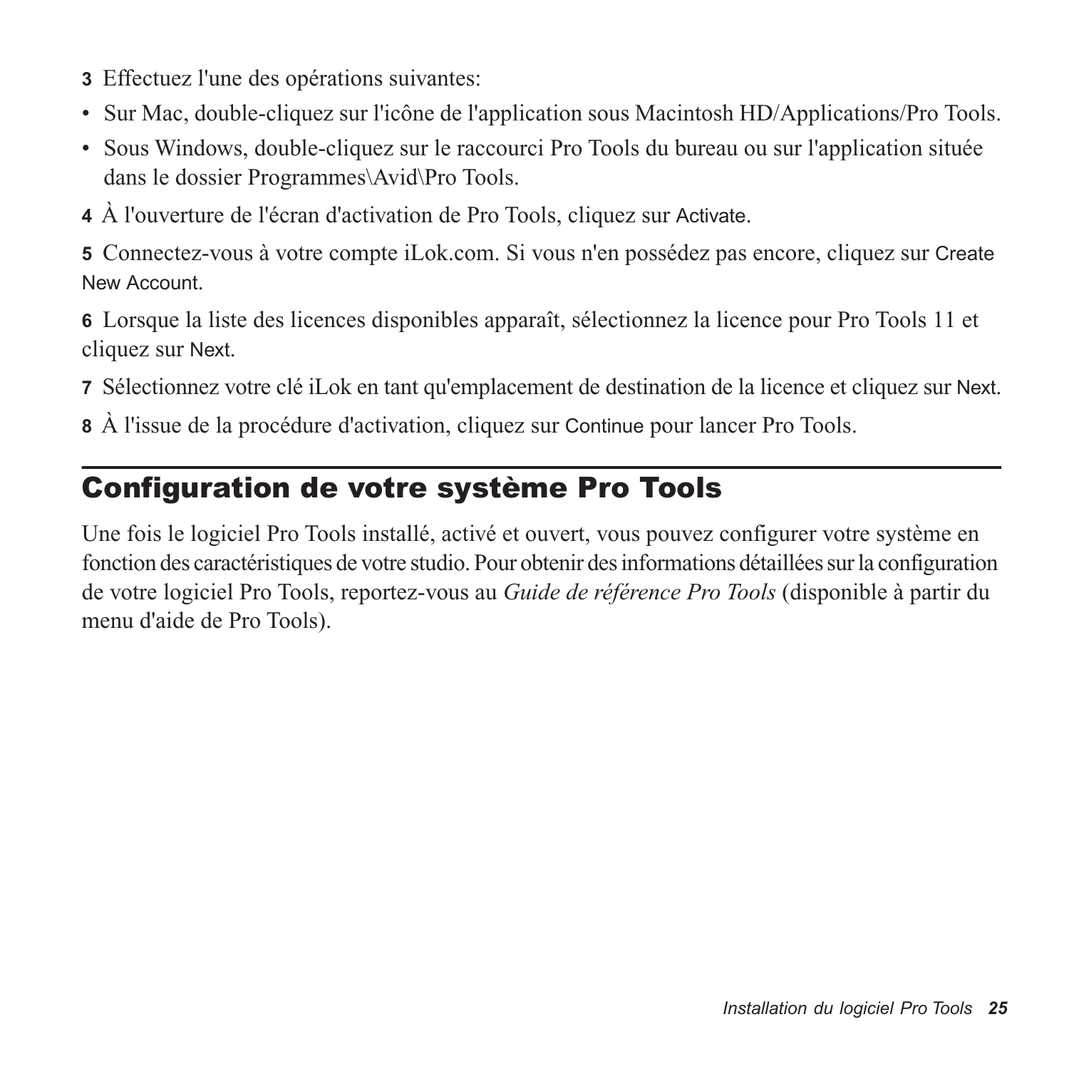**3** Effectuez l'une des opérations suivantes:

- Sur Mac, double-cliquez sur l'icône de l'application sous Macintosh HD/Applications/Pro Tools.
- Sous Windows, double-cliquez sur le raccourci Pro Tools du bureau ou sur l'application située dans le dossier Programmes\Avid\Pro Tools.

**4** À l'ouverture de l'écran d'activation de Pro Tools, cliquez sur Activate.

**5** Connectez-vous à votre compte iLok.com. Si vous n'en possédez pas encore, cliquez sur Create New Account.

**6** Lorsque la liste des licences disponibles apparaît, sélectionnez la licence pour Pro Tools 11 et cliquez sur Next.

**7** Sélectionnez votre clé iLok en tant qu'emplacement de destination de la licence et cliquez sur Next.

**8** À l'issue de la procédure d'activation, cliquez sur Continue pour lancer Pro Tools.

## Configuration de votre système Pro Tools

Une fois le logiciel Pro Tools installé, activé et ouvert, vous pouvez configurer votre système en fonction des caractéristiques de votre studio. Pour obtenir des informations détaillées sur la configuration de votre logiciel Pro Tools, reportez-vous au *Guide de référence Pro Tools* (disponible à partir du menu d'aide de Pro Tools).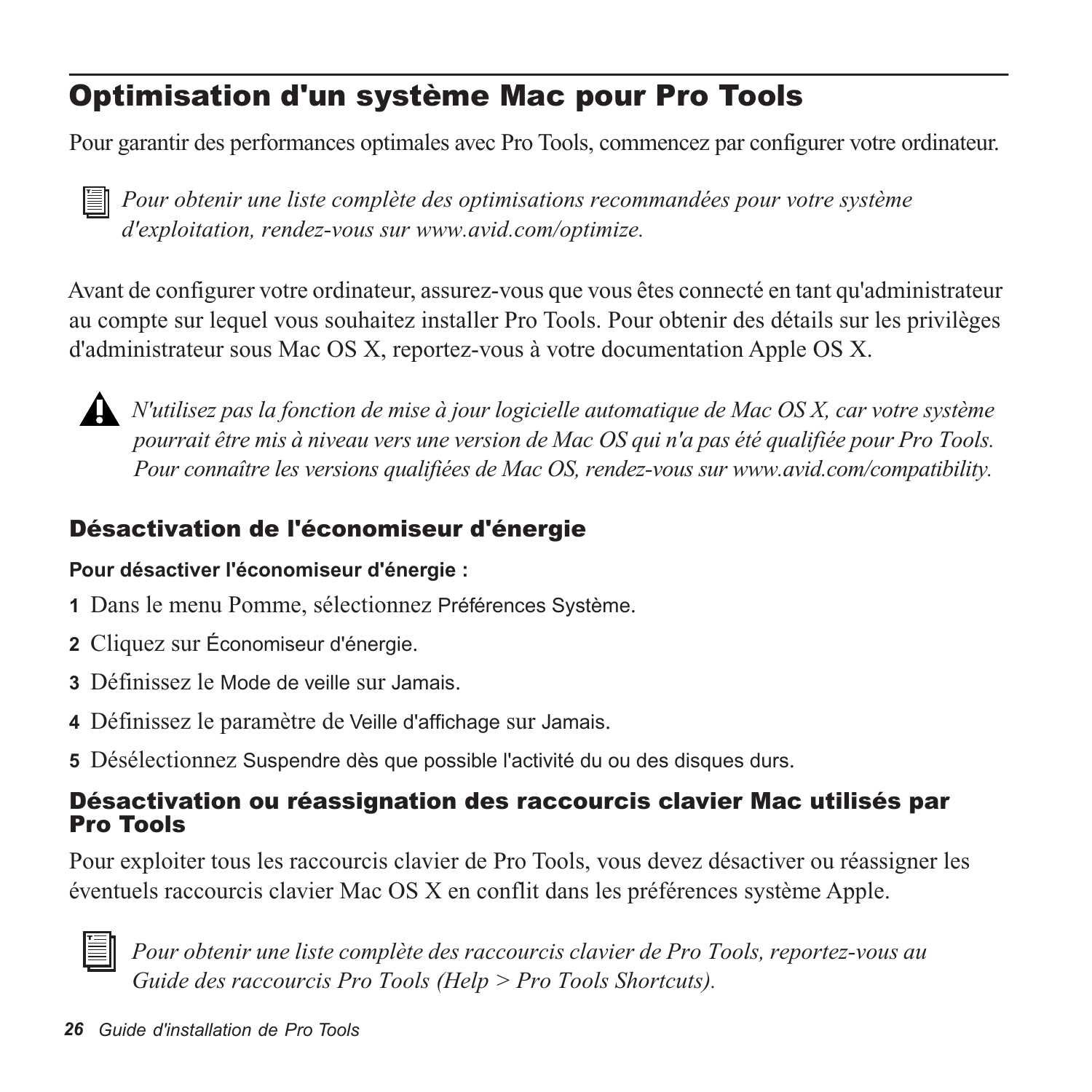# Optimisation d'un système Mac pour Pro Tools

Pour garantir des performances optimales avec Pro Tools, commencez par configurer votre ordinateur.

*Pour obtenir une liste complète des optimisations recommandées pour votre système d'exploitation, rendez-vous sur www.avid.com/optimize.*

Avant de configurer votre ordinateur, assurez-vous que vous êtes connecté en tant qu'administrateur au compte sur lequel vous souhaitez installer Pro Tools. Pour obtenir des détails sur les privilèges d'administrateur sous Mac OS X, reportez-vous à votre documentation Apple OS X.

*N'utilisez pas la fonction de mise à jour logicielle automatique de Mac OS X, car votre système pourrait être mis à niveau vers une version de Mac OS qui n'a pas été qualifiée pour Pro Tools. Pour connaître les versions qualifiées de Mac OS, rendez-vous sur www.avid.com/compatibility.*

## Désactivation de l'économiseur d'énergie

**Pour désactiver l'économiseur d'énergie :**

1. Dans le menu Pomme, sélectionnez Préférences Système.
2. Cliquez sur Économiseur d'énergie.
3. Définissez le Mode de veille sur Jamais.
4. Définissez le paramètre de Veille d'affichage sur Jamais.
5. Désélectionnez Suspendre dès que possible l'activité du ou des disques durs.

## Désactivation ou réassignation des raccourcis clavier Mac utilisés par Pro Tools

Pour exploiter tous les raccourcis clavier de Pro Tools, vous devez désactiver ou réassigner les éventuels raccourcis clavier Mac OS X en conflit dans les préférences système Apple.

*Pour obtenir une liste complète des raccourcis clavier de Pro Tools, reportez-vous au Guide des raccourcis Pro Tools (Help > Pro Tools Shortcuts).*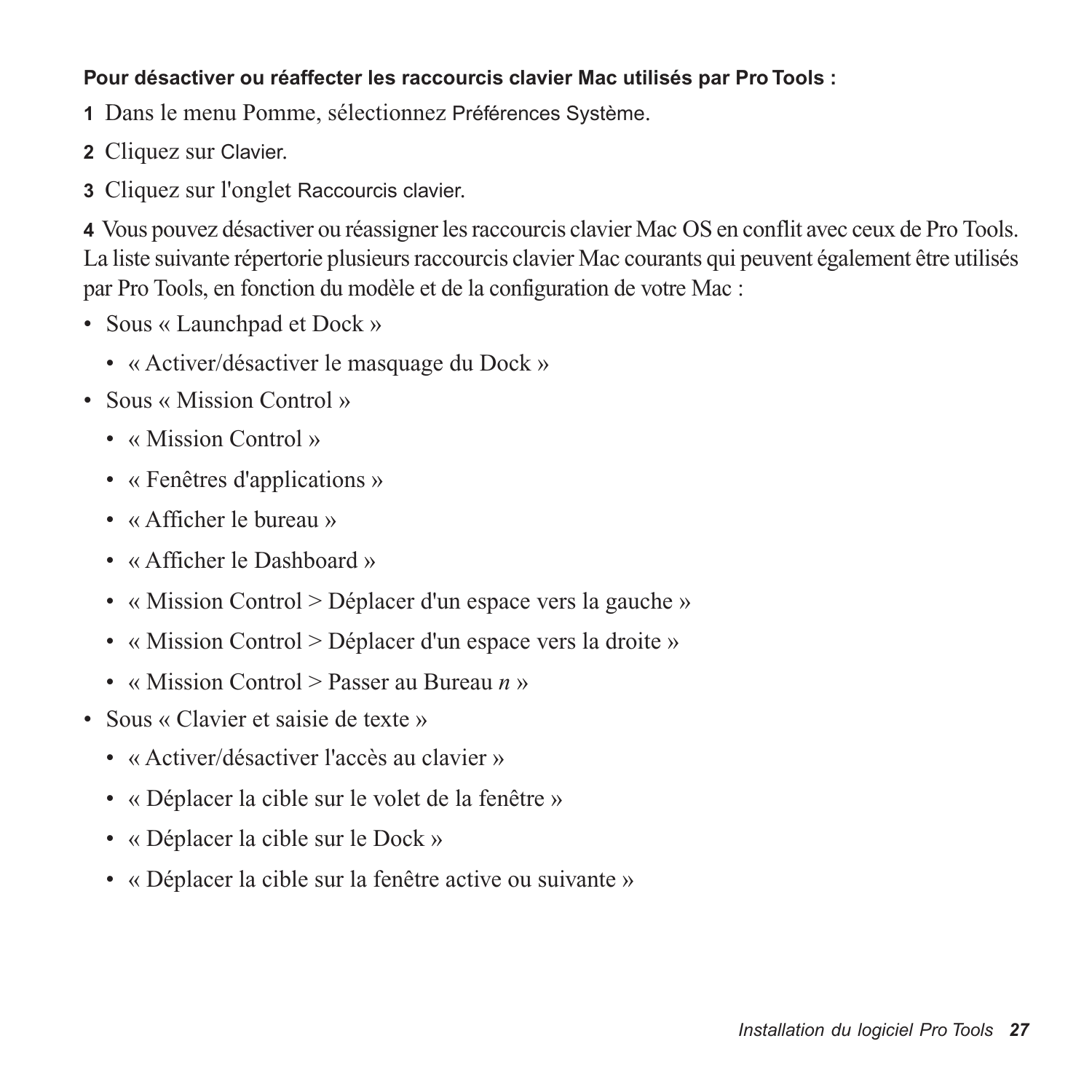**Pour désactiver ou réaffecter les raccourcis clavier Mac utilisés par Pro Tools :**

**1** Dans le menu Pomme, sélectionnez Préférences Système.

**2** Cliquez sur Clavier.

**3** Cliquez sur l'onglet Raccourcis clavier.

**4** Vous pouvez désactiver ou réassigner les raccourcis clavier Mac OS en conflit avec ceux de Pro Tools. La liste suivante répertorie plusieurs raccourcis clavier Mac courants qui peuvent également être utilisés par Pro Tools, en fonction du modèle et de la configuration de votre Mac :

- Sous « Launchpad et Dock »
  - « Activer/désactiver le masquage du Dock »
- Sous « Mission Control »
  - « Mission Control »
  - « Fenêtres d'applications »
  - « Afficher le bureau »
  - « Afficher le Dashboard »
  - « Mission Control > Déplacer d'un espace vers la gauche »
  - « Mission Control > Déplacer d'un espace vers la droite »
  - « Mission Control > Passer au Bureau *n* »
- Sous « Clavier et saisie de texte »
  - « Activer/désactiver l'accès au clavier »
  - « Déplacer la cible sur le volet de la fenêtre »
  - « Déplacer la cible sur le Dock »
  - « Déplacer la cible sur la fenêtre active ou suivante »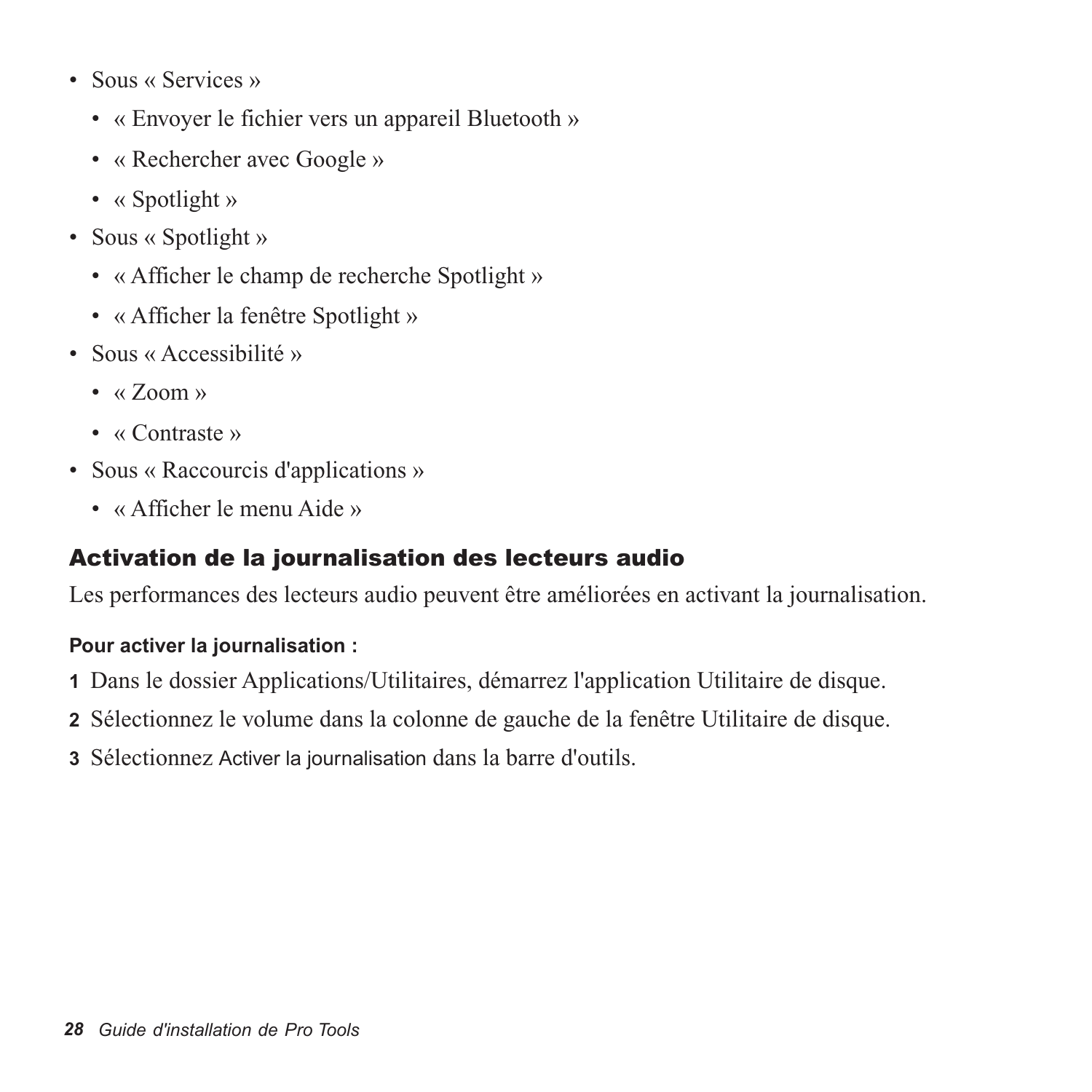- Sous « Services »
  - « Envoyer le fichier vers un appareil Bluetooth »
  - « Rechercher avec Google »
  - « Spotlight »
- Sous « Spotlight »
  - « Afficher le champ de recherche Spotlight »
  - « Afficher la fenêtre Spotlight »
- Sous « Accessibilité »
  - « Zoom »
  - « Contraste »
- Sous « Raccourcis d'applications »
  - « Afficher le menu Aide »

## Activation de la journalisation des lecteurs audio

Les performances des lecteurs audio peuvent être améliorées en activant la journalisation.

**Pour activer la journalisation :**

1. Dans le dossier Applications/Utilitaires, démarrez l'application Utilitaire de disque.
2. Sélectionnez le volume dans la colonne de gauche de la fenêtre Utilitaire de disque.
3. Sélectionnez Activer la journalisation dans la barre d'outils.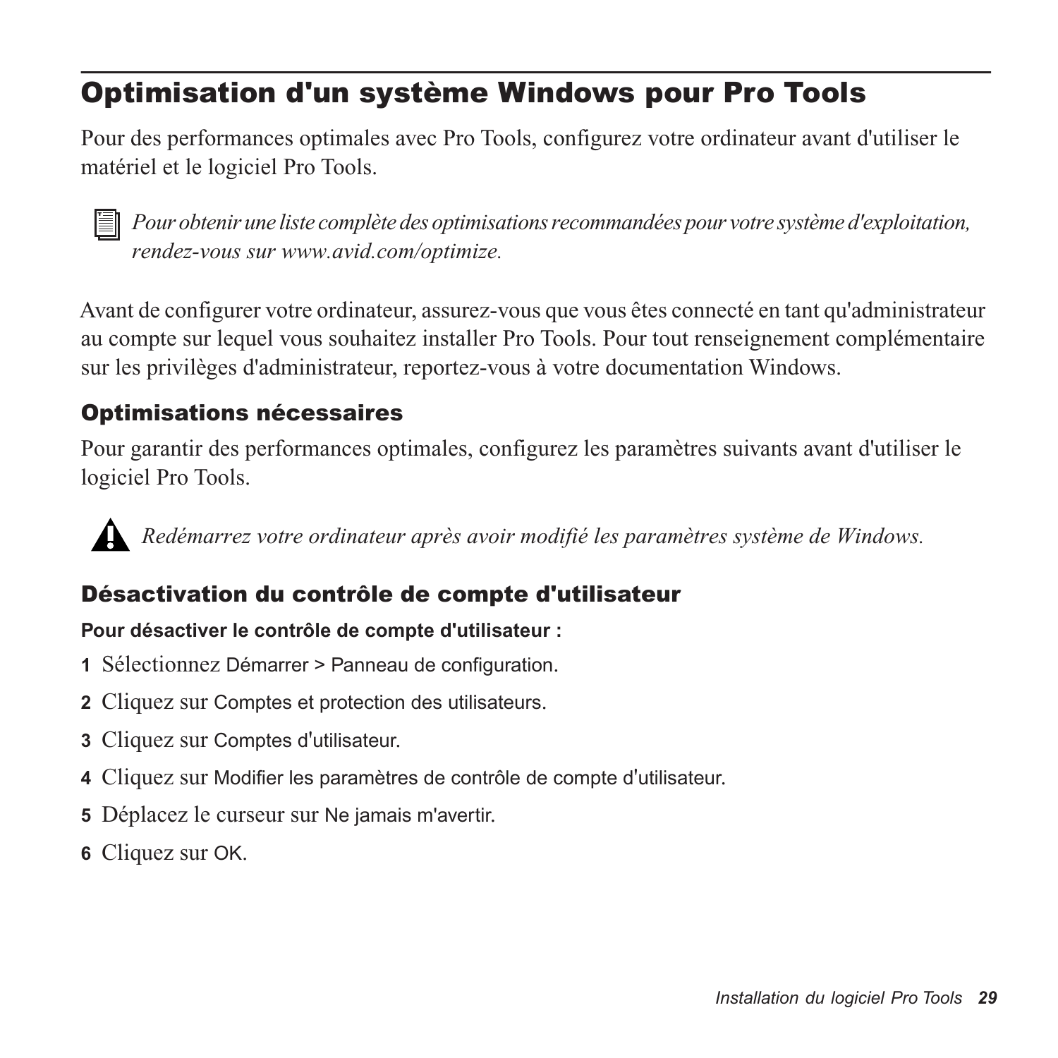## Optimisation d'un système Windows pour Pro Tools

Pour des performances optimales avec Pro Tools, configurez votre ordinateur avant d'utiliser le matériel et le logiciel Pro Tools.

*Pour obtenir une liste complète des optimisations recommandées pour votre système d'exploitation, rendez-vous sur www.avid.com/optimize.*

Avant de configurer votre ordinateur, assurez-vous que vous êtes connecté en tant qu'administrateur au compte sur lequel vous souhaitez installer Pro Tools. Pour tout renseignement complémentaire sur les privilèges d'administrateur, reportez-vous à votre documentation Windows.

### Optimisations nécessaires

Pour garantir des performances optimales, configurez les paramètres suivants avant d'utiliser le logiciel Pro Tools.

*Redémarrez votre ordinateur après avoir modifié les paramètres système de Windows.*

### Désactivation du contrôle de compte d'utilisateur

**Pour désactiver le contrôle de compte d'utilisateur :**

1. Sélectionnez Démarrer > Panneau de configuration.
2. Cliquez sur Comptes et protection des utilisateurs.
3. Cliquez sur Comptes d'utilisateur.
4. Cliquez sur Modifier les paramètres de contrôle de compte d'utilisateur.
5. Déplacez le curseur sur Ne jamais m'avertir.
6. Cliquez sur OK.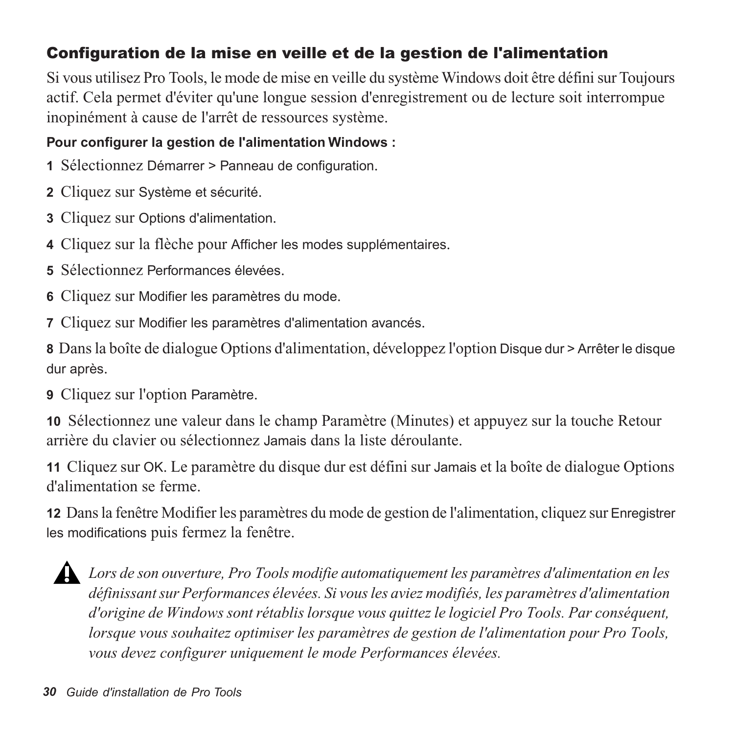## Configuration de la mise en veille et de la gestion de l'alimentation

Si vous utilisez Pro Tools, le mode de mise en veille du système Windows doit être défini sur Toujours actif. Cela permet d'éviter qu'une longue session d'enregistrement ou de lecture soit interrompue inopinément à cause de l'arrêt de ressources système.

**Pour configurer la gestion de l'alimentation Windows :**

1. Sélectionnez Démarrer > Panneau de configuration.
2. Cliquez sur Système et sécurité.
3. Cliquez sur Options d'alimentation.
4. Cliquez sur la flèche pour Afficher les modes supplémentaires.
5. Sélectionnez Performances élevées.
6. Cliquez sur Modifier les paramètres du mode.
7. Cliquez sur Modifier les paramètres d'alimentation avancés.
8. Dans la boîte de dialogue Options d'alimentation, développez l'option Disque dur > Arrêter le disque dur après.
9. Cliquez sur l'option Paramètre.
10. Sélectionnez une valeur dans le champ Paramètre (Minutes) et appuyez sur la touche Retour arrière du clavier ou sélectionnez Jamais dans la liste déroulante.
11. Cliquez sur OK. Le paramètre du disque dur est défini sur Jamais et la boîte de dialogue Options d'alimentation se ferme.
12. Dans la fenêtre Modifier les paramètres du mode de gestion de l'alimentation, cliquez sur Enregistrer les modifications puis fermez la fenêtre.

*Lors de son ouverture, Pro Tools modifie automatiquement les paramètres d'alimentation en les définissant sur Performances élevées. Si vous les aviez modifiés, les paramètres d'alimentation d'origine de Windows sont rétablis lorsque vous quittez le logiciel Pro Tools. Par conséquent, lorsque vous souhaitez optimiser les paramètres de gestion de l'alimentation pour Pro Tools, vous devez configurer uniquement le mode Performances élevées.*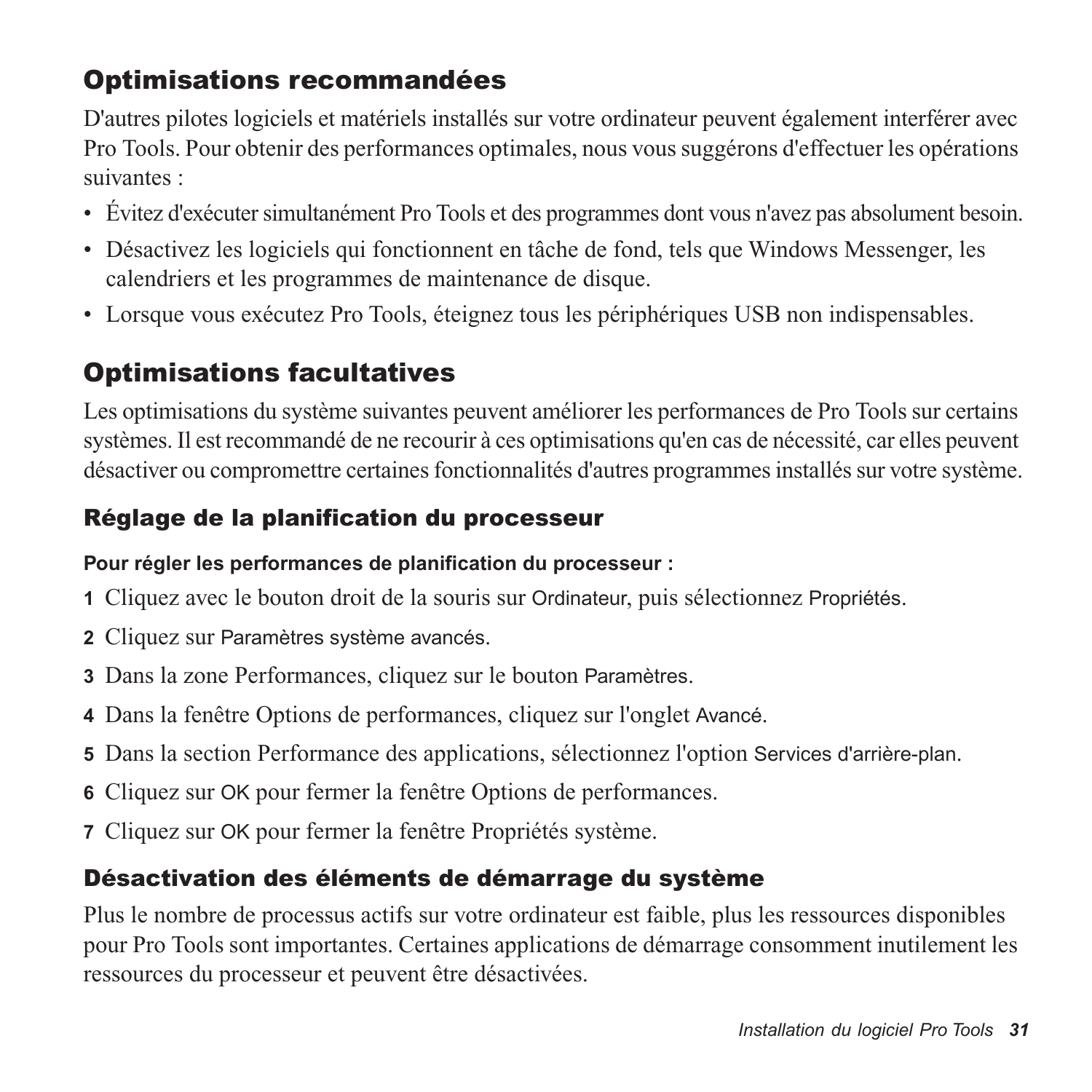## Optimisations recommandées

D'autres pilotes logiciels et matériels installés sur votre ordinateur peuvent également interférer avec Pro Tools. Pour obtenir des performances optimales, nous vous suggérons d'effectuer les opérations suivantes :

- Évitez d'exécuter simultanément Pro Tools et des programmes dont vous n'avez pas absolument besoin.
- Désactivez les logiciels qui fonctionnent en tâche de fond, tels que Windows Messenger, les calendriers et les programmes de maintenance de disque.
- Lorsque vous exécutez Pro Tools, éteignez tous les périphériques USB non indispensables.

## Optimisations facultatives

Les optimisations du système suivantes peuvent améliorer les performances de Pro Tools sur certains systèmes. Il est recommandé de ne recourir à ces optimisations qu'en cas de nécessité, car elles peuvent désactiver ou compromettre certaines fonctionnalités d'autres programmes installés sur votre système.

### Réglage de la planification du processeur

**Pour régler les performances de planification du processeur :**

1. Cliquez avec le bouton droit de la souris sur Ordinateur, puis sélectionnez Propriétés.
2. Cliquez sur Paramètres système avancés.
3. Dans la zone Performances, cliquez sur le bouton Paramètres.
4. Dans la fenêtre Options de performances, cliquez sur l'onglet Avancé.
5. Dans la section Performance des applications, sélectionnez l'option Services d'arrière-plan.
6. Cliquez sur OK pour fermer la fenêtre Options de performances.
7. Cliquez sur OK pour fermer la fenêtre Propriétés système.

### Désactivation des éléments de démarrage du système

Plus le nombre de processus actifs sur votre ordinateur est faible, plus les ressources disponibles pour Pro Tools sont importantes. Certaines applications de démarrage consomment inutilement les ressources du processeur et peuvent être désactivées.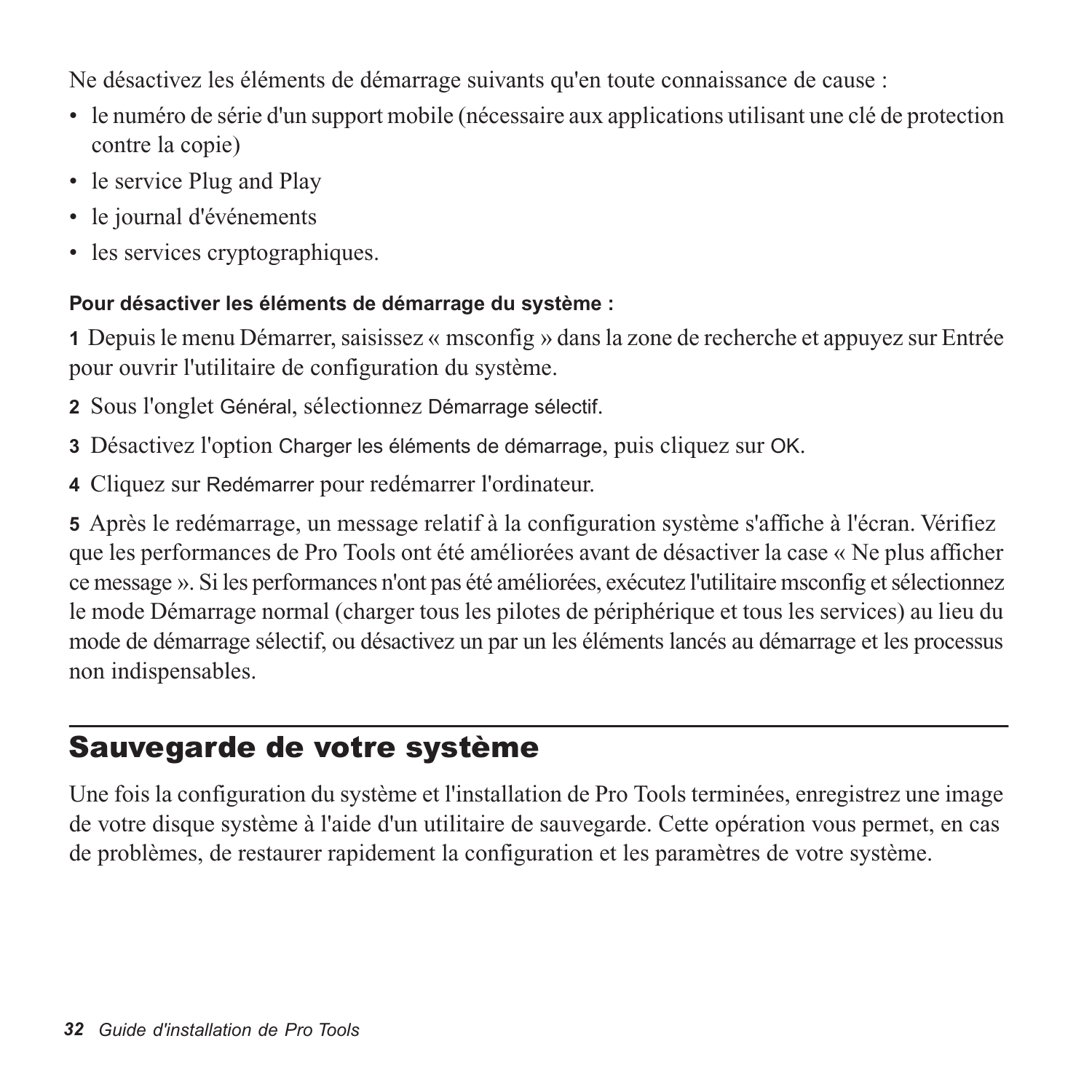Ne désactivez les éléments de démarrage suivants qu'en toute connaissance de cause :

- le numéro de série d'un support mobile (nécessaire aux applications utilisant une clé de protection contre la copie)
- le service Plug and Play
- le journal d'événements
- les services cryptographiques.

**Pour désactiver les éléments de démarrage du système :**

1 Depuis le menu Démarrer, saisissez « msconfig » dans la zone de recherche et appuyez sur Entrée pour ouvrir l'utilitaire de configuration du système.

2 Sous l'onglet Général, sélectionnez Démarrage sélectif.

3 Désactivez l'option Charger les éléments de démarrage, puis cliquez sur OK.

4 Cliquez sur Redémarrer pour redémarrer l'ordinateur.

5 Après le redémarrage, un message relatif à la configuration système s'affiche à l'écran. Vérifiez que les performances de Pro Tools ont été améliorées avant de désactiver la case « Ne plus afficher ce message ». Si les performances n'ont pas été améliorées, exécutez l'utilitaire msconfig et sélectionnez le mode Démarrage normal (charger tous les pilotes de périphérique et tous les services) au lieu du mode de démarrage sélectif, ou désactivez un par un les éléments lancés au démarrage et les processus non indispensables.

## Sauvegarde de votre système

Une fois la configuration du système et l'installation de Pro Tools terminées, enregistrez une image de votre disque système à l'aide d'un utilitaire de sauvegarde. Cette opération vous permet, en cas de problèmes, de restaurer rapidement la configuration et les paramètres de votre système.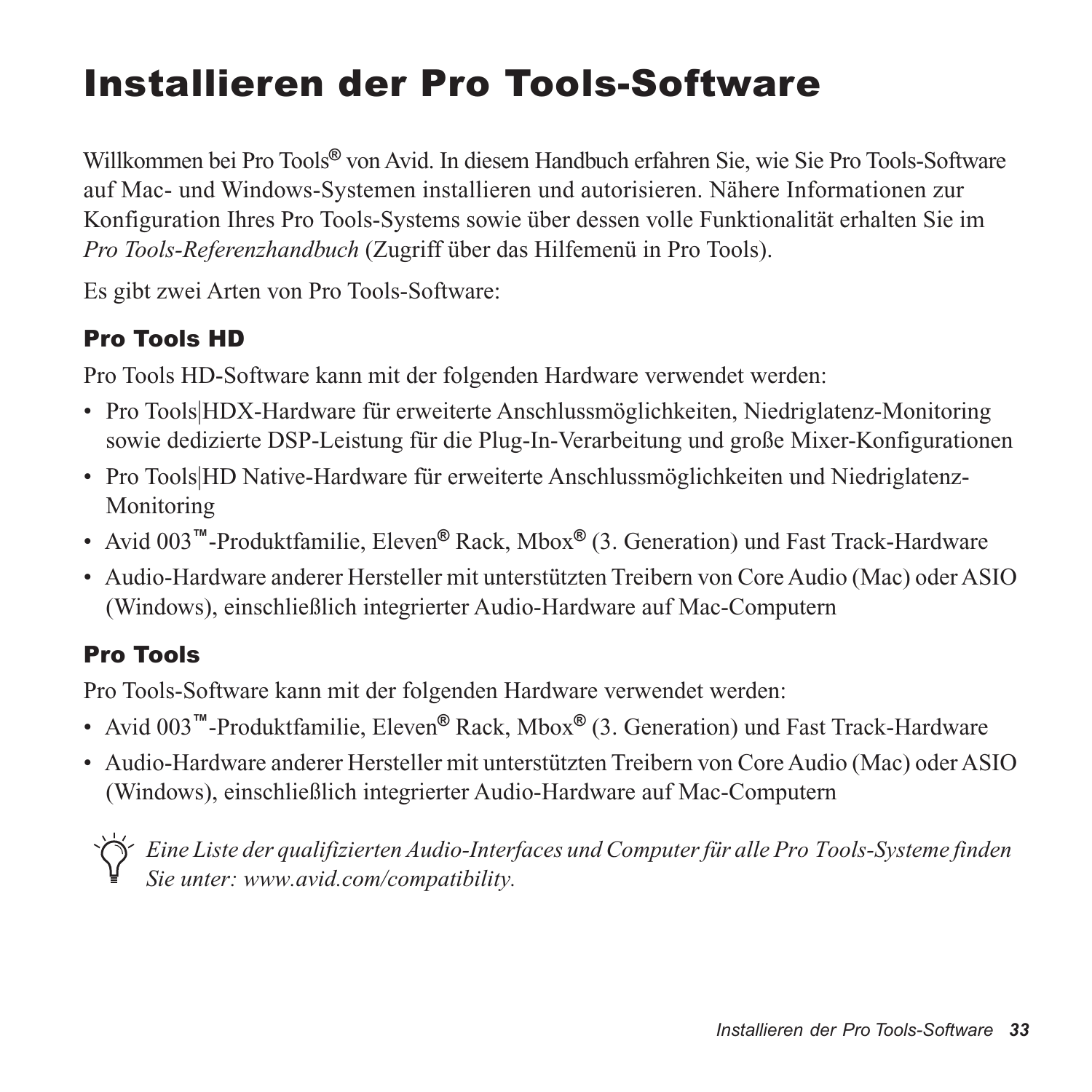# Installieren der Pro Tools-Software

Willkommen bei Pro Tools® von Avid. In diesem Handbuch erfahren Sie, wie Sie Pro Tools-Software auf Mac- und Windows-Systemen installieren und autorisieren. Nähere Informationen zur Konfiguration Ihres Pro Tools-Systems sowie über dessen volle Funktionalität erhalten Sie im *Pro Tools-Referenzhandbuch* (Zugriff über das Hilfemenü in Pro Tools).

Es gibt zwei Arten von Pro Tools-Software:

## Pro Tools HD

Pro Tools HD-Software kann mit der folgenden Hardware verwendet werden:

- Pro Tools|HDX-Hardware für erweiterte Anschlussmöglichkeiten, Niedriglatenz-Monitoring sowie dedizierte DSP-Leistung für die Plug-In-Verarbeitung und große Mixer-Konfigurationen
- Pro Tools|HD Native-Hardware für erweiterte Anschlussmöglichkeiten und Niedriglatenz-Monitoring
- Avid 003™-Produktfamilie, Eleven® Rack, Mbox® (3. Generation) und Fast Track-Hardware
- Audio-Hardware anderer Hersteller mit unterstützten Treibern von Core Audio (Mac) oder ASIO (Windows), einschließlich integrierter Audio-Hardware auf Mac-Computern

## Pro Tools

Pro Tools-Software kann mit der folgenden Hardware verwendet werden:

- Avid 003™-Produktfamilie, Eleven® Rack, Mbox® (3. Generation) und Fast Track-Hardware
- Audio-Hardware anderer Hersteller mit unterstützten Treibern von Core Audio (Mac) oder ASIO (Windows), einschließlich integrierter Audio-Hardware auf Mac-Computern

*Eine Liste der qualifizierten Audio-Interfaces und Computer für alle Pro Tools-Systeme finden Sie unter: www.avid.com/compatibility.*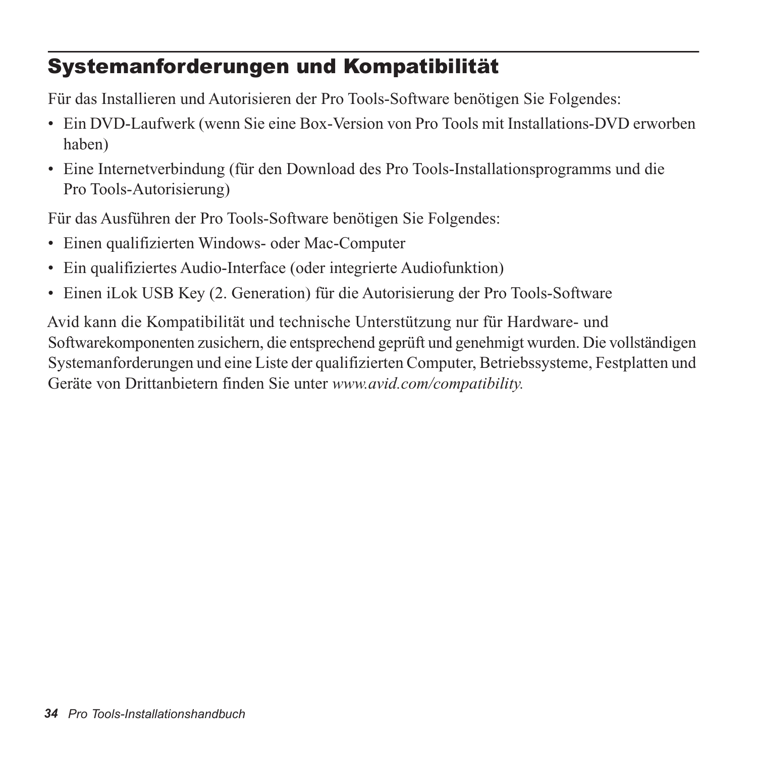## Systemanforderungen und Kompatibilität

Für das Installieren und Autorisieren der Pro Tools-Software benötigen Sie Folgendes:

- Ein DVD-Laufwerk (wenn Sie eine Box-Version von Pro Tools mit Installations-DVD erworben haben)
- Eine Internetverbindung (für den Download des Pro Tools-Installationsprogramms und die Pro Tools-Autorisierung)

Für das Ausführen der Pro Tools-Software benötigen Sie Folgendes:

- Einen qualifizierten Windows- oder Mac-Computer
- Ein qualifiziertes Audio-Interface (oder integrierte Audiofunktion)
- Einen iLok USB Key (2. Generation) für die Autorisierung der Pro Tools-Software

Avid kann die Kompatibilität und technische Unterstützung nur für Hardware- und Softwarekomponenten zusichern, die entsprechend geprüft und genehmigt wurden. Die vollständigen Systemanforderungen und eine Liste der qualifizierten Computer, Betriebssysteme, Festplatten und Geräte von Drittanbietern finden Sie unter *www.avid.com/compatibility.*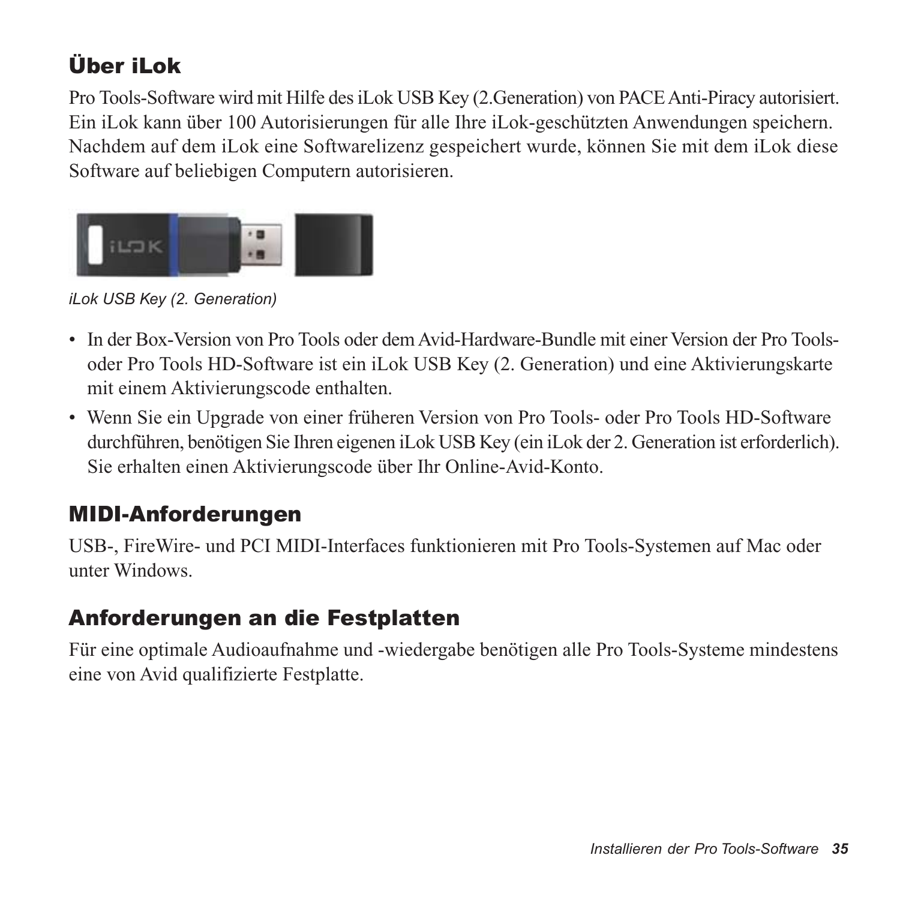## Über iLok

Pro Tools-Software wird mit Hilfe des iLok USB Key (2.Generation) von PACE Anti-Piracy autorisiert. Ein iLok kann über 100 Autorisierungen für alle Ihre iLok-geschützten Anwendungen speichern. Nachdem auf dem iLok eine Softwarelizenz gespeichert wurde, können Sie mit dem iLok diese Software auf beliebigen Computern autorisieren.

*iLok USB Key (2. Generation)*

- In der Box-Version von Pro Tools oder dem Avid-Hardware-Bundle mit einer Version der Pro Tools- oder Pro Tools HD-Software ist ein iLok USB Key (2. Generation) und eine Aktivierungskarte mit einem Aktivierungscode enthalten.
- Wenn Sie ein Upgrade von einer früheren Version von Pro Tools- oder Pro Tools HD-Software durchführen, benötigen Sie Ihren eigenen iLok USB Key (ein iLok der 2. Generation ist erforderlich). Sie erhalten einen Aktivierungscode über Ihr Online-Avid-Konto.

## MIDI-Anforderungen

USB-, FireWire- und PCI MIDI-Interfaces funktionieren mit Pro Tools-Systemen auf Mac oder unter Windows.

## Anforderungen an die Festplatten

Für eine optimale Audioaufnahme und -wiedergabe benötigen alle Pro Tools-Systeme mindestens eine von Avid qualifizierte Festplatte.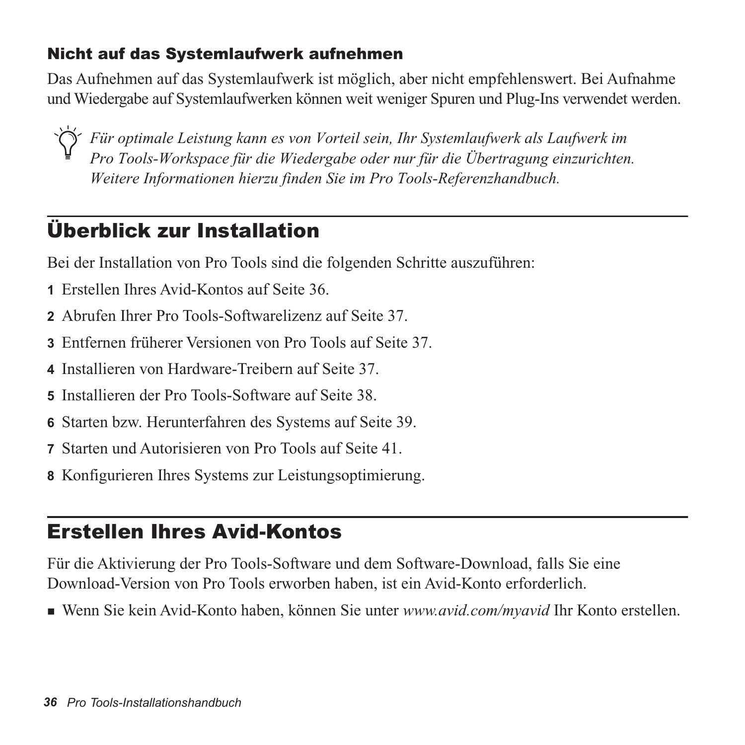### Nicht auf das Systemlaufwerk aufnehmen

Das Aufnehmen auf das Systemlaufwerk ist möglich, aber nicht empfehlenswert. Bei Aufnahme und Wiedergabe auf Systemlaufwerken können weit weniger Spuren und Plug-Ins verwendet werden.

*Für optimale Leistung kann es von Vorteil sein, Ihr Systemlaufwerk als Laufwerk im Pro Tools-Workspace für die Wiedergabe oder nur für die Übertragung einzurichten. Weitere Informationen hierzu finden Sie im Pro Tools-Referenzhandbuch.*

## Überblick zur Installation

Bei der Installation von Pro Tools sind die folgenden Schritte auszuführen:

1. Erstellen Ihres Avid-Kontos auf Seite 36.
2. Abrufen Ihrer Pro Tools-Softwarelizenz auf Seite 37.
3. Entfernen früherer Versionen von Pro Tools auf Seite 37.
4. Installieren von Hardware-Treibern auf Seite 37.
5. Installieren der Pro Tools-Software auf Seite 38.
6. Starten bzw. Herunterfahren des Systems auf Seite 39.
7. Starten und Autorisieren von Pro Tools auf Seite 41.
8. Konfigurieren Ihres Systems zur Leistungsoptimierung.

## Erstellen Ihres Avid-Kontos

Für die Aktivierung der Pro Tools-Software und dem Software-Download, falls Sie eine Download-Version von Pro Tools erworben haben, ist ein Avid-Konto erforderlich.

- Wenn Sie kein Avid-Konto haben, können Sie unter *www.avid.com/myavid* Ihr Konto erstellen.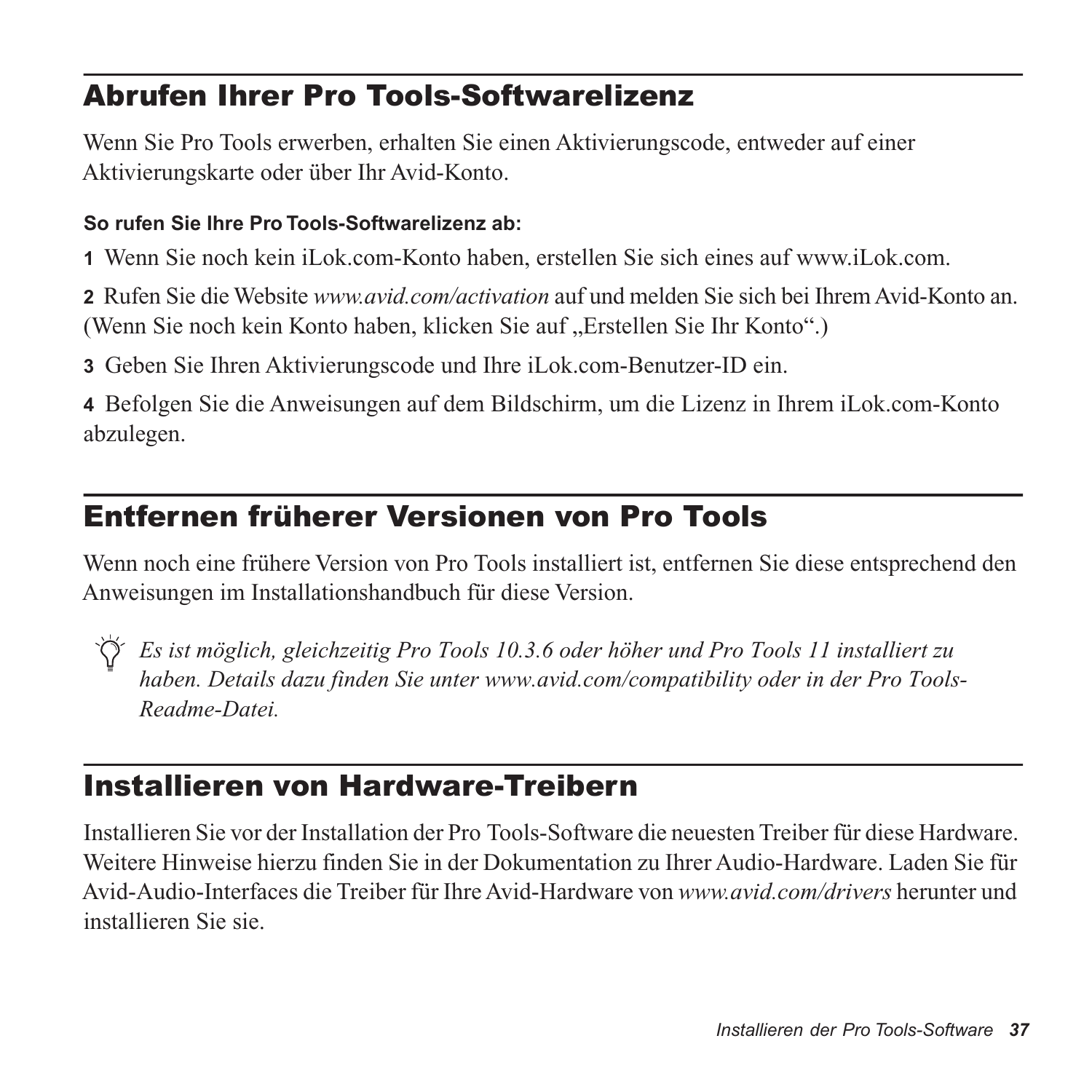## Abrufen Ihrer Pro Tools-Softwarelizenz

Wenn Sie Pro Tools erwerben, erhalten Sie einen Aktivierungscode, entweder auf einer Aktivierungskarte oder über Ihr Avid-Konto.

**So rufen Sie Ihre Pro Tools-Softwarelizenz ab:**

**1** Wenn Sie noch kein iLok.com-Konto haben, erstellen Sie sich eines auf www.iLok.com.

**2** Rufen Sie die Website *www.avid.com/activation* auf und melden Sie sich bei Ihrem Avid-Konto an. (Wenn Sie noch kein Konto haben, klicken Sie auf „Erstellen Sie Ihr Konto".)

**3** Geben Sie Ihren Aktivierungscode und Ihre iLok.com-Benutzer-ID ein.

**4** Befolgen Sie die Anweisungen auf dem Bildschirm, um die Lizenz in Ihrem iLok.com-Konto abzulegen.

## Entfernen früherer Versionen von Pro Tools

Wenn noch eine frühere Version von Pro Tools installiert ist, entfernen Sie diese entsprechend den Anweisungen im Installationshandbuch für diese Version.

*Es ist möglich, gleichzeitig Pro Tools 10.3.6 oder höher und Pro Tools 11 installiert zu haben. Details dazu finden Sie unter www.avid.com/compatibility oder in der Pro Tools-Readme-Datei.*

## Installieren von Hardware-Treibern

Installieren Sie vor der Installation der Pro Tools-Software die neuesten Treiber für diese Hardware. Weitere Hinweise hierzu finden Sie in der Dokumentation zu Ihrer Audio-Hardware. Laden Sie für Avid-Audio-Interfaces die Treiber für Ihre Avid-Hardware von *www.avid.com/drivers* herunter und installieren Sie sie.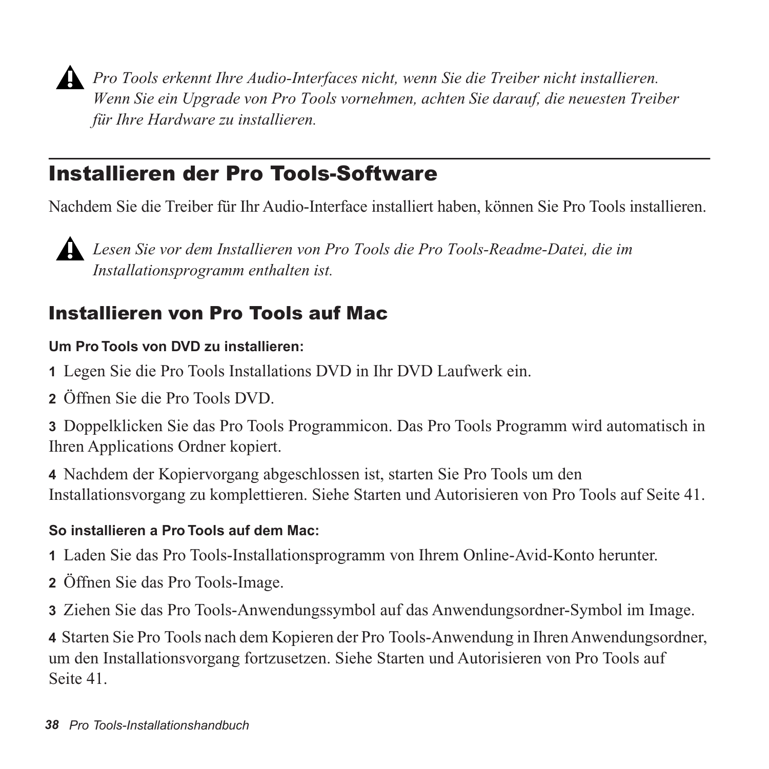*Pro Tools erkennt Ihre Audio-Interfaces nicht, wenn Sie die Treiber nicht installieren. Wenn Sie ein Upgrade von Pro Tools vornehmen, achten Sie darauf, die neuesten Treiber für Ihre Hardware zu installieren.*

## Installieren der Pro Tools-Software

Nachdem Sie die Treiber für Ihr Audio-Interface installiert haben, können Sie Pro Tools installieren.

*Lesen Sie vor dem Installieren von Pro Tools die Pro Tools-Readme-Datei, die im Installationsprogramm enthalten ist.*

### Installieren von Pro Tools auf Mac

**Um Pro Tools von DVD zu installieren:**

**1** Legen Sie die Pro Tools Installations DVD in Ihr DVD Laufwerk ein.

**2** Öffnen Sie die Pro Tools DVD.

**3** Doppelklicken Sie das Pro Tools Programmicon. Das Pro Tools Programm wird automatisch in Ihren Applications Ordner kopiert.

**4** Nachdem der Kopiervorgang abgeschlossen ist, starten Sie Pro Tools um den Installationsvorgang zu komplettieren. Siehe Starten und Autorisieren von Pro Tools auf Seite 41.

**So installieren a Pro Tools auf dem Mac:**

**1** Laden Sie das Pro Tools-Installationsprogramm von Ihrem Online-Avid-Konto herunter.

**2** Öffnen Sie das Pro Tools-Image.

**3** Ziehen Sie das Pro Tools-Anwendungssymbol auf das Anwendungsordner-Symbol im Image.

**4** Starten Sie Pro Tools nach dem Kopieren der Pro Tools-Anwendung in Ihren Anwendungsordner, um den Installationsvorgang fortzusetzen. Siehe Starten und Autorisieren von Pro Tools auf Seite 41.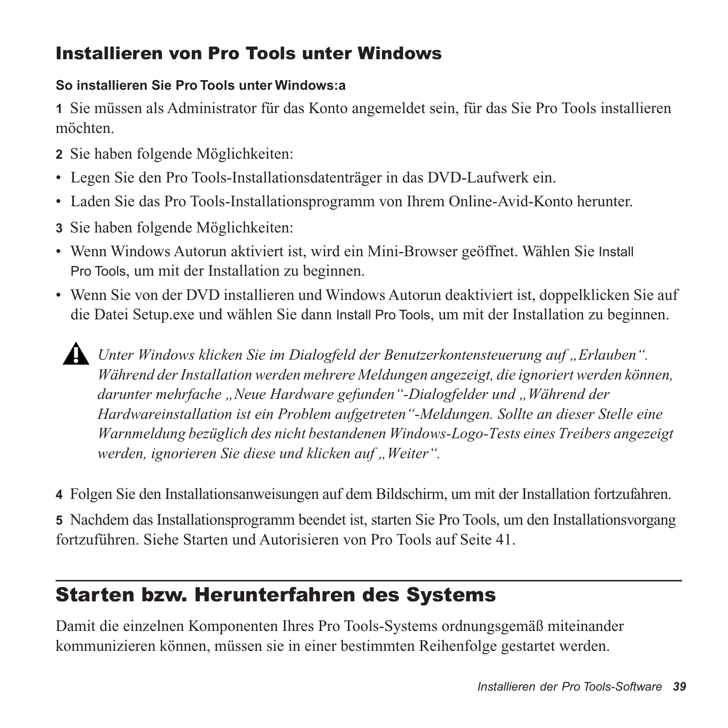## Installieren von Pro Tools unter Windows

**So installieren Sie Pro Tools unter Windows:a**

**1** Sie müssen als Administrator für das Konto angemeldet sein, für das Sie Pro Tools installieren möchten.

**2** Sie haben folgende Möglichkeiten:

- Legen Sie den Pro Tools-Installationsdatenträger in das DVD-Laufwerk ein.
- Laden Sie das Pro Tools-Installationsprogramm von Ihrem Online-Avid-Konto herunter.

**3** Sie haben folgende Möglichkeiten:

- Wenn Windows Autorun aktiviert ist, wird ein Mini-Browser geöffnet. Wählen Sie Install Pro Tools, um mit der Installation zu beginnen.
- Wenn Sie von der DVD installieren und Windows Autorun deaktiviert ist, doppelklicken Sie auf die Datei Setup.exe und wählen Sie dann Install Pro Tools, um mit der Installation zu beginnen.

*Unter Windows klicken Sie im Dialogfeld der Benutzerkontensteuerung auf „Erlauben“. Während der Installation werden mehrere Meldungen angezeigt, die ignoriert werden können, darunter mehrfache „Neue Hardware gefunden“-Dialogfelder und „Während der Hardwareinstallation ist ein Problem aufgetreten“-Meldungen. Sollte an dieser Stelle eine Warnmeldung bezüglich des nicht bestandenen Windows-Logo-Tests eines Treibers angezeigt werden, ignorieren Sie diese und klicken auf „Weiter“.*

**4** Folgen Sie den Installationsanweisungen auf dem Bildschirm, um mit der Installation fortzufahren.

**5** Nachdem das Installationsprogramm beendet ist, starten Sie Pro Tools, um den Installationsvorgang fortzuführen. Siehe Starten und Autorisieren von Pro Tools auf Seite 41.

# Starten bzw. Herunterfahren des Systems

Damit die einzelnen Komponenten Ihres Pro Tools-Systems ordnungsgemäß miteinander kommunizieren können, müssen sie in einer bestimmten Reihenfolge gestartet werden.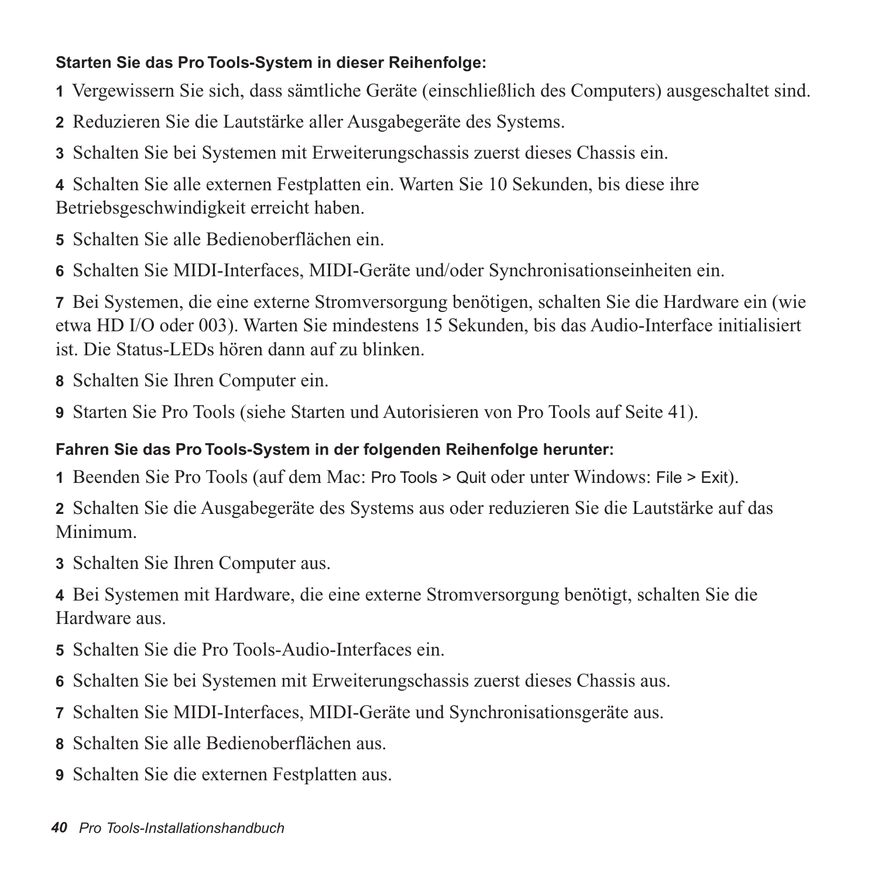**Starten Sie das Pro Tools-System in dieser Reihenfolge:**

1 Vergewissern Sie sich, dass sämtliche Geräte (einschließlich des Computers) ausgeschaltet sind.

2 Reduzieren Sie die Lautstärke aller Ausgabegeräte des Systems.

3 Schalten Sie bei Systemen mit Erweiterungschassis zuerst dieses Chassis ein.

4 Schalten Sie alle externen Festplatten ein. Warten Sie 10 Sekunden, bis diese ihre Betriebsgeschwindigkeit erreicht haben.

5 Schalten Sie alle Bedienoberflächen ein.

6 Schalten Sie MIDI-Interfaces, MIDI-Geräte und/oder Synchronisationseinheiten ein.

7 Bei Systemen, die eine externe Stromversorgung benötigen, schalten Sie die Hardware ein (wie etwa HD I/O oder 003). Warten Sie mindestens 15 Sekunden, bis das Audio-Interface initialisiert ist. Die Status-LEDs hören dann auf zu blinken.

8 Schalten Sie Ihren Computer ein.

9 Starten Sie Pro Tools (siehe Starten und Autorisieren von Pro Tools auf Seite 41).

**Fahren Sie das Pro Tools-System in der folgenden Reihenfolge herunter:**

1 Beenden Sie Pro Tools (auf dem Mac: Pro Tools > Quit oder unter Windows: File > Exit).

2 Schalten Sie die Ausgabegeräte des Systems aus oder reduzieren Sie die Lautstärke auf das Minimum.

3 Schalten Sie Ihren Computer aus.

4 Bei Systemen mit Hardware, die eine externe Stromversorgung benötigt, schalten Sie die Hardware aus.

5 Schalten Sie die Pro Tools-Audio-Interfaces ein.

6 Schalten Sie bei Systemen mit Erweiterungschassis zuerst dieses Chassis aus.

7 Schalten Sie MIDI-Interfaces, MIDI-Geräte und Synchronisationsgeräte aus.

8 Schalten Sie alle Bedienoberflächen aus.

9 Schalten Sie die externen Festplatten aus.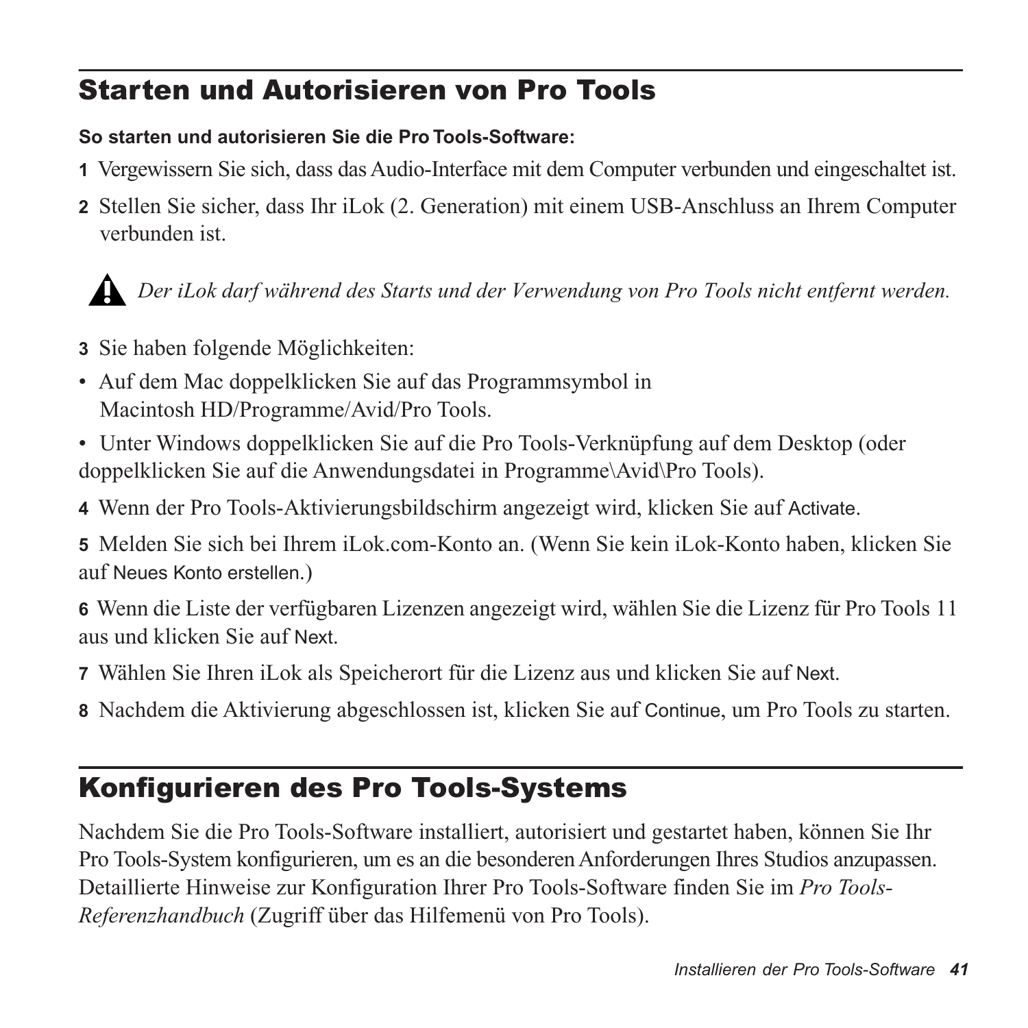## Starten und Autorisieren von Pro Tools

**So starten und autorisieren Sie die Pro Tools-Software:**

**1** Vergewissern Sie sich, dass das Audio-Interface mit dem Computer verbunden und eingeschaltet ist.

**2** Stellen Sie sicher, dass Ihr iLok (2. Generation) mit einem USB-Anschluss an Ihrem Computer verbunden ist.

*Der iLok darf während des Starts und der Verwendung von Pro Tools nicht entfernt werden.*

**3** Sie haben folgende Möglichkeiten:

- Auf dem Mac doppelklicken Sie auf das Programmsymbol in Macintosh HD/Programme/Avid/Pro Tools.
- Unter Windows doppelklicken Sie auf die Pro Tools-Verknüpfung auf dem Desktop (oder doppelklicken Sie auf die Anwendungsdatei in Programme\Avid\Pro Tools).

**4** Wenn der Pro Tools-Aktivierungsbildschirm angezeigt wird, klicken Sie auf Activate.

**5** Melden Sie sich bei Ihrem iLok.com-Konto an. (Wenn Sie kein iLok-Konto haben, klicken Sie auf Neues Konto erstellen.)

**6** Wenn die Liste der verfügbaren Lizenzen angezeigt wird, wählen Sie die Lizenz für Pro Tools 11 aus und klicken Sie auf Next.

**7** Wählen Sie Ihren iLok als Speicherort für die Lizenz aus und klicken Sie auf Next.

**8** Nachdem die Aktivierung abgeschlossen ist, klicken Sie auf Continue, um Pro Tools zu starten.

## Konfigurieren des Pro Tools-Systems

Nachdem Sie die Pro Tools-Software installiert, autorisiert und gestartet haben, können Sie Ihr Pro Tools-System konfigurieren, um es an die besonderen Anforderungen Ihres Studios anzupassen. Detaillierte Hinweise zur Konfiguration Ihrer Pro Tools-Software finden Sie im *Pro Tools-Referenzhandbuch* (Zugriff über das Hilfemenü von Pro Tools).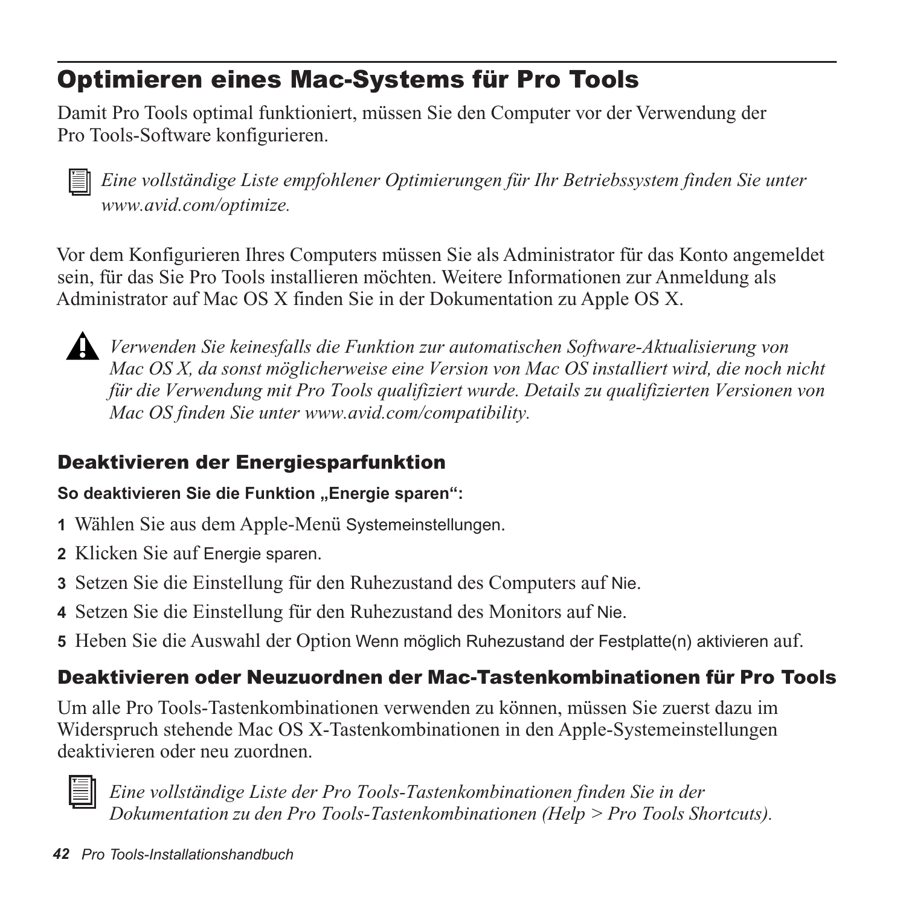## Optimieren eines Mac-Systems für Pro Tools

Damit Pro Tools optimal funktioniert, müssen Sie den Computer vor der Verwendung der Pro Tools-Software konfigurieren.

*Eine vollständige Liste empfohlener Optimierungen für Ihr Betriebssystem finden Sie unter www.avid.com/optimize.*

Vor dem Konfigurieren Ihres Computers müssen Sie als Administrator für das Konto angemeldet sein, für das Sie Pro Tools installieren möchten. Weitere Informationen zur Anmeldung als Administrator auf Mac OS X finden Sie in der Dokumentation zu Apple OS X.

*Verwenden Sie keinesfalls die Funktion zur automatischen Software-Aktualisierung von Mac OS X, da sonst möglicherweise eine Version von Mac OS installiert wird, die noch nicht für die Verwendung mit Pro Tools qualifiziert wurde. Details zu qualifizierten Versionen von Mac OS finden Sie unter www.avid.com/compatibility.*

### Deaktivieren der Energiesparfunktion

**So deaktivieren Sie die Funktion „Energie sparen":**

1. Wählen Sie aus dem Apple-Menü Systemeinstellungen.
2. Klicken Sie auf Energie sparen.
3. Setzen Sie die Einstellung für den Ruhezustand des Computers auf Nie.
4. Setzen Sie die Einstellung für den Ruhezustand des Monitors auf Nie.
5. Heben Sie die Auswahl der Option Wenn möglich Ruhezustand der Festplatte(n) aktivieren auf.

### Deaktivieren oder Neuzuordnen der Mac-Tastenkombinationen für Pro Tools

Um alle Pro Tools-Tastenkombinationen verwenden zu können, müssen Sie zuerst dazu im Widerspruch stehende Mac OS X-Tastenkombinationen in den Apple-Systemeinstellungen deaktivieren oder neu zuordnen.

*Eine vollständige Liste der Pro Tools-Tastenkombinationen finden Sie in der Dokumentation zu den Pro Tools-Tastenkombinationen (Help > Pro Tools Shortcuts).*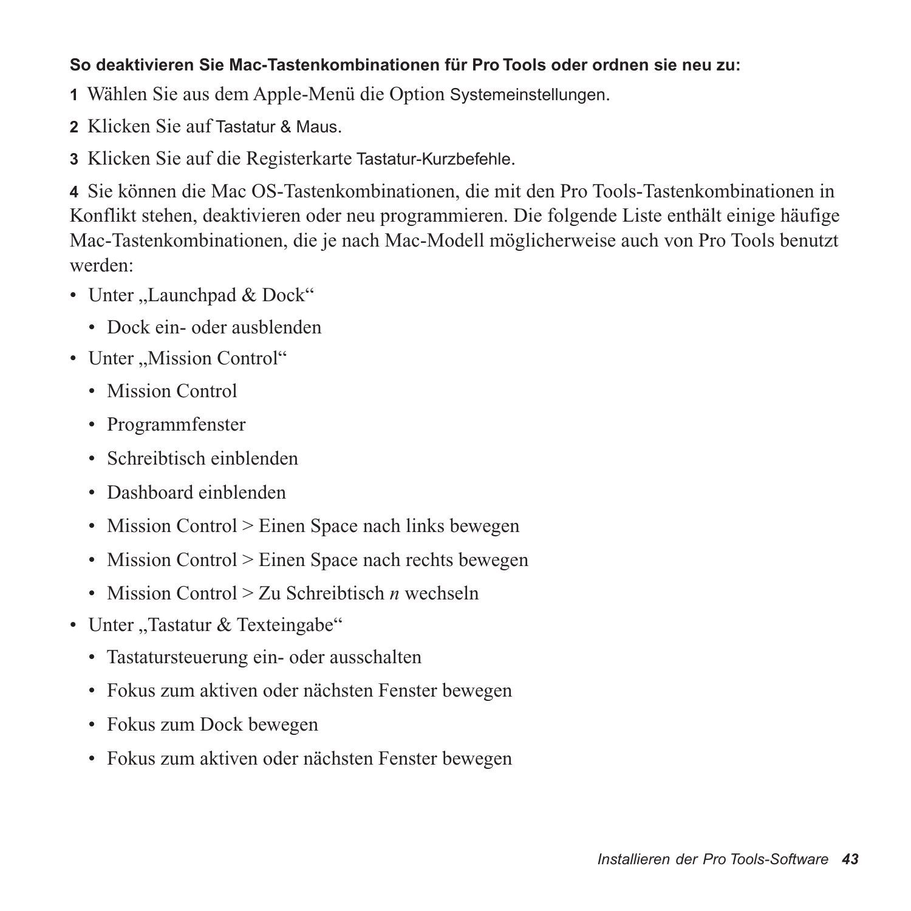**So deaktivieren Sie Mac-Tastenkombinationen für Pro Tools oder ordnen sie neu zu:**

**1** Wählen Sie aus dem Apple-Menü die Option Systemeinstellungen.

**2** Klicken Sie auf Tastatur & Maus.

**3** Klicken Sie auf die Registerkarte Tastatur-Kurzbefehle.

**4** Sie können die Mac OS-Tastenkombinationen, die mit den Pro Tools-Tastenkombinationen in Konflikt stehen, deaktivieren oder neu programmieren. Die folgende Liste enthält einige häufige Mac-Tastenkombinationen, die je nach Mac-Modell möglicherweise auch von Pro Tools benutzt werden:

- Unter „Launchpad & Dock“
  - Dock ein- oder ausblenden
- Unter „Mission Control“
  - Mission Control
  - Programmfenster
  - Schreibtisch einblenden
  - Dashboard einblenden
  - Mission Control > Einen Space nach links bewegen
  - Mission Control > Einen Space nach rechts bewegen
  - Mission Control > Zu Schreibtisch *n* wechseln
- Unter „Tastatur & Texteingabe“
  - Tastatursteuerung ein- oder ausschalten
  - Fokus zum aktiven oder nächsten Fenster bewegen
  - Fokus zum Dock bewegen
  - Fokus zum aktiven oder nächsten Fenster bewegen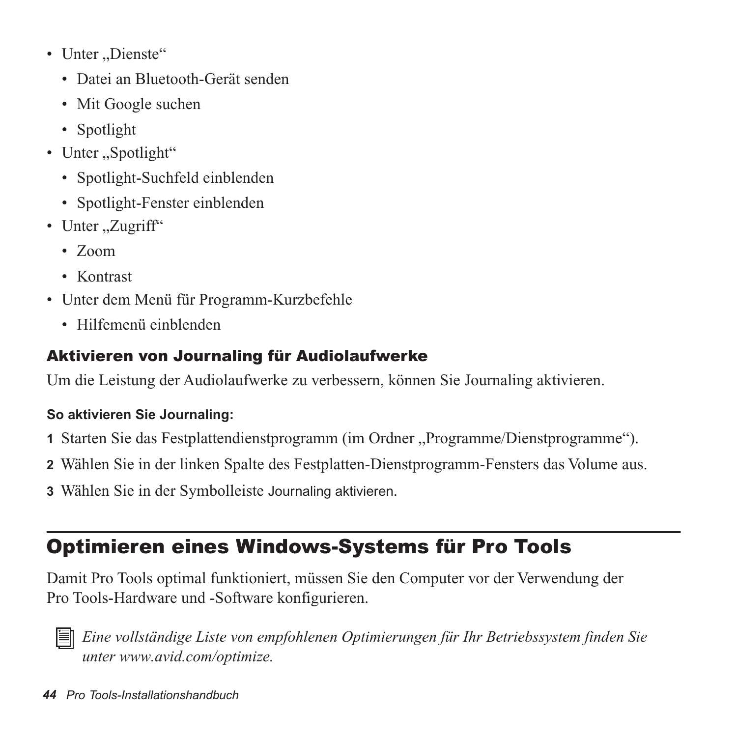- Unter „Dienste“
  - Datei an Bluetooth-Gerät senden
  - Mit Google suchen
  - Spotlight
- Unter „Spotlight“
  - Spotlight-Suchfeld einblenden
  - Spotlight-Fenster einblenden
- Unter „Zugriff“
  - Zoom
  - Kontrast
- Unter dem Menü für Programm-Kurzbefehle
  - Hilfemenü einblenden

### Aktivieren von Journaling für Audiolaufwerke

Um die Leistung der Audiolaufwerke zu verbessern, können Sie Journaling aktivieren.

**So aktivieren Sie Journaling:**

1. Starten Sie das Festplattendienstprogramm (im Ordner „Programme/Dienstprogramme“).
2. Wählen Sie in der linken Spalte des Festplatten-Dienstprogramm-Fensters das Volume aus.
3. Wählen Sie in der Symbolleiste Journaling aktivieren.

## Optimieren eines Windows-Systems für Pro Tools

Damit Pro Tools optimal funktioniert, müssen Sie den Computer vor der Verwendung der Pro Tools-Hardware und -Software konfigurieren.

*Eine vollständige Liste von empfohlenen Optimierungen für Ihr Betriebssystem finden Sie unter www.avid.com/optimize.*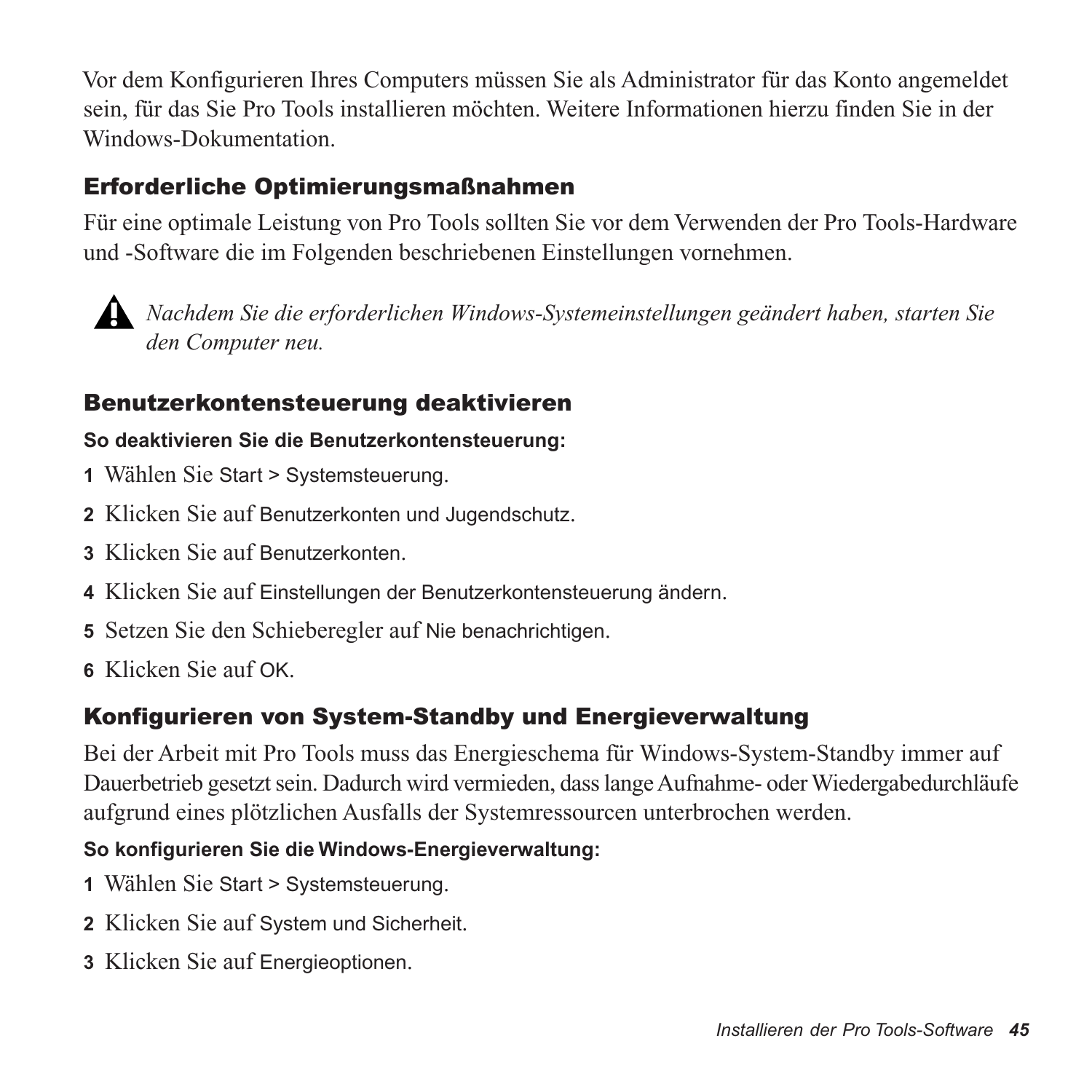Vor dem Konfigurieren Ihres Computers müssen Sie als Administrator für das Konto angemeldet sein, für das Sie Pro Tools installieren möchten. Weitere Informationen hierzu finden Sie in der Windows-Dokumentation.

### Erforderliche Optimierungsmaßnahmen

Für eine optimale Leistung von Pro Tools sollten Sie vor dem Verwenden der Pro Tools-Hardware und -Software die im Folgenden beschriebenen Einstellungen vornehmen.

⚠ *Nachdem Sie die erforderlichen Windows-Systemeinstellungen geändert haben, starten Sie den Computer neu.*

### Benutzerkontensteuerung deaktivieren

**So deaktivieren Sie die Benutzerkontensteuerung:**

1 Wählen Sie Start > Systemsteuerung.

2 Klicken Sie auf Benutzerkonten und Jugendschutz.

3 Klicken Sie auf Benutzerkonten.

4 Klicken Sie auf Einstellungen der Benutzerkontensteuerung ändern.

5 Setzen Sie den Schieberegler auf Nie benachrichtigen.

6 Klicken Sie auf OK.

### Konfigurieren von System-Standby und Energieverwaltung

Bei der Arbeit mit Pro Tools muss das Energieschema für Windows-System-Standby immer auf Dauerbetrieb gesetzt sein. Dadurch wird vermieden, dass lange Aufnahme- oder Wiedergabedurchläufe aufgrund eines plötzlichen Ausfalls der Systemressourcen unterbrochen werden.

**So konfigurieren Sie die Windows-Energieverwaltung:**

1 Wählen Sie Start > Systemsteuerung.

2 Klicken Sie auf System und Sicherheit.

3 Klicken Sie auf Energieoptionen.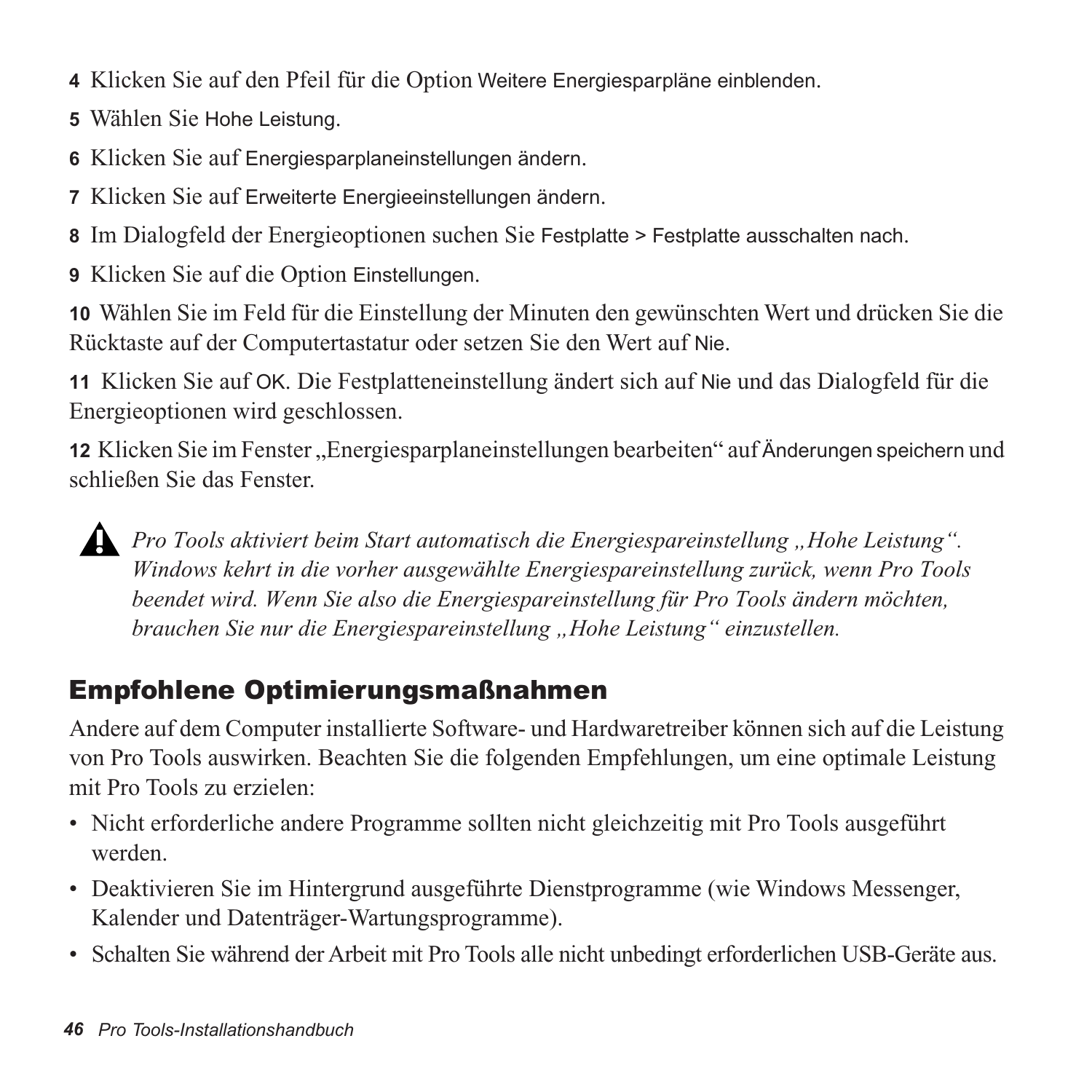**4** Klicken Sie auf den Pfeil für die Option Weitere Energiesparpläne einblenden.

**5** Wählen Sie Hohe Leistung.

**6** Klicken Sie auf Energiesparplaneinstellungen ändern.

**7** Klicken Sie auf Erweiterte Energieeinstellungen ändern.

**8** Im Dialogfeld der Energieoptionen suchen Sie Festplatte > Festplatte ausschalten nach.

**9** Klicken Sie auf die Option Einstellungen.

**10** Wählen Sie im Feld für die Einstellung der Minuten den gewünschten Wert und drücken Sie die Rücktaste auf der Computertastatur oder setzen Sie den Wert auf Nie.

**11** Klicken Sie auf OK. Die Festplatteneinstellung ändert sich auf Nie und das Dialogfeld für die Energieoptionen wird geschlossen.

**12** Klicken Sie im Fenster „Energiesparplaneinstellungen bearbeiten“ auf Änderungen speichern und schließen Sie das Fenster.

*Pro Tools aktiviert beim Start automatisch die Energiespareinstellung „Hohe Leistung“. Windows kehrt in die vorher ausgewählte Energiespareinstellung zurück, wenn Pro Tools beendet wird. Wenn Sie also die Energiespareinstellung für Pro Tools ändern möchten, brauchen Sie nur die Energiespareinstellung „Hohe Leistung“ einzustellen.*

## Empfohlene Optimierungsmaßnahmen

Andere auf dem Computer installierte Software- und Hardwaretreiber können sich auf die Leistung von Pro Tools auswirken. Beachten Sie die folgenden Empfehlungen, um eine optimale Leistung mit Pro Tools zu erzielen:

- Nicht erforderliche andere Programme sollten nicht gleichzeitig mit Pro Tools ausgeführt werden.
- Deaktivieren Sie im Hintergrund ausgeführte Dienstprogramme (wie Windows Messenger, Kalender und Datenträger-Wartungsprogramme).
- Schalten Sie während der Arbeit mit Pro Tools alle nicht unbedingt erforderlichen USB-Geräte aus.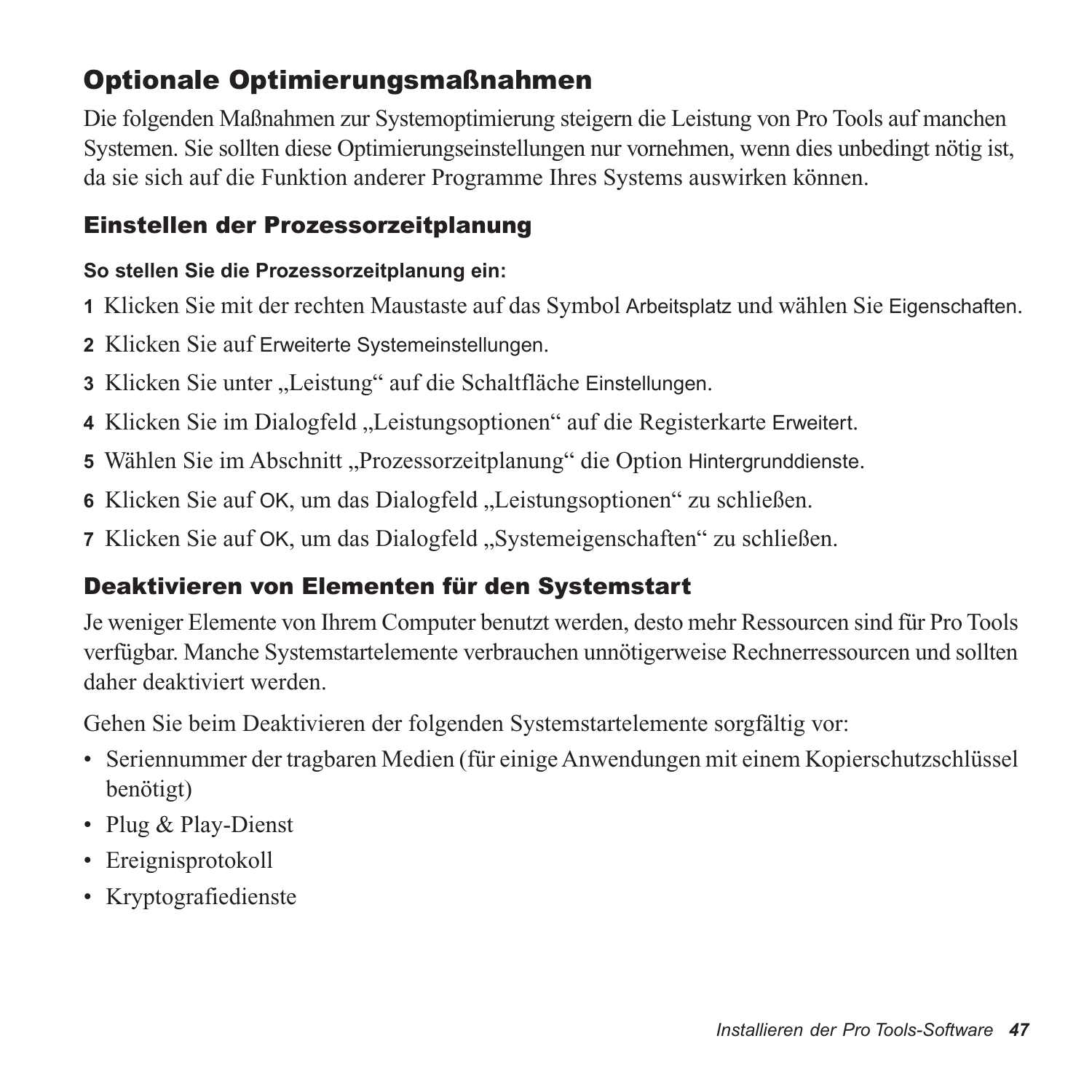## Optionale Optimierungsmaßnahmen

Die folgenden Maßnahmen zur Systemoptimierung steigern die Leistung von Pro Tools auf manchen Systemen. Sie sollten diese Optimierungseinstellungen nur vornehmen, wenn dies unbedingt nötig ist, da sie sich auf die Funktion anderer Programme Ihres Systems auswirken können.

### Einstellen der Prozessorzeitplanung

**So stellen Sie die Prozessorzeitplanung ein:**

1 Klicken Sie mit der rechten Maustaste auf das Symbol Arbeitsplatz und wählen Sie Eigenschaften.

2 Klicken Sie auf Erweiterte Systemeinstellungen.

3 Klicken Sie unter „Leistung" auf die Schaltfläche Einstellungen.

4 Klicken Sie im Dialogfeld „Leistungsoptionen" auf die Registerkarte Erweitert.

5 Wählen Sie im Abschnitt „Prozessorzeitplanung" die Option Hintergrunddienste.

6 Klicken Sie auf OK, um das Dialogfeld „Leistungsoptionen" zu schließen.

7 Klicken Sie auf OK, um das Dialogfeld „Systemeigenschaften" zu schließen.

### Deaktivieren von Elementen für den Systemstart

Je weniger Elemente von Ihrem Computer benutzt werden, desto mehr Ressourcen sind für Pro Tools verfügbar. Manche Systemstartelemente verbrauchen unnötigerweise Rechnerressourcen und sollten daher deaktiviert werden.

Gehen Sie beim Deaktivieren der folgenden Systemstartelemente sorgfältig vor:

- Seriennummer der tragbaren Medien (für einige Anwendungen mit einem Kopierschutzschlüssel benötigt)
- Plug & Play-Dienst
- Ereignisprotokoll
- Kryptografiedienste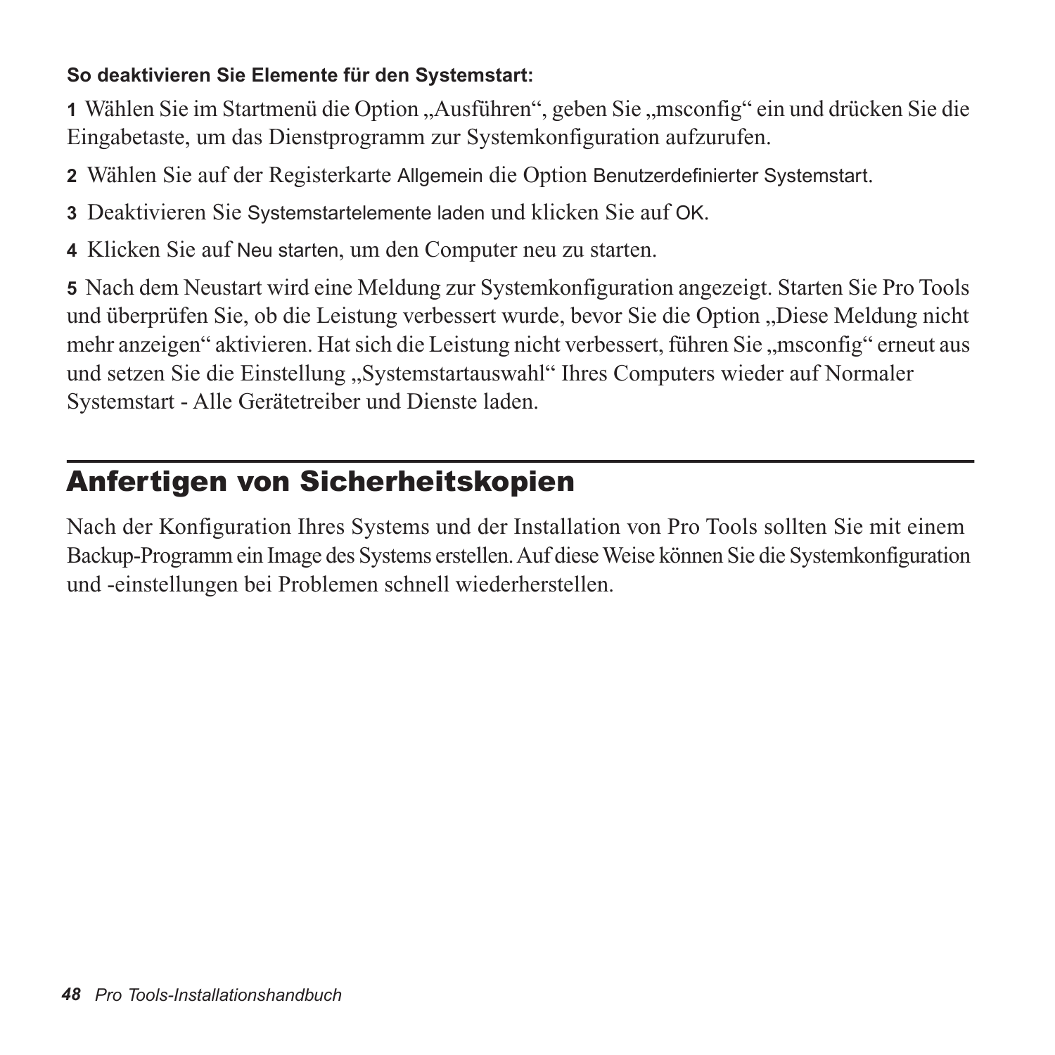**So deaktivieren Sie Elemente für den Systemstart:**

**1** Wählen Sie im Startmenü die Option „Ausführen", geben Sie „msconfig" ein und drücken Sie die Eingabetaste, um das Dienstprogramm zur Systemkonfiguration aufzurufen.

**2** Wählen Sie auf der Registerkarte Allgemein die Option Benutzerdefinierter Systemstart.

**3** Deaktivieren Sie Systemstartelemente laden und klicken Sie auf OK.

**4** Klicken Sie auf Neu starten, um den Computer neu zu starten.

**5** Nach dem Neustart wird eine Meldung zur Systemkonfiguration angezeigt. Starten Sie Pro Tools und überprüfen Sie, ob die Leistung verbessert wurde, bevor Sie die Option „Diese Meldung nicht mehr anzeigen" aktivieren. Hat sich die Leistung nicht verbessert, führen Sie „msconfig" erneut aus und setzen Sie die Einstellung „Systemstartauswahl" Ihres Computers wieder auf Normaler Systemstart - Alle Gerätetreiber und Dienste laden.

## Anfertigen von Sicherheitskopien

Nach der Konfiguration Ihres Systems und der Installation von Pro Tools sollten Sie mit einem Backup-Programm ein Image des Systems erstellen. Auf diese Weise können Sie die Systemkonfiguration und -einstellungen bei Problemen schnell wiederherstellen.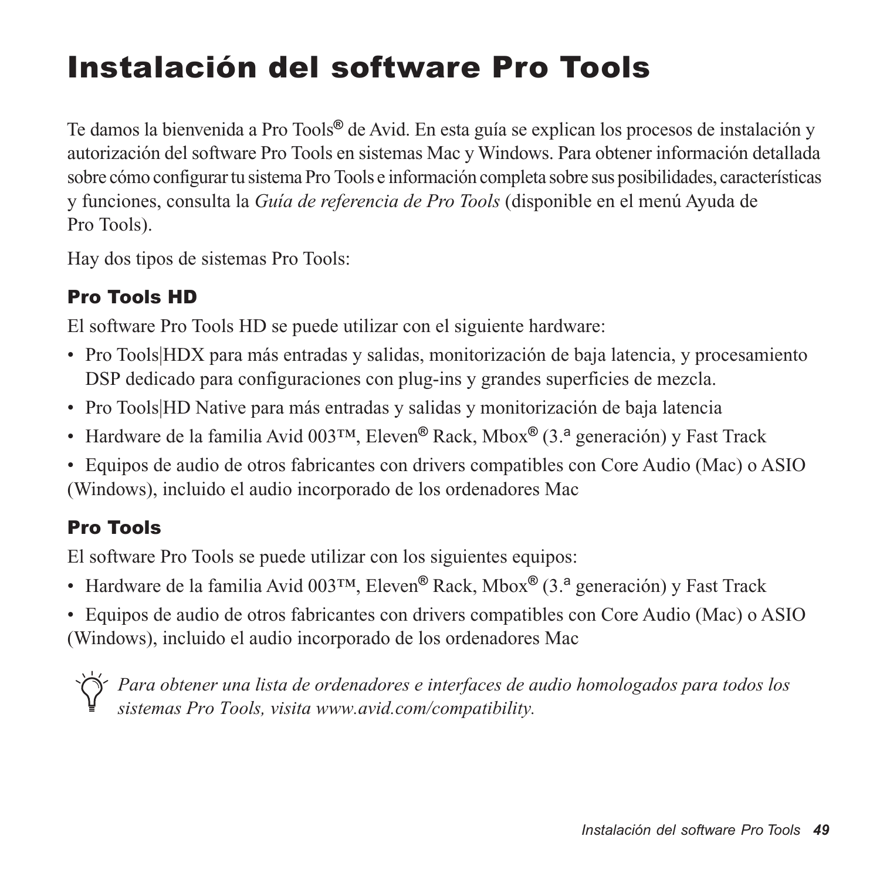# Instalación del software Pro Tools

Te damos la bienvenida a Pro Tools® de Avid. En esta guía se explican los procesos de instalación y autorización del software Pro Tools en sistemas Mac y Windows. Para obtener información detallada sobre cómo configurar tu sistema Pro Tools e información completa sobre sus posibilidades, características y funciones, consulta la *Guía de referencia de Pro Tools* (disponible en el menú Ayuda de Pro Tools).

Hay dos tipos de sistemas Pro Tools:

### Pro Tools HD

El software Pro Tools HD se puede utilizar con el siguiente hardware:

- Pro Tools|HDX para más entradas y salidas, monitorización de baja latencia, y procesamiento DSP dedicado para configuraciones con plug-ins y grandes superficies de mezcla.
- Pro Tools|HD Native para más entradas y salidas y monitorización de baja latencia
- Hardware de la familia Avid 003™, Eleven® Rack, Mbox® (3.ª generación) y Fast Track
- Equipos de audio de otros fabricantes con drivers compatibles con Core Audio (Mac) o ASIO (Windows), incluido el audio incorporado de los ordenadores Mac

### Pro Tools

El software Pro Tools se puede utilizar con los siguientes equipos:

- Hardware de la familia Avid 003™, Eleven® Rack, Mbox® (3.ª generación) y Fast Track
- Equipos de audio de otros fabricantes con drivers compatibles con Core Audio (Mac) o ASIO (Windows), incluido el audio incorporado de los ordenadores Mac

*Para obtener una lista de ordenadores e interfaces de audio homologados para todos los sistemas Pro Tools, visita www.avid.com/compatibility.*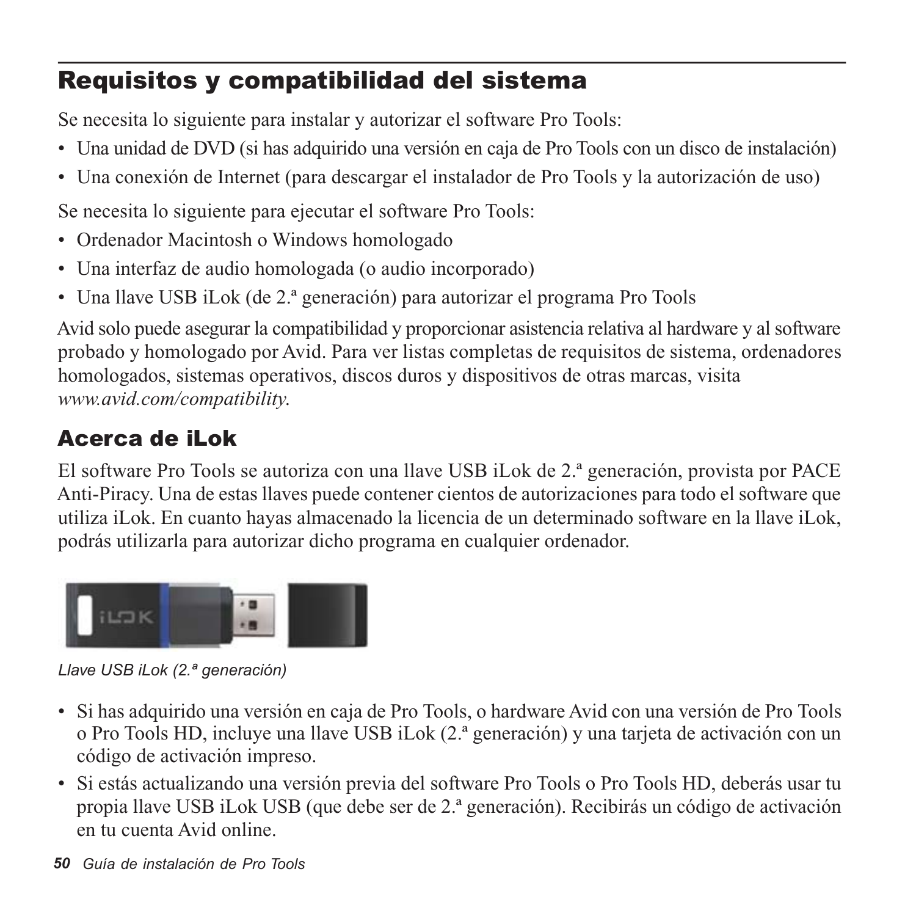## Requisitos y compatibilidad del sistema

Se necesita lo siguiente para instalar y autorizar el software Pro Tools:

- Una unidad de DVD (si has adquirido una versión en caja de Pro Tools con un disco de instalación)
- Una conexión de Internet (para descargar el instalador de Pro Tools y la autorización de uso)

Se necesita lo siguiente para ejecutar el software Pro Tools:

- Ordenador Macintosh o Windows homologado
- Una interfaz de audio homologada (o audio incorporado)
- Una llave USB iLok (de 2.ª generación) para autorizar el programa Pro Tools

Avid solo puede asegurar la compatibilidad y proporcionar asistencia relativa al hardware y al software probado y homologado por Avid. Para ver listas completas de requisitos de sistema, ordenadores homologados, sistemas operativos, discos duros y dispositivos de otras marcas, visita *www.avid.com/compatibility*.

### Acerca de iLok

El software Pro Tools se autoriza con una llave USB iLok de 2.ª generación, provista por PACE Anti-Piracy. Una de estas llaves puede contener cientos de autorizaciones para todo el software que utiliza iLok. En cuanto hayas almacenado la licencia de un determinado software en la llave iLok, podrás utilizarla para autorizar dicho programa en cualquier ordenador.

*Llave USB iLok (2.ª generación)*

- Si has adquirido una versión en caja de Pro Tools, o hardware Avid con una versión de Pro Tools o Pro Tools HD, incluye una llave USB iLok (2.ª generación) y una tarjeta de activación con un código de activación impreso.
- Si estás actualizando una versión previa del software Pro Tools o Pro Tools HD, deberás usar tu propia llave USB iLok USB (que debe ser de 2.ª generación). Recibirás un código de activación en tu cuenta Avid online.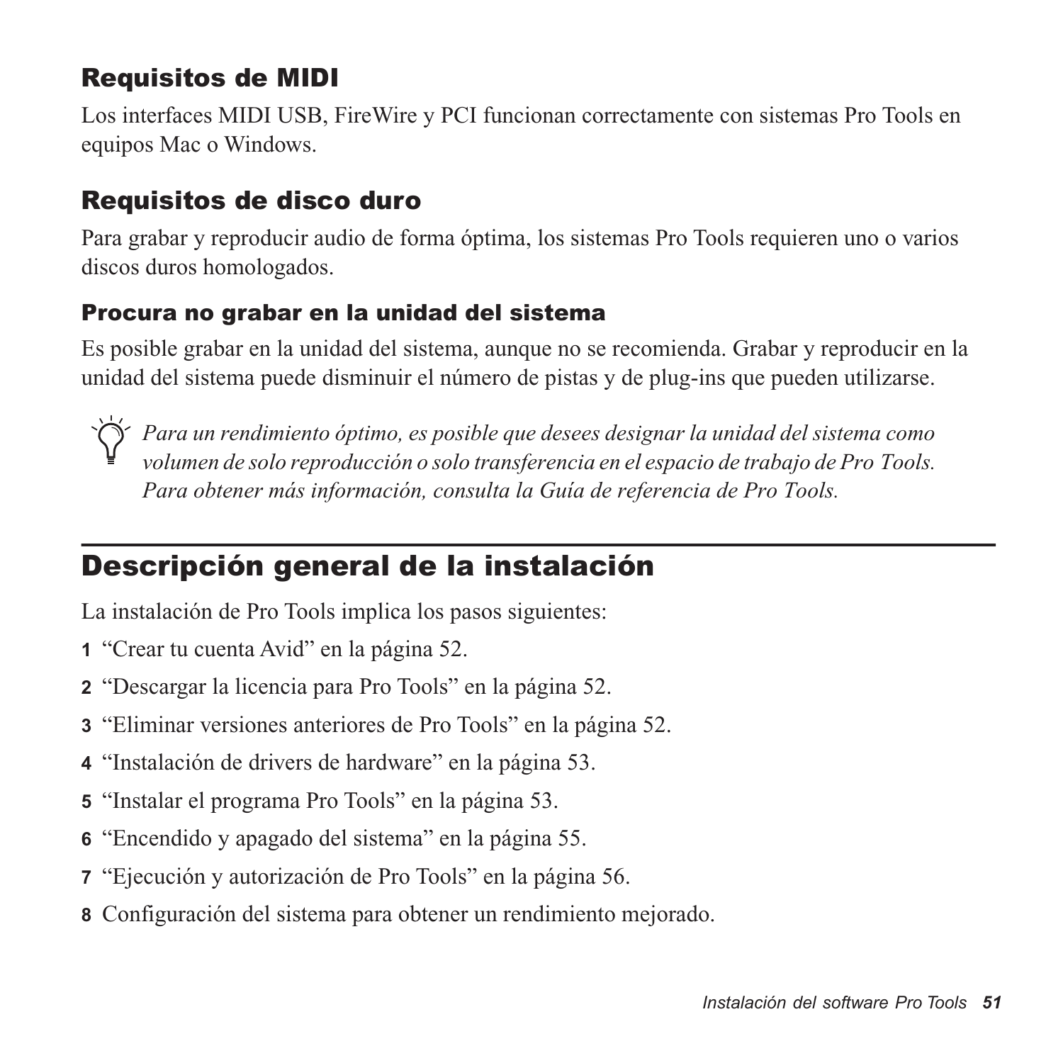### Requisitos de MIDI

Los interfaces MIDI USB, FireWire y PCI funcionan correctamente con sistemas Pro Tools en equipos Mac o Windows.

### Requisitos de disco duro

Para grabar y reproducir audio de forma óptima, los sistemas Pro Tools requieren uno o varios discos duros homologados.

#### Procura no grabar en la unidad del sistema

Es posible grabar en la unidad del sistema, aunque no se recomienda. Grabar y reproducir en la unidad del sistema puede disminuir el número de pistas y de plug-ins que pueden utilizarse.

*Para un rendimiento óptimo, es posible que desees designar la unidad del sistema como volumen de solo reproducción o solo transferencia en el espacio de trabajo de Pro Tools. Para obtener más información, consulta la Guía de referencia de Pro Tools.*

## Descripción general de la instalación

La instalación de Pro Tools implica los pasos siguientes:

1. "Crear tu cuenta Avid" en la página 52.
2. "Descargar la licencia para Pro Tools" en la página 52.
3. "Eliminar versiones anteriores de Pro Tools" en la página 52.
4. "Instalación de drivers de hardware" en la página 53.
5. "Instalar el programa Pro Tools" en la página 53.
6. "Encendido y apagado del sistema" en la página 55.
7. "Ejecución y autorización de Pro Tools" en la página 56.
8. Configuración del sistema para obtener un rendimiento mejorado.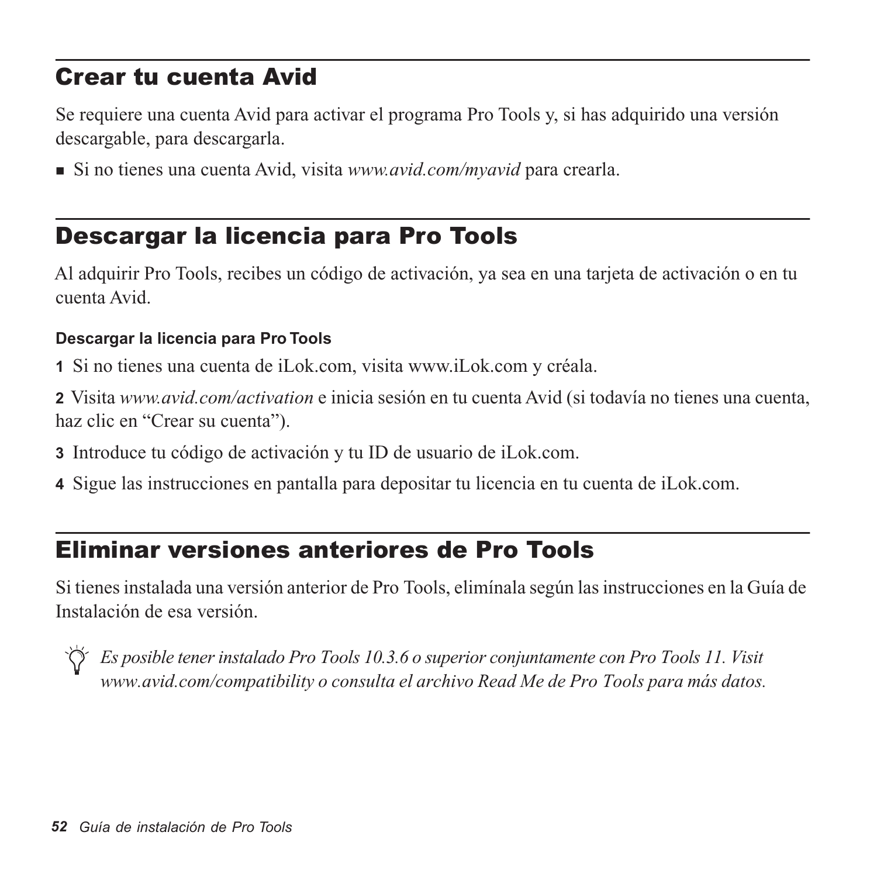## Crear tu cuenta Avid

Se requiere una cuenta Avid para activar el programa Pro Tools y, si has adquirido una versión descargable, para descargarla.

- Si no tienes una cuenta Avid, visita *www.avid.com/myavid* para crearla.

## Descargar la licencia para Pro Tools

Al adquirir Pro Tools, recibes un código de activación, ya sea en una tarjeta de activación o en tu cuenta Avid.

**Descargar la licencia para Pro Tools**

**1** Si no tienes una cuenta de iLok.com, visita www.iLok.com y créala.

**2** Visita *www.avid.com/activation* e inicia sesión en tu cuenta Avid (si todavía no tienes una cuenta, haz clic en "Crear su cuenta").

**3** Introduce tu código de activación y tu ID de usuario de iLok.com.

**4** Sigue las instrucciones en pantalla para depositar tu licencia en tu cuenta de iLok.com.

## Eliminar versiones anteriores de Pro Tools

Si tienes instalada una versión anterior de Pro Tools, elimínala según las instrucciones en la Guía de Instalación de esa versión.

*Es posible tener instalado Pro Tools 10.3.6 o superior conjuntamente con Pro Tools 11. Visit www.avid.com/compatibility o consulta el archivo Read Me de Pro Tools para más datos.*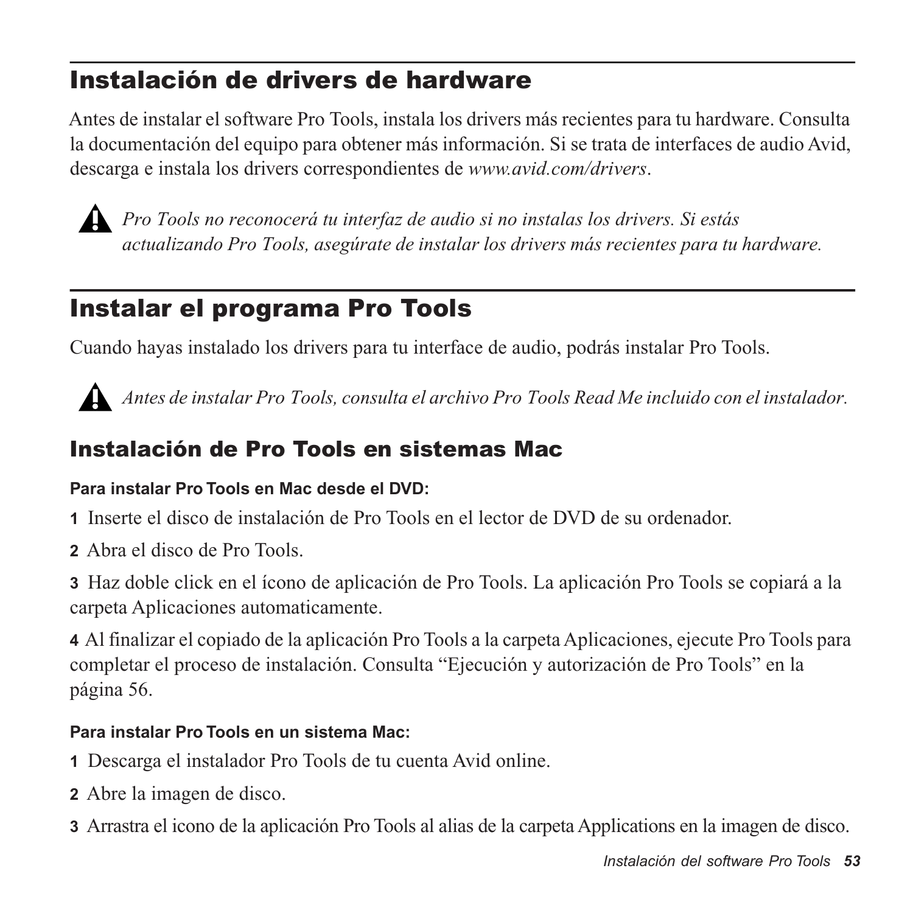## Instalación de drivers de hardware

Antes de instalar el software Pro Tools, instala los drivers más recientes para tu hardware. Consulta la documentación del equipo para obtener más información. Si se trata de interfaces de audio Avid, descarga e instala los drivers correspondientes de *www.avid.com/drivers*.

> *Pro Tools no reconocerá tu interfaz de audio si no instalas los drivers. Si estás actualizando Pro Tools, asegúrate de instalar los drivers más recientes para tu hardware.*

## Instalar el programa Pro Tools

Cuando hayas instalado los drivers para tu interface de audio, podrás instalar Pro Tools.

> *Antes de instalar Pro Tools, consulta el archivo Pro Tools Read Me incluido con el instalador.*

### Instalación de Pro Tools en sistemas Mac

**Para instalar Pro Tools en Mac desde el DVD:**

**1** Inserte el disco de instalación de Pro Tools en el lector de DVD de su ordenador.

**2** Abra el disco de Pro Tools.

**3** Haz doble click en el ícono de aplicación de Pro Tools. La aplicación Pro Tools se copiará a la carpeta Aplicaciones automaticamente.

**4** Al finalizar el copiado de la aplicación Pro Tools a la carpeta Aplicaciones, ejecute Pro Tools para completar el proceso de instalación. Consulta “Ejecución y autorización de Pro Tools” en la página 56.

**Para instalar Pro Tools en un sistema Mac:**

**1** Descarga el instalador Pro Tools de tu cuenta Avid online.

**2** Abre la imagen de disco.

**3** Arrastra el icono de la aplicación Pro Tools al alias de la carpeta Applications en la imagen de disco.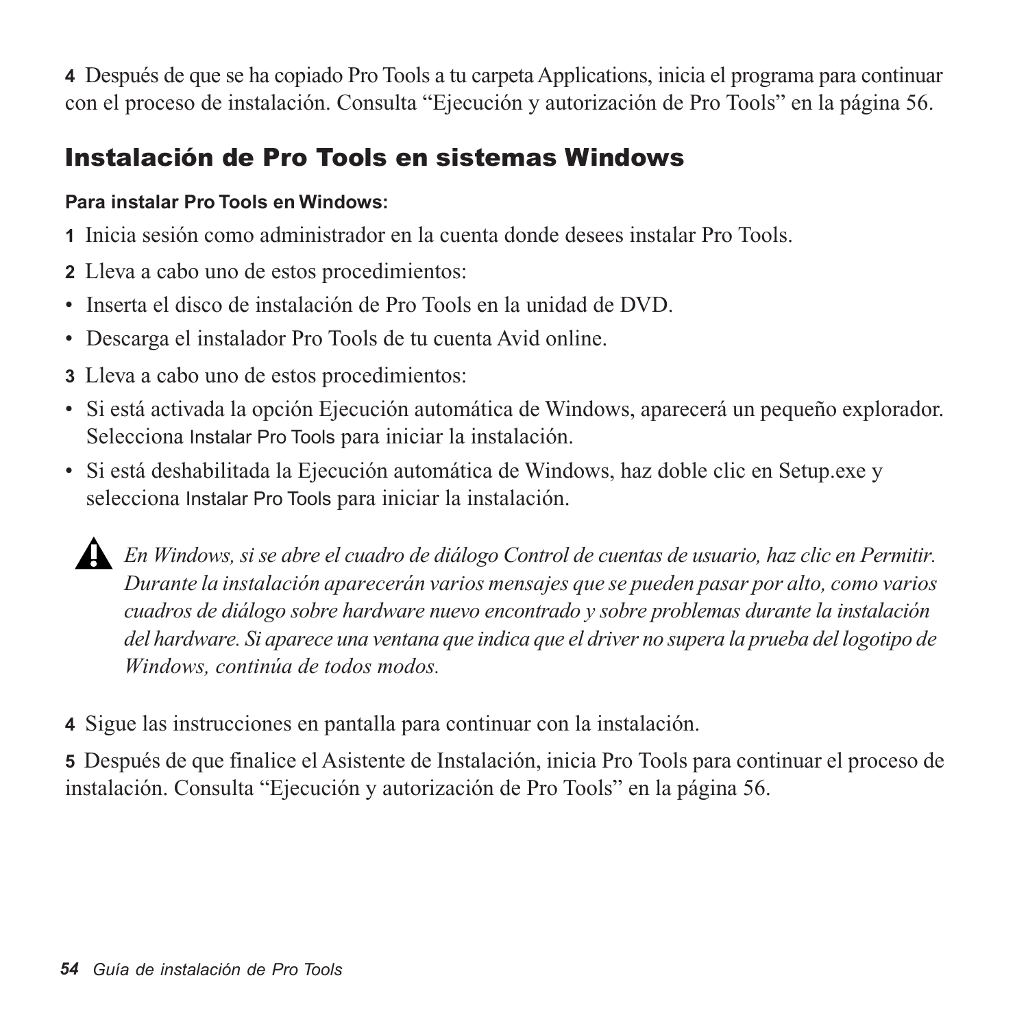**4** Después de que se ha copiado Pro Tools a tu carpeta Applications, inicia el programa para continuar con el proceso de instalación. Consulta "Ejecución y autorización de Pro Tools" en la página 56.

## Instalación de Pro Tools en sistemas Windows

**Para instalar Pro Tools en Windows:**

**1** Inicia sesión como administrador en la cuenta donde desees instalar Pro Tools.

**2** Lleva a cabo uno de estos procedimientos:

- Inserta el disco de instalación de Pro Tools en la unidad de DVD.
- Descarga el instalador Pro Tools de tu cuenta Avid online.

**3** Lleva a cabo uno de estos procedimientos:

- Si está activada la opción Ejecución automática de Windows, aparecerá un pequeño explorador. Selecciona Instalar Pro Tools para iniciar la instalación.
- Si está deshabilitada la Ejecución automática de Windows, haz doble clic en Setup.exe y selecciona Instalar Pro Tools para iniciar la instalación.

> ⚠ *En Windows, si se abre el cuadro de diálogo Control de cuentas de usuario, haz clic en Permitir. Durante la instalación aparecerán varios mensajes que se pueden pasar por alto, como varios cuadros de diálogo sobre hardware nuevo encontrado y sobre problemas durante la instalación del hardware. Si aparece una ventana que indica que el driver no supera la prueba del logotipo de Windows, continúa de todos modos.*

**4** Sigue las instrucciones en pantalla para continuar con la instalación.

**5** Después de que finalice el Asistente de Instalación, inicia Pro Tools para continuar el proceso de instalación. Consulta "Ejecución y autorización de Pro Tools" en la página 56.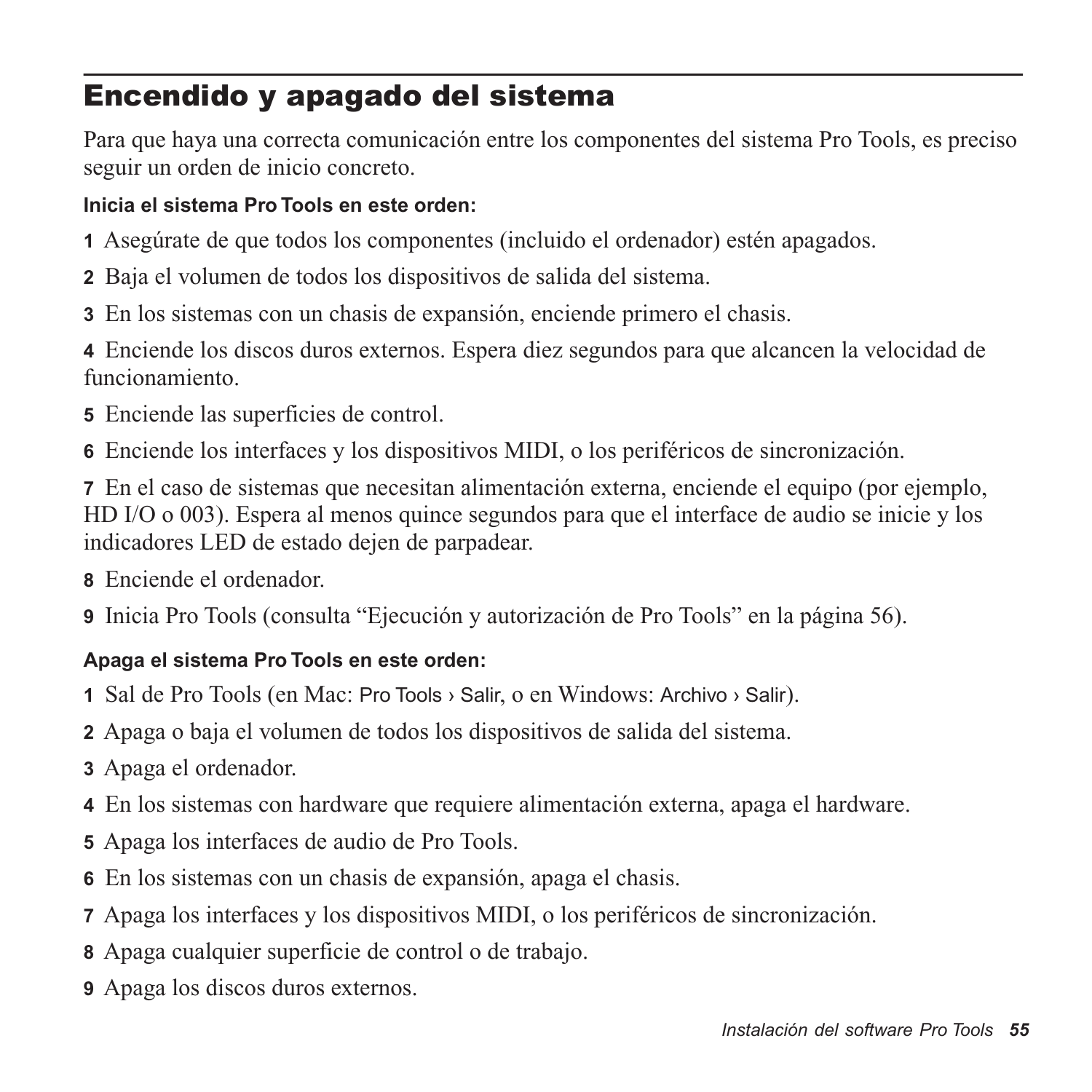## Encendido y apagado del sistema

Para que haya una correcta comunicación entre los componentes del sistema Pro Tools, es preciso seguir un orden de inicio concreto.

**Inicia el sistema Pro Tools en este orden:**

**1** Asegúrate de que todos los componentes (incluido el ordenador) estén apagados.

**2** Baja el volumen de todos los dispositivos de salida del sistema.

**3** En los sistemas con un chasis de expansión, enciende primero el chasis.

**4** Enciende los discos duros externos. Espera diez segundos para que alcancen la velocidad de funcionamiento.

**5** Enciende las superficies de control.

**6** Enciende los interfaces y los dispositivos MIDI, o los periféricos de sincronización.

**7** En el caso de sistemas que necesitan alimentación externa, enciende el equipo (por ejemplo, HD I/O o 003). Espera al menos quince segundos para que el interface de audio se inicie y los indicadores LED de estado dejen de parpadear.

**8** Enciende el ordenador.

**9** Inicia Pro Tools (consulta "Ejecución y autorización de Pro Tools" en la página 56).

**Apaga el sistema Pro Tools en este orden:**

**1** Sal de Pro Tools (en Mac: Pro Tools › Salir, o en Windows: Archivo › Salir).

**2** Apaga o baja el volumen de todos los dispositivos de salida del sistema.

**3** Apaga el ordenador.

**4** En los sistemas con hardware que requiere alimentación externa, apaga el hardware.

**5** Apaga los interfaces de audio de Pro Tools.

**6** En los sistemas con un chasis de expansión, apaga el chasis.

**7** Apaga los interfaces y los dispositivos MIDI, o los periféricos de sincronización.

**8** Apaga cualquier superficie de control o de trabajo.

**9** Apaga los discos duros externos.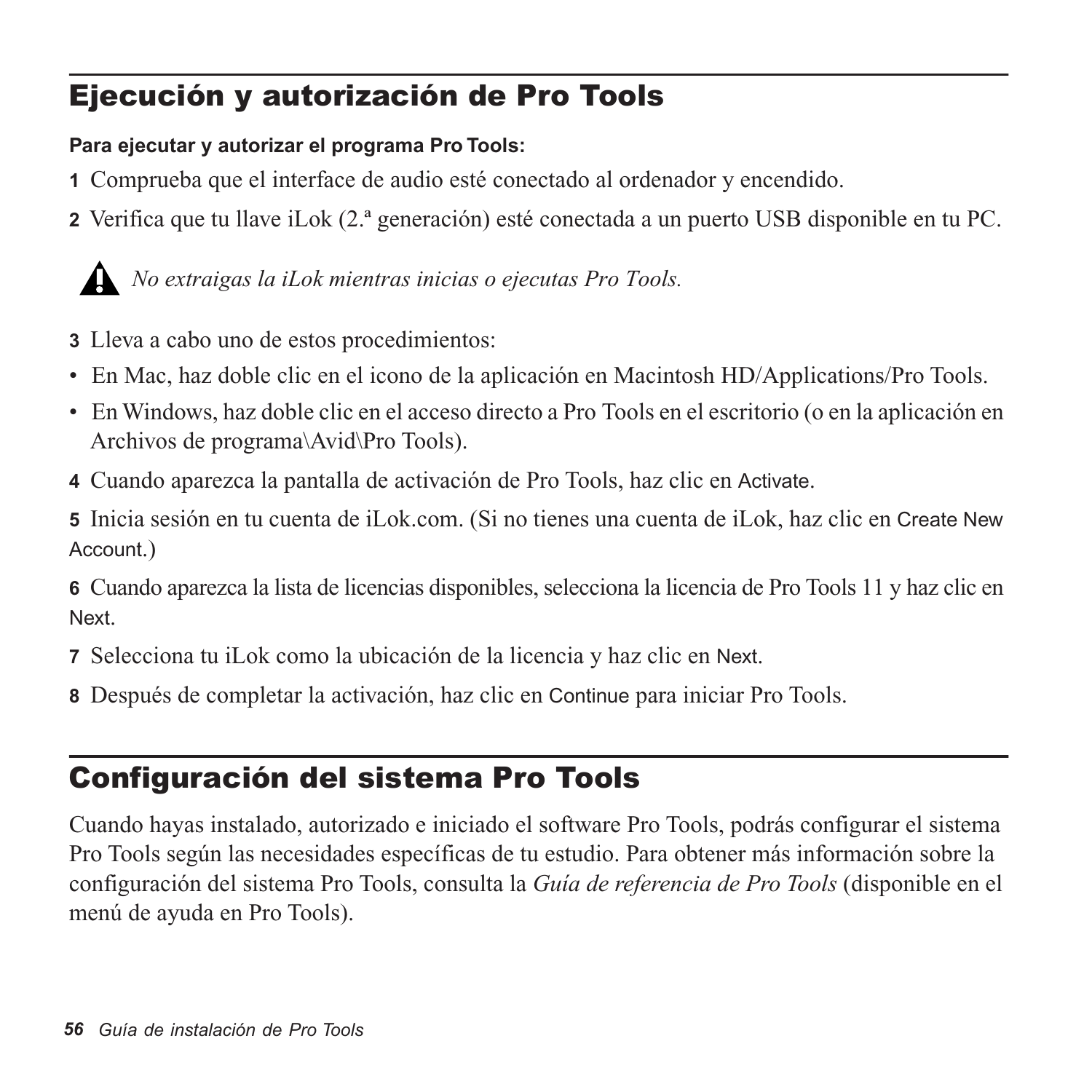## Ejecución y autorización de Pro Tools

**Para ejecutar y autorizar el programa Pro Tools:**

**1** Comprueba que el interface de audio esté conectado al ordenador y encendido.

**2** Verifica que tu llave iLok (2.ª generación) esté conectada a un puerto USB disponible en tu PC.

*No extraigas la iLok mientras inicias o ejecutas Pro Tools.*

**3** Lleva a cabo uno de estos procedimientos:

- En Mac, haz doble clic en el icono de la aplicación en Macintosh HD/Applications/Pro Tools.
- En Windows, haz doble clic en el acceso directo a Pro Tools en el escritorio (o en la aplicación en Archivos de programa\Avid\Pro Tools).

**4** Cuando aparezca la pantalla de activación de Pro Tools, haz clic en Activate.

**5** Inicia sesión en tu cuenta de iLok.com. (Si no tienes una cuenta de iLok, haz clic en Create New Account.)

**6** Cuando aparezca la lista de licencias disponibles, selecciona la licencia de Pro Tools 11 y haz clic en Next.

**7** Selecciona tu iLok como la ubicación de la licencia y haz clic en Next.

**8** Después de completar la activación, haz clic en Continue para iniciar Pro Tools.

## Configuración del sistema Pro Tools

Cuando hayas instalado, autorizado e iniciado el software Pro Tools, podrás configurar el sistema Pro Tools según las necesidades específicas de tu estudio. Para obtener más información sobre la configuración del sistema Pro Tools, consulta la *Guía de referencia de Pro Tools* (disponible en el menú de ayuda en Pro Tools).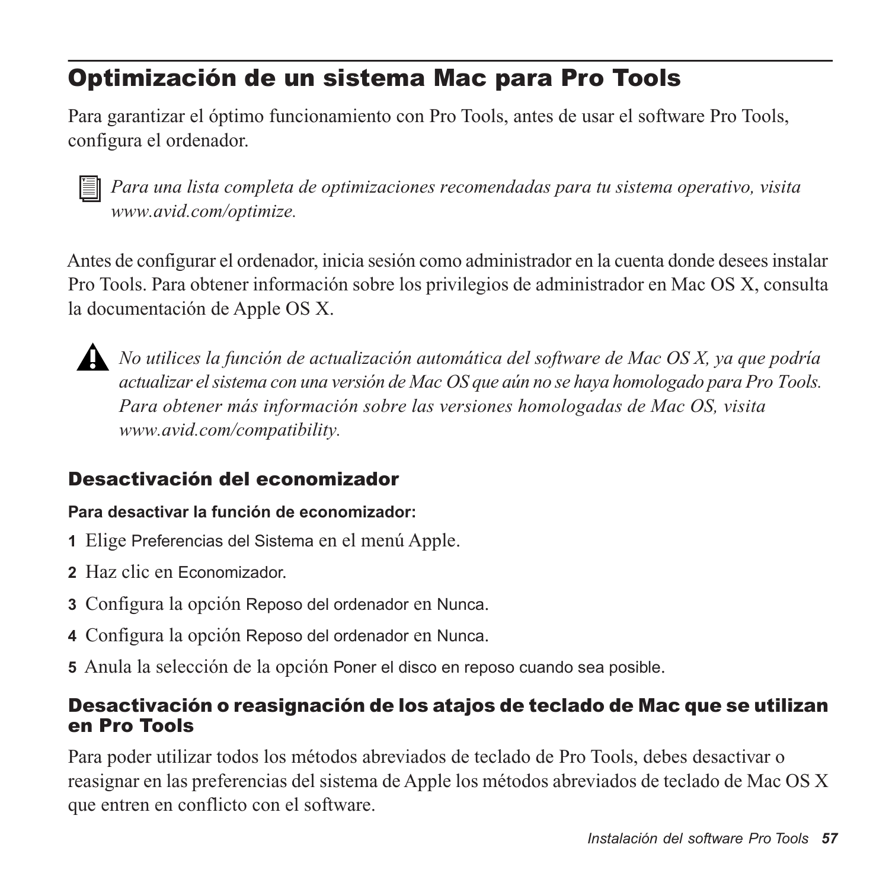# Optimización de un sistema Mac para Pro Tools

Para garantizar el óptimo funcionamiento con Pro Tools, antes de usar el software Pro Tools, configura el ordenador.

*Para una lista completa de optimizaciones recomendadas para tu sistema operativo, visita www.avid.com/optimize.*

Antes de configurar el ordenador, inicia sesión como administrador en la cuenta donde desees instalar Pro Tools. Para obtener información sobre los privilegios de administrador en Mac OS X, consulta la documentación de Apple OS X.

*No utilices la función de actualización automática del software de Mac OS X, ya que podría actualizar el sistema con una versión de Mac OS que aún no se haya homologado para Pro Tools. Para obtener más información sobre las versiones homologadas de Mac OS, visita www.avid.com/compatibility.*

## Desactivación del economizador

**Para desactivar la función de economizador:**

1. Elige Preferencias del Sistema en el menú Apple.
2. Haz clic en Economizador.
3. Configura la opción Reposo del ordenador en Nunca.
4. Configura la opción Reposo del ordenador en Nunca.
5. Anula la selección de la opción Poner el disco en reposo cuando sea posible.

## Desactivación o reasignación de los atajos de teclado de Mac que se utilizan en Pro Tools

Para poder utilizar todos los métodos abreviados de teclado de Pro Tools, debes desactivar o reasignar en las preferencias del sistema de Apple los métodos abreviados de teclado de Mac OS X que entren en conflicto con el software.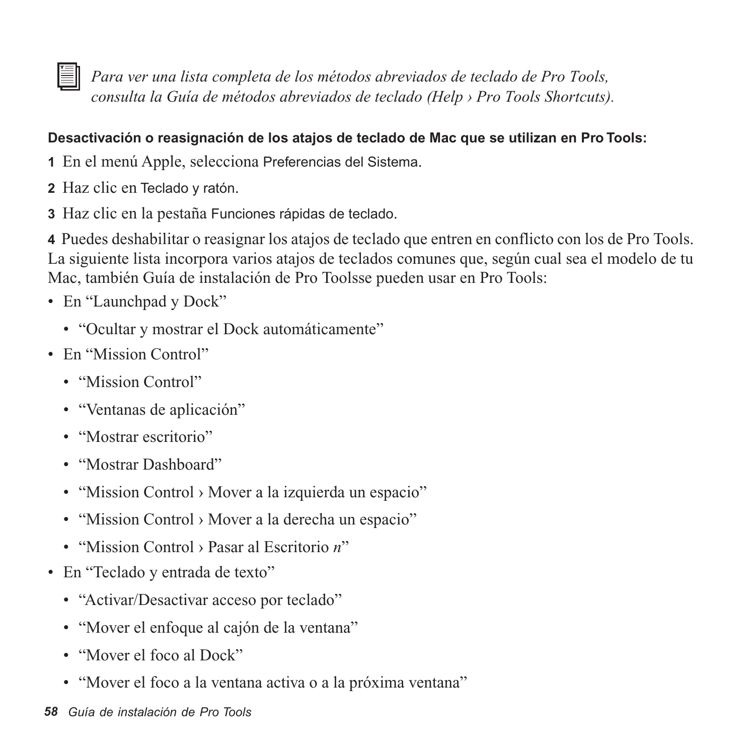*Para ver una lista completa de los métodos abreviados de teclado de Pro Tools, consulta la Guía de métodos abreviados de teclado (Help › Pro Tools Shortcuts).*

**Desactivación o reasignación de los atajos de teclado de Mac que se utilizan en Pro Tools:**

1 En el menú Apple, selecciona Preferencias del Sistema.

2 Haz clic en Teclado y ratón.

3 Haz clic en la pestaña Funciones rápidas de teclado.

4 Puedes deshabilitar o reasignar los atajos de teclado que entren en conflicto con los de Pro Tools. La siguiente lista incorpora varios atajos de teclados comunes que, según cual sea el modelo de tu Mac, también Guía de instalación de Pro Toolsse pueden usar en Pro Tools:

- En "Launchpad y Dock"
  - "Ocultar y mostrar el Dock automáticamente"
- En "Mission Control"
  - "Mission Control"
  - "Ventanas de aplicación"
  - "Mostrar escritorio"
  - "Mostrar Dashboard"
  - "Mission Control › Mover a la izquierda un espacio"
  - "Mission Control › Mover a la derecha un espacio"
  - "Mission Control › Pasar al Escritorio *n*"
- En "Teclado y entrada de texto"
  - "Activar/Desactivar acceso por teclado"
  - "Mover el enfoque al cajón de la ventana"
  - "Mover el foco al Dock"
  - "Mover el foco a la ventana activa o a la próxima ventana"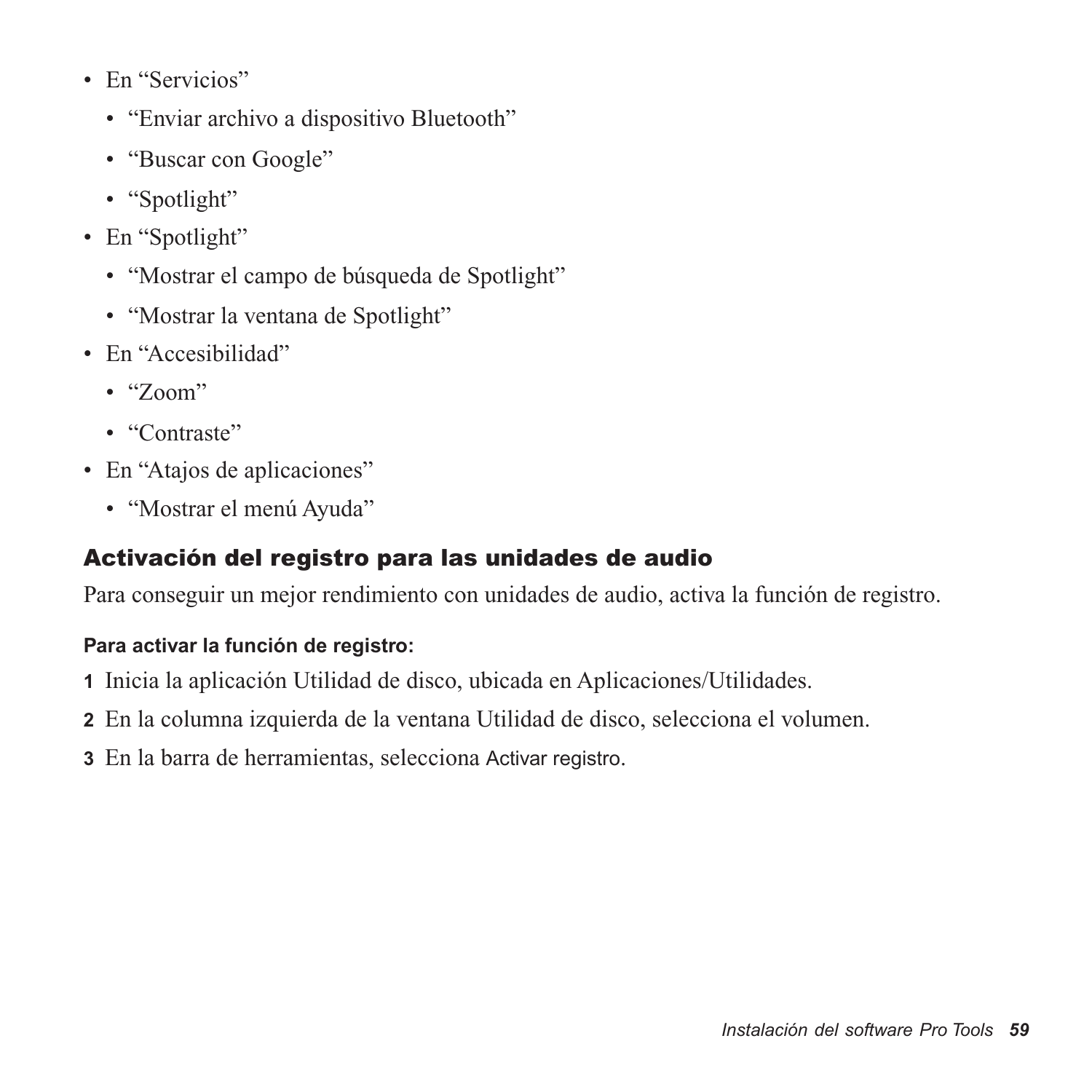- En “Servicios”
  - “Enviar archivo a dispositivo Bluetooth”
  - “Buscar con Google”
  - “Spotlight”
- En “Spotlight”
  - “Mostrar el campo de búsqueda de Spotlight”
  - “Mostrar la ventana de Spotlight”
- En “Accesibilidad”
  - “Zoom”
  - “Contraste”
- En “Atajos de aplicaciones”
  - “Mostrar el menú Ayuda”

## Activación del registro para las unidades de audio

Para conseguir un mejor rendimiento con unidades de audio, activa la función de registro.

**Para activar la función de registro:**

1. Inicia la aplicación Utilidad de disco, ubicada en Aplicaciones/Utilidades.
2. En la columna izquierda de la ventana Utilidad de disco, selecciona el volumen.
3. En la barra de herramientas, selecciona Activar registro.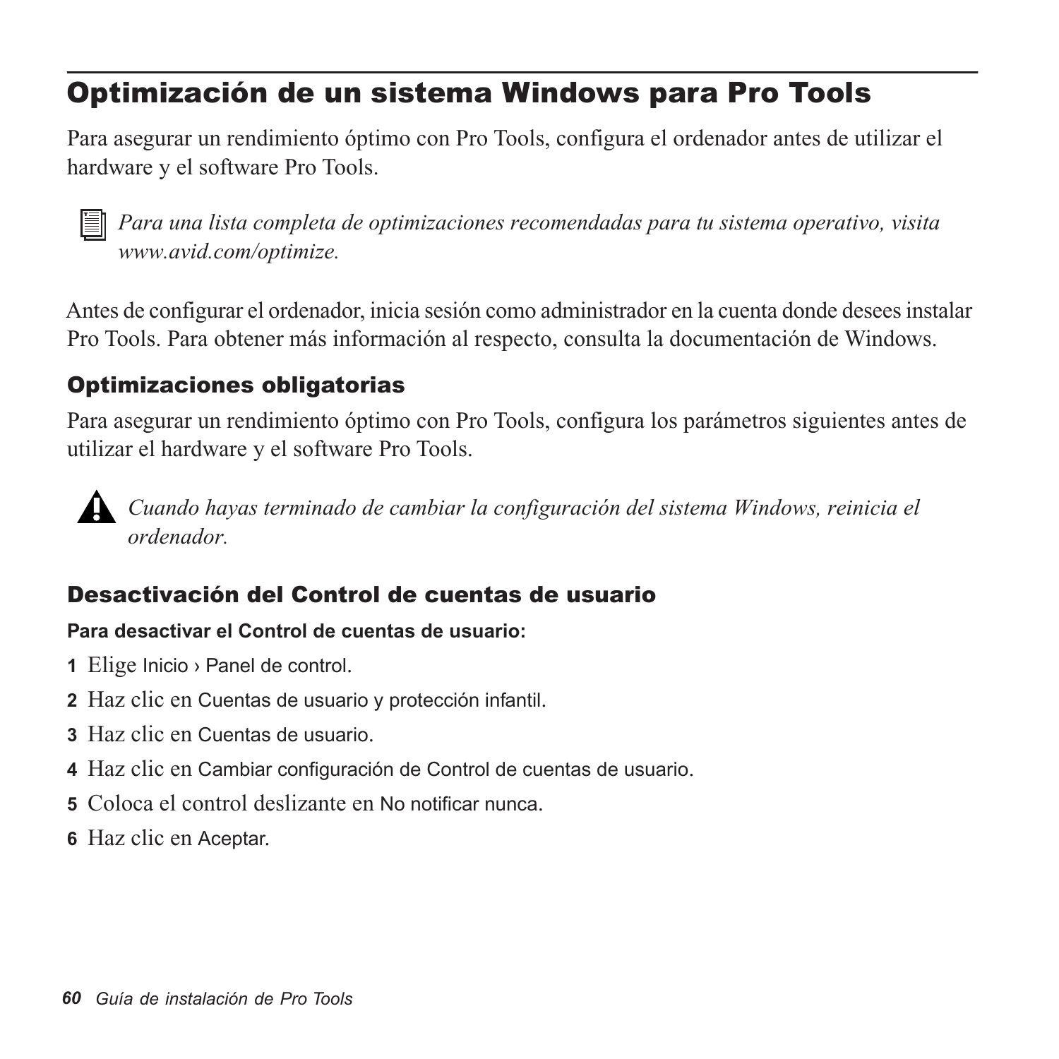# Optimización de un sistema Windows para Pro Tools

Para asegurar un rendimiento óptimo con Pro Tools, configura el ordenador antes de utilizar el hardware y el software Pro Tools.

*Para una lista completa de optimizaciones recomendadas para tu sistema operativo, visita www.avid.com/optimize.*

Antes de configurar el ordenador, inicia sesión como administrador en la cuenta donde desees instalar Pro Tools. Para obtener más información al respecto, consulta la documentación de Windows.

## Optimizaciones obligatorias

Para asegurar un rendimiento óptimo con Pro Tools, configura los parámetros siguientes antes de utilizar el hardware y el software Pro Tools.

*Cuando hayas terminado de cambiar la configuración del sistema Windows, reinicia el ordenador.*

## Desactivación del Control de cuentas de usuario

**Para desactivar el Control de cuentas de usuario:**

1. Elige Inicio › Panel de control.
2. Haz clic en Cuentas de usuario y protección infantil.
3. Haz clic en Cuentas de usuario.
4. Haz clic en Cambiar configuración de Control de cuentas de usuario.
5. Coloca el control deslizante en No notificar nunca.
6. Haz clic en Aceptar.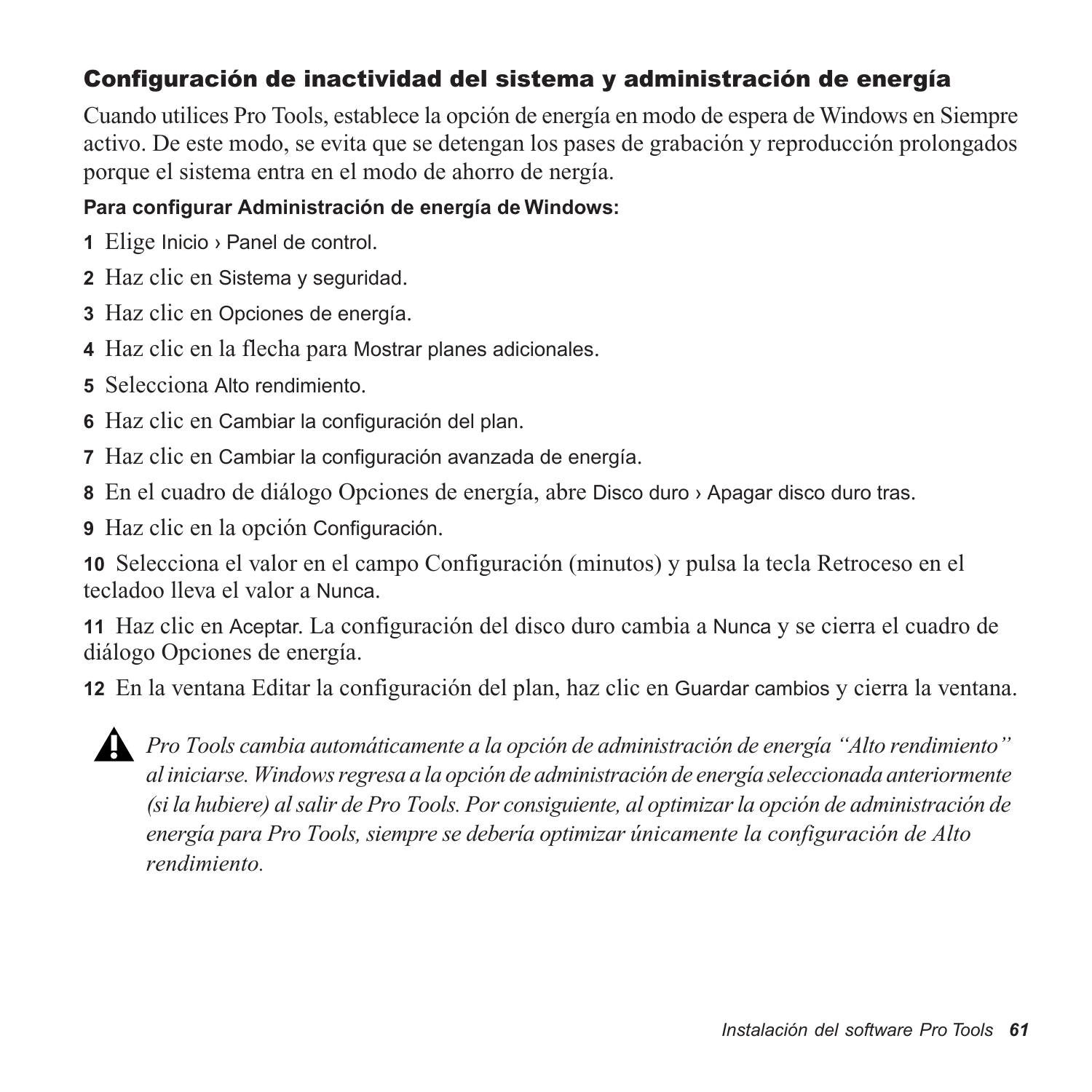## Configuración de inactividad del sistema y administración de energía

Cuando utilices Pro Tools, establece la opción de energía en modo de espera de Windows en Siempre activo. De este modo, se evita que se detengan los pases de grabación y reproducción prolongados porque el sistema entra en el modo de ahorro de nergía.

**Para configurar Administración de energía de Windows:**

1. Elige Inicio › Panel de control.
2. Haz clic en Sistema y seguridad.
3. Haz clic en Opciones de energía.
4. Haz clic en la flecha para Mostrar planes adicionales.
5. Selecciona Alto rendimiento.
6. Haz clic en Cambiar la configuración del plan.
7. Haz clic en Cambiar la configuración avanzada de energía.
8. En el cuadro de diálogo Opciones de energía, abre Disco duro › Apagar disco duro tras.
9. Haz clic en la opción Configuración.
10. Selecciona el valor en el campo Configuración (minutos) y pulsa la tecla Retroceso en el tecladoo lleva el valor a Nunca.
11. Haz clic en Aceptar. La configuración del disco duro cambia a Nunca y se cierra el cuadro de diálogo Opciones de energía.
12. En la ventana Editar la configuración del plan, haz clic en Guardar cambios y cierra la ventana.

*Pro Tools cambia automáticamente a la opción de administración de energía “Alto rendimiento” al iniciarse. Windows regresa a la opción de administración de energía seleccionada anteriormente (si la hubiere) al salir de Pro Tools. Por consiguiente, al optimizar la opción de administración de energía para Pro Tools, siempre se debería optimizar únicamente la configuración de Alto rendimiento.*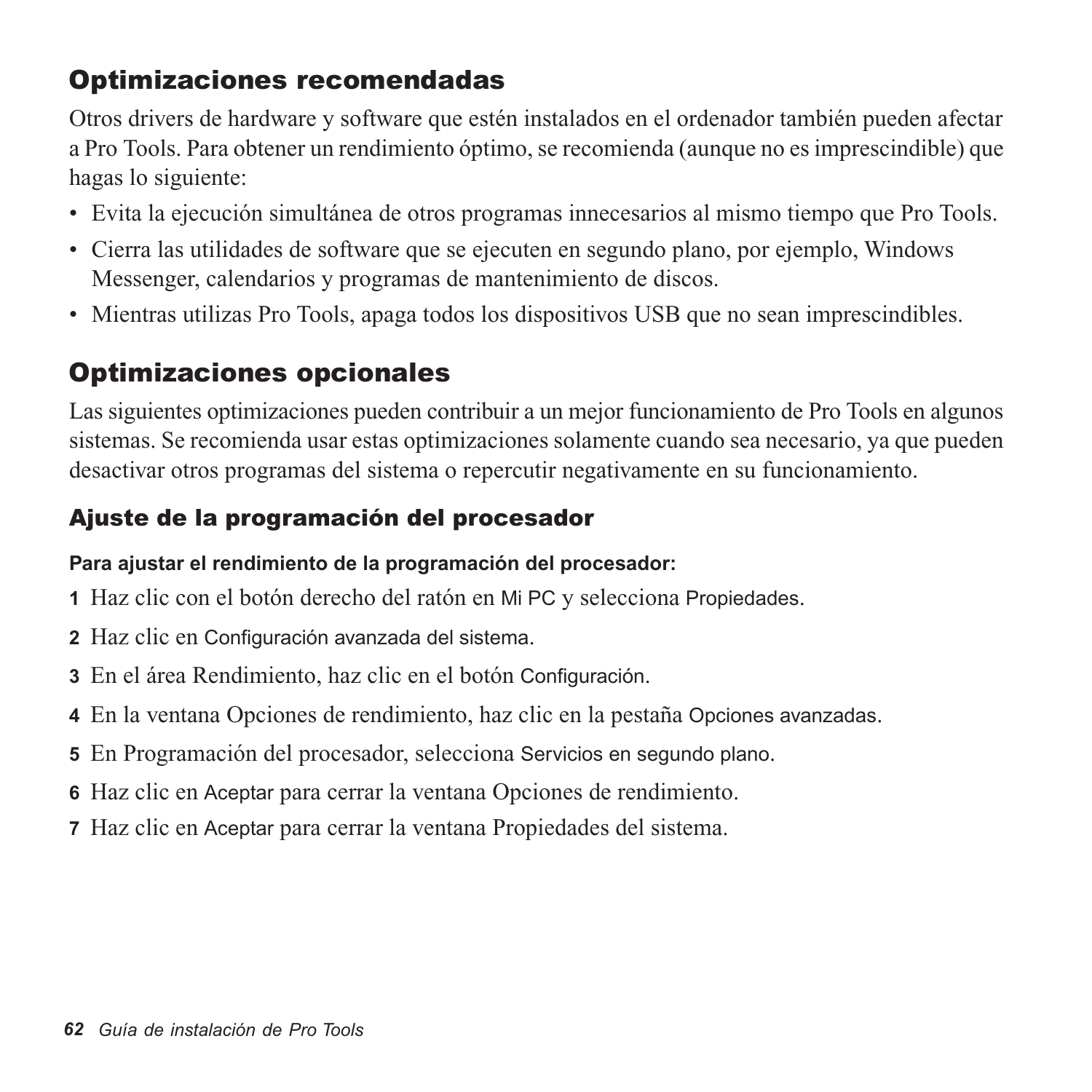## Optimizaciones recomendadas

Otros drivers de hardware y software que estén instalados en el ordenador también pueden afectar a Pro Tools. Para obtener un rendimiento óptimo, se recomienda (aunque no es imprescindible) que hagas lo siguiente:

- Evita la ejecución simultánea de otros programas innecesarios al mismo tiempo que Pro Tools.
- Cierra las utilidades de software que se ejecuten en segundo plano, por ejemplo, Windows Messenger, calendarios y programas de mantenimiento de discos.
- Mientras utilizas Pro Tools, apaga todos los dispositivos USB que no sean imprescindibles.

## Optimizaciones opcionales

Las siguientes optimizaciones pueden contribuir a un mejor funcionamiento de Pro Tools en algunos sistemas. Se recomienda usar estas optimizaciones solamente cuando sea necesario, ya que pueden desactivar otros programas del sistema o repercutir negativamente en su funcionamiento.

### Ajuste de la programación del procesador

**Para ajustar el rendimiento de la programación del procesador:**

1. Haz clic con el botón derecho del ratón en Mi PC y selecciona Propiedades.
2. Haz clic en Configuración avanzada del sistema.
3. En el área Rendimiento, haz clic en el botón Configuración.
4. En la ventana Opciones de rendimiento, haz clic en la pestaña Opciones avanzadas.
5. En Programación del procesador, selecciona Servicios en segundo plano.
6. Haz clic en Aceptar para cerrar la ventana Opciones de rendimiento.
7. Haz clic en Aceptar para cerrar la ventana Propiedades del sistema.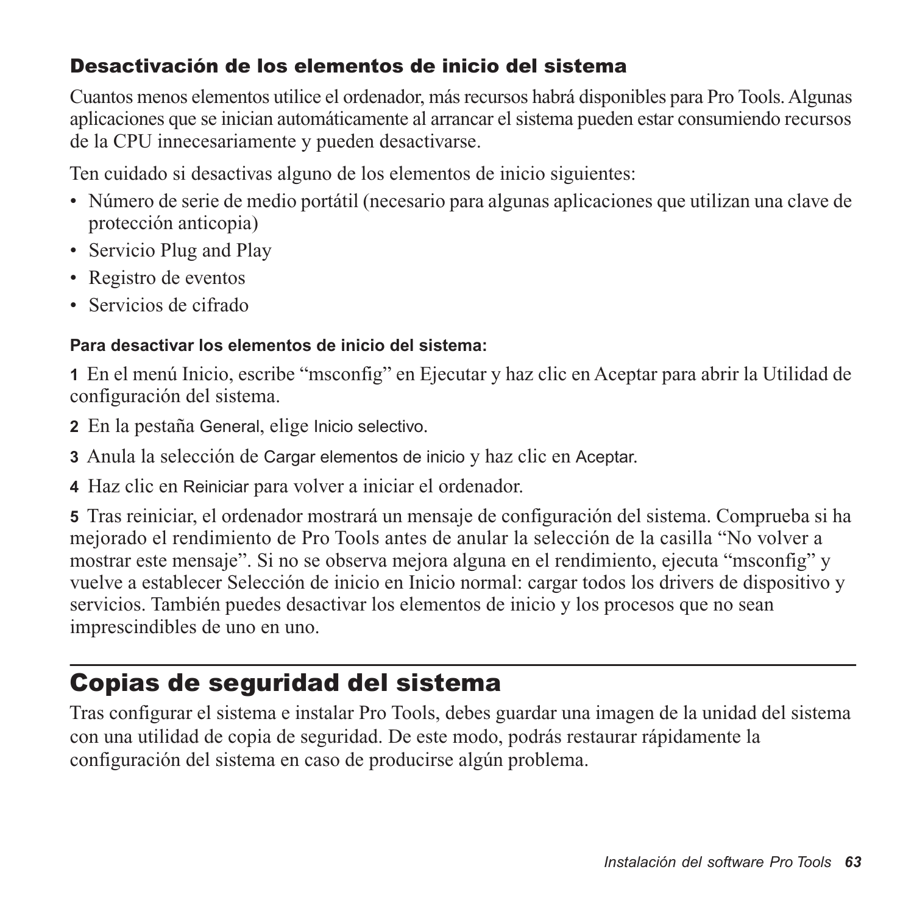### Desactivación de los elementos de inicio del sistema

Cuantos menos elementos utilice el ordenador, más recursos habrá disponibles para Pro Tools. Algunas aplicaciones que se inician automáticamente al arrancar el sistema pueden estar consumiendo recursos de la CPU innecesariamente y pueden desactivarse.

Ten cuidado si desactivas alguno de los elementos de inicio siguientes:

- Número de serie de medio portátil (necesario para algunas aplicaciones que utilizan una clave de protección anticopia)
- Servicio Plug and Play
- Registro de eventos
- Servicios de cifrado

**Para desactivar los elementos de inicio del sistema:**

**1** En el menú Inicio, escribe “msconfig” en Ejecutar y haz clic en Aceptar para abrir la Utilidad de configuración del sistema.

**2** En la pestaña General, elige Inicio selectivo.

**3** Anula la selección de Cargar elementos de inicio y haz clic en Aceptar.

**4** Haz clic en Reiniciar para volver a iniciar el ordenador.

**5** Tras reiniciar, el ordenador mostrará un mensaje de configuración del sistema. Comprueba si ha mejorado el rendimiento de Pro Tools antes de anular la selección de la casilla “No volver a mostrar este mensaje”. Si no se observa mejora alguna en el rendimiento, ejecuta “msconfig” y vuelve a establecer Selección de inicio en Inicio normal: cargar todos los drivers de dispositivo y servicios. También puedes desactivar los elementos de inicio y los procesos que no sean imprescindibles de uno en uno.

## Copias de seguridad del sistema

Tras configurar el sistema e instalar Pro Tools, debes guardar una imagen de la unidad del sistema con una utilidad de copia de seguridad. De este modo, podrás restaurar rápidamente la configuración del sistema en caso de producirse algún problema.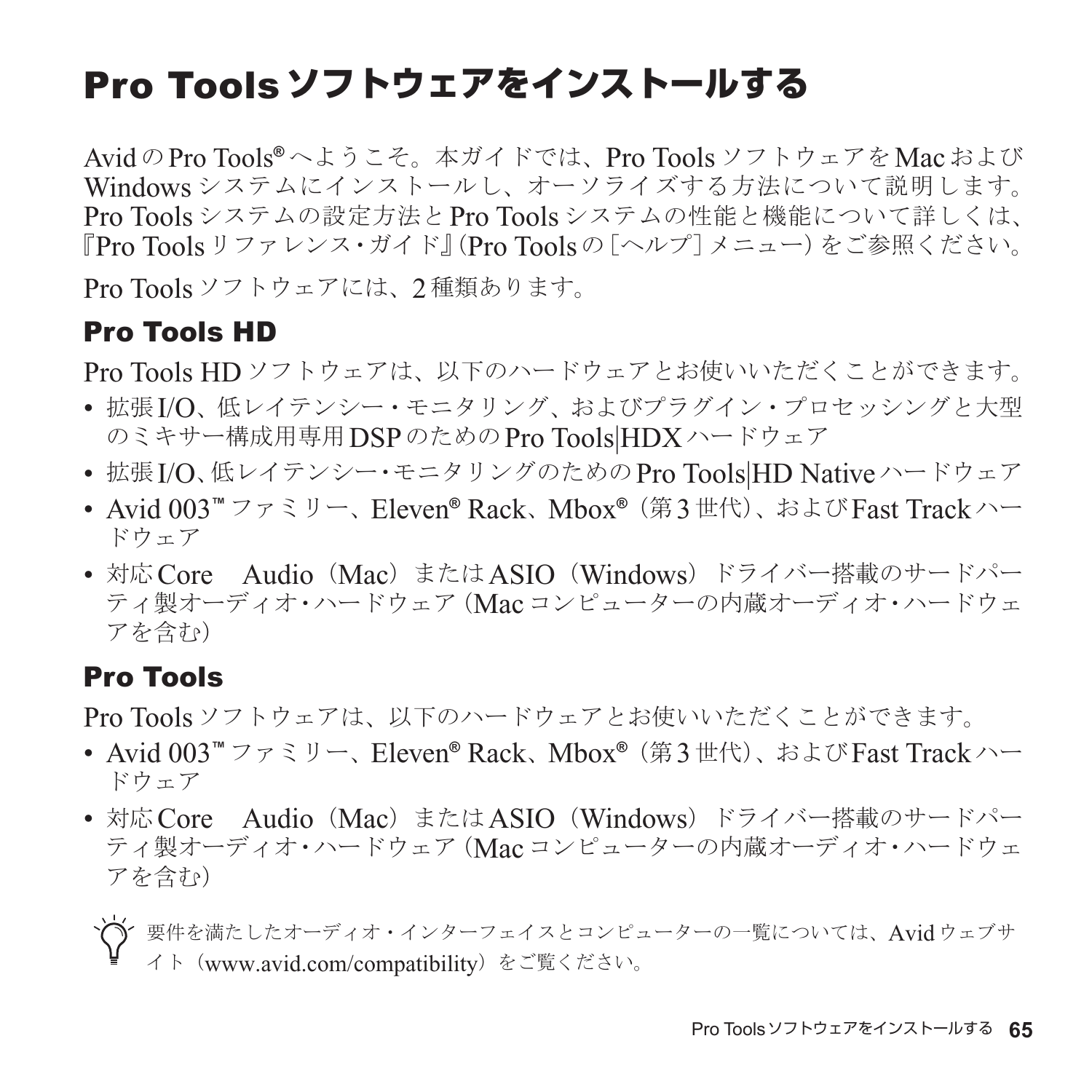# Pro Tools ソフトウェアをインストールする

Avid の Pro Tools® へようこそ。本ガイドでは、Pro Tools ソフトウェアを Mac および Windows システムにインストールし、オーソライズする方法について説明します。Pro Tools システムの設定方法と Pro Tools システムの性能と機能について詳しくは、『Pro Tools リファレンス・ガイド』（Pro Tools の［ヘルプ］メニュー）をご参照ください。

Pro Tools ソフトウェアには、2 種類あります。

## Pro Tools HD

Pro Tools HD ソフトウェアは、以下のハードウェアとお使いいただくことができます。

- 拡張 I/O、低レイテンシー・モニタリング、およびプラグイン・プロセッシングと大型のミキサー構成用専用 DSP のための Pro Tools|HDX ハードウェア
- 拡張 I/O、低レイテンシー・モニタリングのための Pro Tools|HD Native ハードウェア
- Avid 003™ ファミリー、Eleven® Rack、Mbox®（第 3 世代）、および Fast Track ハードウェア
- 対応 Core　Audio（Mac）または ASIO（Windows）ドライバー搭載のサードパーティ製オーディオ・ハードウェア（Mac コンピューターの内蔵オーディオ・ハードウェアを含む）

## Pro Tools

Pro Tools ソフトウェアは、以下のハードウェアとお使いいただくことができます。

- Avid 003™ ファミリー、Eleven® Rack、Mbox®（第 3 世代）、および Fast Track ハードウェア
- 対応 Core　Audio（Mac）または ASIO（Windows）ドライバー搭載のサードパーティ製オーディオ・ハードウェア（Mac コンピューターの内蔵オーディオ・ハードウェアを含む）

要件を満たしたオーディオ・インターフェイスとコンピューターの一覧については、Avid ウェブサイト（www.avid.com/compatibility）をご覧ください。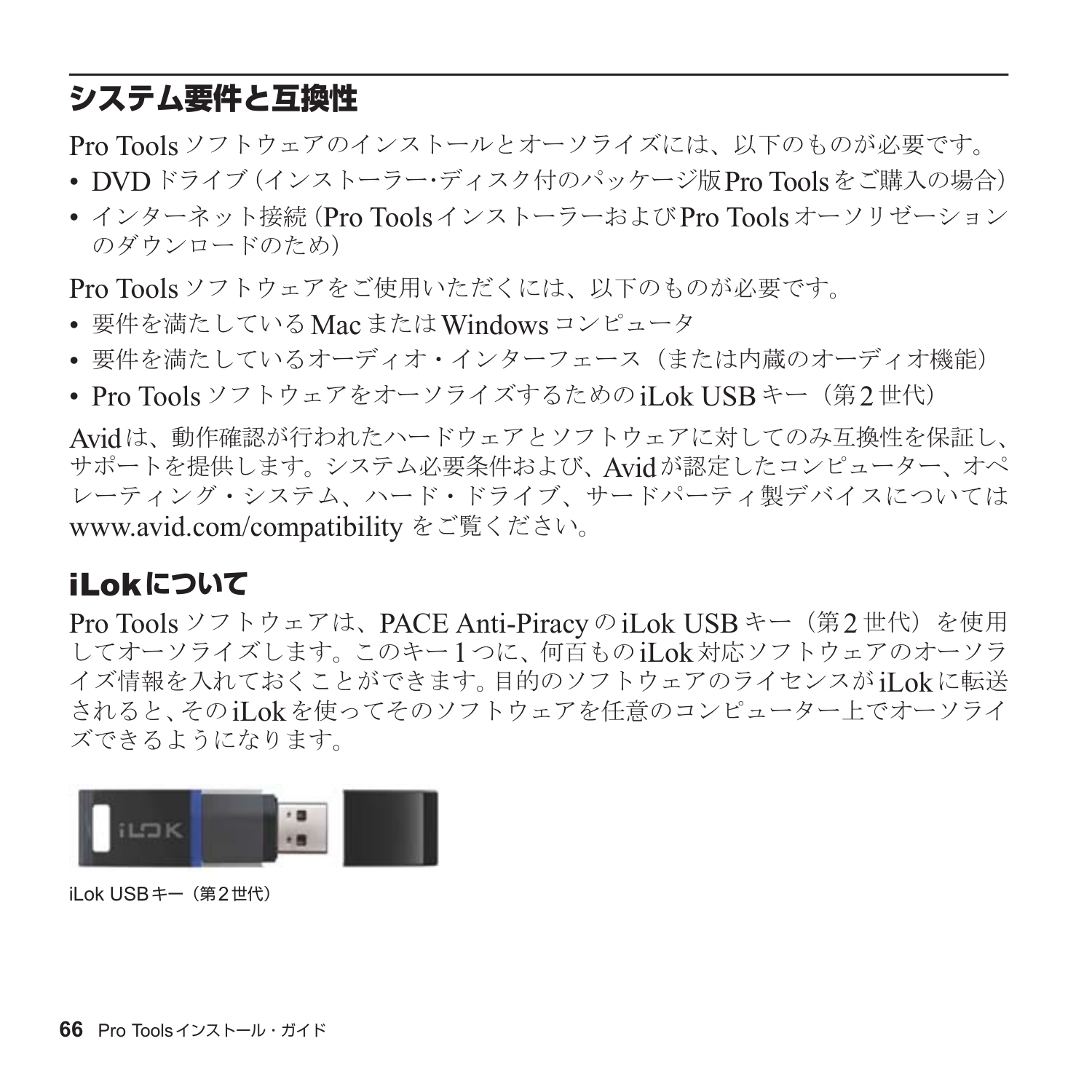## システム要件と互換性

Pro Tools ソフトウェアのインストールとオーソライズには、以下のものが必要です。

- DVD ドライブ（インストーラー･ディスク付のパッケージ版Pro Tools をご購入の場合）
- インターネット接続（Pro Tools インストーラーおよびPro Tools オーソリゼーションのダウンロードのため）

Pro Tools ソフトウェアをご使用いただくには、以下のものが必要です。

- 要件を満たしているMac またはWindows コンピュータ
- 要件を満たしているオーディオ・インターフェース（または内蔵のオーディオ機能）
- Pro Tools ソフトウェアをオーソライズするためのiLok USB キー（第2 世代）

Avidは、動作確認が行われたハードウェアとソフトウェアに対してのみ互換性を保証し、サポートを提供します。システム必要条件および、Avidが認定したコンピューター、オペレーティング・システム、ハード・ドライブ、サードパーティ製デバイスについてはwww.avid.com/compatibility をご覧ください。

## iLokについて

Pro Tools ソフトウェアは、PACE Anti-Piracy のiLok USB キー（第2 世代）を使用してオーソライズします。このキー1 つに、何百ものiLok対応ソフトウェアのオーソライズ情報を入れておくことができます。目的のソフトウェアのライセンスがiLokに転送されると、そのiLokを使ってそのソフトウェアを任意のコンピューター上でオーソライズできるようになります。

iLok USBキー（第2世代）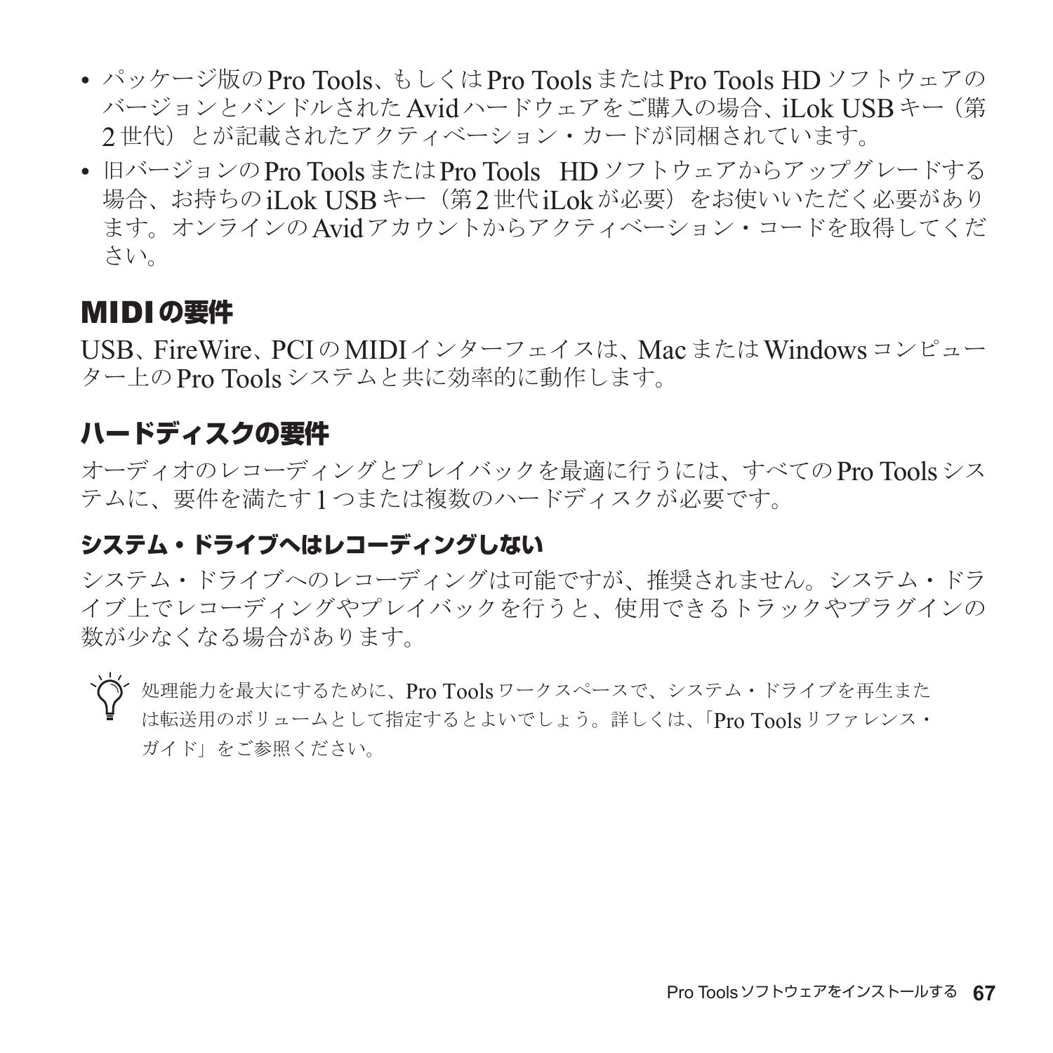- パッケージ版のPro Tools、もしくはPro ToolsまたはPro Tools HDソフトウェアのバージョンとバンドルされたAvidハードウェアをご購入の場合、iLok USBキー（第2世代）とが記載されたアクティベーション・カードが同梱されています。
- 旧バージョンのPro ToolsまたはPro Tools HDソフトウェアからアップグレードする場合、お持ちのiLok USBキー（第2世代iLokが必要）をお使いいただく必要があります。オンラインのAvidアカウントからアクティベーション・コードを取得してください。

## MIDIの要件

USB、FireWire、PCIのMIDIインターフェイスは、MacまたはWindowsコンピューター上のPro Toolsシステムと共に効率的に動作します。

## ハードディスクの要件

オーディオのレコーディングとプレイバックを最適に行うには、すべてのPro Toolsシステムに、要件を満たす1つまたは複数のハードディスクが必要です。

### システム・ドライブへはレコーディングしない

システム・ドライブへのレコーディングは可能ですが、推奨されません。システム・ドライブ上でレコーディングやプレイバックを行うと、使用できるトラックやプラグインの数が少なくなる場合があります。

処理能力を最大にするために、Pro Toolsワークスペースで、システム・ドライブを再生または転送用のボリュームとして指定するとよいでしょう。詳しくは、「Pro Toolsリファレンス・ガイド」をご参照ください。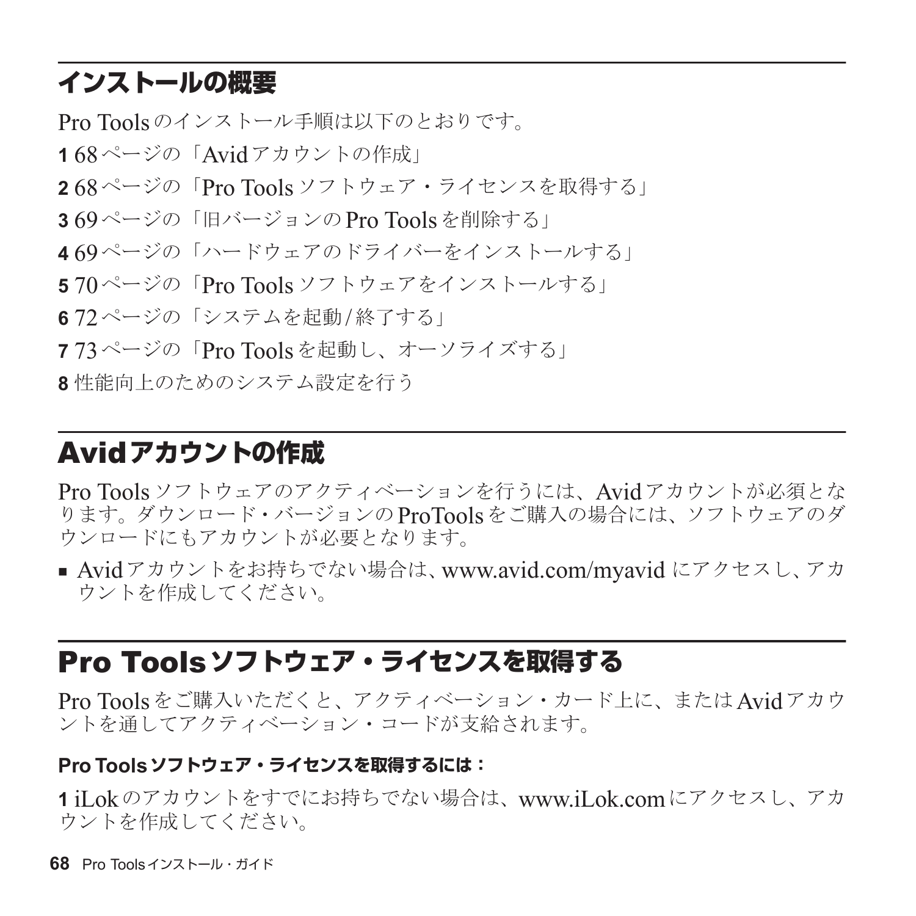## インストールの概要

Pro Toolsのインストール手順は以下のとおりです。

**1** 68ページの「Avidアカウントの作成」

**2** 68ページの「Pro Toolsソフトウェア・ライセンスを取得する」

**3** 69ページの「旧バージョンのPro Toolsを削除する」

**4** 69ページの「ハードウェアのドライバーをインストールする」

**5** 70ページの「Pro Toolsソフトウェアをインストールする」

**6** 72ページの「システムを起動/終了する」

**7** 73ページの「Pro Toolsを起動し、オーソライズする」

**8** 性能向上のためのシステム設定を行う

## Avidアカウントの作成

Pro Toolsソフトウェアのアクティベーションを行うには、Avidアカウントが必須となります。ダウンロード・バージョンのProToolsをご購入の場合には、ソフトウェアのダウンロードにもアカウントが必要となります。

- Avidアカウントをお持ちでない場合は、www.avid.com/myavid にアクセスし、アカウントを作成してください。

## Pro Toolsソフトウェア・ライセンスを取得する

Pro Toolsをご購入いただくと、アクティベーション・カード上に、またはAvidアカウントを通してアクティベーション・コードが支給されます。

**Pro Toolsソフトウェア・ライセンスを取得するには：**

**1** iLokのアカウントをすでにお持ちでない場合は、www.iLok.comにアクセスし、アカウントを作成してください。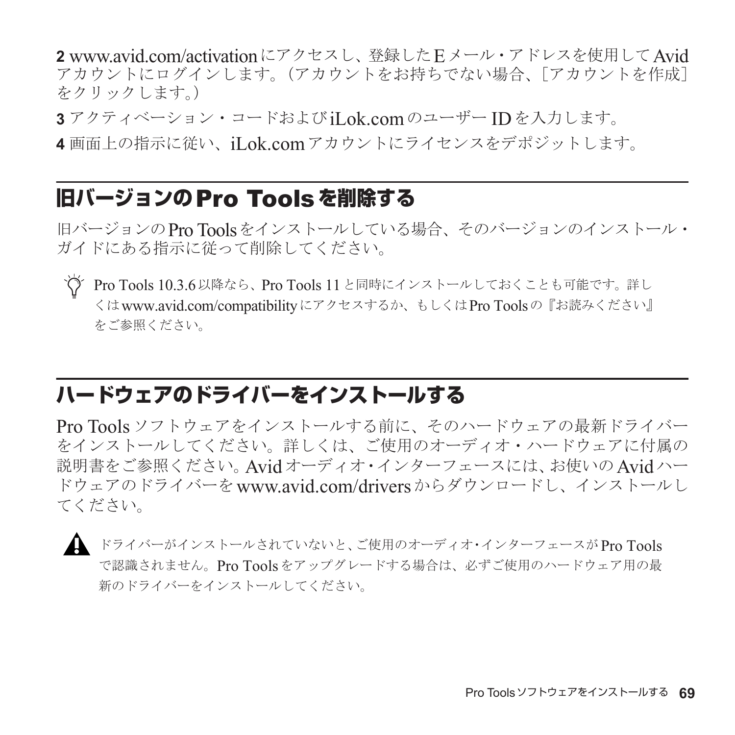**2** www.avid.com/activation にアクセスし、登録した E メール・アドレスを使用して Avid アカウントにログインします。（アカウントをお持ちでない場合、［アカウントを作成］をクリックします。）

**3** アクティベーション・コードおよび iLok.com のユーザー ID を入力します。

**4** 画面上の指示に従い、iLok.com アカウントにライセンスをデポジットします。

## 旧バージョンの Pro Tools を削除する

旧バージョンの Pro Tools をインストールしている場合、そのバージョンのインストール・ガイドにある指示に従って削除してください。

Pro Tools 10.3.6 以降なら、Pro Tools 11 と同時にインストールしておくことも可能です。詳しくは www.avid.com/compatibility にアクセスするか、もしくは Pro Tools の『お読みください』をご参照ください。

## ハードウェアのドライバーをインストールする

Pro Tools ソフトウェアをインストールする前に、そのハードウェアの最新ドライバーをインストールしてください。詳しくは、ご使用のオーディオ・ハードウェアに付属の説明書をご参照ください。Avid オーディオ・インターフェースには、お使いの Avid ハードウェアのドライバーを www.avid.com/drivers からダウンロードし、インストールしてください。

ドライバーがインストールされていないと、ご使用のオーディオ・インターフェースが Pro Tools で認識されません。Pro Tools をアップグレードする場合は、必ずご使用のハードウェア用の最新のドライバーをインストールしてください。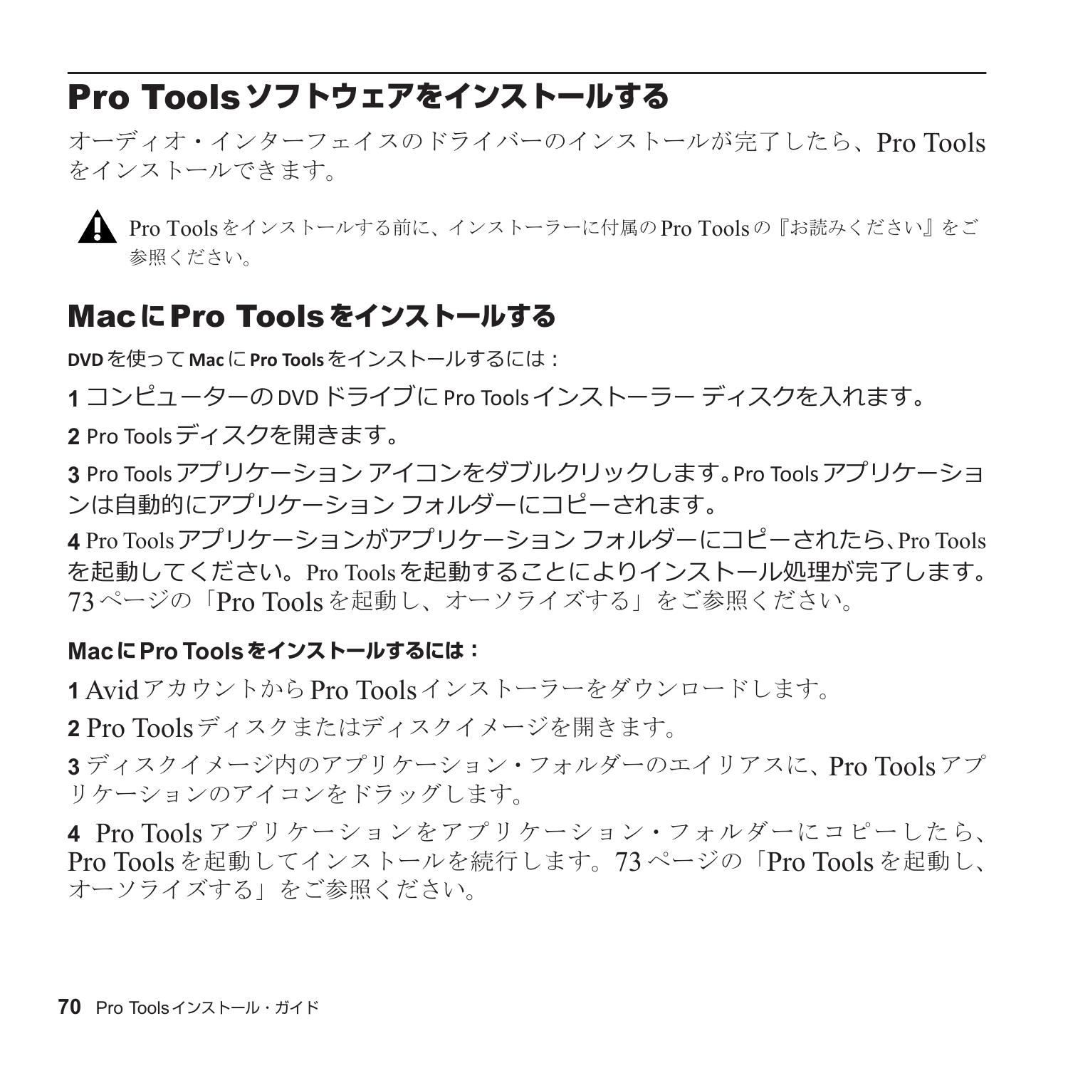## Pro Toolsソフトウェアをインストールする

オーディオ・インターフェイスのドライバーのインストールが完了したら、Pro Toolsをインストールできます。

⚠ Pro Toolsをインストールする前に、インストーラーに付属のPro Toolsの『お読みください』をご参照ください。

### MacにPro Toolsをインストールする

**DVDを使ってMacにPro Toolsをインストールするには：**

**1** コンピューターのDVDドライブにPro Toolsインストーラー ディスクを入れます。

**2** Pro Toolsディスクを開きます。

**3** Pro Toolsアプリケーション アイコンをダブルクリックします。Pro Toolsアプリケーションは自動的にアプリケーション フォルダーにコピーされます。

**4** Pro Toolsアプリケーションがアプリケーション フォルダーにコピーされたら、Pro Toolsを起動してください。Pro Toolsを起動することによりインストール処理が完了します。73ページの「Pro Toolsを起動し、オーソライズする」をご参照ください。

**MacにPro Toolsをインストールするには：**

**1** AvidアカウントからPro Toolsインストーラーをダウンロードします。

**2** Pro Toolsディスクまたはディスクイメージを開きます。

**3** ディスクイメージ内のアプリケーション・フォルダーのエイリアスに、Pro Toolsアプリケーションのアイコンをドラッグします。

**4** Pro Toolsアプリケーションをアプリケーション・フォルダーにコピーしたら、Pro Toolsを起動してインストールを続行します。73ページの「Pro Toolsを起動し、オーソライズする」をご参照ください。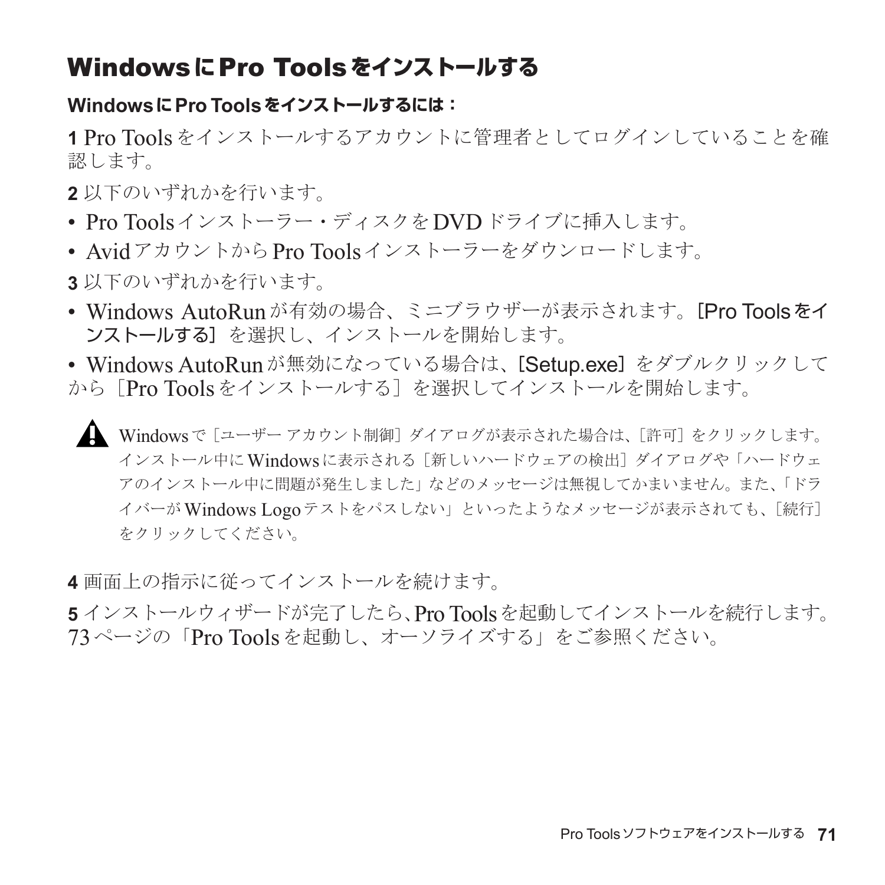## WindowsにPro Toolsをインストールする

**WindowsにPro Toolsをインストールするには：**

**1** Pro Toolsをインストールするアカウントに管理者としてログインしていることを確認します。

**2** 以下のいずれかを行います。

- Pro Toolsインストーラー・ディスクをDVDドライブに挿入します。
- AvidアカウントからPro Toolsインストーラーをダウンロードします。

**3** 以下のいずれかを行います。

- Windows AutoRunが有効の場合、ミニブラウザーが表示されます。［Pro Toolsをインストールする］を選択し、インストールを開始します。
- Windows AutoRunが無効になっている場合は、［Setup.exe］をダブルクリックしてから［Pro Toolsをインストールする］を選択してインストールを開始します。

> Windowsで［ユーザー アカウント制御］ダイアログが表示された場合は、［許可］をクリックします。インストール中にWindowsに表示される［新しいハードウェアの検出］ダイアログや「ハードウェアのインストール中に問題が発生しました」などのメッセージは無視してかまいません。また、「ドライバーがWindows Logoテストをパスしない」といったようなメッセージが表示されても、［続行］をクリックしてください。

**4** 画面上の指示に従ってインストールを続けます。

**5** インストールウィザードが完了したら、Pro Toolsを起動してインストールを続行します。73ページの「Pro Toolsを起動し、オーソライズする」をご参照ください。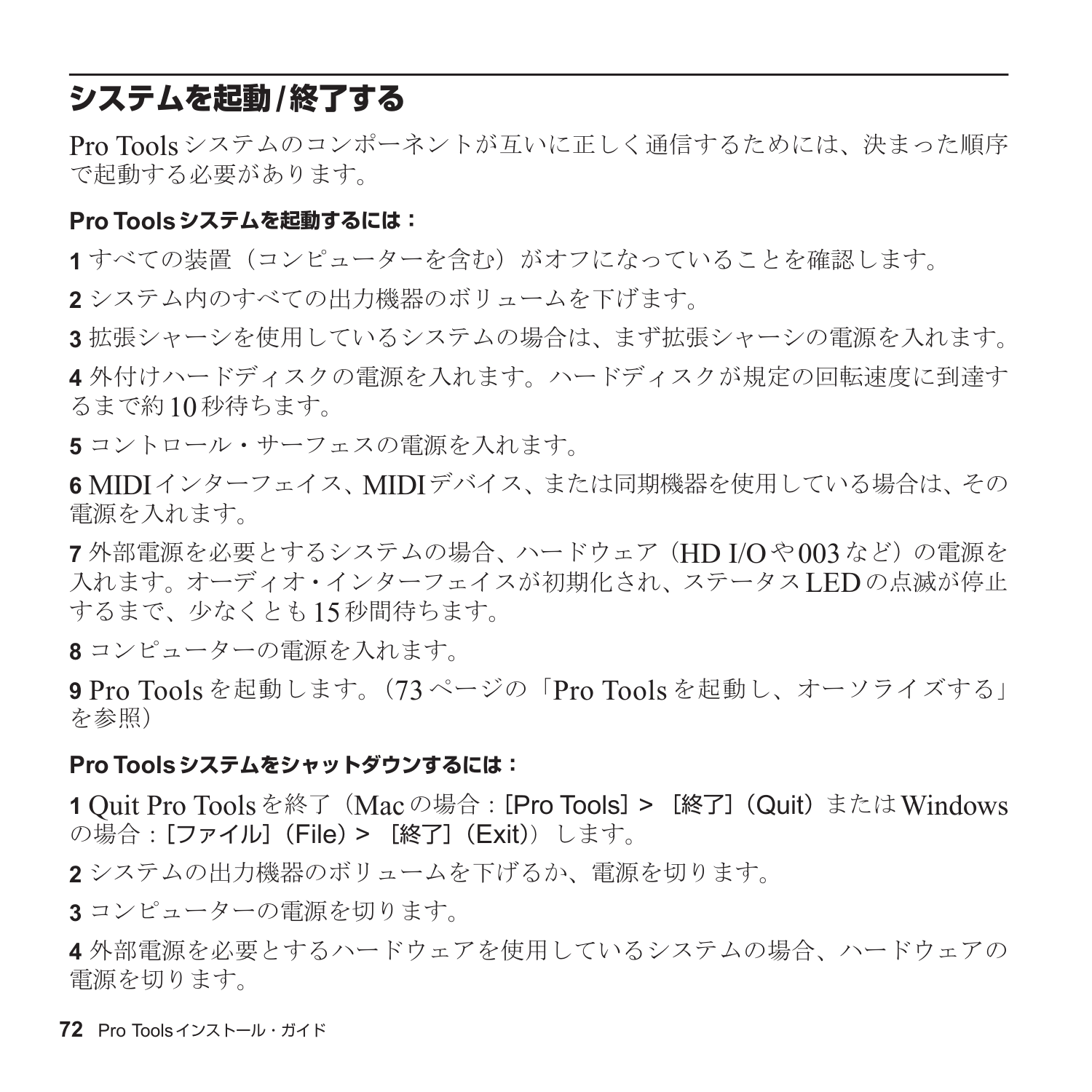## システムを起動/終了する

Pro Toolsシステムのコンポーネントが互いに正しく通信するためには、決まった順序で起動する必要があります。

**Pro Toolsシステムを起動するには：**

**1** すべての装置（コンピューターを含む）がオフになっていることを確認します。

**2** システム内のすべての出力機器のボリュームを下げます。

**3** 拡張シャーシを使用しているシステムの場合は、まず拡張シャーシの電源を入れます。

**4** 外付けハードディスクの電源を入れます。ハードディスクが規定の回転速度に到達するまで約10秒待ちます。

**5** コントロール・サーフェスの電源を入れます。

**6** MIDIインターフェイス、MIDIデバイス、または同期機器を使用している場合は、その電源を入れます。

**7** 外部電源を必要とするシステムの場合、ハードウェア（HD I/Oや003など）の電源を入れます。オーディオ・インターフェイスが初期化され、ステータスLEDの点滅が停止するまで、少なくとも15秒間待ちます。

**8** コンピューターの電源を入れます。

**9** Pro Toolsを起動します。（73ページの「Pro Toolsを起動し、オーソライズする」を参照）

**Pro Toolsシステムをシャットダウンするには：**

**1** Quit Pro Toolsを終了（Macの場合：[Pro Tools] > ［終了］（Quit）またはWindowsの場合：[ファイル]（File）> ［終了］（Exit））します。

**2** システムの出力機器のボリュームを下げるか、電源を切ります。

**3** コンピューターの電源を切ります。

**4** 外部電源を必要とするハードウェアを使用しているシステムの場合、ハードウェアの電源を切ります。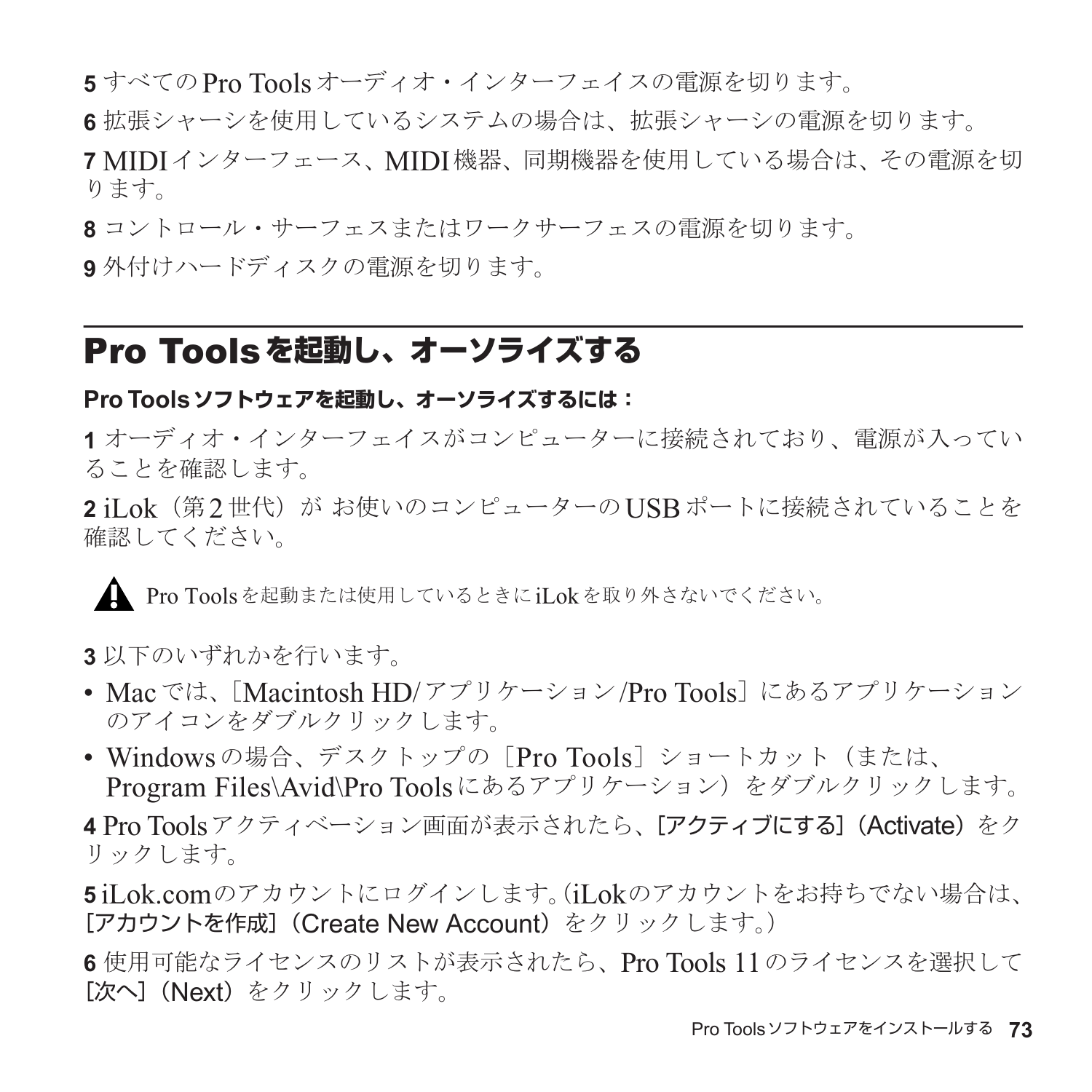**5** すべての Pro Tools オーディオ・インターフェイスの電源を切ります。

**6** 拡張シャーシを使用しているシステムの場合は、拡張シャーシの電源を切ります。

**7** MIDI インターフェース、MIDI 機器、同期機器を使用している場合は、その電源を切ります。

**8** コントロール・サーフェスまたはワークサーフェスの電源を切ります。

**9** 外付けハードディスクの電源を切ります。

## Pro Tools を起動し、オーソライズする

**Pro Tools ソフトウェアを起動し、オーソライズするには：**

**1** オーディオ・インターフェイスがコンピューターに接続されており、電源が入っていることを確認します。

**2** iLok（第 2 世代）が お使いのコンピューターの USB ポートに接続されていることを確認してください。

> Pro Tools を起動または使用しているときに iLok を取り外さないでください。

**3** 以下のいずれかを行います。

- Mac では、［Macintosh HD/ アプリケーション /Pro Tools］にあるアプリケーションのアイコンをダブルクリックします。
- Windows の場合、デスクトップの［Pro Tools］ショートカット（または、Program Files\Avid\Pro Tools にあるアプリケーション）をダブルクリックします。

**4** Pro Tools アクティベーション画面が表示されたら、［アクティブにする］（Activate）をクリックします。

**5** iLok.com のアカウントにログインします。（iLok のアカウントをお持ちでない場合は、［アカウントを作成］（Create New Account）をクリックします。）

**6** 使用可能なライセンスのリストが表示されたら、Pro Tools 11 のライセンスを選択して［次へ］（Next）をクリックします。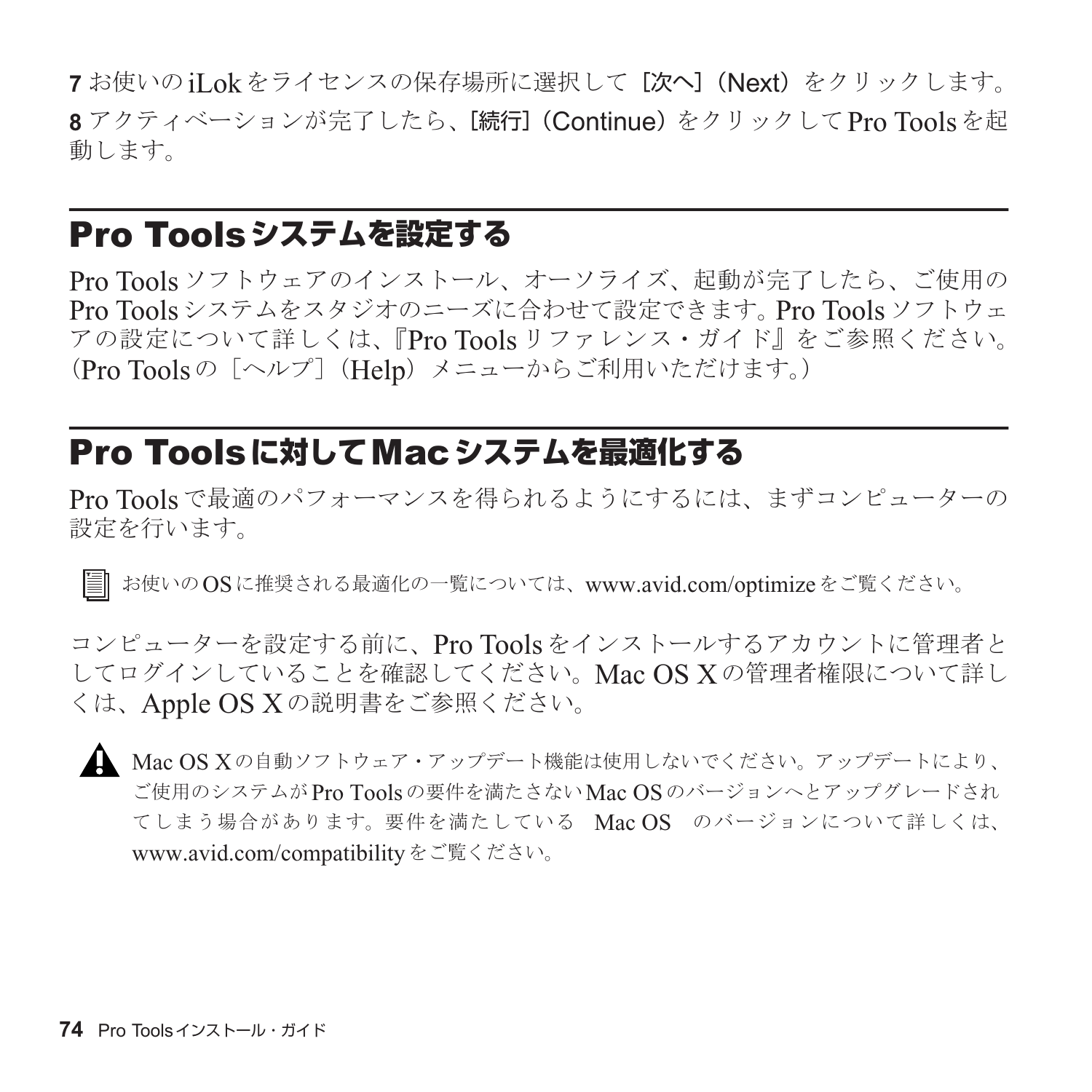7 お使いの iLok をライセンスの保存場所に選択して［次へ］（Next）をクリックします。

8 アクティベーションが完了したら、［続行］（Continue）をクリックして Pro Tools を起動します。

## Pro Tools システムを設定する

Pro Tools ソフトウェアのインストール、オーソライズ、起動が完了したら、ご使用の Pro Tools システムをスタジオのニーズに合わせて設定できます。Pro Tools ソフトウェアの設定について詳しくは、『Pro Tools リファレンス・ガイド』をご参照ください。（Pro Tools の［ヘルプ］（Help）メニューからご利用いただけます。）

## Pro Tools に対して Mac システムを最適化する

Pro Tools で最適のパフォーマンスを得られるようにするには、まずコンピューターの設定を行います。

お使いの OS に推奨される最適化の一覧については、www.avid.com/optimize をご覧ください。

コンピューターを設定する前に、Pro Tools をインストールするアカウントに管理者としてログインしていることを確認してください。Mac OS X の管理者権限について詳しくは、Apple OS X の説明書をご参照ください。

Mac OS X の自動ソフトウェア・アップデート機能は使用しないでください。アップデートにより、ご使用のシステムが Pro Tools の要件を満たさない Mac OS のバージョンへとアップグレードされてしまう場合があります。要件を満たしている Mac OS のバージョンについて詳しくは、www.avid.com/compatibility をご覧ください。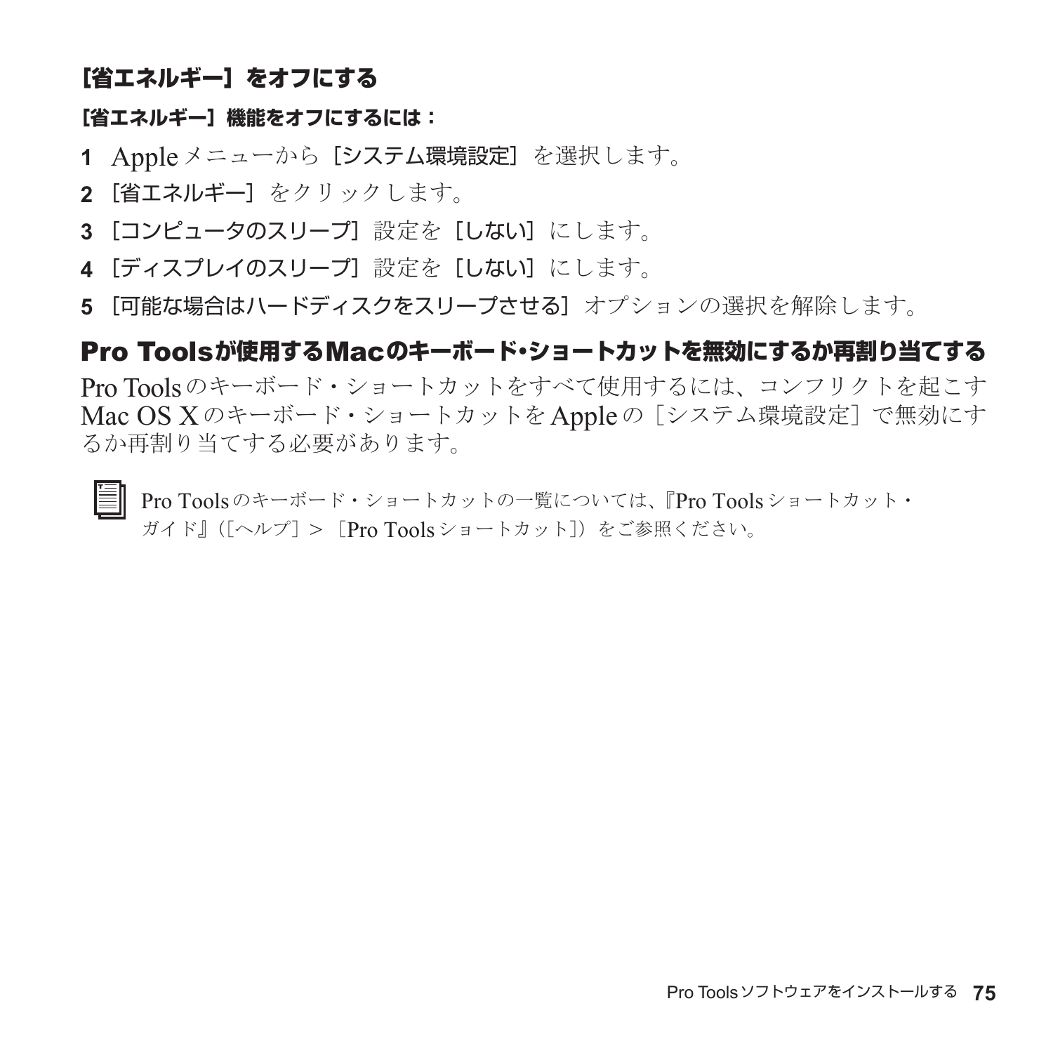### [省エネルギー] をオフにする

**[省エネルギー] 機能をオフにするには：**

1. Apple メニューから [システム環境設定] を選択します。
2. [省エネルギー] をクリックします。
3. [コンピュータのスリープ] 設定を [しない] にします。
4. [ディスプレイのスリープ] 設定を [しない] にします。
5. [可能な場合はハードディスクをスリープさせる] オプションの選択を解除します。

## Pro Toolsが使用するMacのキーボード・ショートカットを無効にするか再割り当てする

Pro Tools のキーボード・ショートカットをすべて使用するには、コンフリクトを起こす Mac OS X のキーボード・ショートカットを Apple の [システム環境設定] で無効にするか再割り当てする必要があります。

Pro Tools のキーボード・ショートカットの一覧については、『Pro Tools ショートカット・ガイド』([ヘルプ] > [Pro Tools ショートカット]) をご参照ください。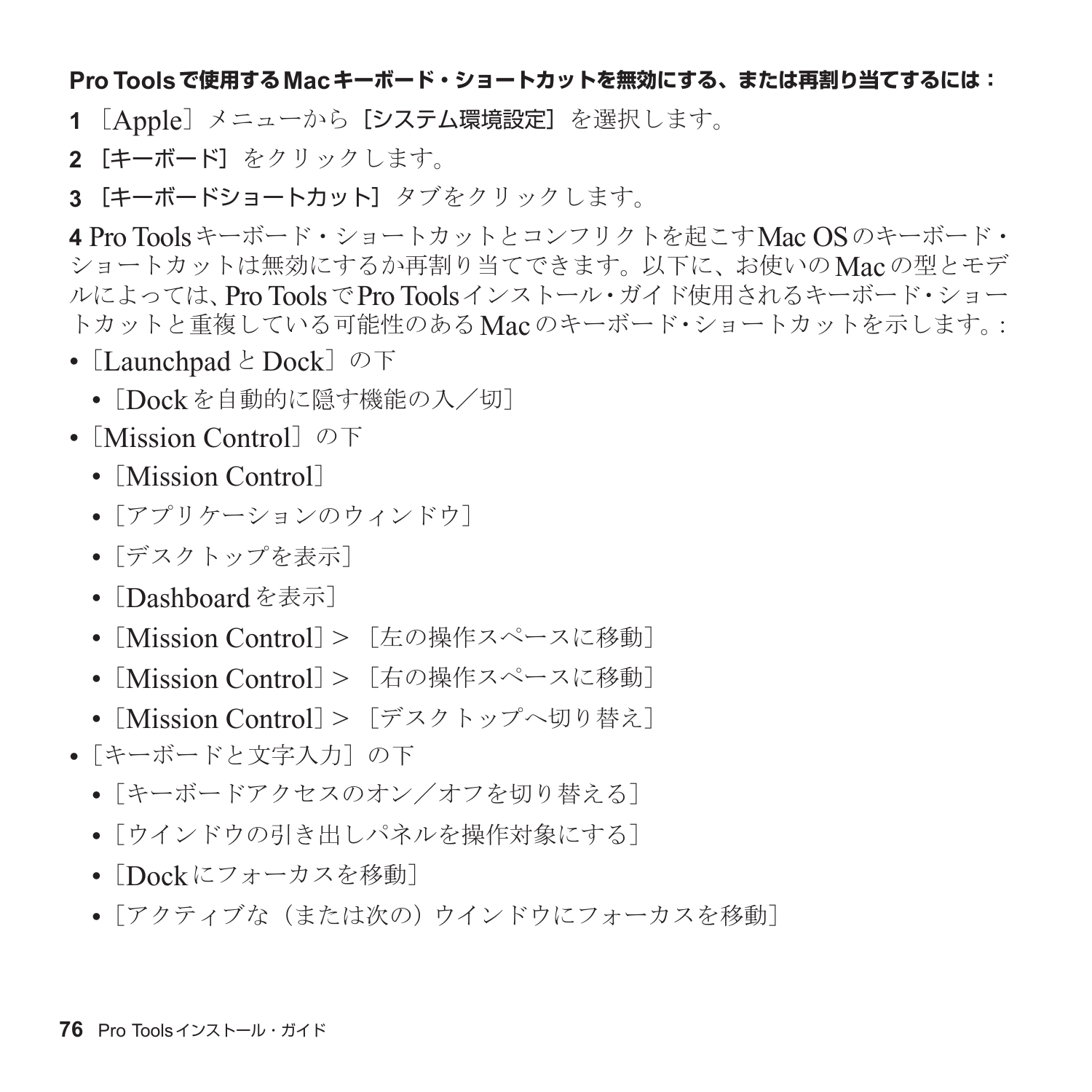**Pro Toolsで使用するMacキーボード・ショートカットを無効にする、または再割り当てするには：**

**1**［Apple］メニューから［**システム環境設定**］を選択します。

**2**［**キーボード**］をクリックします。

**3**［**キーボードショートカット**］タブをクリックします。

**4** Pro Toolsキーボード・ショートカットとコンフリクトを起こすMac OSのキーボード・ショートカットは無効にするか再割り当てできます。以下に、お使いのMacの型とモデルによっては、Pro ToolsでPro Toolsインストール・ガイド使用されるキーボード・ショートカットと重複している可能性のあるMacのキーボード・ショートカットを示します。:

- ［LaunchpadとDock］の下
  - ［Dockを自動的に隠す機能の入／切］
- ［Mission Control］の下
  - ［Mission Control］
  - ［アプリケーションのウィンドウ］
  - ［デスクトップを表示］
  - ［Dashboardを表示］
  - ［Mission Control］>［左の操作スペースに移動］
  - ［Mission Control］>［右の操作スペースに移動］
  - ［Mission Control］>［デスクトップへ切り替え］
- ［キーボードと文字入力］の下
  - ［キーボードアクセスのオン／オフを切り替える］
  - ［ウインドウの引き出しパネルを操作対象にする］
  - ［Dockにフォーカスを移動］
  - ［アクティブな（または次の）ウインドウにフォーカスを移動］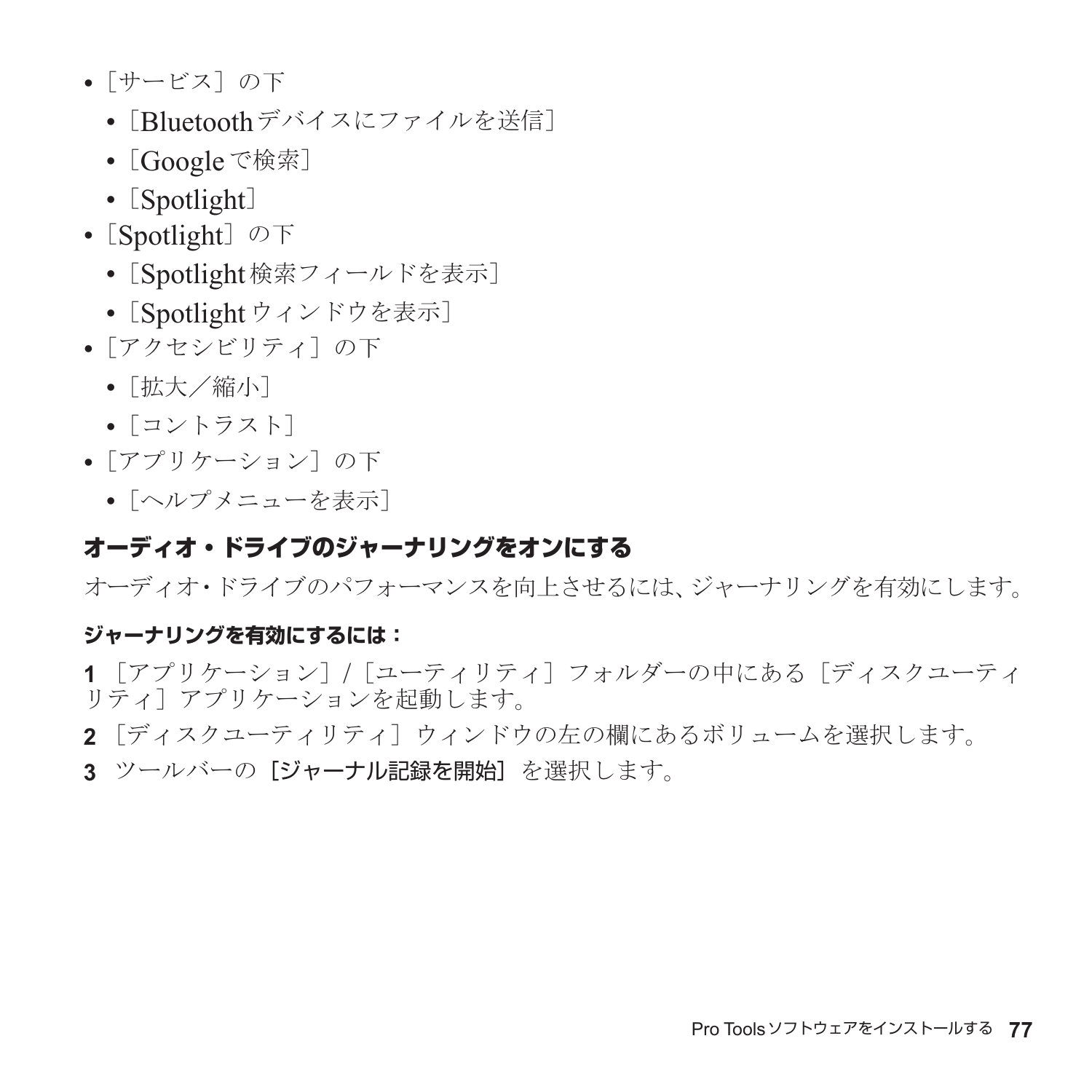- ［サービス］の下
  - ［Bluetoothデバイスにファイルを送信］
  - ［Googleで検索］
  - ［Spotlight］
- ［Spotlight］の下
  - ［Spotlight検索フィールドを表示］
  - ［Spotlightウィンドウを表示］
- ［アクセシビリティ］の下
  - ［拡大／縮小］
  - ［コントラスト］
- ［アプリケーション］の下
  - ［ヘルプメニューを表示］

### オーディオ・ドライブのジャーナリングをオンにする

オーディオ・ドライブのパフォーマンスを向上させるには、ジャーナリングを有効にします。

#### ジャーナリングを有効にするには：

1 ［アプリケーション］/［ユーティリティ］フォルダーの中にある［ディスクユーティリティ］アプリケーションを起動します。

2 ［ディスクユーティリティ］ウィンドウの左の欄にあるボリュームを選択します。

3 ツールバーの **［ジャーナル記録を開始］** を選択します。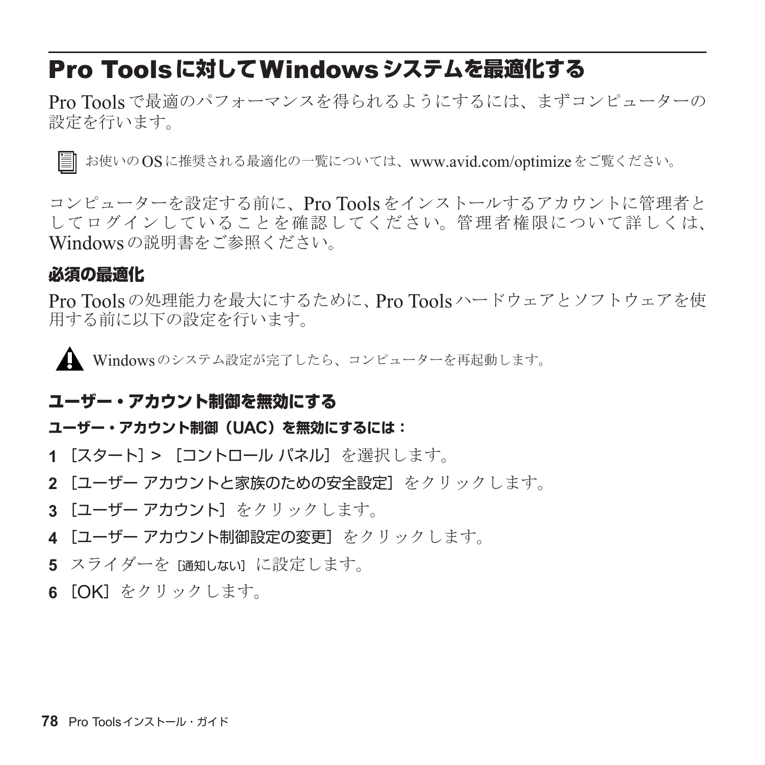## Pro Toolsに対してWindowsシステムを最適化する

Pro Toolsで最適のパフォーマンスを得られるようにするには、まずコンピューターの設定を行います。

お使いのOSに推奨される最適化の一覧については、www.avid.com/optimizeをご覧ください。

コンピューターを設定する前に、Pro Toolsをインストールするアカウントに管理者としてログインしていることを確認してください。管理者権限について詳しくは、Windowsの説明書をご参照ください。

### 必須の最適化

Pro Toolsの処理能力を最大にするために、Pro Toolsハードウェアとソフトウェアを使用する前に以下の設定を行います。

Windowsのシステム設定が完了したら、コンピューターを再起動します。

### ユーザー・アカウント制御を無効にする

**ユーザー・アカウント制御（UAC）を無効にするには：**

1 ［スタート］>［コントロール パネル］を選択します。

2 ［ユーザー アカウントと家族のための安全設定］をクリックします。

3 ［ユーザー アカウント］をクリックします。

4 ［ユーザー アカウント制御設定の変更］をクリックします。

5 スライダーを［通知しない］に設定します。

6 ［OK］をクリックします。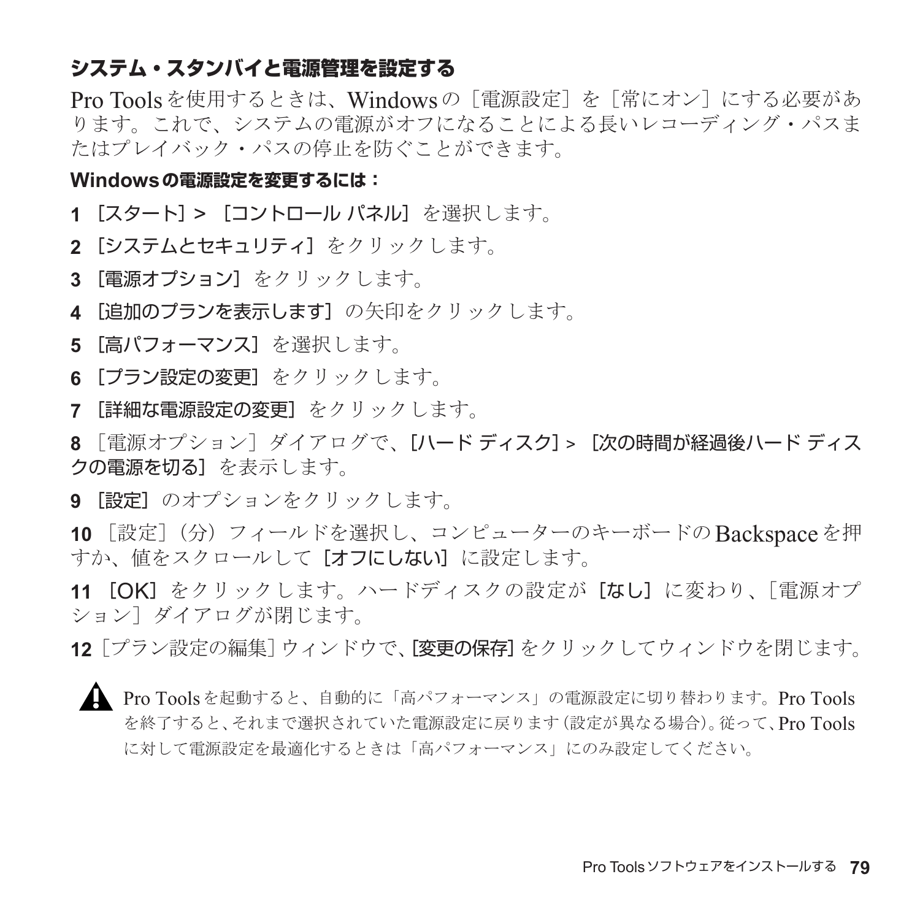### システム・スタンバイと電源管理を設定する

Pro Tools を使用するときは、Windows の［電源設定］を［常にオン］にする必要があります。これで、システムの電源がオフになることによる長いレコーディング・パスまたはプレイバック・パスの停止を防ぐことができます。

**Windows の電源設定を変更するには：**

**1** ［スタート］>［コントロール パネル］を選択します。

**2** ［システムとセキュリティ］をクリックします。

**3** ［電源オプション］をクリックします。

**4** ［追加のプランを表示します］の矢印をクリックします。

**5** ［高パフォーマンス］を選択します。

**6** ［プラン設定の変更］をクリックします。

**7** ［詳細な電源設定の変更］をクリックします。

**8** ［電源オプション］ダイアログで、［ハード ディスク］>［次の時間が経過後ハード ディスクの電源を切る］を表示します。

**9** ［設定］のオプションをクリックします。

**10** ［設定］（分）フィールドを選択し、コンピューターのキーボードの Backspace を押すか、値をスクロールして［オフにしない］に設定します。

**11** ［OK］をクリックします。ハードディスクの設定が［なし］に変わり、［電源オプション］ダイアログが閉じます。

**12** ［プラン設定の編集］ウィンドウで、［変更の保存］をクリックしてウィンドウを閉じます。

⚠ Pro Tools を起動すると、自動的に「高パフォーマンス」の電源設定に切り替わります。Pro Tools を終了すると、それまで選択されていた電源設定に戻ります（設定が異なる場合）。従って、Pro Tools に対して電源設定を最適化するときは「高パフォーマンス」にのみ設定してください。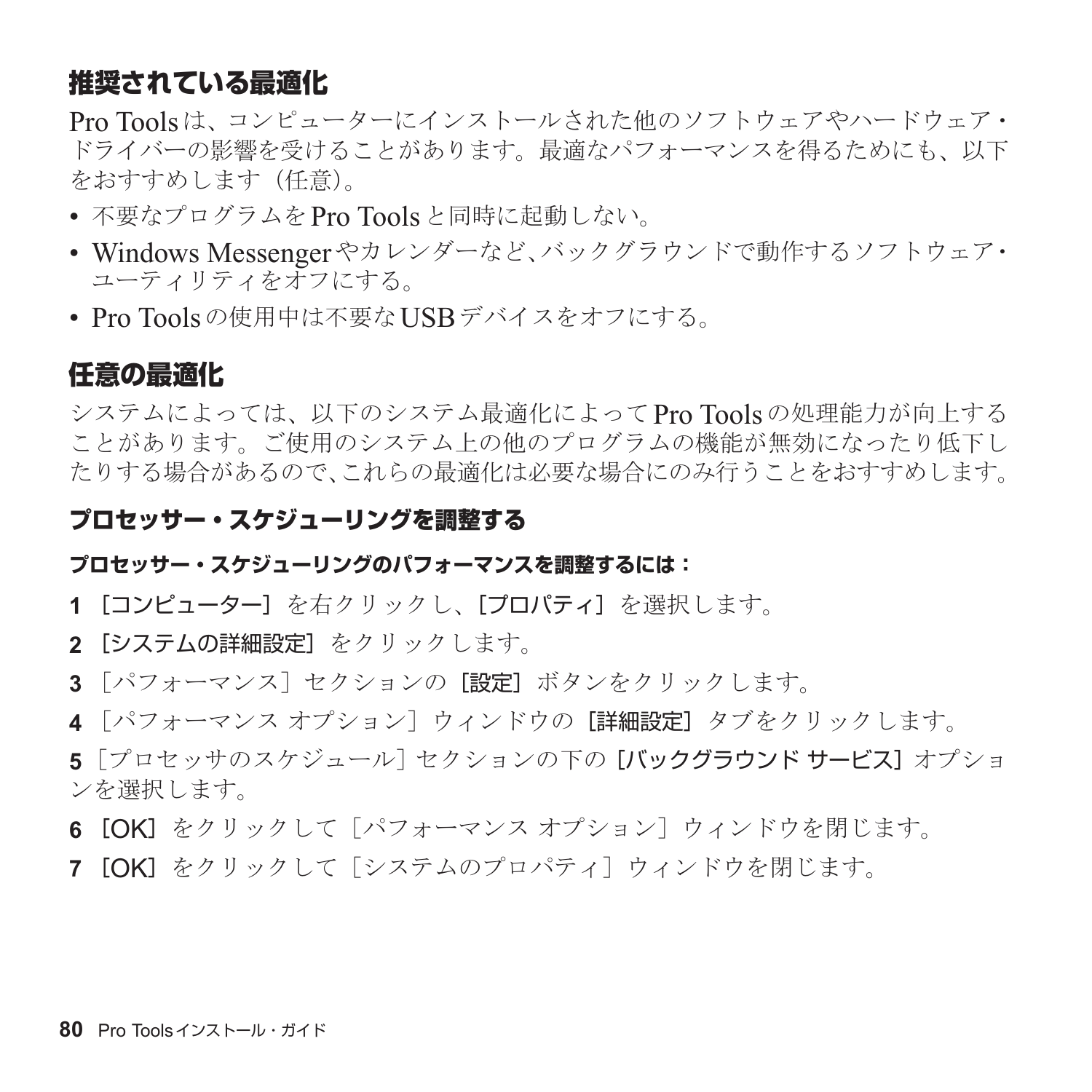## 推奨されている最適化

Pro Toolsは、コンピューターにインストールされた他のソフトウェアやハードウェア・ドライバーの影響を受けることがあります。最適なパフォーマンスを得るためにも、以下をおすすめします（任意）。

- 不要なプログラムをPro Toolsと同時に起動しない。
- Windows Messengerやカレンダーなど、バックグラウンドで動作するソフトウェア・ユーティリティをオフにする。
- Pro Toolsの使用中は不要なUSBデバイスをオフにする。

## 任意の最適化

システムによっては、以下のシステム最適化によってPro Toolsの処理能力が向上することがあります。ご使用のシステム上の他のプログラムの機能が無効になったり低下したりする場合があるので、これらの最適化は必要な場合にのみ行うことをおすすめします。

### プロセッサー・スケジューリングを調整する

**プロセッサー・スケジューリングのパフォーマンスを調整するには：**

1 ［コンピューター］を右クリックし、［プロパティ］を選択します。

2 ［システムの詳細設定］をクリックします。

3 ［パフォーマンス］セクションの［設定］ボタンをクリックします。

4 ［パフォーマンス オプション］ウィンドウの［詳細設定］タブをクリックします。

5 ［プロセッサのスケジュール］セクションの下の［バックグラウンド サービス］オプションを選択します。

6 ［OK］をクリックして［パフォーマンス オプション］ウィンドウを閉じます。

7 ［OK］をクリックして［システムのプロパティ］ウィンドウを閉じます。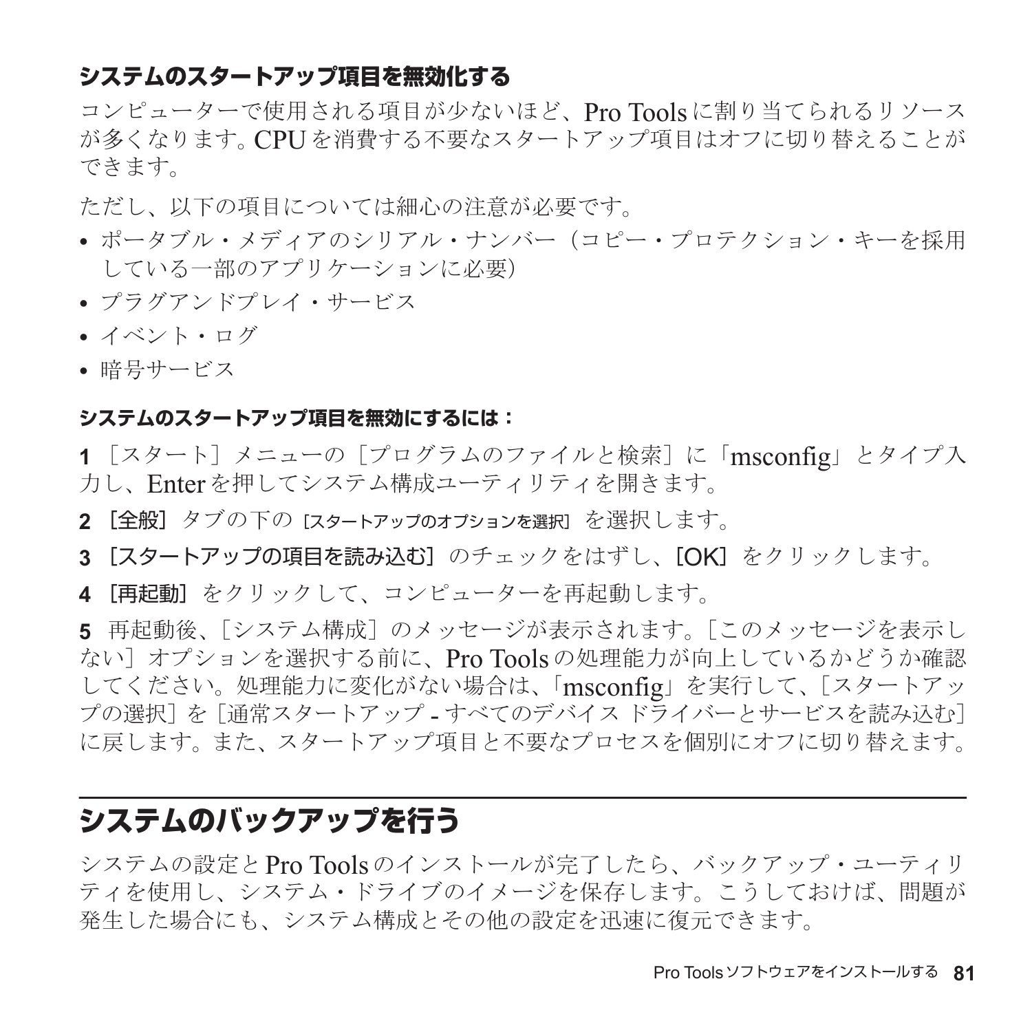### システムのスタートアップ項目を無効化する

コンピューターで使用される項目が少ないほど、Pro Tools に割り当てられるリソースが多くなります。CPU を消費する不要なスタートアップ項目はオフに切り替えることができます。

ただし、以下の項目については細心の注意が必要です。

- ポータブル・メディアのシリアル・ナンバー（コピー・プロテクション・キーを採用している一部のアプリケーションに必要）
- プラグアンドプレイ・サービス
- イベント・ログ
- 暗号サービス

**システムのスタートアップ項目を無効にするには：**

**1** ［スタート］メニューの［プログラムのファイルと検索］に「msconfig」とタイプ入力し、Enter を押してシステム構成ユーティリティを開きます。

**2** ［全般］タブの下の ［スタートアップのオプションを選択］ を選択します。

**3** ［スタートアップの項目を読み込む］のチェックをはずし、［OK］をクリックします。

**4** ［再起動］をクリックして、コンピューターを再起動します。

**5** 再起動後、［システム構成］のメッセージが表示されます。［このメッセージを表示しない］オプションを選択する前に、Pro Tools の処理能力が向上しているかどうか確認してください。処理能力に変化がない場合は、「msconfig」を実行して、［スタートアップの選択］を［通常スタートアップ - すべてのデバイス ドライバーとサービスを読み込む］に戻します。また、スタートアップ項目と不要なプロセスを個別にオフに切り替えます。

## システムのバックアップを行う

システムの設定と Pro Tools のインストールが完了したら、バックアップ・ユーティリティを使用し、システム・ドライブのイメージを保存します。こうしておけば、問題が発生した場合にも、システム構成とその他の設定を迅速に復元できます。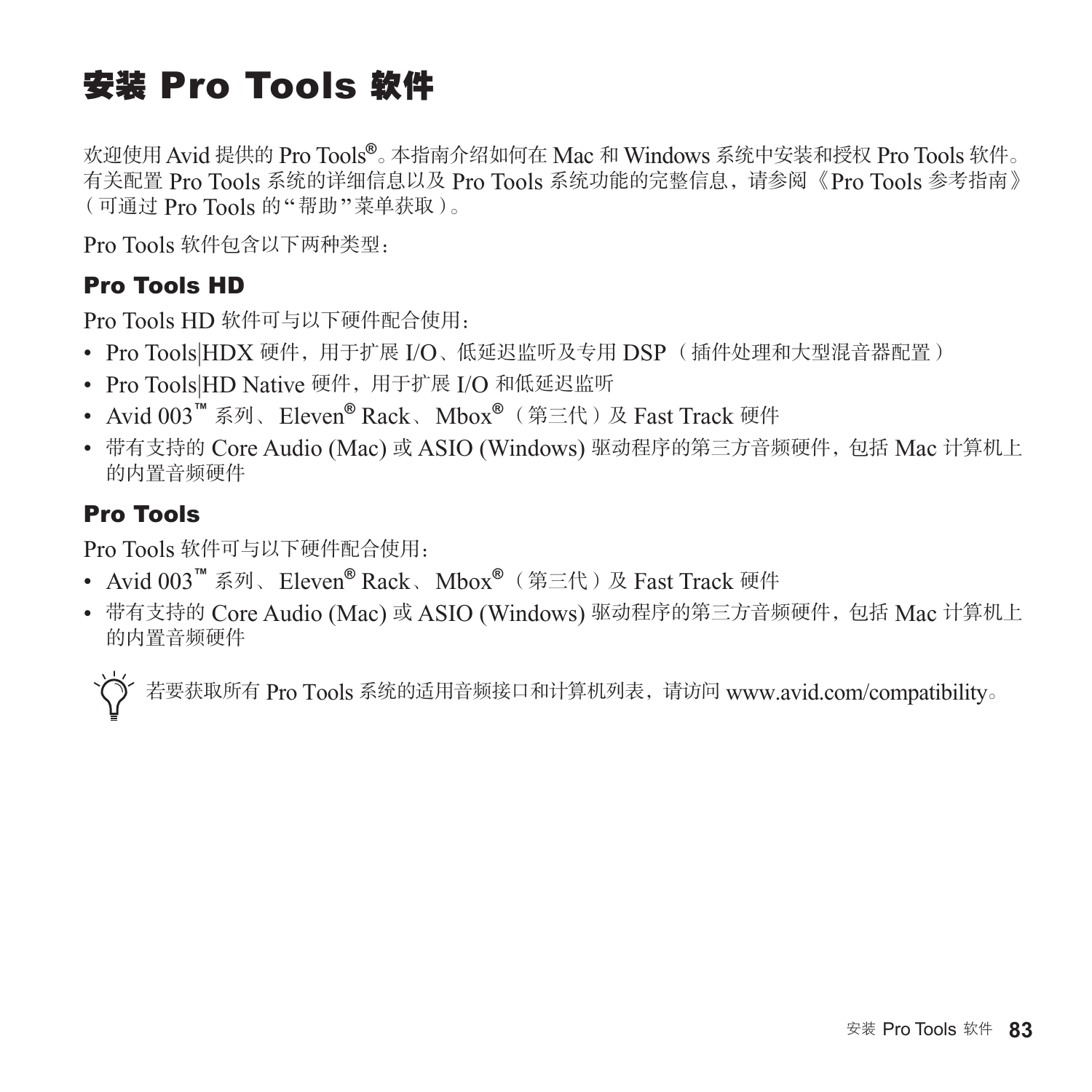# 安装 Pro Tools 软件

欢迎使用 Avid 提供的 Pro Tools®。本指南介绍如何在 Mac 和 Windows 系统中安装和授权 Pro Tools 软件。有关配置 Pro Tools 系统的详细信息以及 Pro Tools 系统功能的完整信息，请参阅《Pro Tools 参考指南》（可通过 Pro Tools 的"帮助"菜单获取）。

Pro Tools 软件包含以下两种类型：

## Pro Tools HD

Pro Tools HD 软件可与以下硬件配合使用：

- Pro Tools|HDX 硬件，用于扩展 I/O、低延迟监听及专用 DSP（插件处理和大型混音器配置）
- Pro Tools|HD Native 硬件，用于扩展 I/O 和低延迟监听
- Avid 003™ 系列、Eleven® Rack、Mbox®（第三代）及 Fast Track 硬件
- 带有支持的 Core Audio (Mac) 或 ASIO (Windows) 驱动程序的第三方音频硬件，包括 Mac 计算机上的内置音频硬件

## Pro Tools

Pro Tools 软件可与以下硬件配合使用：

- Avid 003™ 系列、Eleven® Rack、Mbox®（第三代）及 Fast Track 硬件
- 带有支持的 Core Audio (Mac) 或 ASIO (Windows) 驱动程序的第三方音频硬件，包括 Mac 计算机上的内置音频硬件

若要获取所有 Pro Tools 系统的适用音频接口和计算机列表，请访问 www.avid.com/compatibility。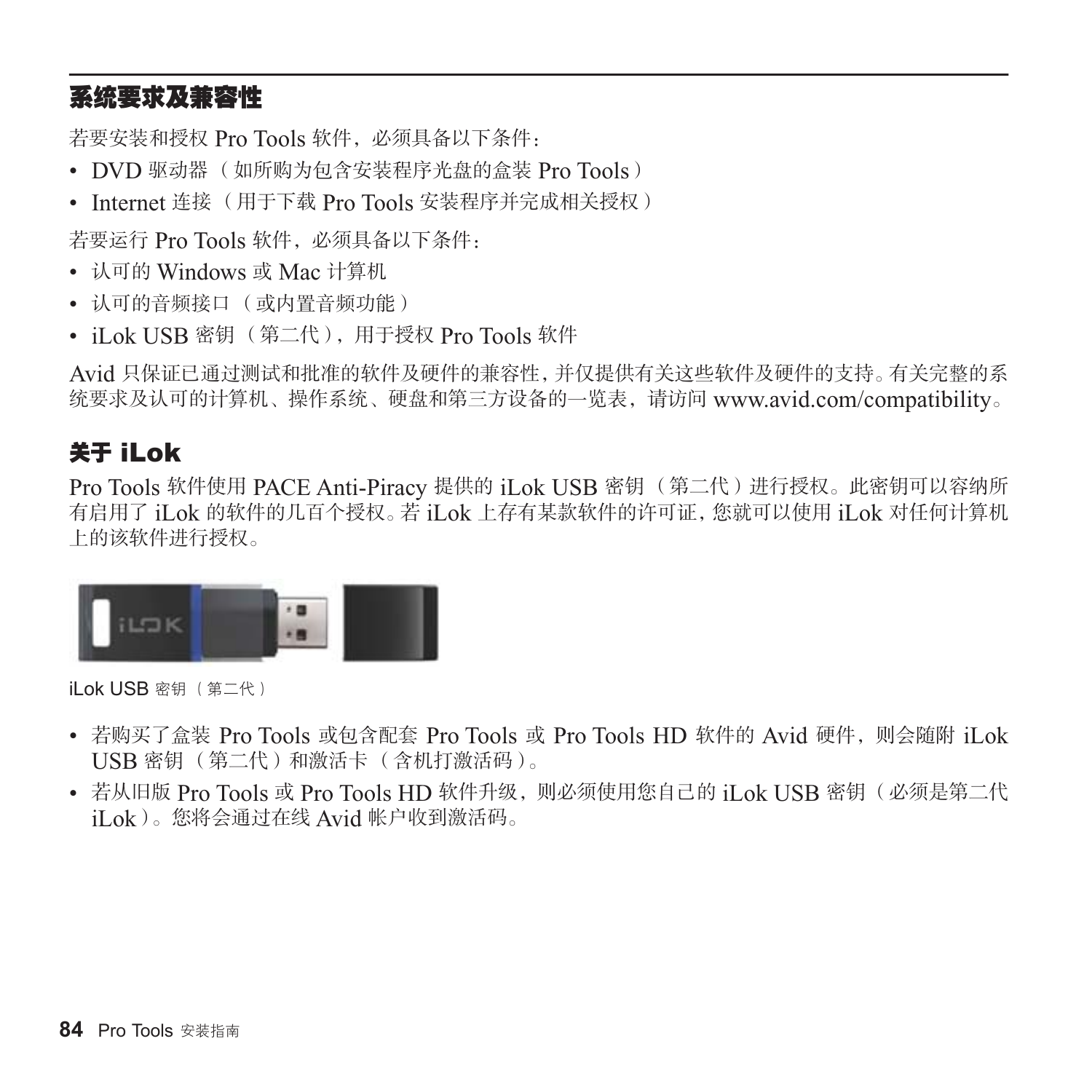## 系统要求及兼容性

若要安装和授权 Pro Tools 软件，必须具备以下条件：

- DVD 驱动器（如所购为包含安装程序光盘的盒装 Pro Tools）
- Internet 连接（用于下载 Pro Tools 安装程序并完成相关授权）

若要运行 Pro Tools 软件，必须具备以下条件：

- 认可的 Windows 或 Mac 计算机
- 认可的音频接口（或内置音频功能）
- iLok USB 密钥（第二代），用于授权 Pro Tools 软件

Avid 只保证已通过测试和批准的软件及硬件的兼容性，并仅提供有关这些软件及硬件的支持。有关完整的系统要求及认可的计算机、操作系统、硬盘和第三方设备的一览表，请访问 www.avid.com/compatibility。

## 关于 iLok

Pro Tools 软件使用 PACE Anti-Piracy 提供的 iLok USB 密钥（第二代）进行授权。此密钥可以容纳所有启用了 iLok 的软件的几百个授权。若 iLok 上存有某款软件的许可证，您就可以使用 iLok 对任何计算机上的该软件进行授权。

iLok USB 密钥（第二代）

- 若购买了盒装 Pro Tools 或包含配套 Pro Tools 或 Pro Tools HD 软件的 Avid 硬件，则会随附 iLok USB 密钥（第二代）和激活卡（含机打激活码）。
- 若从旧版 Pro Tools 或 Pro Tools HD 软件升级，则必须使用您自己的 iLok USB 密钥（必须是第二代 iLok）。您将会通过在线 Avid 帐户收到激活码。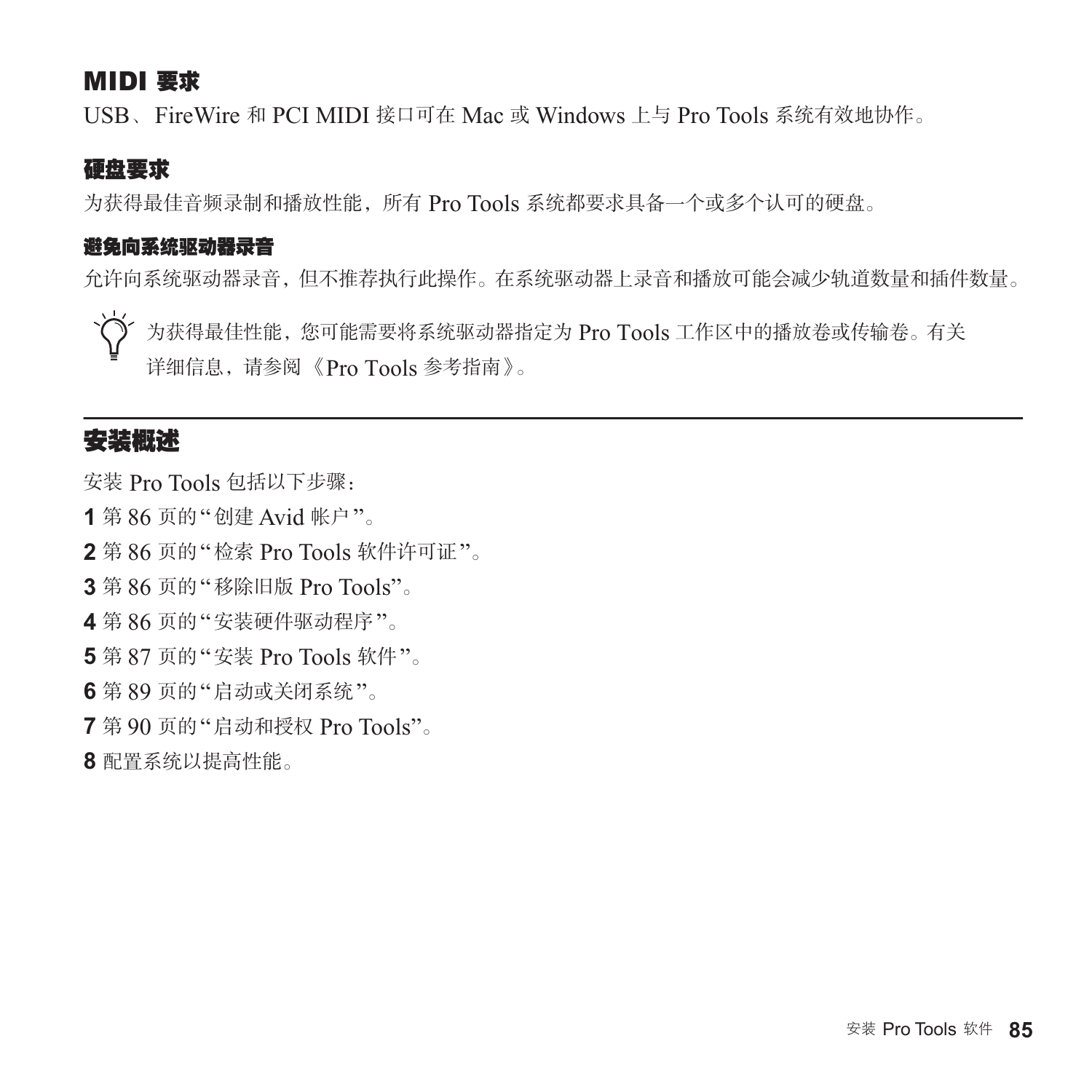## MIDI 要求

USB、FireWire 和 PCI MIDI 接口可在 Mac 或 Windows 上与 Pro Tools 系统有效地协作。

### 硬盘要求

为获得最佳音频录制和播放性能，所有 Pro Tools 系统都要求具备一个或多个认可的硬盘。

#### 避免向系统驱动器录音

允许向系统驱动器录音，但不推荐执行此操作。在系统驱动器上录音和播放可能会减少轨道数量和插件数量。

为获得最佳性能，您可能需要将系统驱动器指定为 Pro Tools 工作区中的播放卷或传输卷。有关详细信息，请参阅《Pro Tools 参考指南》。

## 安装概述

安装 Pro Tools 包括以下步骤：

**1** 第 86 页的"创建 Avid 帐户"。

**2** 第 86 页的"检索 Pro Tools 软件许可证"。

**3** 第 86 页的"移除旧版 Pro Tools"。

**4** 第 86 页的"安装硬件驱动程序"。

**5** 第 87 页的"安装 Pro Tools 软件"。

**6** 第 89 页的"启动或关闭系统"。

**7** 第 90 页的"启动和授权 Pro Tools"。

**8** 配置系统以提高性能。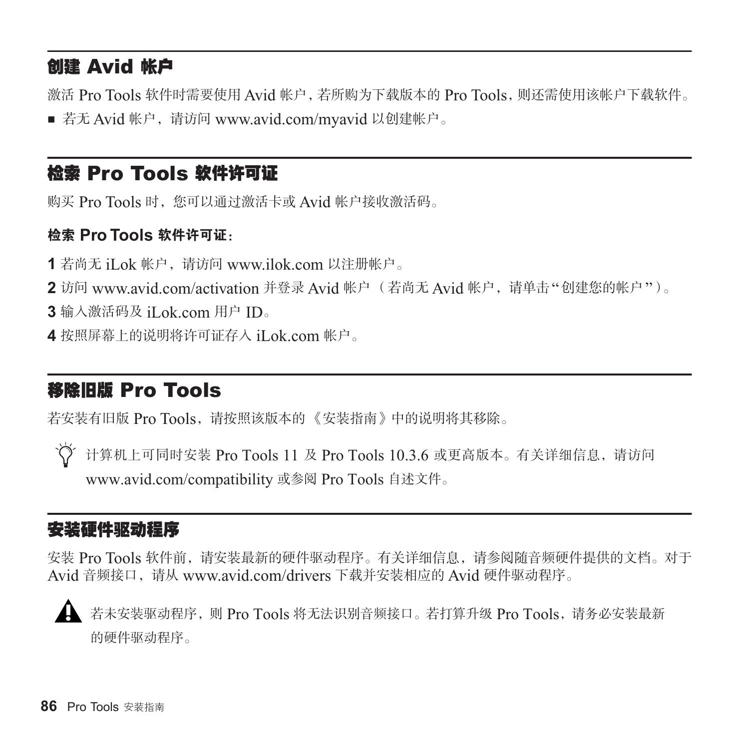## 创建 Avid 帐户

激活 Pro Tools 软件时需要使用 Avid 帐户，若所购为下载版本的 Pro Tools，则还需使用该帐户下载软件。

- 若无 Avid 帐户，请访问 www.avid.com/myavid 以创建帐户。

## 检索 Pro Tools 软件许可证

购买 Pro Tools 时，您可以通过激活卡或 Avid 帐户接收激活码。

### 检索 Pro Tools 软件许可证：

1. 若尚无 iLok 帐户，请访问 www.ilok.com 以注册帐户。
2. 访问 www.avid.com/activation 并登录 Avid 帐户（若尚无 Avid 帐户，请单击"创建您的帐户"）。
3. 输入激活码及 iLok.com 用户 ID。
4. 按照屏幕上的说明将许可证存入 iLok.com 帐户。

## 移除旧版 Pro Tools

若安装有旧版 Pro Tools，请按照该版本的《安装指南》中的说明将其移除。

计算机上可同时安装 Pro Tools 11 及 Pro Tools 10.3.6 或更高版本。有关详细信息，请访问 www.avid.com/compatibility 或参阅 Pro Tools 自述文件。

## 安装硬件驱动程序

安装 Pro Tools 软件前，请安装最新的硬件驱动程序。有关详细信息，请参阅随音频硬件提供的文档。对于 Avid 音频接口，请从 www.avid.com/drivers 下载并安装相应的 Avid 硬件驱动程序。

若未安装驱动程序，则 Pro Tools 将无法识别音频接口。若打算升级 Pro Tools，请务必安装最新的硬件驱动程序。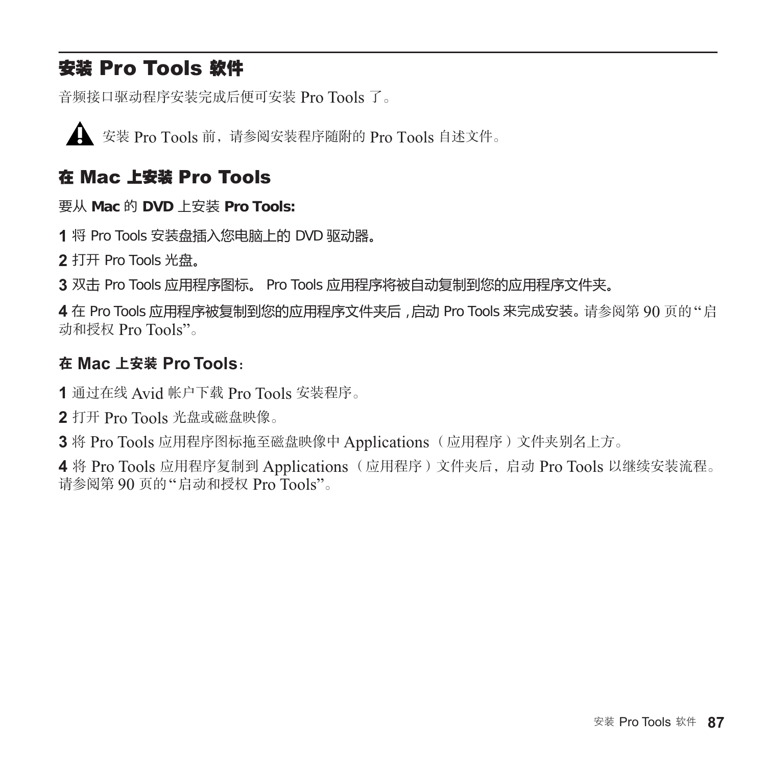## 安装 Pro Tools 软件

音频接口驱动程序安装完成后便可安装 Pro Tools 了。

安装 Pro Tools 前，请参阅安装程序随附的 Pro Tools 自述文件。

### 在 Mac 上安装 Pro Tools

**要从 Mac 的 DVD 上安装 Pro Tools:**

**1** 将 Pro Tools 安装盘插入您电脑上的 DVD 驱动器。

**2** 打开 Pro Tools 光盘。

**3** 双击 Pro Tools 应用程序图标。 Pro Tools 应用程序将被自动复制到您的应用程序文件夹。

**4** 在 Pro Tools 应用程序被复制到您的应用程序文件夹后 , 启动 Pro Tools 来完成安装。请参阅第 90 页的 "启动和授权 Pro Tools"。

**在 Mac 上安装 Pro Tools：**

**1** 通过在线 Avid 帐户下载 Pro Tools 安装程序。

**2** 打开 Pro Tools 光盘或磁盘映像。

**3** 将 Pro Tools 应用程序图标拖至磁盘映像中 Applications（应用程序）文件夹别名上方。

**4** 将 Pro Tools 应用程序复制到 Applications（应用程序）文件夹后，启动 Pro Tools 以继续安装流程。请参阅第 90 页的 "启动和授权 Pro Tools"。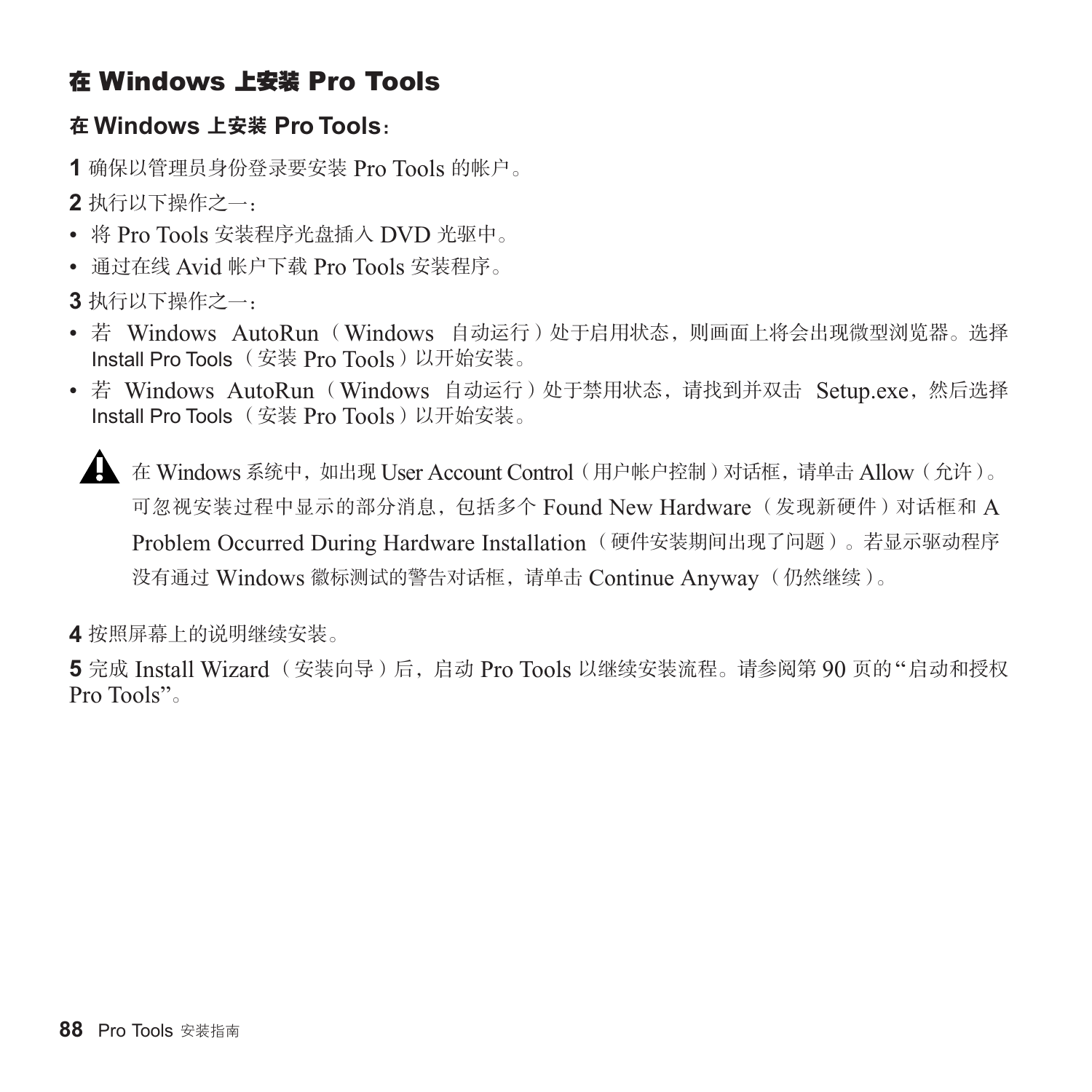## 在 Windows 上安装 Pro Tools

**在 Windows 上安装 Pro Tools：**

**1** 确保以管理员身份登录要安装 Pro Tools 的帐户。

**2** 执行以下操作之一：

- 将 Pro Tools 安装程序光盘插入 DVD 光驱中。
- 通过在线 Avid 帐户下载 Pro Tools 安装程序。

**3** 执行以下操作之一：

- 若 Windows AutoRun（Windows 自动运行）处于启用状态，则画面上将会出现微型浏览器。选择 Install Pro Tools（安装 Pro Tools）以开始安装。
- 若 Windows AutoRun（Windows 自动运行）处于禁用状态，请找到并双击 Setup.exe，然后选择 Install Pro Tools（安装 Pro Tools）以开始安装。

> ⚠ 在 Windows 系统中，如出现 User Account Control（用户帐户控制）对话框，请单击 Allow（允许）。可忽视安装过程中显示的部分消息，包括多个 Found New Hardware（发现新硬件）对话框和 A Problem Occurred During Hardware Installation（硬件安装期间出现了问题）。若显示驱动程序没有通过 Windows 徽标测试的警告对话框，请单击 Continue Anyway（仍然继续）。

**4** 按照屏幕上的说明继续安装。

**5** 完成 Install Wizard（安装向导）后，启动 Pro Tools 以继续安装流程。请参阅第 90 页的"启动和授权 Pro Tools"。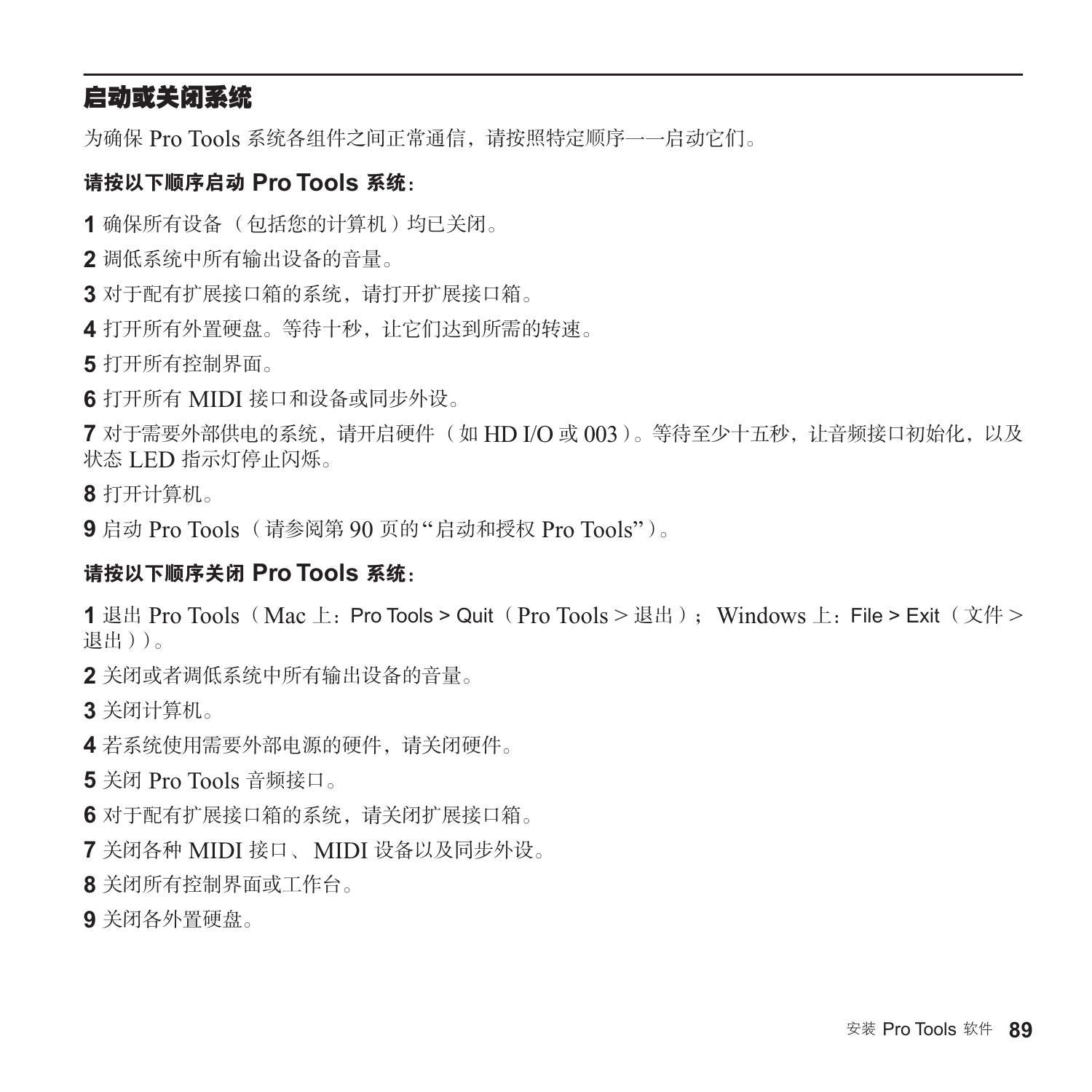## 启动或关闭系统

为确保 Pro Tools 系统各组件之间正常通信，请按照特定顺序一一启动它们。

**请按以下顺序启动 Pro Tools 系统：**

**1** 确保所有设备（包括您的计算机）均已关闭。

**2** 调低系统中所有输出设备的音量。

**3** 对于配有扩展接口箱的系统，请打开扩展接口箱。

**4** 打开所有外置硬盘。等待十秒，让它们达到所需的转速。

**5** 打开所有控制界面。

**6** 打开所有 MIDI 接口和设备或同步外设。

**7** 对于需要外部供电的系统，请开启硬件（如 HD I/O 或 003）。等待至少十五秒，让音频接口初始化，以及状态 LED 指示灯停止闪烁。

**8** 打开计算机。

**9** 启动 Pro Tools（请参阅第 90 页的"启动和授权 Pro Tools"）。

**请按以下顺序关闭 Pro Tools 系统：**

**1** 退出 Pro Tools（Mac 上：Pro Tools > Quit（Pro Tools > 退出）； Windows 上：File > Exit（文件 > 退出））。

**2** 关闭或者调低系统中所有输出设备的音量。

**3** 关闭计算机。

**4** 若系统使用需要外部电源的硬件，请关闭硬件。

**5** 关闭 Pro Tools 音频接口。

**6** 对于配有扩展接口箱的系统，请关闭扩展接口箱。

**7** 关闭各种 MIDI 接口、 MIDI 设备以及同步外设。

**8** 关闭所有控制界面或工作台。

**9** 关闭各外置硬盘。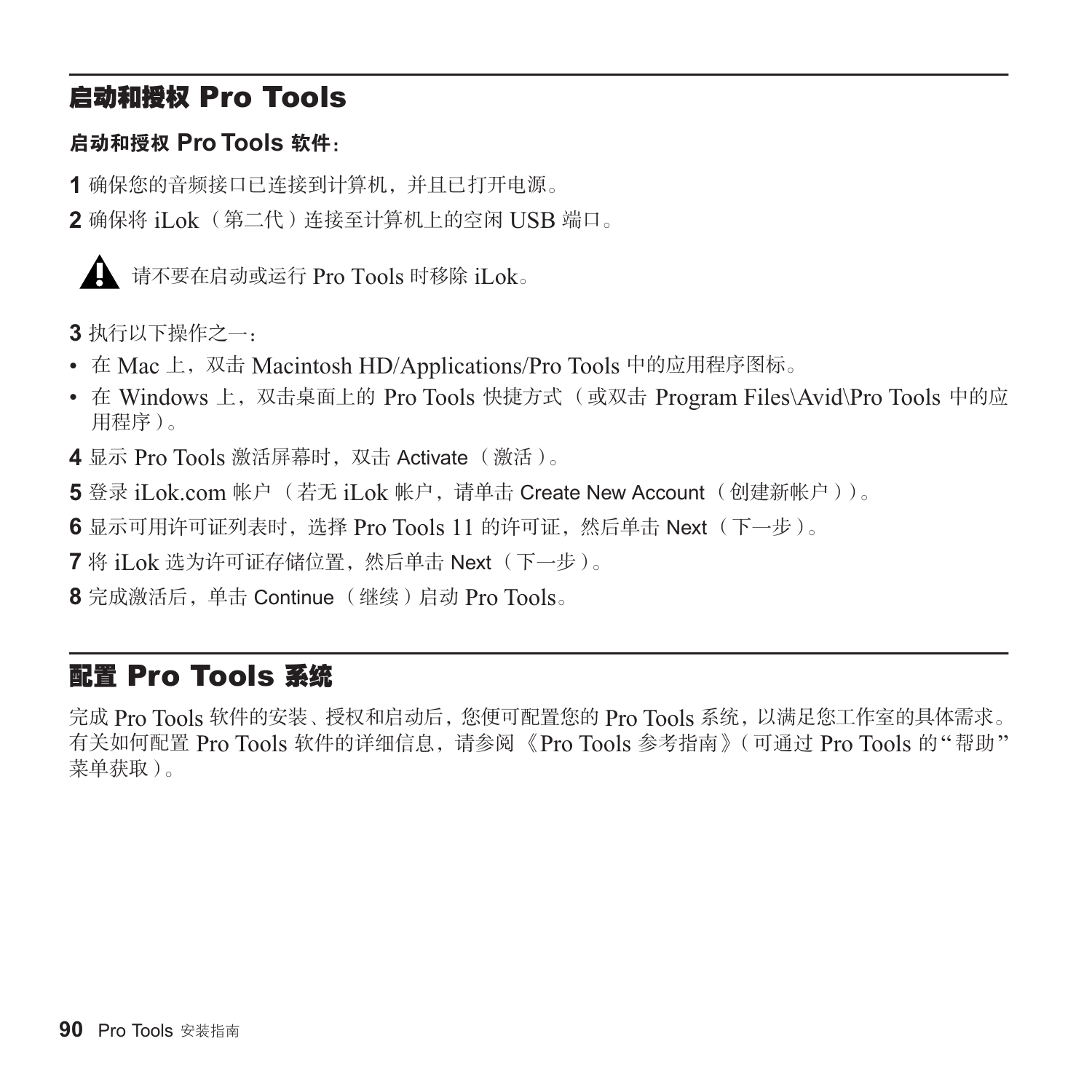## 启动和授权 Pro Tools

**启动和授权 Pro Tools 软件：**

**1** 确保您的音频接口已连接到计算机，并且已打开电源。

**2** 确保将 iLok（第二代）连接至计算机上的空闲 USB 端口。

> ⚠ 请不要在启动或运行 Pro Tools 时移除 iLok。

**3** 执行以下操作之一：

- 在 Mac 上，双击 Macintosh HD/Applications/Pro Tools 中的应用程序图标。
- 在 Windows 上，双击桌面上的 Pro Tools 快捷方式（或双击 Program Files\Avid\Pro Tools 中的应用程序）。

**4** 显示 Pro Tools 激活屏幕时，双击 Activate（激活）。

**5** 登录 iLok.com 帐户（若无 iLok 帐户，请单击 Create New Account（创建新帐户））。

**6** 显示可用许可证列表时，选择 Pro Tools 11 的许可证，然后单击 Next（下一步）。

**7** 将 iLok 选为许可证存储位置，然后单击 Next（下一步）。

**8** 完成激活后，单击 Continue（继续）启动 Pro Tools。

## 配置 Pro Tools 系统

完成 Pro Tools 软件的安装、授权和启动后，您便可配置您的 Pro Tools 系统，以满足您工作室的具体需求。有关如何配置 Pro Tools 软件的详细信息，请参阅《Pro Tools 参考指南》（可通过 Pro Tools 的"帮助"菜单获取）。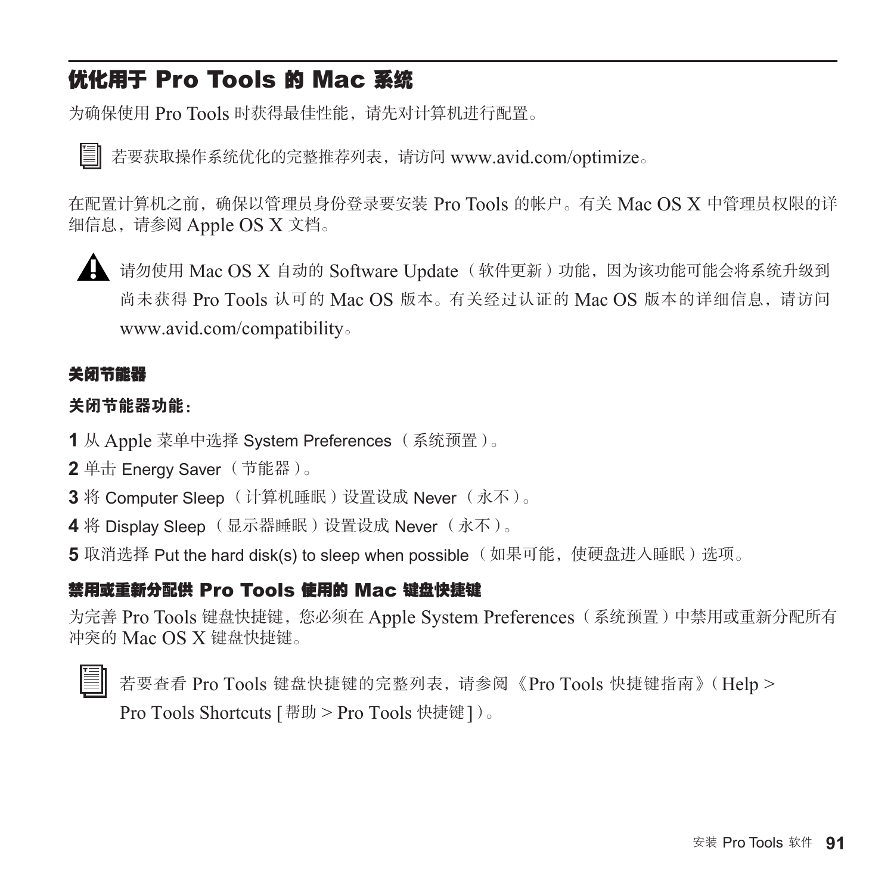## 优化用于 Pro Tools 的 Mac 系统

为确保使用 Pro Tools 时获得最佳性能，请先对计算机进行配置。

若要获取操作系统优化的完整推荐列表，请访问 www.avid.com/optimize。

在配置计算机之前，确保以管理员身份登录要安装 Pro Tools 的帐户。有关 Mac OS X 中管理员权限的详细信息，请参阅 Apple OS X 文档。

请勿使用 Mac OS X 自动的 Software Update（软件更新）功能，因为该功能可能会将系统升级到尚未获得 Pro Tools 认可的 Mac OS 版本。有关经过认证的 Mac OS 版本的详细信息，请访问 www.avid.com/compatibility。

### 关闭节能器

**关闭节能器功能：**

**1** 从 Apple 菜单中选择 System Preferences（系统预置）。

**2** 单击 Energy Saver（节能器）。

**3** 将 Computer Sleep（计算机睡眠）设置设成 Never（永不）。

**4** 将 Display Sleep（显示器睡眠）设置设成 Never（永不）。

**5** 取消选择 Put the hard disk(s) to sleep when possible（如果可能，使硬盘进入睡眠）选项。

### 禁用或重新分配供 Pro Tools 使用的 Mac 键盘快捷键

为完善 Pro Tools 键盘快捷键，您必须在 Apple System Preferences（系统预置）中禁用或重新分配所有冲突的 Mac OS X 键盘快捷键。

若要查看 Pro Tools 键盘快捷键的完整列表，请参阅《Pro Tools 快捷键指南》（Help > Pro Tools Shortcuts [帮助 > Pro Tools 快捷键]）。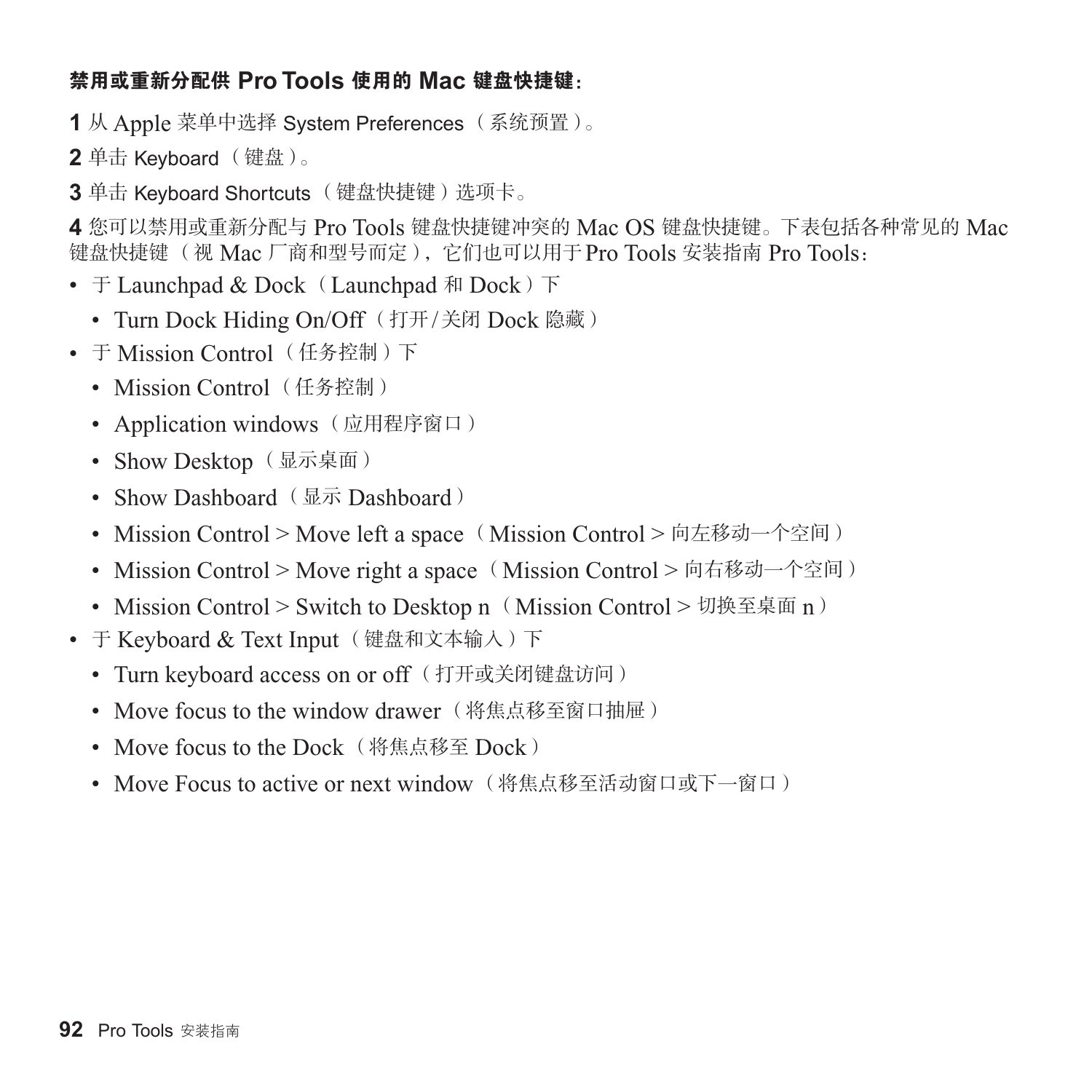**禁用或重新分配供 Pro Tools 使用的 Mac 键盘快捷键：**

**1** 从 Apple 菜单中选择 System Preferences （系统预置）。

**2** 单击 Keyboard （键盘）。

**3** 单击 Keyboard Shortcuts （键盘快捷键）选项卡。

**4** 您可以禁用或重新分配与 Pro Tools 键盘快捷键冲突的 Mac OS 键盘快捷键。下表包括各种常见的 Mac 键盘快捷键（视 Mac 厂商和型号而定），它们也可以用于Pro Tools 安装指南 Pro Tools：

- 于 Launchpad & Dock（Launchpad 和 Dock）下
  - Turn Dock Hiding On/Off（打开/关闭 Dock 隐藏）
- 于 Mission Control（任务控制）下
  - Mission Control（任务控制）
  - Application windows（应用程序窗口）
  - Show Desktop（显示桌面）
  - Show Dashboard（显示 Dashboard）
  - Mission Control > Move left a space（Mission Control > 向左移动一个空间）
  - Mission Control > Move right a space（Mission Control > 向右移动一个空间）
  - Mission Control > Switch to Desktop n（Mission Control > 切换至桌面 n）
- 于 Keyboard & Text Input（键盘和文本输入）下
  - Turn keyboard access on or off（打开或关闭键盘访问）
  - Move focus to the window drawer（将焦点移至窗口抽屉）
  - Move focus to the Dock（将焦点移至 Dock）
  - Move Focus to active or next window（将焦点移至活动窗口或下一窗口）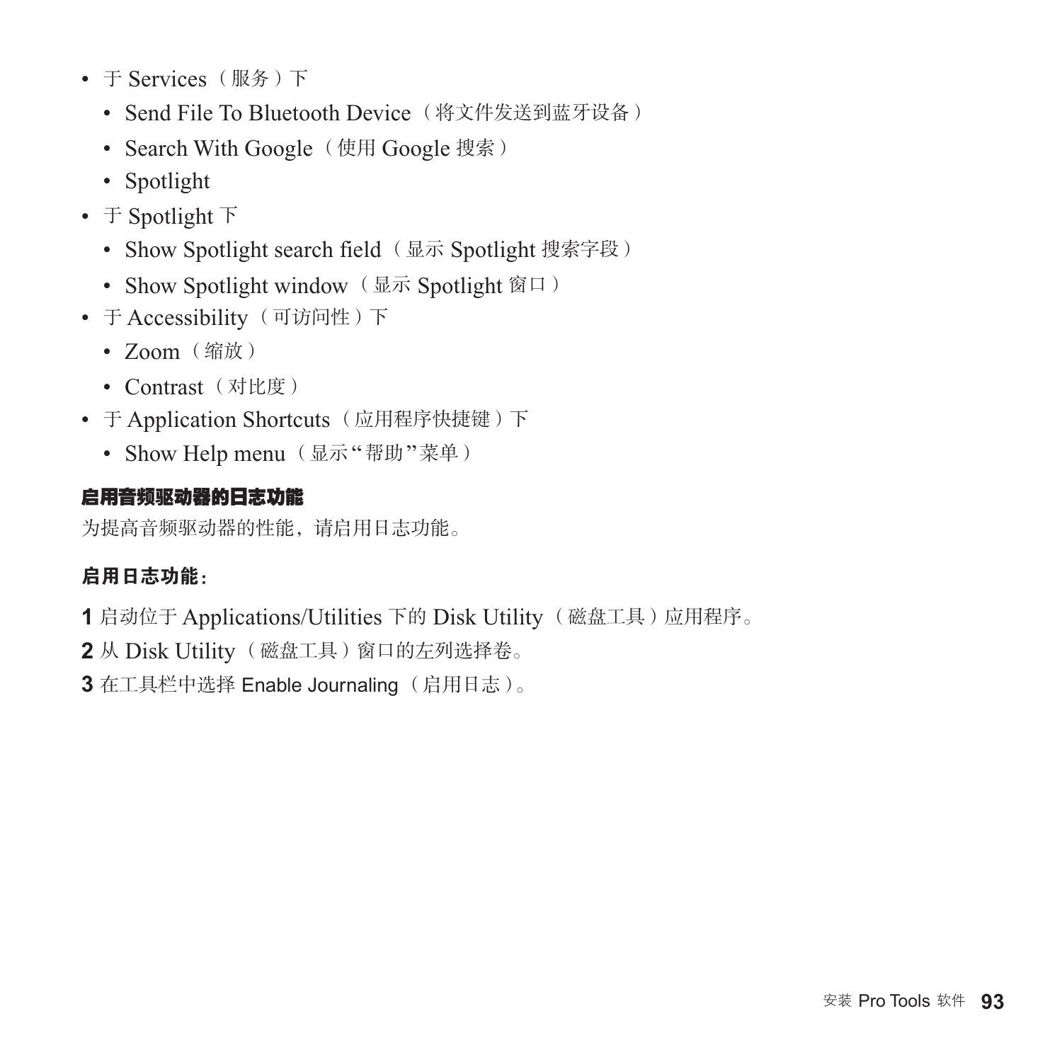- 于 Services（服务）下
  - Send File To Bluetooth Device（将文件发送到蓝牙设备）
  - Search With Google（使用 Google 搜索）
  - Spotlight
- 于 Spotlight 下
  - Show Spotlight search field（显示 Spotlight 搜索字段）
  - Show Spotlight window（显示 Spotlight 窗口）
- 于 Accessibility（可访问性）下
  - Zoom（缩放）
  - Contrast（对比度）
- 于 Application Shortcuts（应用程序快捷键）下
  - Show Help menu（显示"帮助"菜单）

### 启用音频驱动器的日志功能

为提高音频驱动器的性能，请启用日志功能。

**启用日志功能：**

**1** 启动位于 Applications/Utilities 下的 Disk Utility（磁盘工具）应用程序。

**2** 从 Disk Utility（磁盘工具）窗口的左列选择卷。

**3** 在工具栏中选择 Enable Journaling（启用日志）。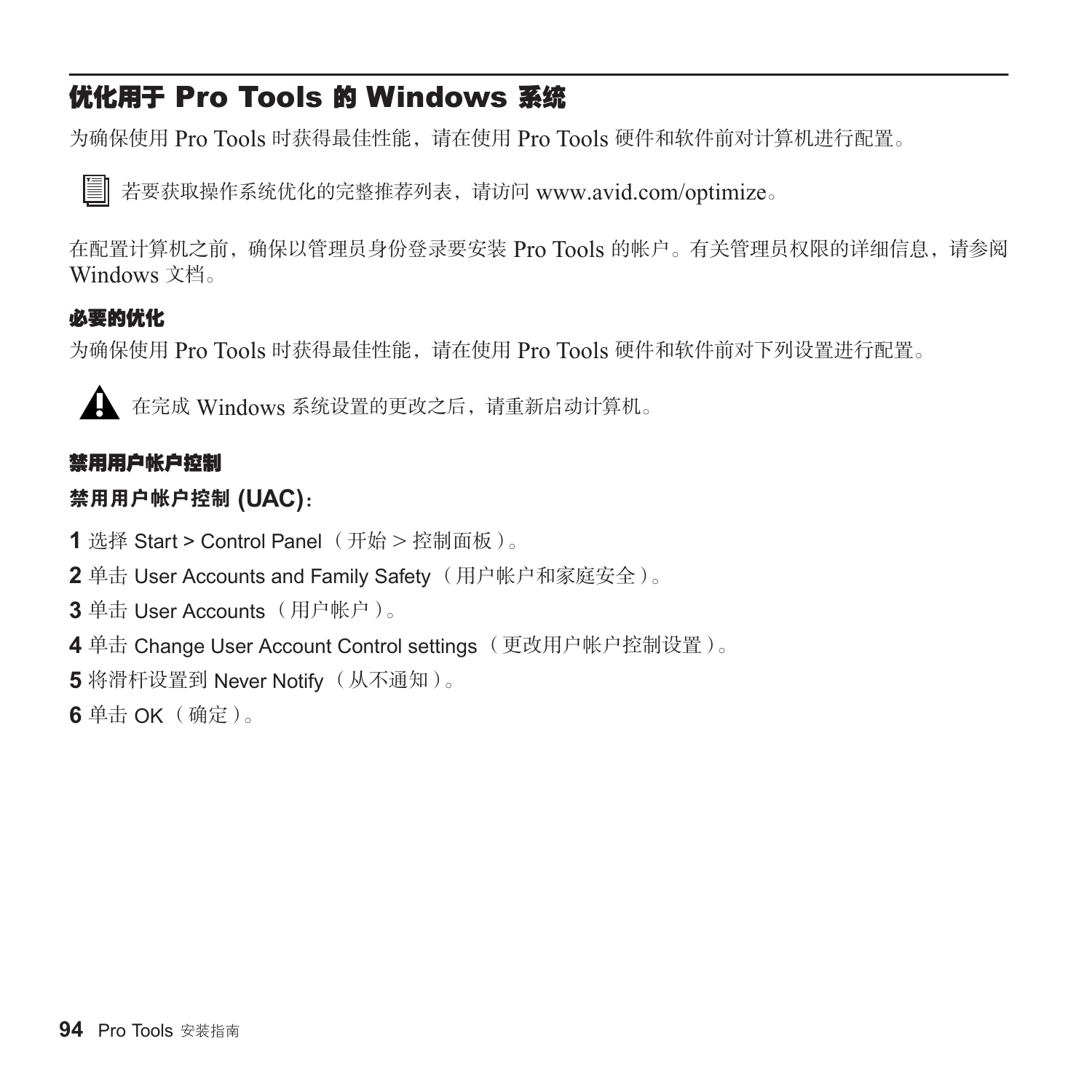## 优化用于 Pro Tools 的 Windows 系统

为确保使用 Pro Tools 时获得最佳性能，请在使用 Pro Tools 硬件和软件前对计算机进行配置。

若要获取操作系统优化的完整推荐列表，请访问 www.avid.com/optimize。

在配置计算机之前，确保以管理员身份登录要安装 Pro Tools 的帐户。有关管理员权限的详细信息，请参阅 Windows 文档。

### 必要的优化

为确保使用 Pro Tools 时获得最佳性能，请在使用 Pro Tools 硬件和软件前对下列设置进行配置。

在完成 Windows 系统设置的更改之后，请重新启动计算机。

#### 禁用用户帐户控制

**禁用用户帐户控制 (UAC)：**

**1** 选择 Start > Control Panel （开始 > 控制面板）。

**2** 单击 User Accounts and Family Safety （用户帐户和家庭安全）。

**3** 单击 User Accounts （用户帐户）。

**4** 单击 Change User Account Control settings （更改用户帐户控制设置）。

**5** 将滑杆设置到 Never Notify （从不通知）。

**6** 单击 OK（确定）。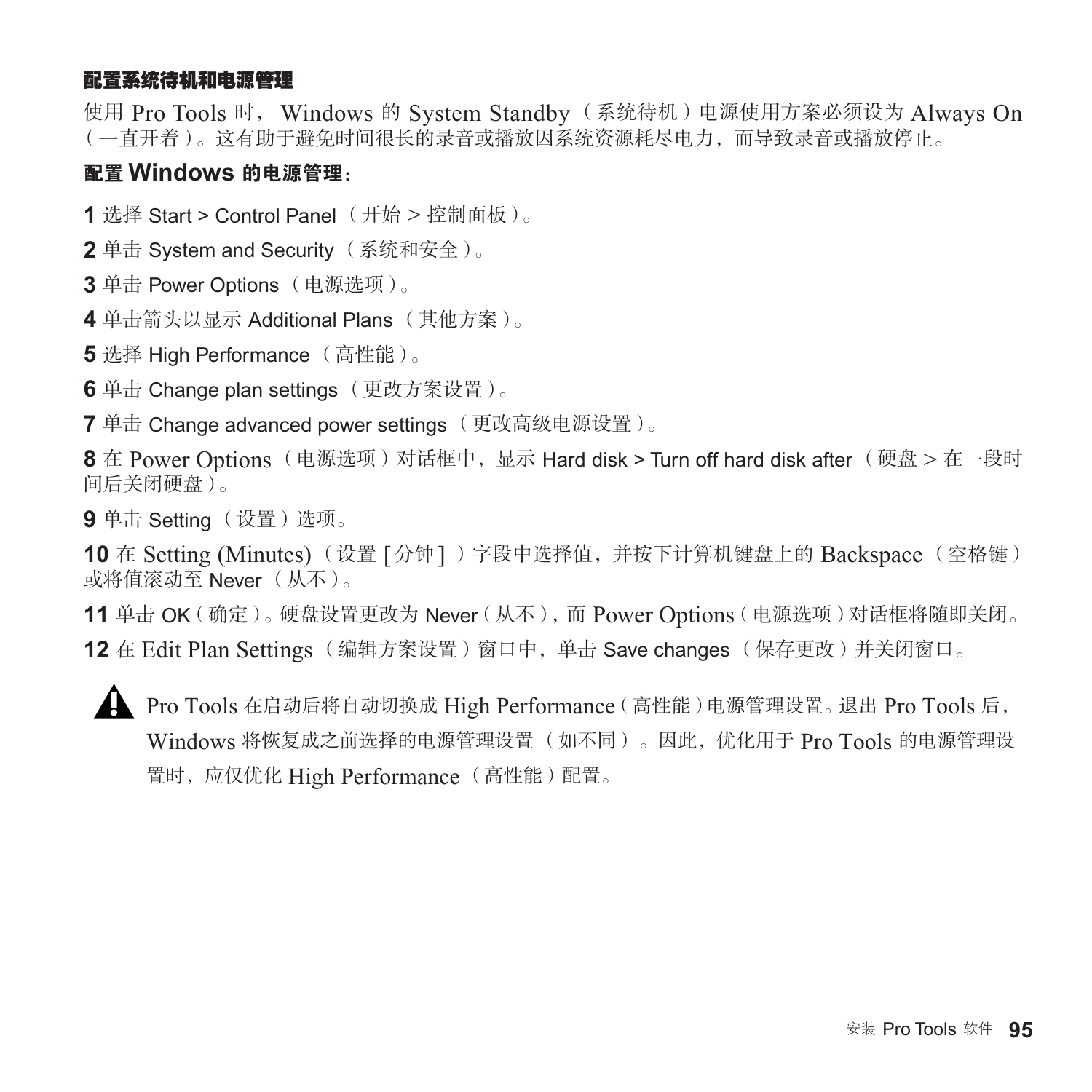### 配置系统待机和电源管理

使用 Pro Tools 时， Windows 的 System Standby（系统待机）电源使用方案必须设为 Always On（一直开着）。这有助于避免时间很长的录音或播放因系统资源耗尽电力，而导致录音或播放停止。

**配置 Windows 的电源管理：**

**1** 选择 Start > Control Panel （开始 > 控制面板）。

**2** 单击 System and Security （系统和安全）。

**3** 单击 Power Options （电源选项）。

**4** 单击箭头以显示 Additional Plans （其他方案）。

**5** 选择 High Performance （高性能）。

**6** 单击 Change plan settings （更改方案设置）。

**7** 单击 Change advanced power settings （更改高级电源设置）。

**8** 在 Power Options （电源选项）对话框中，显示 Hard disk > Turn off hard disk after （硬盘 > 在一段时间后关闭硬盘）。

**9** 单击 Setting （设置）选项。

**10** 在 Setting (Minutes) （设置 [ 分钟 ] ）字段中选择值，并按下计算机键盘上的 Backspace （空格键）或将值滚动至 Never （从不）。

**11** 单击 OK（确定）。硬盘设置更改为 Never（从不），而 Power Options（电源选项）对话框将随即关闭。

**12** 在 Edit Plan Settings （编辑方案设置）窗口中，单击 Save changes （保存更改）并关闭窗口。

⚠ Pro Tools 在启动后将自动切换成 High Performance（高性能）电源管理设置。退出 Pro Tools 后，Windows 将恢复成之前选择的电源管理设置（如不同）。因此，优化用于 Pro Tools 的电源管理设置时，应仅优化 High Performance（高性能）配置。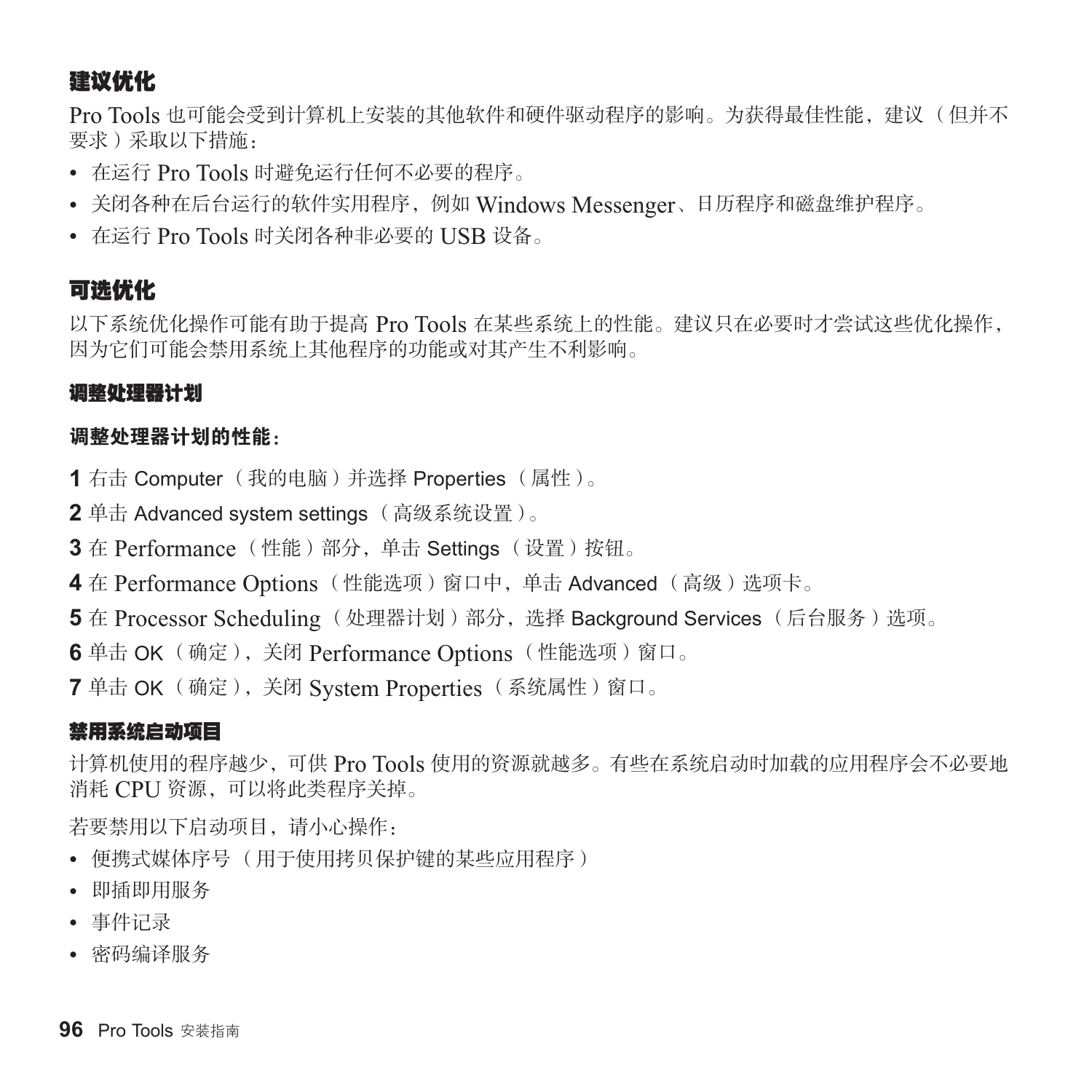## 建议优化

Pro Tools 也可能会受到计算机上安装的其他软件和硬件驱动程序的影响。为获得最佳性能，建议（但并不要求）采取以下措施：

- 在运行 Pro Tools 时避免运行任何不必要的程序。
- 关闭各种在后台运行的软件实用程序，例如 Windows Messenger、日历程序和磁盘维护程序。
- 在运行 Pro Tools 时关闭各种非必要的 USB 设备。

## 可选优化

以下系统优化操作可能有助于提高 Pro Tools 在某些系统上的性能。建议只在必要时才尝试这些优化操作，因为它们可能会禁用系统上其他程序的功能或对其产生不利影响。

#### 调整处理器计划

**调整处理器计划的性能：**

**1** 右击 Computer（我的电脑）并选择 Properties（属性）。

**2** 单击 Advanced system settings（高级系统设置）。

**3** 在 Performance（性能）部分，单击 Settings（设置）按钮。

**4** 在 Performance Options（性能选项）窗口中，单击 Advanced（高级）选项卡。

**5** 在 Processor Scheduling（处理器计划）部分，选择 Background Services（后台服务）选项。

**6** 单击 OK（确定），关闭 Performance Options（性能选项）窗口。

**7** 单击 OK（确定），关闭 System Properties（系统属性）窗口。

#### 禁用系统启动项目

计算机使用的程序越少，可供 Pro Tools 使用的资源就越多。有些在系统启动时加载的应用程序会不必要地消耗 CPU 资源，可以将此类程序关掉。

若要禁用以下启动项目，请小心操作：

- 便携式媒体序号（用于使用拷贝保护键的某些应用程序）
- 即插即用服务
- 事件记录
- 密码编译服务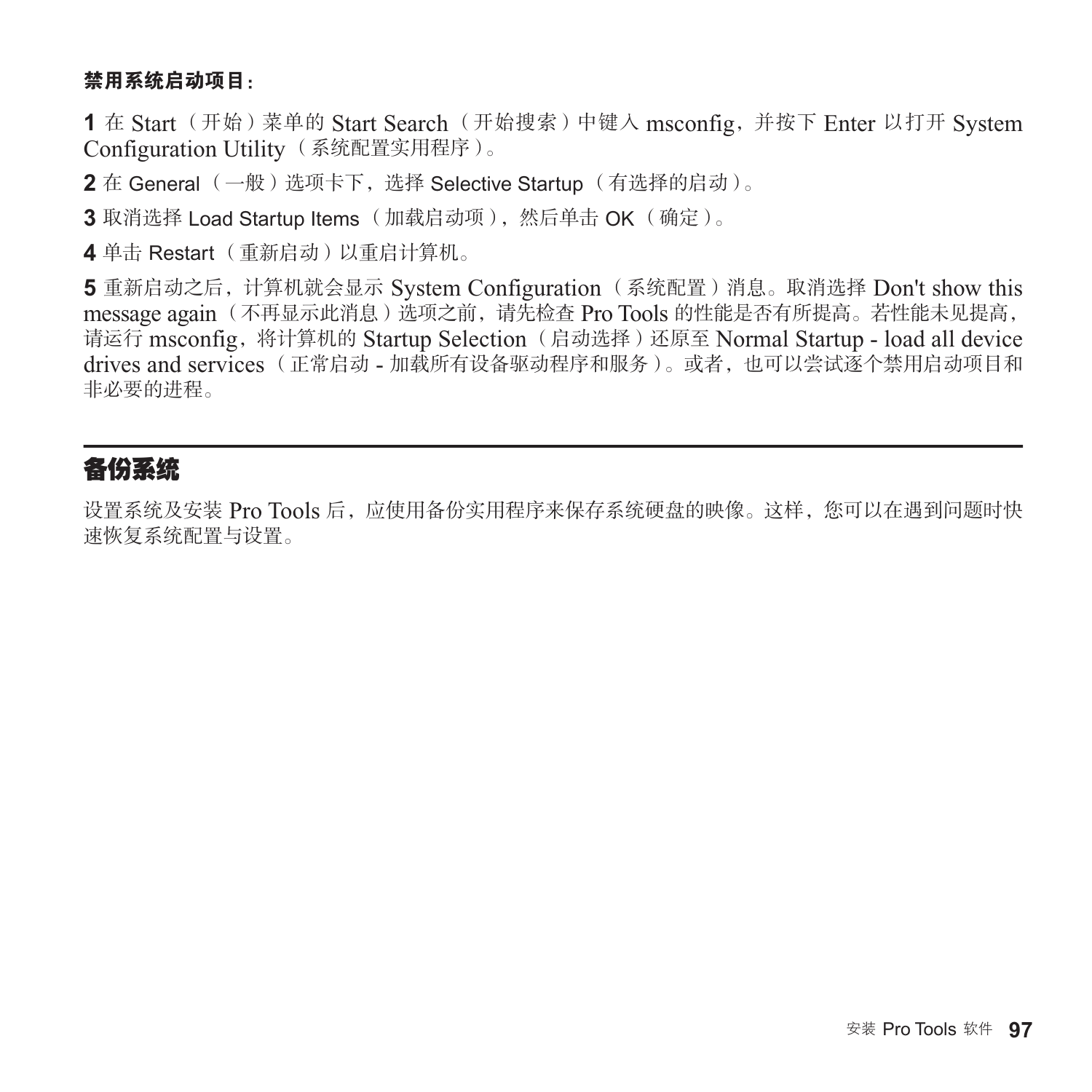**禁用系统启动项目：**

**1** 在 Start（开始）菜单的 Start Search（开始搜索）中键入 msconfig，并按下 Enter 以打开 System Configuration Utility（系统配置实用程序）。

**2** 在 General（一般）选项卡下，选择 Selective Startup（有选择的启动）。

**3** 取消选择 Load Startup Items（加载启动项），然后单击 OK（确定）。

**4** 单击 Restart（重新启动）以重启计算机。

**5** 重新启动之后，计算机就会显示 System Configuration（系统配置）消息。取消选择 Don't show this message again（不再显示此消息）选项之前，请先检查 Pro Tools 的性能是否有所提高。若性能未见提高，请运行 msconfig，将计算机的 Startup Selection（启动选择）还原至 Normal Startup - load all device drives and services（正常启动 - 加载所有设备驱动程序和服务）。或者，也可以尝试逐个禁用启动项目和非必要的进程。

## 备份系统

设置系统及安装 Pro Tools 后，应使用备份实用程序来保存系统硬盘的映像。这样，您可以在遇到问题时快速恢复系统配置与设置。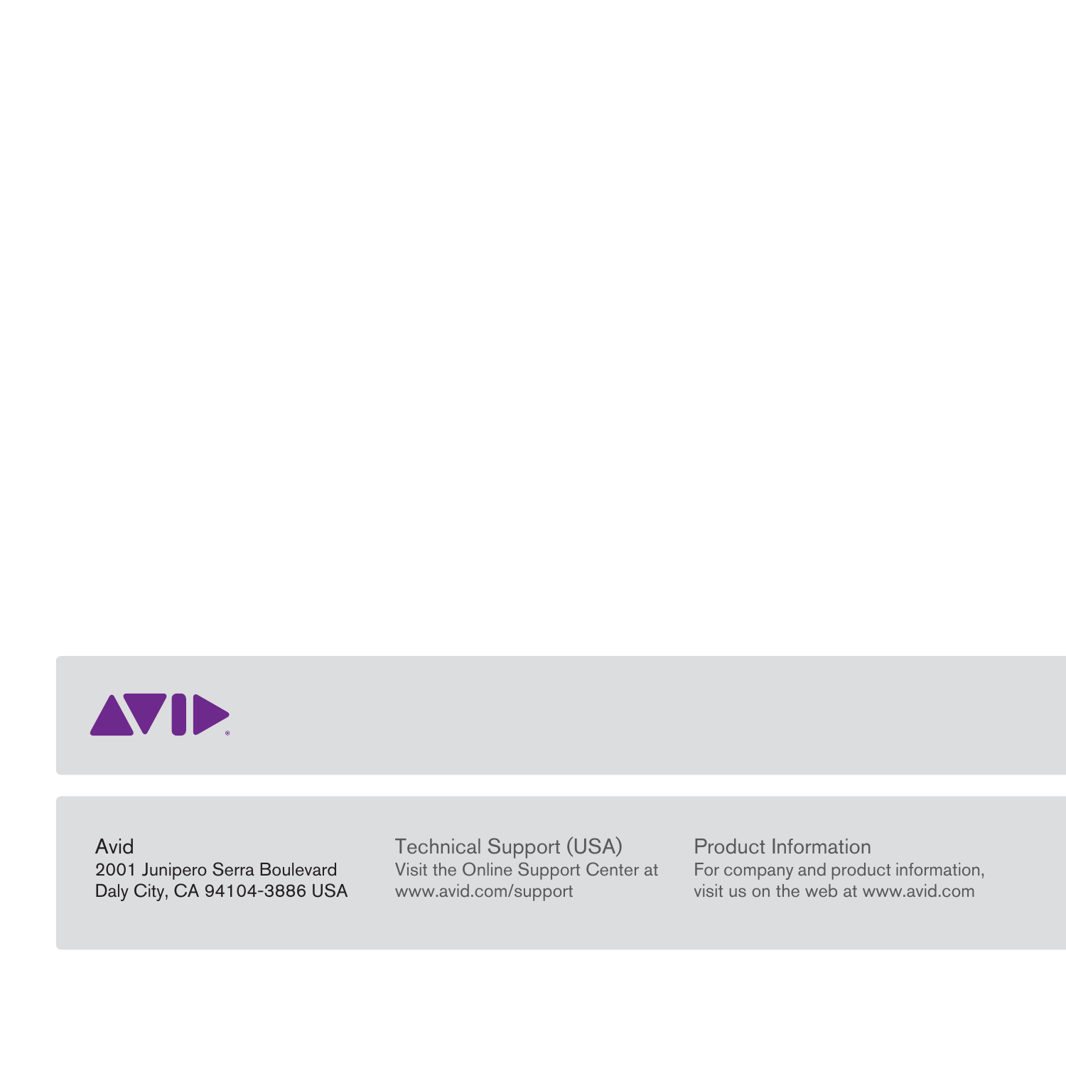**Avid**
2001 Junipero Serra Boulevard
Daly City, CA 94104-3886 USA

**Technical Support (USA)**
Visit the Online Support Center at
www.avid.com/support

**Product Information**
For company and product information,
visit us on the web at www.avid.com